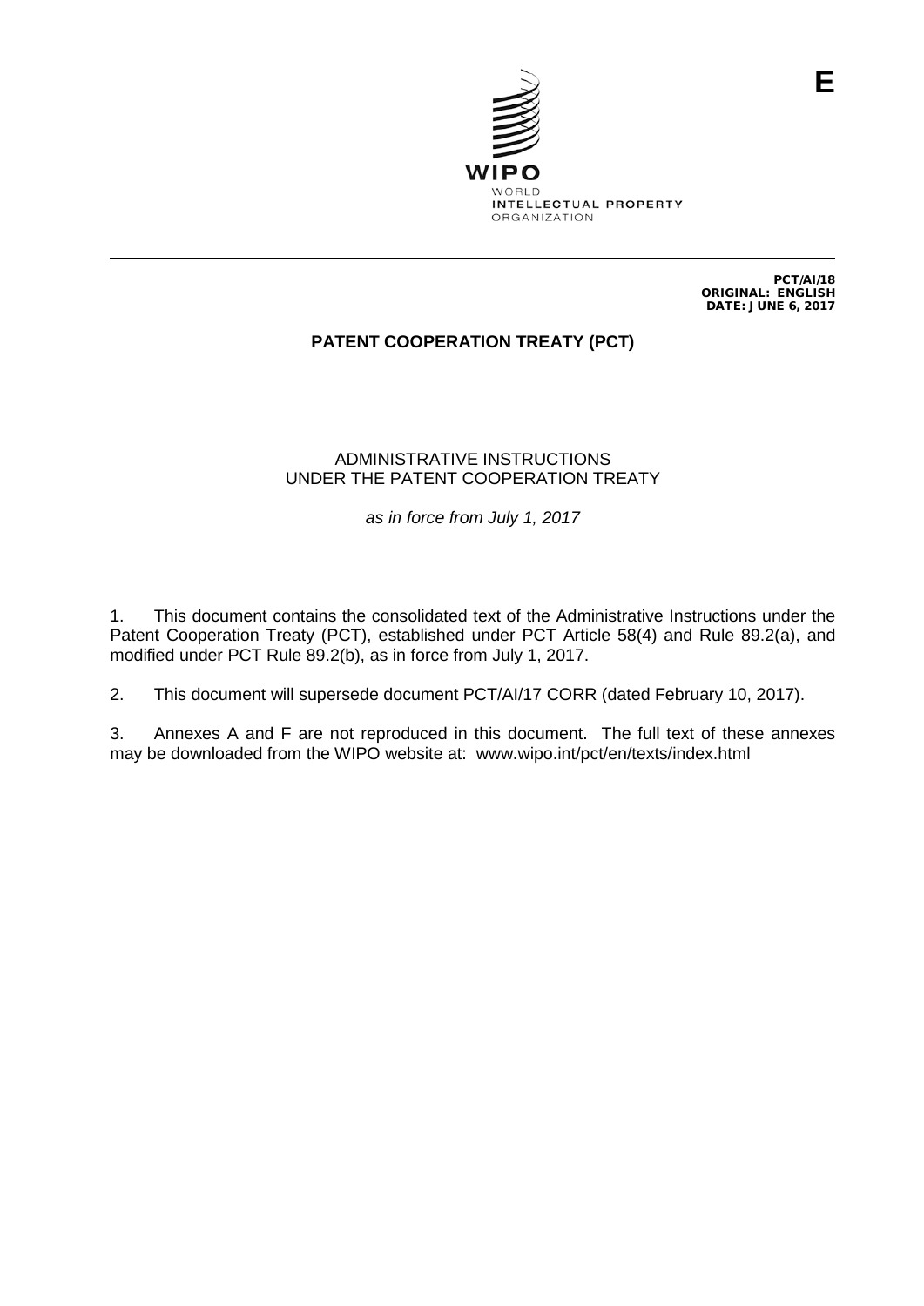E

WIPO
WORLD
INTELLECTUAL PROPERTY
ORGANIZATION

PCT/AI/18
ORIGINAL: ENGLISH
DATE: JUNE 6, 2017

# PATENT COOPERATION TREATY (PCT)

## ADMINISTRATIVE INSTRUCTIONS UNDER THE PATENT COOPERATION TREATY

*as in force from July 1, 2017*

1. This document contains the consolidated text of the Administrative Instructions under the Patent Cooperation Treaty (PCT), established under PCT Article 58(4) and Rule 89.2(a), and modified under PCT Rule 89.2(b), as in force from July 1, 2017.

2. This document will supersede document PCT/AI/17 CORR (dated February 10, 2017).

3. Annexes A and F are not reproduced in this document. The full text of these annexes may be downloaded from the WIPO website at: www.wipo.int/pct/en/texts/index.html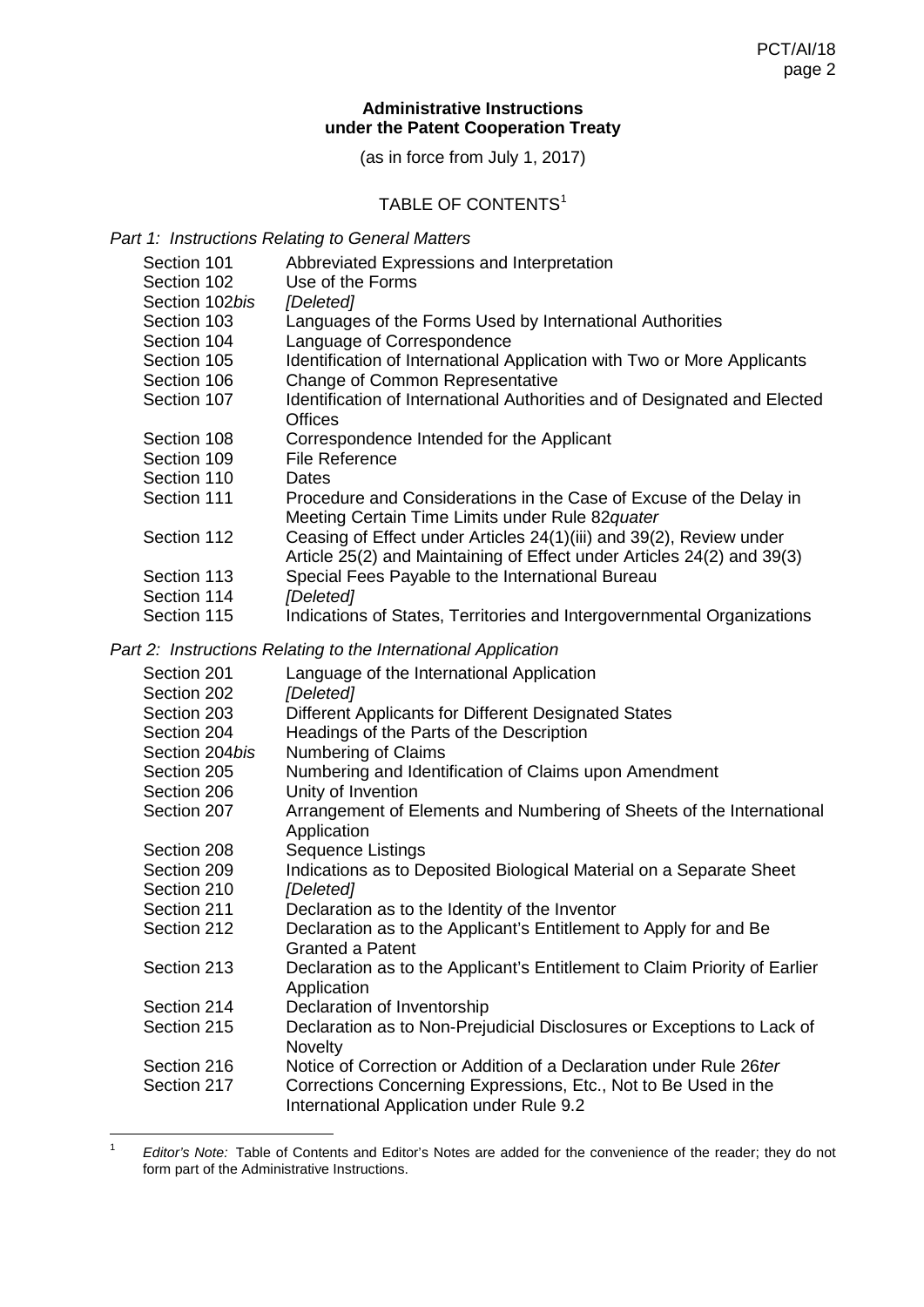**Administrative Instructions under the Patent Cooperation Treaty**

(as in force from July 1, 2017)

TABLE OF CONTENTS[1]

*Part 1: Instructions Relating to General Matters*

| | |
|---|---|
| Section 101 | Abbreviated Expressions and Interpretation |
| Section 102 | Use of the Forms |
| Section 102*bis* | *[Deleted]* |
| Section 103 | Languages of the Forms Used by International Authorities |
| Section 104 | Language of Correspondence |
| Section 105 | Identification of International Application with Two or More Applicants |
| Section 106 | Change of Common Representative |
| Section 107 | Identification of International Authorities and of Designated and Elected Offices |
| Section 108 | Correspondence Intended for the Applicant |
| Section 109 | File Reference |
| Section 110 | Dates |
| Section 111 | Procedure and Considerations in the Case of Excuse of the Delay in Meeting Certain Time Limits under Rule 82*quater* |
| Section 112 | Ceasing of Effect under Articles 24(1)(iii) and 39(2), Review under Article 25(2) and Maintaining of Effect under Articles 24(2) and 39(3) |
| Section 113 | Special Fees Payable to the International Bureau |
| Section 114 | *[Deleted]* |
| Section 115 | Indications of States, Territories and Intergovernmental Organizations |

*Part 2: Instructions Relating to the International Application*

| | |
|---|---|
| Section 201 | Language of the International Application |
| Section 202 | *[Deleted]* |
| Section 203 | Different Applicants for Different Designated States |
| Section 204 | Headings of the Parts of the Description |
| Section 204*bis* | Numbering of Claims |
| Section 205 | Numbering and Identification of Claims upon Amendment |
| Section 206 | Unity of Invention |
| Section 207 | Arrangement of Elements and Numbering of Sheets of the International Application |
| Section 208 | Sequence Listings |
| Section 209 | Indications as to Deposited Biological Material on a Separate Sheet |
| Section 210 | *[Deleted]* |
| Section 211 | Declaration as to the Identity of the Inventor |
| Section 212 | Declaration as to the Applicant's Entitlement to Apply for and Be Granted a Patent |
| Section 213 | Declaration as to the Applicant's Entitlement to Claim Priority of Earlier Application |
| Section 214 | Declaration of Inventorship |
| Section 215 | Declaration as to Non-Prejudicial Disclosures or Exceptions to Lack of Novelty |
| Section 216 | Notice of Correction or Addition of a Declaration under Rule 26*ter* |
| Section 217 | Corrections Concerning Expressions, Etc., Not to Be Used in the International Application under Rule 9.2 |

[1] *Editor's Note:* Table of Contents and Editor's Notes are added for the convenience of the reader; they do not form part of the Administrative Instructions.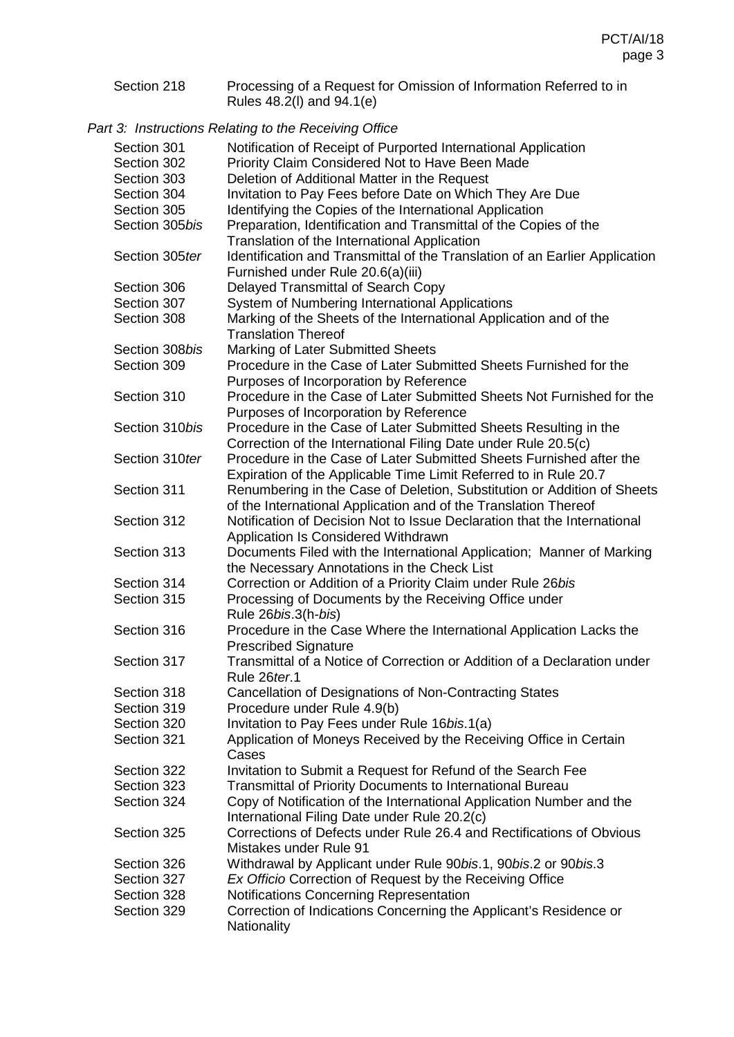| | |
|---|---|
| Section 218 | Processing of a Request for Omission of Information Referred to in Rules 48.2(l) and 94.1(e) |

*Part 3: Instructions Relating to the Receiving Office*

| | |
|---|---|
| Section 301 | Notification of Receipt of Purported International Application |
| Section 302 | Priority Claim Considered Not to Have Been Made |
| Section 303 | Deletion of Additional Matter in the Request |
| Section 304 | Invitation to Pay Fees before Date on Which They Are Due |
| Section 305 | Identifying the Copies of the International Application |
| Section 305*bis* | Preparation, Identification and Transmittal of the Copies of the Translation of the International Application |
| Section 305*ter* | Identification and Transmittal of the Translation of an Earlier Application Furnished under Rule 20.6(a)(iii) |
| Section 306 | Delayed Transmittal of Search Copy |
| Section 307 | System of Numbering International Applications |
| Section 308 | Marking of the Sheets of the International Application and of the Translation Thereof |
| Section 308*bis* | Marking of Later Submitted Sheets |
| Section 309 | Procedure in the Case of Later Submitted Sheets Furnished for the Purposes of Incorporation by Reference |
| Section 310 | Procedure in the Case of Later Submitted Sheets Not Furnished for the Purposes of Incorporation by Reference |
| Section 310*bis* | Procedure in the Case of Later Submitted Sheets Resulting in the Correction of the International Filing Date under Rule 20.5(c) |
| Section 310*ter* | Procedure in the Case of Later Submitted Sheets Furnished after the Expiration of the Applicable Time Limit Referred to in Rule 20.7 |
| Section 311 | Renumbering in the Case of Deletion, Substitution or Addition of Sheets of the International Application and of the Translation Thereof |
| Section 312 | Notification of Decision Not to Issue Declaration that the International Application Is Considered Withdrawn |
| Section 313 | Documents Filed with the International Application; Manner of Marking the Necessary Annotations in the Check List |
| Section 314 | Correction or Addition of a Priority Claim under Rule 26*bis* |
| Section 315 | Processing of Documents by the Receiving Office under Rule 26*bis*.3(h-*bis*) |
| Section 316 | Procedure in the Case Where the International Application Lacks the Prescribed Signature |
| Section 317 | Transmittal of a Notice of Correction or Addition of a Declaration under Rule 26*ter*.1 |
| Section 318 | Cancellation of Designations of Non-Contracting States |
| Section 319 | Procedure under Rule 4.9(b) |
| Section 320 | Invitation to Pay Fees under Rule 16*bis*.1(a) |
| Section 321 | Application of Moneys Received by the Receiving Office in Certain Cases |
| Section 322 | Invitation to Submit a Request for Refund of the Search Fee |
| Section 323 | Transmittal of Priority Documents to International Bureau |
| Section 324 | Copy of Notification of the International Application Number and the International Filing Date under Rule 20.2(c) |
| Section 325 | Corrections of Defects under Rule 26.4 and Rectifications of Obvious Mistakes under Rule 91 |
| Section 326 | Withdrawal by Applicant under Rule 90*bis*.1, 90*bis*.2 or 90*bis*.3 |
| Section 327 | *Ex Officio* Correction of Request by the Receiving Office |
| Section 328 | Notifications Concerning Representation |
| Section 329 | Correction of Indications Concerning the Applicant's Residence or Nationality |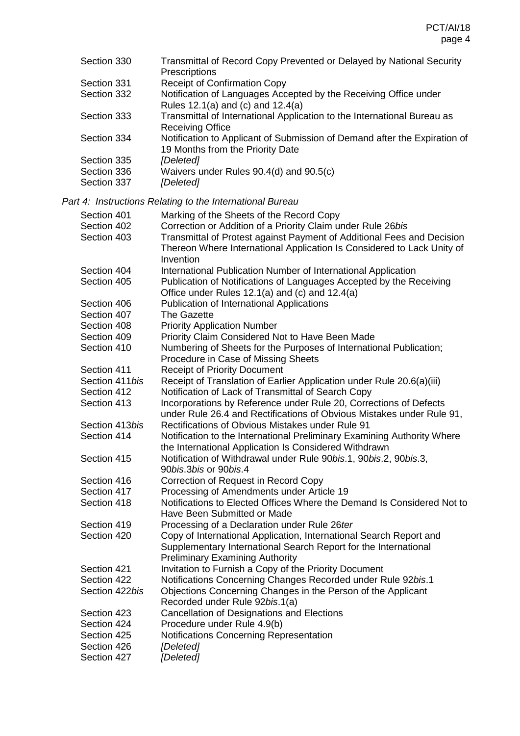| | |
|---|---|
| Section 330 | Transmittal of Record Copy Prevented or Delayed by National Security Prescriptions |
| Section 331 | Receipt of Confirmation Copy |
| Section 332 | Notification of Languages Accepted by the Receiving Office under Rules 12.1(a) and (c) and 12.4(a) |
| Section 333 | Transmittal of International Application to the International Bureau as Receiving Office |
| Section 334 | Notification to Applicant of Submission of Demand after the Expiration of 19 Months from the Priority Date |
| Section 335 | *[Deleted]* |
| Section 336 | Waivers under Rules 90.4(d) and 90.5(c) |
| Section 337 | *[Deleted]* |

*Part 4: Instructions Relating to the International Bureau*

| | |
|---|---|
| Section 401 | Marking of the Sheets of the Record Copy |
| Section 402 | Correction or Addition of a Priority Claim under Rule 26*bis* |
| Section 403 | Transmittal of Protest against Payment of Additional Fees and Decision Thereon Where International Application Is Considered to Lack Unity of Invention |
| Section 404 | International Publication Number of International Application |
| Section 405 | Publication of Notifications of Languages Accepted by the Receiving Office under Rules 12.1(a) and (c) and 12.4(a) |
| Section 406 | Publication of International Applications |
| Section 407 | The Gazette |
| Section 408 | Priority Application Number |
| Section 409 | Priority Claim Considered Not to Have Been Made |
| Section 410 | Numbering of Sheets for the Purposes of International Publication; Procedure in Case of Missing Sheets |
| Section 411 | Receipt of Priority Document |
| Section 411*bis* | Receipt of Translation of Earlier Application under Rule 20.6(a)(iii) |
| Section 412 | Notification of Lack of Transmittal of Search Copy |
| Section 413 | Incorporations by Reference under Rule 20, Corrections of Defects under Rule 26.4 and Rectifications of Obvious Mistakes under Rule 91, |
| Section 413*bis* | Rectifications of Obvious Mistakes under Rule 91 |
| Section 414 | Notification to the International Preliminary Examining Authority Where the International Application Is Considered Withdrawn |
| Section 415 | Notification of Withdrawal under Rule 90*bis*.1, 90*bis*.2, 90*bis*.3, 90*bis*.3*bis* or 90*bis*.4 |
| Section 416 | Correction of Request in Record Copy |
| Section 417 | Processing of Amendments under Article 19 |
| Section 418 | Notifications to Elected Offices Where the Demand Is Considered Not to Have Been Submitted or Made |
| Section 419 | Processing of a Declaration under Rule 26*ter* |
| Section 420 | Copy of International Application, International Search Report and Supplementary International Search Report for the International Preliminary Examining Authority |
| Section 421 | Invitation to Furnish a Copy of the Priority Document |
| Section 422 | Notifications Concerning Changes Recorded under Rule 92*bis*.1 |
| Section 422*bis* | Objections Concerning Changes in the Person of the Applicant Recorded under Rule 92*bis*.1(a) |
| Section 423 | Cancellation of Designations and Elections |
| Section 424 | Procedure under Rule 4.9(b) |
| Section 425 | Notifications Concerning Representation |
| Section 426 | *[Deleted]* |
| Section 427 | *[Deleted]* |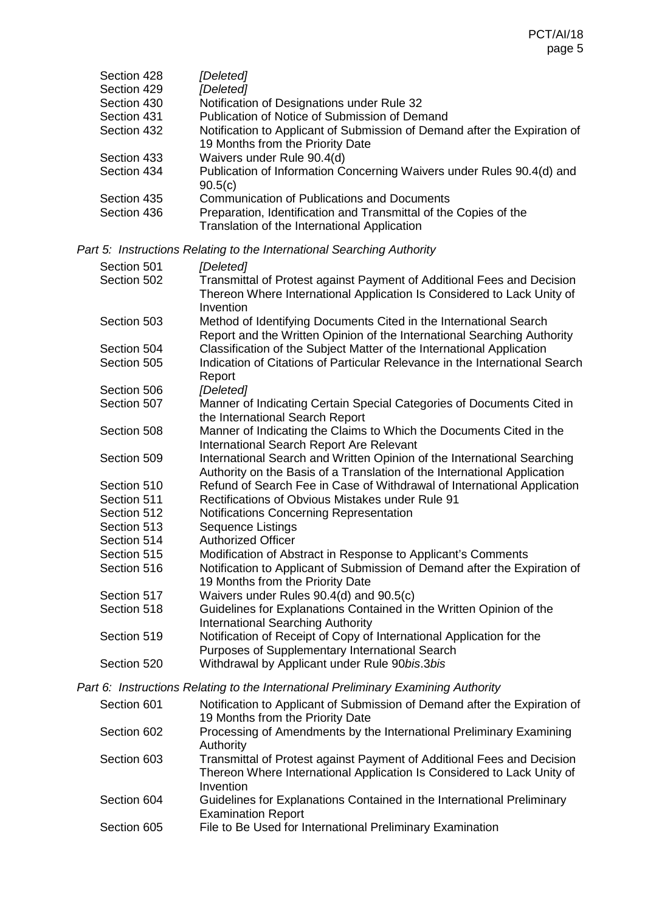| | |
|---|---|
| Section 428 | *[Deleted]* |
| Section 429 | *[Deleted]* |
| Section 430 | Notification of Designations under Rule 32 |
| Section 431 | Publication of Notice of Submission of Demand |
| Section 432 | Notification to Applicant of Submission of Demand after the Expiration of 19 Months from the Priority Date |
| Section 433 | Waivers under Rule 90.4(d) |
| Section 434 | Publication of Information Concerning Waivers under Rules 90.4(d) and 90.5(c) |
| Section 435 | Communication of Publications and Documents |
| Section 436 | Preparation, Identification and Transmittal of the Copies of the Translation of the International Application |

*Part 5: Instructions Relating to the International Searching Authority*

| | |
|---|---|
| Section 501 | *[Deleted]* |
| Section 502 | Transmittal of Protest against Payment of Additional Fees and Decision Thereon Where International Application Is Considered to Lack Unity of Invention |
| Section 503 | Method of Identifying Documents Cited in the International Search Report and the Written Opinion of the International Searching Authority |
| Section 504 | Classification of the Subject Matter of the International Application |
| Section 505 | Indication of Citations of Particular Relevance in the International Search Report |
| Section 506 | *[Deleted]* |
| Section 507 | Manner of Indicating Certain Special Categories of Documents Cited in the International Search Report |
| Section 508 | Manner of Indicating the Claims to Which the Documents Cited in the International Search Report Are Relevant |
| Section 509 | International Search and Written Opinion of the International Searching Authority on the Basis of a Translation of the International Application |
| Section 510 | Refund of Search Fee in Case of Withdrawal of International Application |
| Section 511 | Rectifications of Obvious Mistakes under Rule 91 |
| Section 512 | Notifications Concerning Representation |
| Section 513 | Sequence Listings |
| Section 514 | Authorized Officer |
| Section 515 | Modification of Abstract in Response to Applicant's Comments |
| Section 516 | Notification to Applicant of Submission of Demand after the Expiration of 19 Months from the Priority Date |
| Section 517 | Waivers under Rules 90.4(d) and 90.5(c) |
| Section 518 | Guidelines for Explanations Contained in the Written Opinion of the International Searching Authority |
| Section 519 | Notification of Receipt of Copy of International Application for the Purposes of Supplementary International Search |
| Section 520 | Withdrawal by Applicant under Rule 90*bis*.3*bis* |

*Part 6: Instructions Relating to the International Preliminary Examining Authority*

| | |
|---|---|
| Section 601 | Notification to Applicant of Submission of Demand after the Expiration of 19 Months from the Priority Date |
| Section 602 | Processing of Amendments by the International Preliminary Examining Authority |
| Section 603 | Transmittal of Protest against Payment of Additional Fees and Decision Thereon Where International Application Is Considered to Lack Unity of Invention |
| Section 604 | Guidelines for Explanations Contained in the International Preliminary Examination Report |
| Section 605 | File to Be Used for International Preliminary Examination |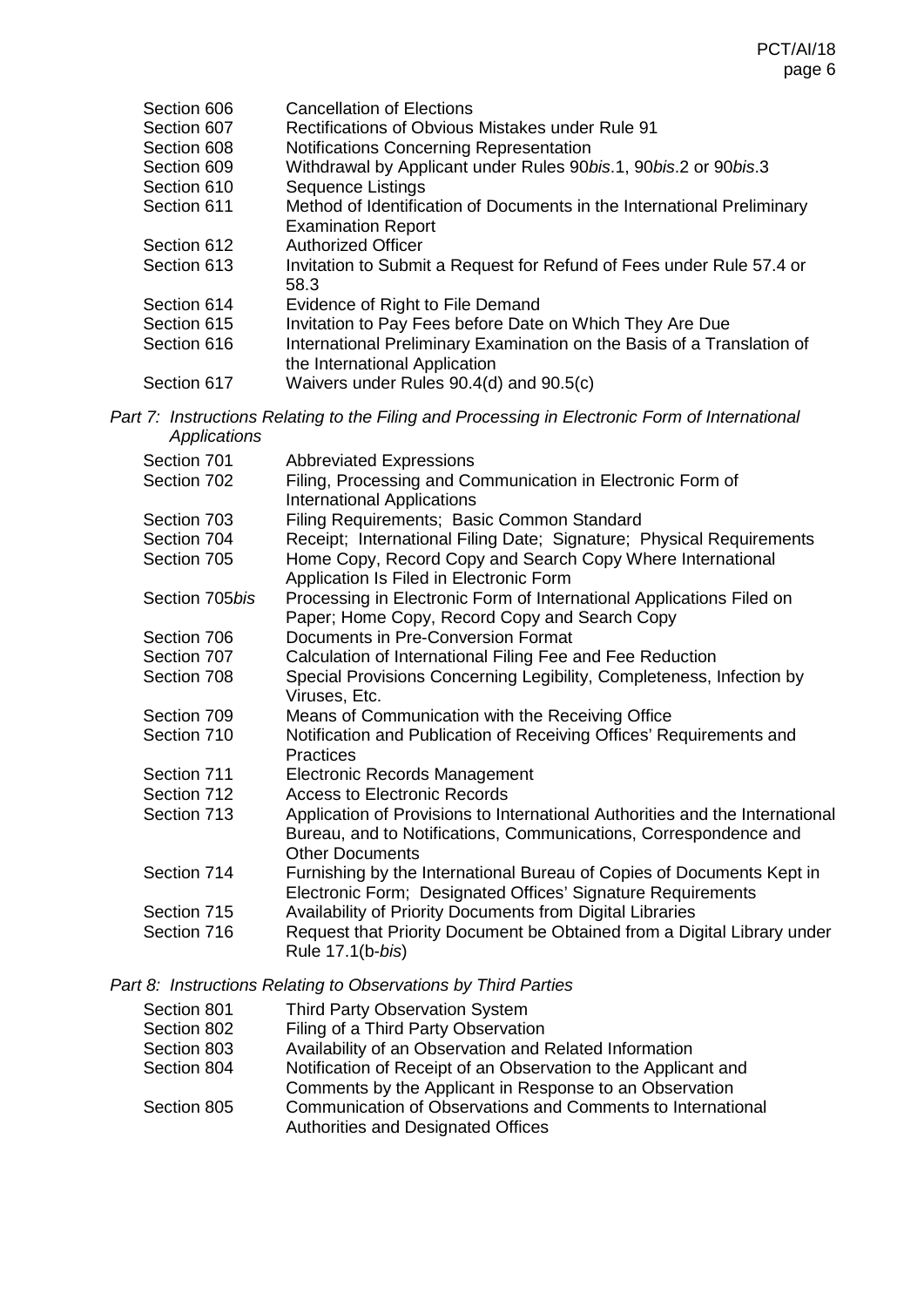| | |
|---|---|
| Section 606 | Cancellation of Elections |
| Section 607 | Rectifications of Obvious Mistakes under Rule 91 |
| Section 608 | Notifications Concerning Representation |
| Section 609 | Withdrawal by Applicant under Rules 90*bis*.1, 90*bis*.2 or 90*bis*.3 |
| Section 610 | Sequence Listings |
| Section 611 | Method of Identification of Documents in the International Preliminary Examination Report |
| Section 612 | Authorized Officer |
| Section 613 | Invitation to Submit a Request for Refund of Fees under Rule 57.4 or 58.3 |
| Section 614 | Evidence of Right to File Demand |
| Section 615 | Invitation to Pay Fees before Date on Which They Are Due |
| Section 616 | International Preliminary Examination on the Basis of a Translation of the International Application |
| Section 617 | Waivers under Rules 90.4(d) and 90.5(c) |

*Part 7: Instructions Relating to the Filing and Processing in Electronic Form of International Applications*

| | |
|---|---|
| Section 701 | Abbreviated Expressions |
| Section 702 | Filing, Processing and Communication in Electronic Form of International Applications |
| Section 703 | Filing Requirements; Basic Common Standard |
| Section 704 | Receipt; International Filing Date; Signature; Physical Requirements |
| Section 705 | Home Copy, Record Copy and Search Copy Where International Application Is Filed in Electronic Form |
| Section 705*bis* | Processing in Electronic Form of International Applications Filed on Paper; Home Copy, Record Copy and Search Copy |
| Section 706 | Documents in Pre-Conversion Format |
| Section 707 | Calculation of International Filing Fee and Fee Reduction |
| Section 708 | Special Provisions Concerning Legibility, Completeness, Infection by Viruses, Etc. |
| Section 709 | Means of Communication with the Receiving Office |
| Section 710 | Notification and Publication of Receiving Offices' Requirements and Practices |
| Section 711 | Electronic Records Management |
| Section 712 | Access to Electronic Records |
| Section 713 | Application of Provisions to International Authorities and the International Bureau, and to Notifications, Communications, Correspondence and Other Documents |
| Section 714 | Furnishing by the International Bureau of Copies of Documents Kept in Electronic Form; Designated Offices' Signature Requirements |
| Section 715 | Availability of Priority Documents from Digital Libraries |
| Section 716 | Request that Priority Document be Obtained from a Digital Library under Rule 17.1(b-*bis*) |

*Part 8: Instructions Relating to Observations by Third Parties*

| | |
|---|---|
| Section 801 | Third Party Observation System |
| Section 802 | Filing of a Third Party Observation |
| Section 803 | Availability of an Observation and Related Information |
| Section 804 | Notification of Receipt of an Observation to the Applicant and Comments by the Applicant in Response to an Observation |
| Section 805 | Communication of Observations and Comments to International Authorities and Designated Offices |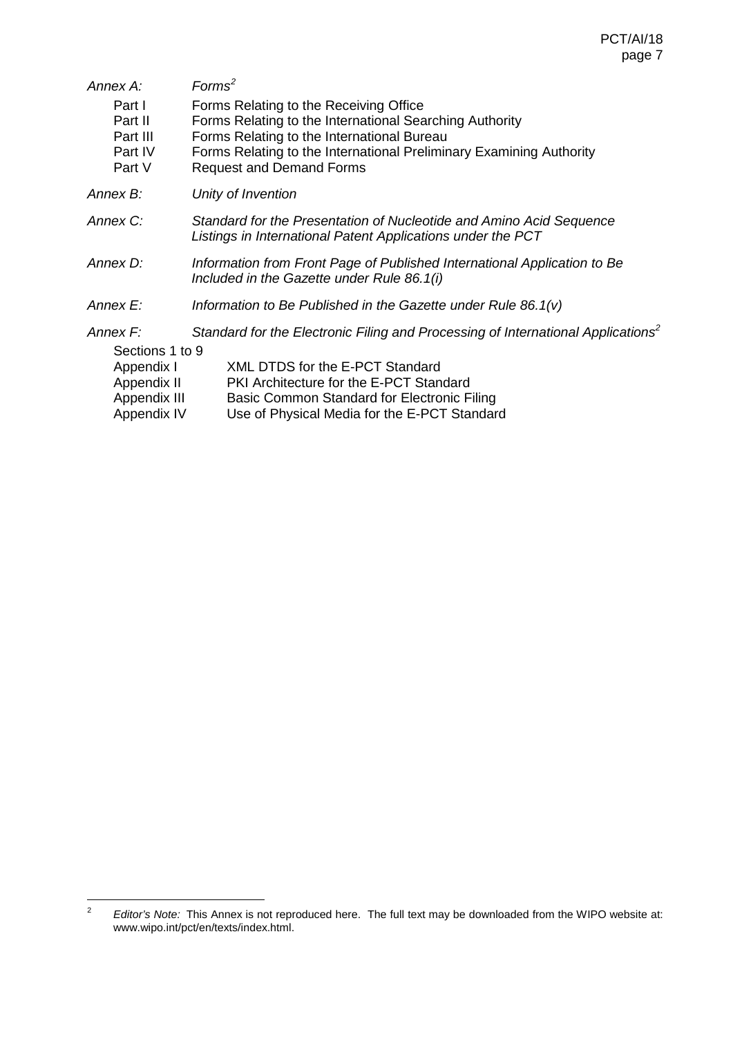*Annex A:* *Forms*[2]

| | |
|---|---|
| Part I | Forms Relating to the Receiving Office |
| Part II | Forms Relating to the International Searching Authority |
| Part III | Forms Relating to the International Bureau |
| Part IV | Forms Relating to the International Preliminary Examining Authority |
| Part V | Request and Demand Forms |

*Annex B:* *Unity of Invention*

*Annex C:* *Standard for the Presentation of Nucleotide and Amino Acid Sequence Listings in International Patent Applications under the PCT*

*Annex D:* *Information from Front Page of Published International Application to Be Included in the Gazette under Rule 86.1(i)*

*Annex E:* *Information to Be Published in the Gazette under Rule 86.1(v)*

*Annex F:* *Standard for the Electronic Filing and Processing of International Applications*[2]

Sections 1 to 9

| | |
|---|---|
| Appendix I | XML DTDS for the E-PCT Standard |
| Appendix II | PKI Architecture for the E-PCT Standard |
| Appendix III | Basic Common Standard for Electronic Filing |
| Appendix IV | Use of Physical Media for the E-PCT Standard |

---

[2] *Editor's Note:* This Annex is not reproduced here. The full text may be downloaded from the WIPO website at: www.wipo.int/pct/en/texts/index.html.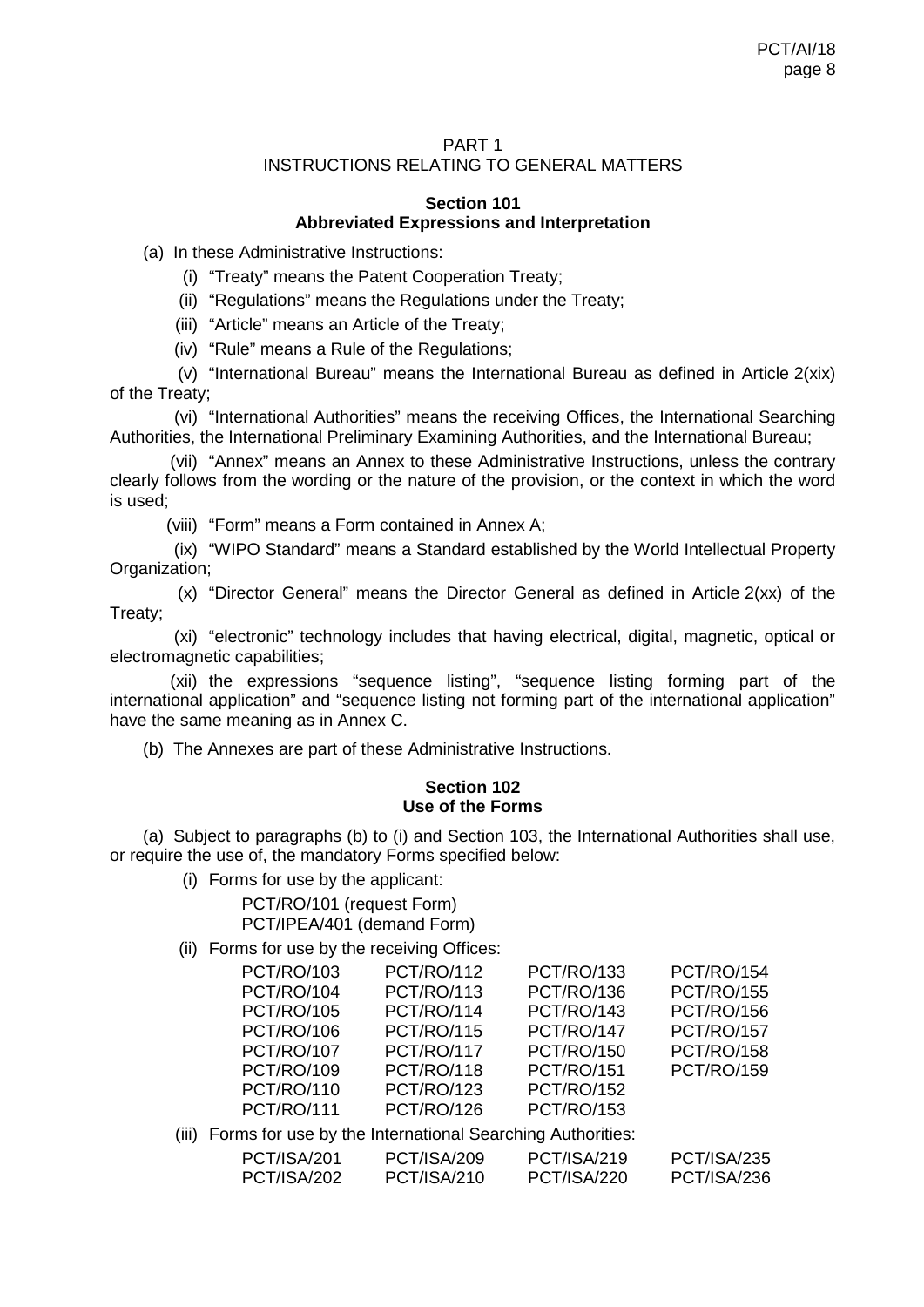## PART 1
## INSTRUCTIONS RELATING TO GENERAL MATTERS

### Section 101
### Abbreviated Expressions and Interpretation

(a) In these Administrative Instructions:

(i) "Treaty" means the Patent Cooperation Treaty;

(ii) "Regulations" means the Regulations under the Treaty;

(iii) "Article" means an Article of the Treaty;

(iv) "Rule" means a Rule of the Regulations;

(v) "International Bureau" means the International Bureau as defined in Article 2(xix) of the Treaty;

(vi) "International Authorities" means the receiving Offices, the International Searching Authorities, the International Preliminary Examining Authorities, and the International Bureau;

(vii) "Annex" means an Annex to these Administrative Instructions, unless the contrary clearly follows from the wording or the nature of the provision, or the context in which the word is used;

(viii) "Form" means a Form contained in Annex A;

(ix) "WIPO Standard" means a Standard established by the World Intellectual Property Organization;

(x) "Director General" means the Director General as defined in Article 2(xx) of the Treaty;

(xi) "electronic" technology includes that having electrical, digital, magnetic, optical or electromagnetic capabilities;

(xii) the expressions "sequence listing", "sequence listing forming part of the international application" and "sequence listing not forming part of the international application" have the same meaning as in Annex C.

(b) The Annexes are part of these Administrative Instructions.

### Section 102
### Use of the Forms

(a) Subject to paragraphs (b) to (i) and Section 103, the International Authorities shall use, or require the use of, the mandatory Forms specified below:

(i) Forms for use by the applicant:

PCT/RO/101 (request Form)
PCT/IPEA/401 (demand Form)

(ii) Forms for use by the receiving Offices:

| | | | |
|---|---|---|---|
| PCT/RO/103 | PCT/RO/112 | PCT/RO/133 | PCT/RO/154 |
| PCT/RO/104 | PCT/RO/113 | PCT/RO/136 | PCT/RO/155 |
| PCT/RO/105 | PCT/RO/114 | PCT/RO/143 | PCT/RO/156 |
| PCT/RO/106 | PCT/RO/115 | PCT/RO/147 | PCT/RO/157 |
| PCT/RO/107 | PCT/RO/117 | PCT/RO/150 | PCT/RO/158 |
| PCT/RO/109 | PCT/RO/118 | PCT/RO/151 | PCT/RO/159 |
| PCT/RO/110 | PCT/RO/123 | PCT/RO/152 | |
| PCT/RO/111 | PCT/RO/126 | PCT/RO/153 | |

(iii) Forms for use by the International Searching Authorities:

| | | | |
|---|---|---|---|
| PCT/ISA/201 | PCT/ISA/209 | PCT/ISA/219 | PCT/ISA/235 |
| PCT/ISA/202 | PCT/ISA/210 | PCT/ISA/220 | PCT/ISA/236 |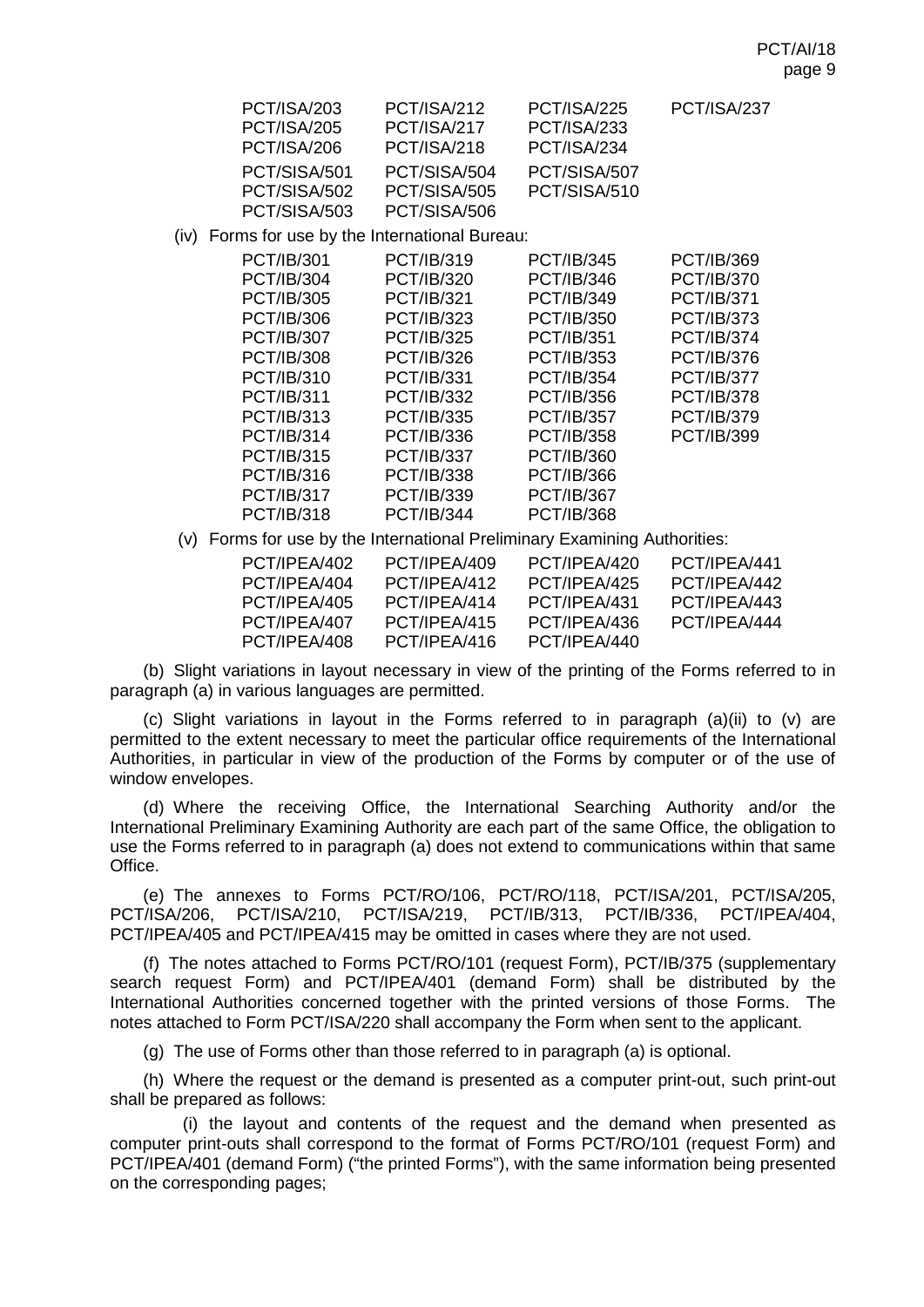| | | | |
|---|---|---|---|
| PCT/ISA/203 | PCT/ISA/212 | PCT/ISA/225 | PCT/ISA/237 |
| PCT/ISA/205 | PCT/ISA/217 | PCT/ISA/233 | |
| PCT/ISA/206 | PCT/ISA/218 | PCT/ISA/234 | |
| PCT/SISA/501 | PCT/SISA/504 | PCT/SISA/507 | |
| PCT/SISA/502 | PCT/SISA/505 | PCT/SISA/510 | |
| PCT/SISA/503 | PCT/SISA/506 | | |

(iv) Forms for use by the International Bureau:

| | | | |
|---|---|---|---|
| PCT/IB/301 | PCT/IB/319 | PCT/IB/345 | PCT/IB/369 |
| PCT/IB/304 | PCT/IB/320 | PCT/IB/346 | PCT/IB/370 |
| PCT/IB/305 | PCT/IB/321 | PCT/IB/349 | PCT/IB/371 |
| PCT/IB/306 | PCT/IB/323 | PCT/IB/350 | PCT/IB/373 |
| PCT/IB/307 | PCT/IB/325 | PCT/IB/351 | PCT/IB/374 |
| PCT/IB/308 | PCT/IB/326 | PCT/IB/353 | PCT/IB/376 |
| PCT/IB/310 | PCT/IB/331 | PCT/IB/354 | PCT/IB/377 |
| PCT/IB/311 | PCT/IB/332 | PCT/IB/356 | PCT/IB/378 |
| PCT/IB/313 | PCT/IB/335 | PCT/IB/357 | PCT/IB/379 |
| PCT/IB/314 | PCT/IB/336 | PCT/IB/358 | PCT/IB/399 |
| PCT/IB/315 | PCT/IB/337 | PCT/IB/360 | |
| PCT/IB/316 | PCT/IB/338 | PCT/IB/366 | |
| PCT/IB/317 | PCT/IB/339 | PCT/IB/367 | |
| PCT/IB/318 | PCT/IB/344 | PCT/IB/368 | |

(v) Forms for use by the International Preliminary Examining Authorities:

| | | | |
|---|---|---|---|
| PCT/IPEA/402 | PCT/IPEA/409 | PCT/IPEA/420 | PCT/IPEA/441 |
| PCT/IPEA/404 | PCT/IPEA/412 | PCT/IPEA/425 | PCT/IPEA/442 |
| PCT/IPEA/405 | PCT/IPEA/414 | PCT/IPEA/431 | PCT/IPEA/443 |
| PCT/IPEA/407 | PCT/IPEA/415 | PCT/IPEA/436 | PCT/IPEA/444 |
| PCT/IPEA/408 | PCT/IPEA/416 | PCT/IPEA/440 | |

(b) Slight variations in layout necessary in view of the printing of the Forms referred to in paragraph (a) in various languages are permitted.

(c) Slight variations in layout in the Forms referred to in paragraph (a)(ii) to (v) are permitted to the extent necessary to meet the particular office requirements of the International Authorities, in particular in view of the production of the Forms by computer or of the use of window envelopes.

(d) Where the receiving Office, the International Searching Authority and/or the International Preliminary Examining Authority are each part of the same Office, the obligation to use the Forms referred to in paragraph (a) does not extend to communications within that same Office.

(e) The annexes to Forms PCT/RO/106, PCT/RO/118, PCT/ISA/201, PCT/ISA/205, PCT/ISA/206, PCT/ISA/210, PCT/ISA/219, PCT/IB/313, PCT/IB/336, PCT/IPEA/404, PCT/IPEA/405 and PCT/IPEA/415 may be omitted in cases where they are not used.

(f) The notes attached to Forms PCT/RO/101 (request Form), PCT/IB/375 (supplementary search request Form) and PCT/IPEA/401 (demand Form) shall be distributed by the International Authorities concerned together with the printed versions of those Forms. The notes attached to Form PCT/ISA/220 shall accompany the Form when sent to the applicant.

(g) The use of Forms other than those referred to in paragraph (a) is optional.

(h) Where the request or the demand is presented as a computer print-out, such print-out shall be prepared as follows:

(i) the layout and contents of the request and the demand when presented as computer print-outs shall correspond to the format of Forms PCT/RO/101 (request Form) and PCT/IPEA/401 (demand Form) ("the printed Forms"), with the same information being presented on the corresponding pages;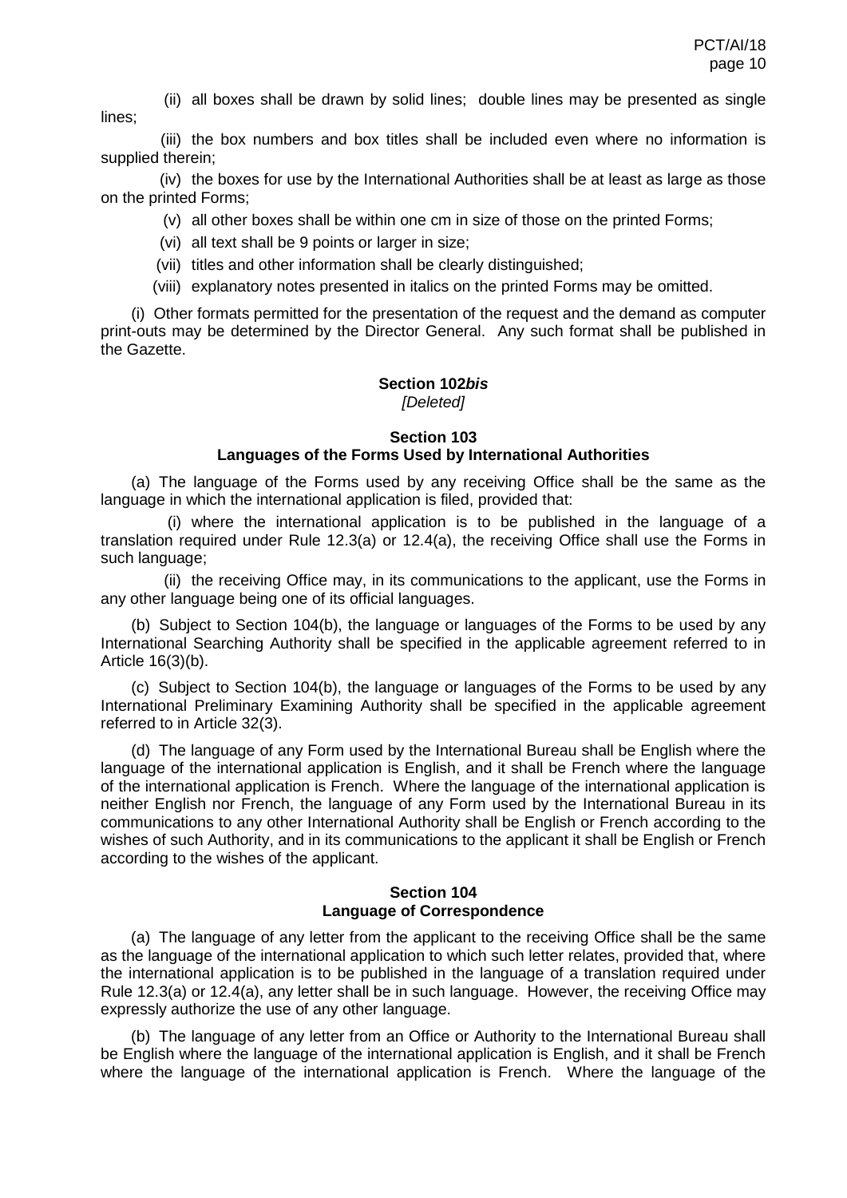(ii) all boxes shall be drawn by solid lines; double lines may be presented as single lines;

(iii) the box numbers and box titles shall be included even where no information is supplied therein;

(iv) the boxes for use by the International Authorities shall be at least as large as those on the printed Forms;

(v) all other boxes shall be within one cm in size of those on the printed Forms;

(vi) all text shall be 9 points or larger in size;

(vii) titles and other information shall be clearly distinguished;

(viii) explanatory notes presented in italics on the printed Forms may be omitted.

(i) Other formats permitted for the presentation of the request and the demand as computer print-outs may be determined by the Director General. Any such format shall be published in the Gazette.

### Section 102*bis*
*[Deleted]*

### Section 103
### Languages of the Forms Used by International Authorities

(a) The language of the Forms used by any receiving Office shall be the same as the language in which the international application is filed, provided that:

(i) where the international application is to be published in the language of a translation required under Rule 12.3(a) or 12.4(a), the receiving Office shall use the Forms in such language;

(ii) the receiving Office may, in its communications to the applicant, use the Forms in any other language being one of its official languages.

(b) Subject to Section 104(b), the language or languages of the Forms to be used by any International Searching Authority shall be specified in the applicable agreement referred to in Article 16(3)(b).

(c) Subject to Section 104(b), the language or languages of the Forms to be used by any International Preliminary Examining Authority shall be specified in the applicable agreement referred to in Article 32(3).

(d) The language of any Form used by the International Bureau shall be English where the language of the international application is English, and it shall be French where the language of the international application is French. Where the language of the international application is neither English nor French, the language of any Form used by the International Bureau in its communications to any other International Authority shall be English or French according to the wishes of such Authority, and in its communications to the applicant it shall be English or French according to the wishes of the applicant.

### Section 104
### Language of Correspondence

(a) The language of any letter from the applicant to the receiving Office shall be the same as the language of the international application to which such letter relates, provided that, where the international application is to be published in the language of a translation required under Rule 12.3(a) or 12.4(a), any letter shall be in such language. However, the receiving Office may expressly authorize the use of any other language.

(b) The language of any letter from an Office or Authority to the International Bureau shall be English where the language of the international application is English, and it shall be French where the language of the international application is French. Where the language of the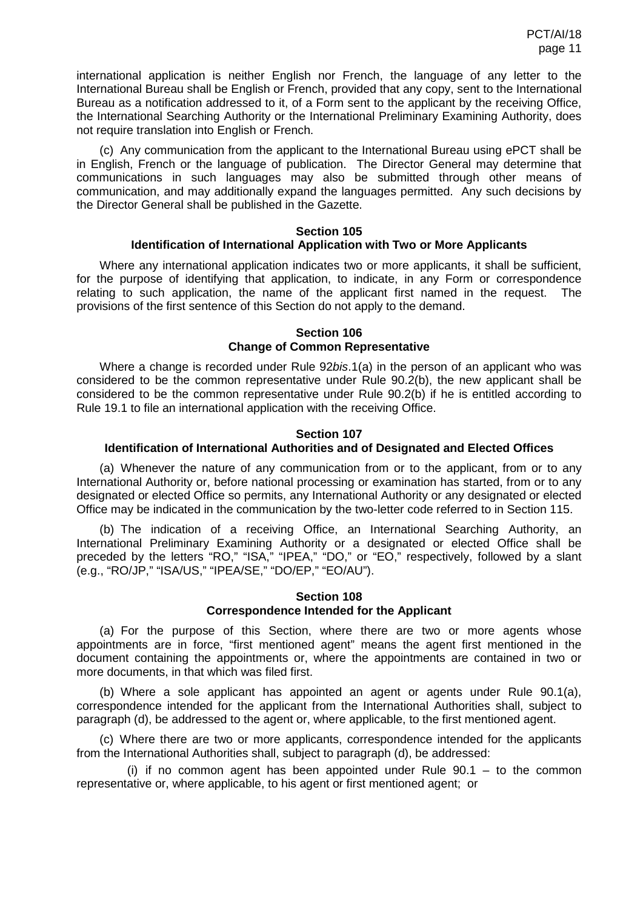international application is neither English nor French, the language of any letter to the International Bureau shall be English or French, provided that any copy, sent to the International Bureau as a notification addressed to it, of a Form sent to the applicant by the receiving Office, the International Searching Authority or the International Preliminary Examining Authority, does not require translation into English or French.

(c) Any communication from the applicant to the International Bureau using ePCT shall be in English, French or the language of publication. The Director General may determine that communications in such languages may also be submitted through other means of communication, and may additionally expand the languages permitted. Any such decisions by the Director General shall be published in the Gazette.

### Section 105
### Identification of International Application with Two or More Applicants

Where any international application indicates two or more applicants, it shall be sufficient, for the purpose of identifying that application, to indicate, in any Form or correspondence relating to such application, the name of the applicant first named in the request. The provisions of the first sentence of this Section do not apply to the demand.

### Section 106
### Change of Common Representative

Where a change is recorded under Rule 92*bis*.1(a) in the person of an applicant who was considered to be the common representative under Rule 90.2(b), the new applicant shall be considered to be the common representative under Rule 90.2(b) if he is entitled according to Rule 19.1 to file an international application with the receiving Office.

### Section 107
### Identification of International Authorities and of Designated and Elected Offices

(a) Whenever the nature of any communication from or to the applicant, from or to any International Authority or, before national processing or examination has started, from or to any designated or elected Office so permits, any International Authority or any designated or elected Office may be indicated in the communication by the two-letter code referred to in Section 115.

(b) The indication of a receiving Office, an International Searching Authority, an International Preliminary Examining Authority or a designated or elected Office shall be preceded by the letters "RO," "ISA," "IPEA," "DO," or "EO," respectively, followed by a slant (e.g., "RO/JP," "ISA/US," "IPEA/SE," "DO/EP," "EO/AU").

### Section 108
### Correspondence Intended for the Applicant

(a) For the purpose of this Section, where there are two or more agents whose appointments are in force, "first mentioned agent" means the agent first mentioned in the document containing the appointments or, where the appointments are contained in two or more documents, in that which was filed first.

(b) Where a sole applicant has appointed an agent or agents under Rule 90.1(a), correspondence intended for the applicant from the International Authorities shall, subject to paragraph (d), be addressed to the agent or, where applicable, to the first mentioned agent.

(c) Where there are two or more applicants, correspondence intended for the applicants from the International Authorities shall, subject to paragraph (d), be addressed:

(i) if no common agent has been appointed under Rule 90.1 – to the common representative or, where applicable, to his agent or first mentioned agent; or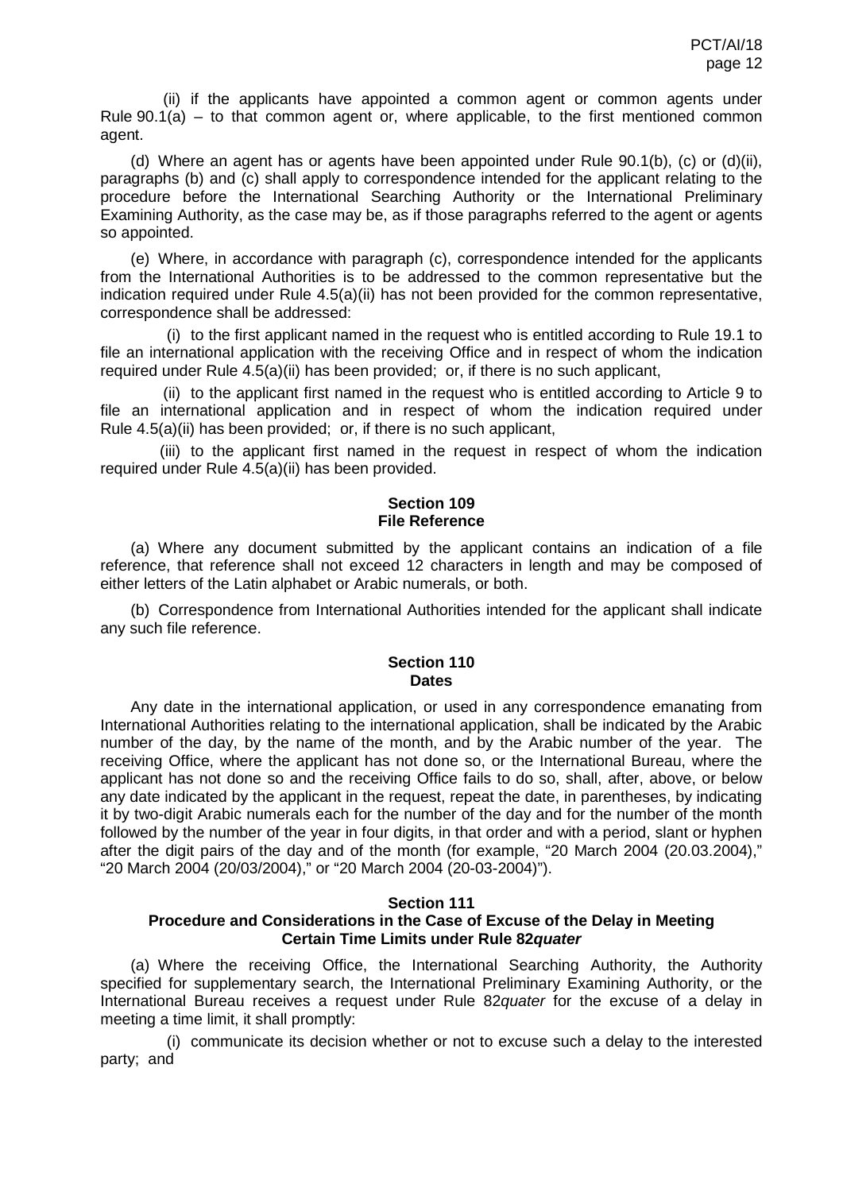(ii) if the applicants have appointed a common agent or common agents under Rule 90.1(a) – to that common agent or, where applicable, to the first mentioned common agent.

(d) Where an agent has or agents have been appointed under Rule 90.1(b), (c) or (d)(ii), paragraphs (b) and (c) shall apply to correspondence intended for the applicant relating to the procedure before the International Searching Authority or the International Preliminary Examining Authority, as the case may be, as if those paragraphs referred to the agent or agents so appointed.

(e) Where, in accordance with paragraph (c), correspondence intended for the applicants from the International Authorities is to be addressed to the common representative but the indication required under Rule 4.5(a)(ii) has not been provided for the common representative, correspondence shall be addressed:

(i) to the first applicant named in the request who is entitled according to Rule 19.1 to file an international application with the receiving Office and in respect of whom the indication required under Rule 4.5(a)(ii) has been provided; or, if there is no such applicant,

(ii) to the applicant first named in the request who is entitled according to Article 9 to file an international application and in respect of whom the indication required under Rule 4.5(a)(ii) has been provided; or, if there is no such applicant,

(iii) to the applicant first named in the request in respect of whom the indication required under Rule 4.5(a)(ii) has been provided.

## Section 109
## File Reference

(a) Where any document submitted by the applicant contains an indication of a file reference, that reference shall not exceed 12 characters in length and may be composed of either letters of the Latin alphabet or Arabic numerals, or both.

(b) Correspondence from International Authorities intended for the applicant shall indicate any such file reference.

## Section 110
## Dates

Any date in the international application, or used in any correspondence emanating from International Authorities relating to the international application, shall be indicated by the Arabic number of the day, by the name of the month, and by the Arabic number of the year. The receiving Office, where the applicant has not done so, or the International Bureau, where the applicant has not done so and the receiving Office fails to do so, shall, after, above, or below any date indicated by the applicant in the request, repeat the date, in parentheses, by indicating it by two-digit Arabic numerals each for the number of the day and for the number of the month followed by the number of the year in four digits, in that order and with a period, slant or hyphen after the digit pairs of the day and of the month (for example, "20 March 2004 (20.03.2004)," "20 March 2004 (20/03/2004)," or "20 March 2004 (20-03-2004)").

## Section 111
## Procedure and Considerations in the Case of Excuse of the Delay in Meeting Certain Time Limits under Rule 82*quater*

(a) Where the receiving Office, the International Searching Authority, the Authority specified for supplementary search, the International Preliminary Examining Authority, or the International Bureau receives a request under Rule 82*quater* for the excuse of a delay in meeting a time limit, it shall promptly:

(i) communicate its decision whether or not to excuse such a delay to the interested party; and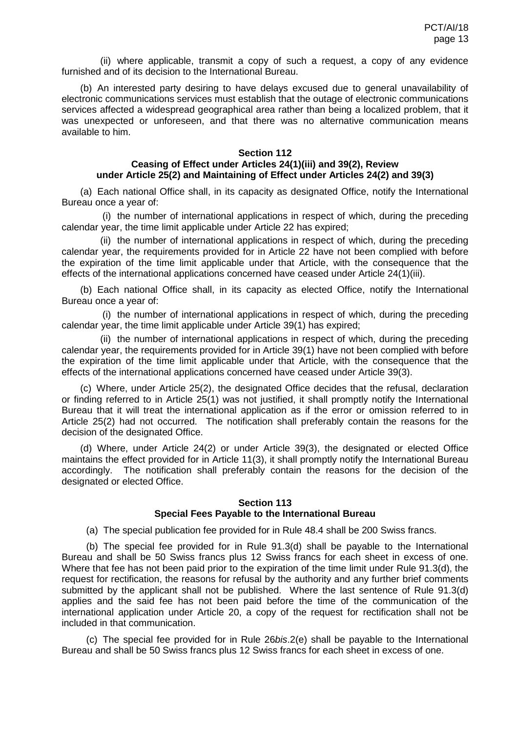(ii) where applicable, transmit a copy of such a request, a copy of any evidence furnished and of its decision to the International Bureau.

(b) An interested party desiring to have delays excused due to general unavailability of electronic communications services must establish that the outage of electronic communications services affected a widespread geographical area rather than being a localized problem, that it was unexpected or unforeseen, and that there was no alternative communication means available to him.

### Section 112
### Ceasing of Effect under Articles 24(1)(iii) and 39(2), Review under Article 25(2) and Maintaining of Effect under Articles 24(2) and 39(3)

(a) Each national Office shall, in its capacity as designated Office, notify the International Bureau once a year of:

(i) the number of international applications in respect of which, during the preceding calendar year, the time limit applicable under Article 22 has expired;

(ii) the number of international applications in respect of which, during the preceding calendar year, the requirements provided for in Article 22 have not been complied with before the expiration of the time limit applicable under that Article, with the consequence that the effects of the international applications concerned have ceased under Article 24(1)(iii).

(b) Each national Office shall, in its capacity as elected Office, notify the International Bureau once a year of:

(i) the number of international applications in respect of which, during the preceding calendar year, the time limit applicable under Article 39(1) has expired;

(ii) the number of international applications in respect of which, during the preceding calendar year, the requirements provided for in Article 39(1) have not been complied with before the expiration of the time limit applicable under that Article, with the consequence that the effects of the international applications concerned have ceased under Article 39(3).

(c) Where, under Article 25(2), the designated Office decides that the refusal, declaration or finding referred to in Article 25(1) was not justified, it shall promptly notify the International Bureau that it will treat the international application as if the error or omission referred to in Article 25(2) had not occurred. The notification shall preferably contain the reasons for the decision of the designated Office.

(d) Where, under Article 24(2) or under Article 39(3), the designated or elected Office maintains the effect provided for in Article 11(3), it shall promptly notify the International Bureau accordingly. The notification shall preferably contain the reasons for the decision of the designated or elected Office.

### Section 113
### Special Fees Payable to the International Bureau

(a) The special publication fee provided for in Rule 48.4 shall be 200 Swiss francs.

(b) The special fee provided for in Rule 91.3(d) shall be payable to the International Bureau and shall be 50 Swiss francs plus 12 Swiss francs for each sheet in excess of one. Where that fee has not been paid prior to the expiration of the time limit under Rule 91.3(d), the request for rectification, the reasons for refusal by the authority and any further brief comments submitted by the applicant shall not be published. Where the last sentence of Rule 91.3(d) applies and the said fee has not been paid before the time of the communication of the international application under Article 20, a copy of the request for rectification shall not be included in that communication.

(c) The special fee provided for in Rule 26*bis*.2(e) shall be payable to the International Bureau and shall be 50 Swiss francs plus 12 Swiss francs for each sheet in excess of one.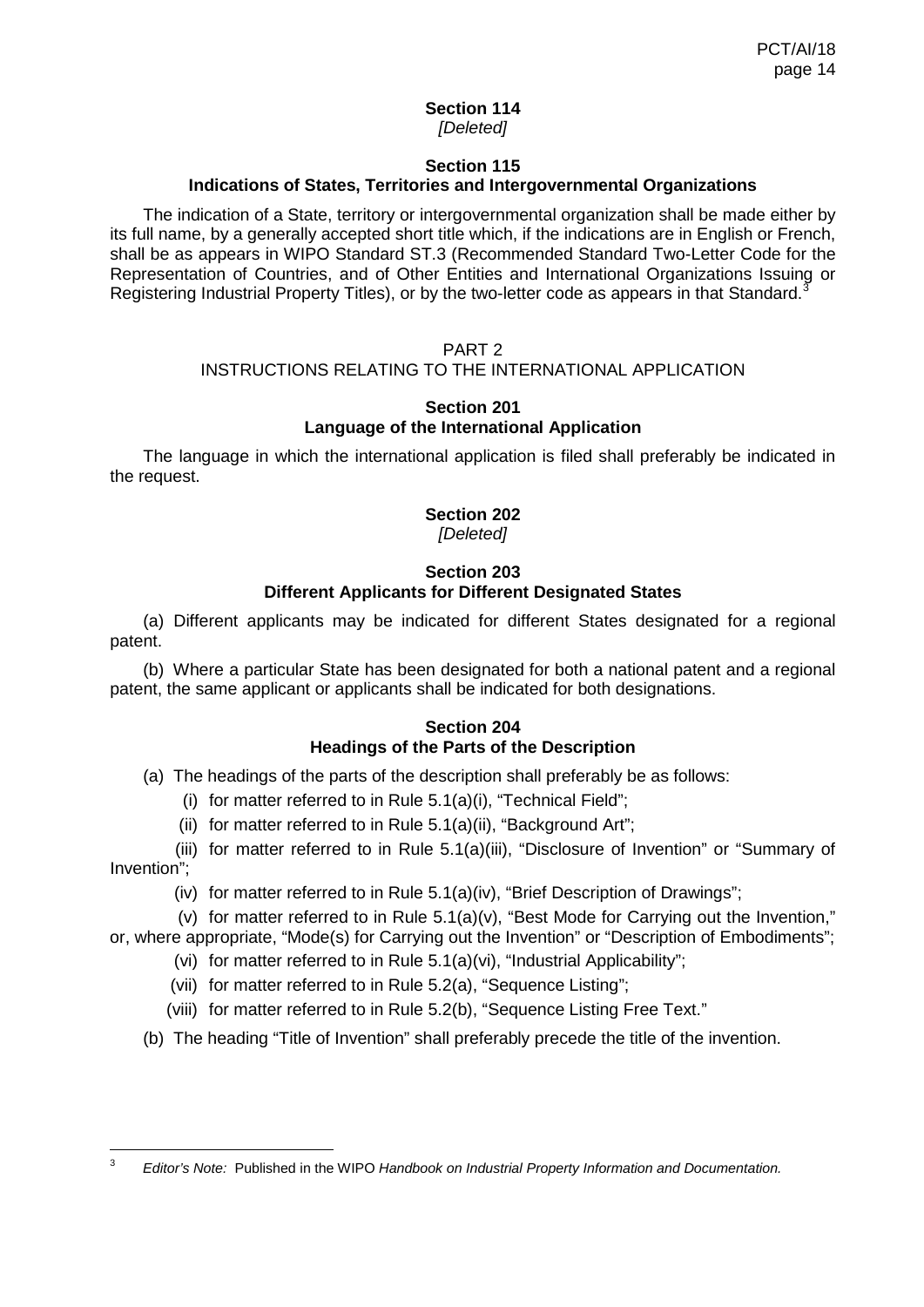### Section 114
*[Deleted]*

### Section 115
### Indications of States, Territories and Intergovernmental Organizations

The indication of a State, territory or intergovernmental organization shall be made either by its full name, by a generally accepted short title which, if the indications are in English or French, shall be as appears in WIPO Standard ST.3 (Recommended Standard Two-Letter Code for the Representation of Countries, and of Other Entities and International Organizations Issuing or Registering Industrial Property Titles), or by the two-letter code as appears in that Standard.[3]

## PART 2
## INSTRUCTIONS RELATING TO THE INTERNATIONAL APPLICATION

### Section 201
### Language of the International Application

The language in which the international application is filed shall preferably be indicated in the request.

### Section 202
*[Deleted]*

### Section 203
### Different Applicants for Different Designated States

(a) Different applicants may be indicated for different States designated for a regional patent.

(b) Where a particular State has been designated for both a national patent and a regional patent, the same applicant or applicants shall be indicated for both designations.

### Section 204
### Headings of the Parts of the Description

(a) The headings of the parts of the description shall preferably be as follows:

(i) for matter referred to in Rule 5.1(a)(i), "Technical Field";

(ii) for matter referred to in Rule 5.1(a)(ii), "Background Art";

(iii) for matter referred to in Rule 5.1(a)(iii), "Disclosure of Invention" or "Summary of Invention";

(iv) for matter referred to in Rule 5.1(a)(iv), "Brief Description of Drawings";

(v) for matter referred to in Rule 5.1(a)(v), "Best Mode for Carrying out the Invention," or, where appropriate, "Mode(s) for Carrying out the Invention" or "Description of Embodiments";

(vi) for matter referred to in Rule 5.1(a)(vi), "Industrial Applicability";

(vii) for matter referred to in Rule 5.2(a), "Sequence Listing";

(viii) for matter referred to in Rule 5.2(b), "Sequence Listing Free Text."

(b) The heading "Title of Invention" shall preferably precede the title of the invention.

---

[3] *Editor's Note:* Published in the WIPO *Handbook on Industrial Property Information and Documentation.*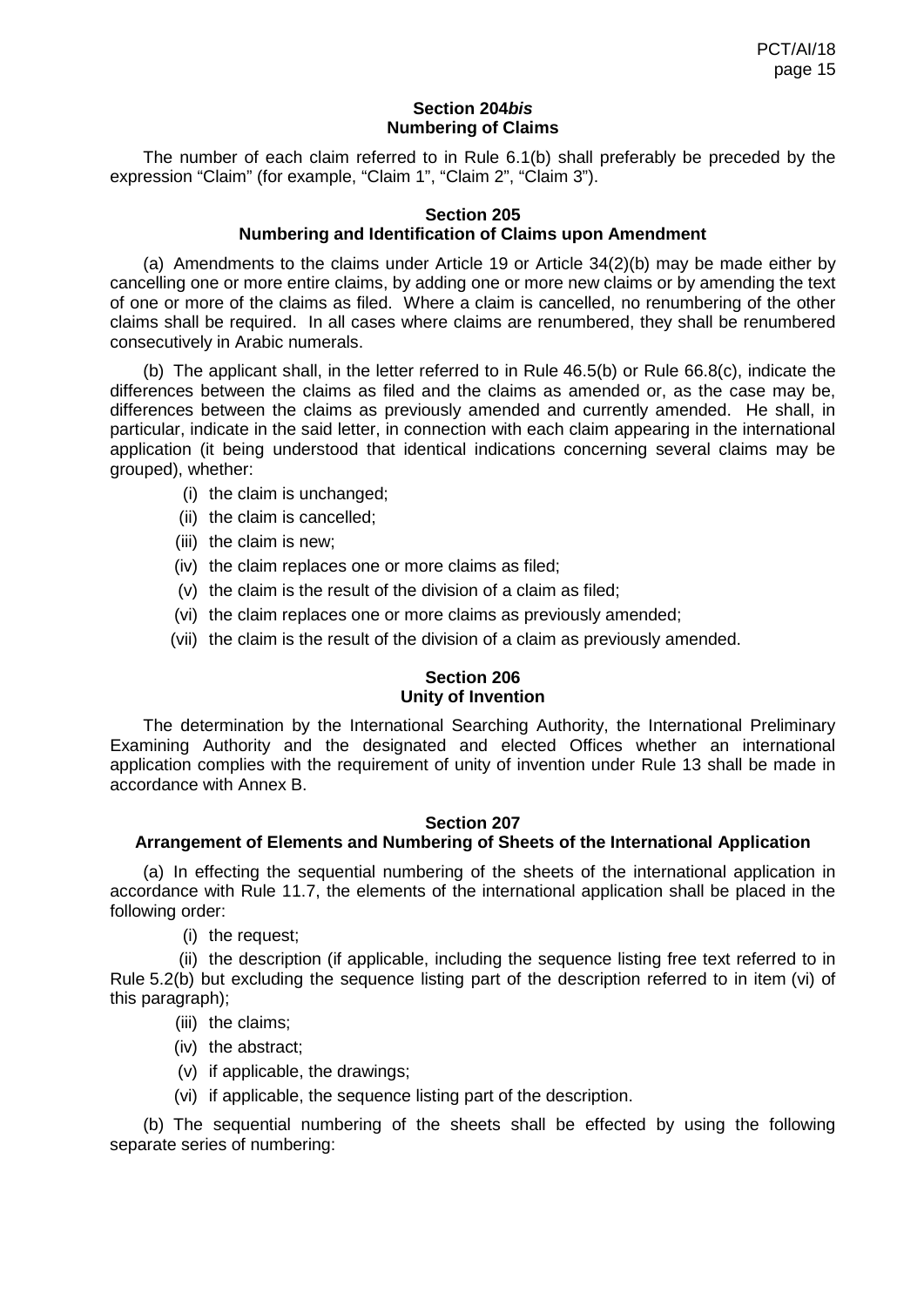### Section 204*bis*
### Numbering of Claims

The number of each claim referred to in Rule 6.1(b) shall preferably be preceded by the expression "Claim" (for example, "Claim 1", "Claim 2", "Claim 3").

### Section 205
### Numbering and Identification of Claims upon Amendment

(a) Amendments to the claims under Article 19 or Article 34(2)(b) may be made either by cancelling one or more entire claims, by adding one or more new claims or by amending the text of one or more of the claims as filed. Where a claim is cancelled, no renumbering of the other claims shall be required. In all cases where claims are renumbered, they shall be renumbered consecutively in Arabic numerals.

(b) The applicant shall, in the letter referred to in Rule 46.5(b) or Rule 66.8(c), indicate the differences between the claims as filed and the claims as amended or, as the case may be, differences between the claims as previously amended and currently amended. He shall, in particular, indicate in the said letter, in connection with each claim appearing in the international application (it being understood that identical indications concerning several claims may be grouped), whether:

(i) the claim is unchanged;

(ii) the claim is cancelled;

(iii) the claim is new;

(iv) the claim replaces one or more claims as filed;

(v) the claim is the result of the division of a claim as filed;

(vi) the claim replaces one or more claims as previously amended;

(vii) the claim is the result of the division of a claim as previously amended.

### Section 206
### Unity of Invention

The determination by the International Searching Authority, the International Preliminary Examining Authority and the designated and elected Offices whether an international application complies with the requirement of unity of invention under Rule 13 shall be made in accordance with Annex B.

### Section 207
### Arrangement of Elements and Numbering of Sheets of the International Application

(a) In effecting the sequential numbering of the sheets of the international application in accordance with Rule 11.7, the elements of the international application shall be placed in the following order:

(i) the request;

(ii) the description (if applicable, including the sequence listing free text referred to in Rule 5.2(b) but excluding the sequence listing part of the description referred to in item (vi) of this paragraph);

(iii) the claims;

(iv) the abstract;

(v) if applicable, the drawings;

(vi) if applicable, the sequence listing part of the description.

(b) The sequential numbering of the sheets shall be effected by using the following separate series of numbering: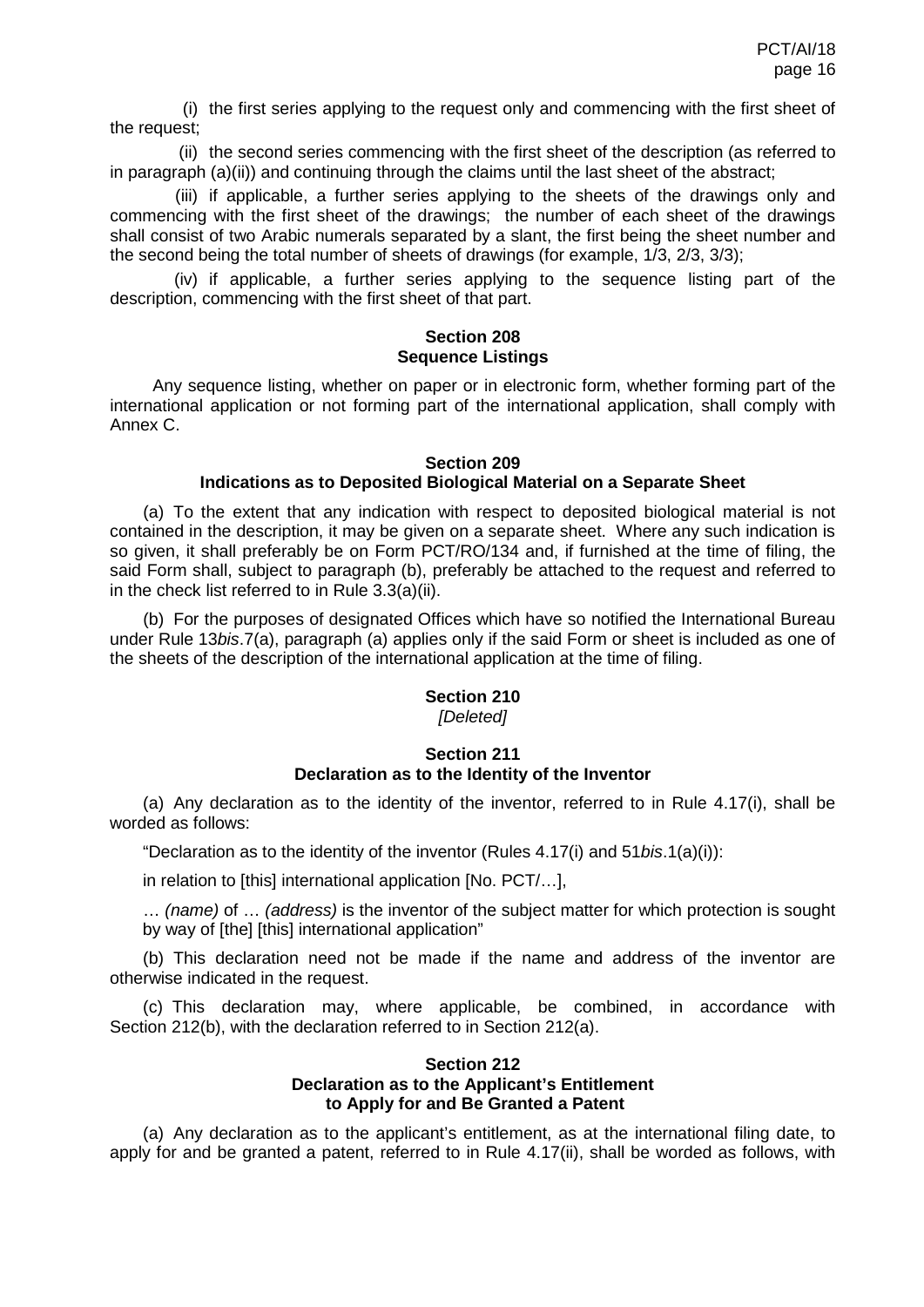(i) the first series applying to the request only and commencing with the first sheet of the request;

(ii) the second series commencing with the first sheet of the description (as referred to in paragraph (a)(ii)) and continuing through the claims until the last sheet of the abstract;

(iii) if applicable, a further series applying to the sheets of the drawings only and commencing with the first sheet of the drawings; the number of each sheet of the drawings shall consist of two Arabic numerals separated by a slant, the first being the sheet number and the second being the total number of sheets of drawings (for example, 1/3, 2/3, 3/3);

(iv) if applicable, a further series applying to the sequence listing part of the description, commencing with the first sheet of that part.

### Section 208
### Sequence Listings

Any sequence listing, whether on paper or in electronic form, whether forming part of the international application or not forming part of the international application, shall comply with Annex C.

### Section 209
### Indications as to Deposited Biological Material on a Separate Sheet

(a) To the extent that any indication with respect to deposited biological material is not contained in the description, it may be given on a separate sheet. Where any such indication is so given, it shall preferably be on Form PCT/RO/134 and, if furnished at the time of filing, the said Form shall, subject to paragraph (b), preferably be attached to the request and referred to in the check list referred to in Rule 3.3(a)(ii).

(b) For the purposes of designated Offices which have so notified the International Bureau under Rule 13*bis*.7(a), paragraph (a) applies only if the said Form or sheet is included as one of the sheets of the description of the international application at the time of filing.

### Section 210
*[Deleted]*

### Section 211
### Declaration as to the Identity of the Inventor

(a) Any declaration as to the identity of the inventor, referred to in Rule 4.17(i), shall be worded as follows:

"Declaration as to the identity of the inventor (Rules 4.17(i) and 51*bis*.1(a)(i)):

in relation to [this] international application [No. PCT/…],

… *(name)* of … *(address)* is the inventor of the subject matter for which protection is sought by way of [the] [this] international application"

(b) This declaration need not be made if the name and address of the inventor are otherwise indicated in the request.

(c) This declaration may, where applicable, be combined, in accordance with Section 212(b), with the declaration referred to in Section 212(a).

### Section 212
### Declaration as to the Applicant's Entitlement to Apply for and Be Granted a Patent

(a) Any declaration as to the applicant's entitlement, as at the international filing date, to apply for and be granted a patent, referred to in Rule 4.17(ii), shall be worded as follows, with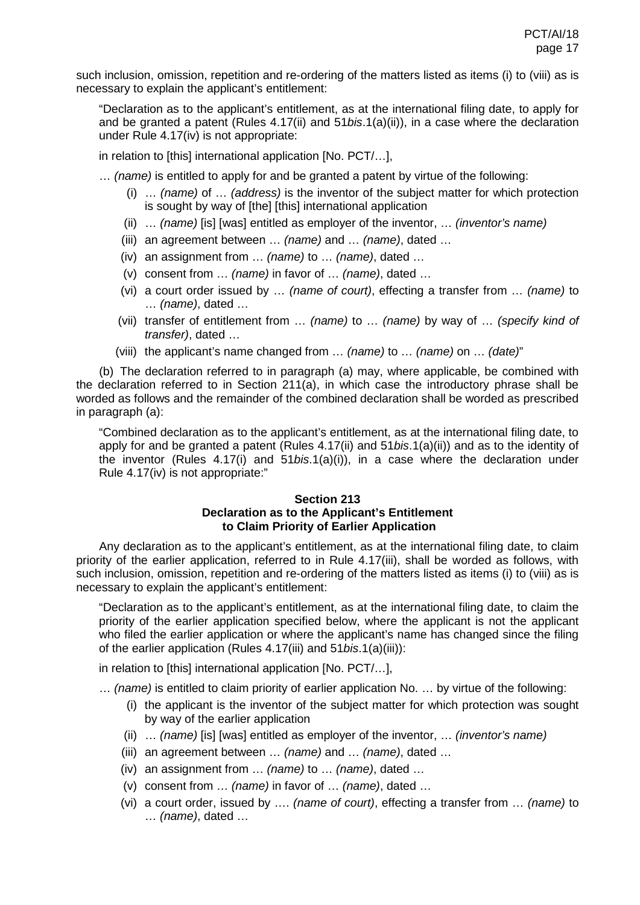such inclusion, omission, repetition and re-ordering of the matters listed as items (i) to (viii) as is necessary to explain the applicant's entitlement:

> "Declaration as to the applicant's entitlement, as at the international filing date, to apply for and be granted a patent (Rules 4.17(ii) and 51*bis*.1(a)(ii)), in a case where the declaration under Rule 4.17(iv) is not appropriate:
>
> in relation to [this] international application [No. PCT/…],
>
> … *(name)* is entitled to apply for and be granted a patent by virtue of the following:
>
> (i) … *(name)* of … *(address)* is the inventor of the subject matter for which protection is sought by way of [the] [this] international application
>
> (ii) … *(name)* [is] [was] entitled as employer of the inventor, … *(inventor's name)*
>
> (iii) an agreement between … *(name)* and … *(name)*, dated …
>
> (iv) an assignment from … *(name)* to … *(name)*, dated …
>
> (v) consent from … *(name)* in favor of … *(name)*, dated …
>
> (vi) a court order issued by … *(name of court)*, effecting a transfer from … *(name)* to … *(name)*, dated …
>
> (vii) transfer of entitlement from … *(name)* to … *(name)* by way of … *(specify kind of transfer)*, dated …
>
> (viii) the applicant's name changed from … *(name)* to … *(name)* on … *(date)*"

(b) The declaration referred to in paragraph (a) may, where applicable, be combined with the declaration referred to in Section 211(a), in which case the introductory phrase shall be worded as follows and the remainder of the combined declaration shall be worded as prescribed in paragraph (a):

> "Combined declaration as to the applicant's entitlement, as at the international filing date, to apply for and be granted a patent (Rules 4.17(ii) and 51*bis*.1(a)(ii)) and as to the identity of the inventor (Rules 4.17(i) and 51*bis*.1(a)(i)), in a case where the declaration under Rule 4.17(iv) is not appropriate:"

### Section 213
### Declaration as to the Applicant's Entitlement to Claim Priority of Earlier Application

Any declaration as to the applicant's entitlement, as at the international filing date, to claim priority of the earlier application, referred to in Rule 4.17(iii), shall be worded as follows, with such inclusion, omission, repetition and re-ordering of the matters listed as items (i) to (viii) as is necessary to explain the applicant's entitlement:

> "Declaration as to the applicant's entitlement, as at the international filing date, to claim the priority of the earlier application specified below, where the applicant is not the applicant who filed the earlier application or where the applicant's name has changed since the filing of the earlier application (Rules 4.17(iii) and 51*bis*.1(a)(iii)):
>
> in relation to [this] international application [No. PCT/…],
>
> … *(name)* is entitled to claim priority of earlier application No. … by virtue of the following:
>
> (i) the applicant is the inventor of the subject matter for which protection was sought by way of the earlier application
>
> (ii) … *(name)* [is] [was] entitled as employer of the inventor, … *(inventor's name)*
>
> (iii) an agreement between … *(name)* and … *(name)*, dated …
>
> (iv) an assignment from … *(name)* to … *(name)*, dated …
>
> (v) consent from … *(name)* in favor of … *(name)*, dated …
>
> (vi) a court order, issued by …. *(name of court)*, effecting a transfer from … *(name)* to … *(name)*, dated …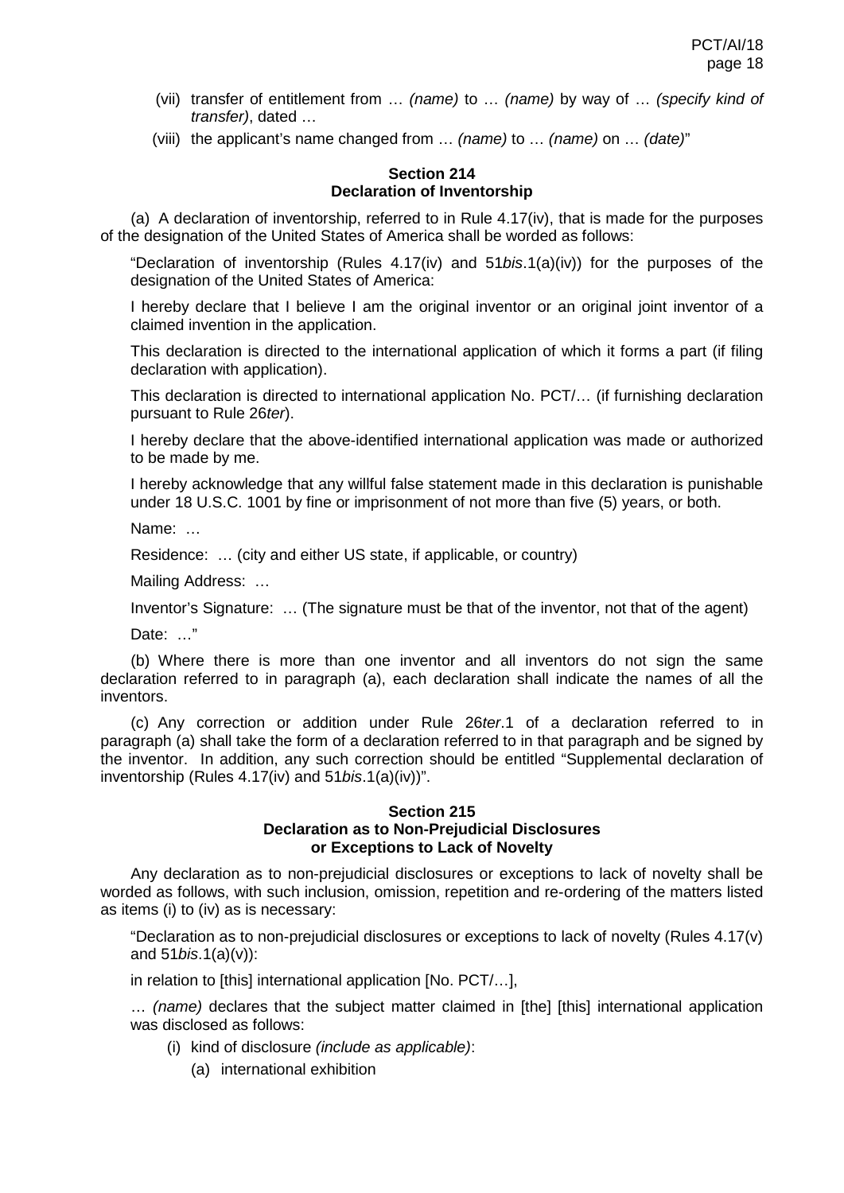(vii) transfer of entitlement from … *(name)* to … *(name)* by way of … *(specify kind of transfer)*, dated …

(viii) the applicant's name changed from … *(name)* to … *(name)* on … *(date)*"

### Section 214
### Declaration of Inventorship

(a) A declaration of inventorship, referred to in Rule 4.17(iv), that is made for the purposes of the designation of the United States of America shall be worded as follows:

"Declaration of inventorship (Rules 4.17(iv) and 51*bis*.1(a)(iv)) for the purposes of the designation of the United States of America:

I hereby declare that I believe I am the original inventor or an original joint inventor of a claimed invention in the application.

This declaration is directed to the international application of which it forms a part (if filing declaration with application).

This declaration is directed to international application No. PCT/… (if furnishing declaration pursuant to Rule 26*ter*).

I hereby declare that the above-identified international application was made or authorized to be made by me.

I hereby acknowledge that any willful false statement made in this declaration is punishable under 18 U.S.C. 1001 by fine or imprisonment of not more than five (5) years, or both.

Name: …

Residence: … (city and either US state, if applicable, or country)

Mailing Address: …

Inventor's Signature: … (The signature must be that of the inventor, not that of the agent)

Date: …"

(b) Where there is more than one inventor and all inventors do not sign the same declaration referred to in paragraph (a), each declaration shall indicate the names of all the inventors.

(c) Any correction or addition under Rule 26*ter*.1 of a declaration referred to in paragraph (a) shall take the form of a declaration referred to in that paragraph and be signed by the inventor. In addition, any such correction should be entitled "Supplemental declaration of inventorship (Rules 4.17(iv) and 51*bis*.1(a)(iv))".

### Section 215
### Declaration as to Non-Prejudicial Disclosures or Exceptions to Lack of Novelty

Any declaration as to non-prejudicial disclosures or exceptions to lack of novelty shall be worded as follows, with such inclusion, omission, repetition and re-ordering of the matters listed as items (i) to (iv) as is necessary:

"Declaration as to non-prejudicial disclosures or exceptions to lack of novelty (Rules 4.17(v) and 51*bis*.1(a)(v)):

in relation to [this] international application [No. PCT/…],

… *(name)* declares that the subject matter claimed in [the] [this] international application was disclosed as follows:

(i) kind of disclosure *(include as applicable)*:

(a) international exhibition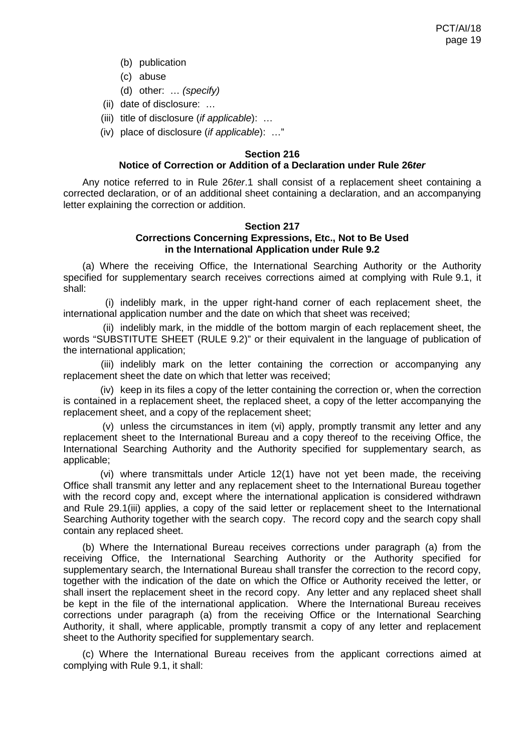(b) publication

(c) abuse

(d) other: … *(specify)*

(ii) date of disclosure: …

(iii) title of disclosure (*if applicable*): …

(iv) place of disclosure (*if applicable*): …"

**Section 216**
**Notice of Correction or Addition of a Declaration under Rule 26*ter***

Any notice referred to in Rule 26*ter*.1 shall consist of a replacement sheet containing a corrected declaration, or of an additional sheet containing a declaration, and an accompanying letter explaining the correction or addition.

**Section 217**
**Corrections Concerning Expressions, Etc., Not to Be Used in the International Application under Rule 9.2**

(a) Where the receiving Office, the International Searching Authority or the Authority specified for supplementary search receives corrections aimed at complying with Rule 9.1, it shall:

(i) indelibly mark, in the upper right-hand corner of each replacement sheet, the international application number and the date on which that sheet was received;

(ii) indelibly mark, in the middle of the bottom margin of each replacement sheet, the words "SUBSTITUTE SHEET (RULE 9.2)" or their equivalent in the language of publication of the international application;

(iii) indelibly mark on the letter containing the correction or accompanying any replacement sheet the date on which that letter was received;

(iv) keep in its files a copy of the letter containing the correction or, when the correction is contained in a replacement sheet, the replaced sheet, a copy of the letter accompanying the replacement sheet, and a copy of the replacement sheet;

(v) unless the circumstances in item (vi) apply, promptly transmit any letter and any replacement sheet to the International Bureau and a copy thereof to the receiving Office, the International Searching Authority and the Authority specified for supplementary search, as applicable;

(vi) where transmittals under Article 12(1) have not yet been made, the receiving Office shall transmit any letter and any replacement sheet to the International Bureau together with the record copy and, except where the international application is considered withdrawn and Rule 29.1(iii) applies, a copy of the said letter or replacement sheet to the International Searching Authority together with the search copy. The record copy and the search copy shall contain any replaced sheet.

(b) Where the International Bureau receives corrections under paragraph (a) from the receiving Office, the International Searching Authority or the Authority specified for supplementary search, the International Bureau shall transfer the correction to the record copy, together with the indication of the date on which the Office or Authority received the letter, or shall insert the replacement sheet in the record copy. Any letter and any replaced sheet shall be kept in the file of the international application. Where the International Bureau receives corrections under paragraph (a) from the receiving Office or the International Searching Authority, it shall, where applicable, promptly transmit a copy of any letter and replacement sheet to the Authority specified for supplementary search.

(c) Where the International Bureau receives from the applicant corrections aimed at complying with Rule 9.1, it shall: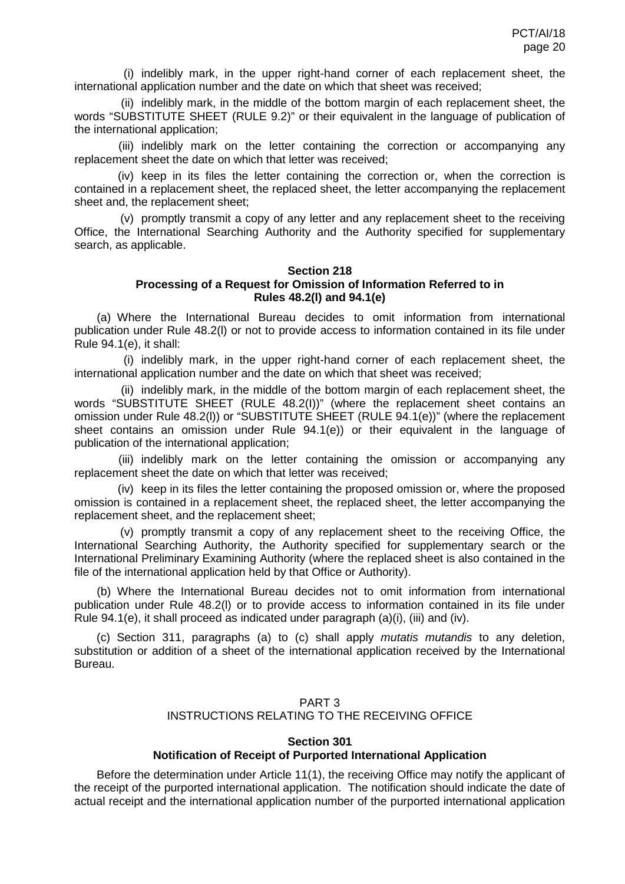(i) indelibly mark, in the upper right-hand corner of each replacement sheet, the international application number and the date on which that sheet was received;

(ii) indelibly mark, in the middle of the bottom margin of each replacement sheet, the words "SUBSTITUTE SHEET (RULE 9.2)" or their equivalent in the language of publication of the international application;

(iii) indelibly mark on the letter containing the correction or accompanying any replacement sheet the date on which that letter was received;

(iv) keep in its files the letter containing the correction or, when the correction is contained in a replacement sheet, the replaced sheet, the letter accompanying the replacement sheet and, the replacement sheet;

(v) promptly transmit a copy of any letter and any replacement sheet to the receiving Office, the International Searching Authority and the Authority specified for supplementary search, as applicable.

### Section 218
### Processing of a Request for Omission of Information Referred to in Rules 48.2(l) and 94.1(e)

(a) Where the International Bureau decides to omit information from international publication under Rule 48.2(l) or not to provide access to information contained in its file under Rule 94.1(e), it shall:

(i) indelibly mark, in the upper right-hand corner of each replacement sheet, the international application number and the date on which that sheet was received;

(ii) indelibly mark, in the middle of the bottom margin of each replacement sheet, the words "SUBSTITUTE SHEET (RULE 48.2(l))" (where the replacement sheet contains an omission under Rule 48.2(l)) or "SUBSTITUTE SHEET (RULE 94.1(e))" (where the replacement sheet contains an omission under Rule 94.1(e)) or their equivalent in the language of publication of the international application;

(iii) indelibly mark on the letter containing the omission or accompanying any replacement sheet the date on which that letter was received;

(iv) keep in its files the letter containing the proposed omission or, where the proposed omission is contained in a replacement sheet, the replaced sheet, the letter accompanying the replacement sheet, and the replacement sheet;

(v) promptly transmit a copy of any replacement sheet to the receiving Office, the International Searching Authority, the Authority specified for supplementary search or the International Preliminary Examining Authority (where the replaced sheet is also contained in the file of the international application held by that Office or Authority).

(b) Where the International Bureau decides not to omit information from international publication under Rule 48.2(l) or to provide access to information contained in its file under Rule 94.1(e), it shall proceed as indicated under paragraph (a)(i), (iii) and (iv).

(c) Section 311, paragraphs (a) to (c) shall apply *mutatis mutandis* to any deletion, substitution or addition of a sheet of the international application received by the International Bureau.

## PART 3
## INSTRUCTIONS RELATING TO THE RECEIVING OFFICE

### Section 301
### Notification of Receipt of Purported International Application

Before the determination under Article 11(1), the receiving Office may notify the applicant of the receipt of the purported international application. The notification should indicate the date of actual receipt and the international application number of the purported international application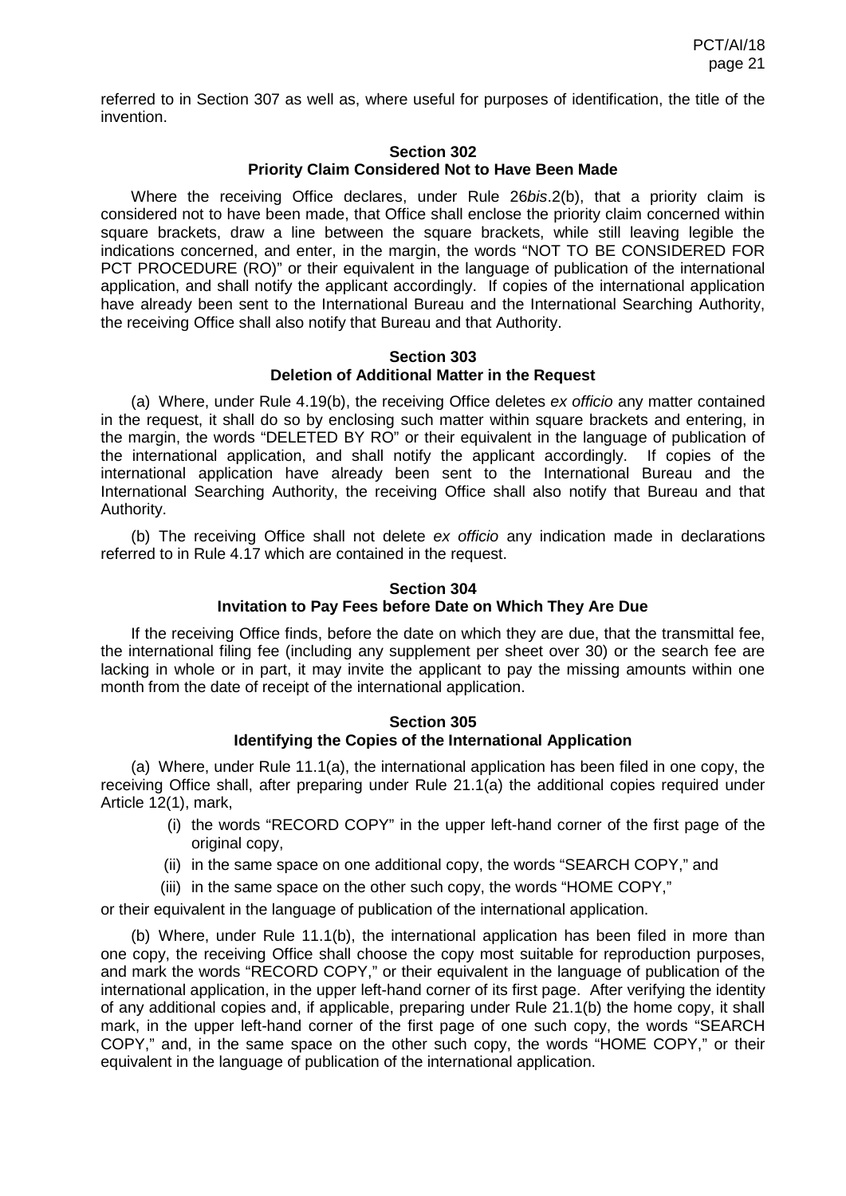referred to in Section 307 as well as, where useful for purposes of identification, the title of the invention.

### Section 302
### Priority Claim Considered Not to Have Been Made

Where the receiving Office declares, under Rule 26*bis*.2(b), that a priority claim is considered not to have been made, that Office shall enclose the priority claim concerned within square brackets, draw a line between the square brackets, while still leaving legible the indications concerned, and enter, in the margin, the words "NOT TO BE CONSIDERED FOR PCT PROCEDURE (RO)" or their equivalent in the language of publication of the international application, and shall notify the applicant accordingly. If copies of the international application have already been sent to the International Bureau and the International Searching Authority, the receiving Office shall also notify that Bureau and that Authority.

### Section 303
### Deletion of Additional Matter in the Request

(a) Where, under Rule 4.19(b), the receiving Office deletes *ex officio* any matter contained in the request, it shall do so by enclosing such matter within square brackets and entering, in the margin, the words "DELETED BY RO" or their equivalent in the language of publication of the international application, and shall notify the applicant accordingly. If copies of the international application have already been sent to the International Bureau and the International Searching Authority, the receiving Office shall also notify that Bureau and that Authority.

(b) The receiving Office shall not delete *ex officio* any indication made in declarations referred to in Rule 4.17 which are contained in the request.

### Section 304
### Invitation to Pay Fees before Date on Which They Are Due

If the receiving Office finds, before the date on which they are due, that the transmittal fee, the international filing fee (including any supplement per sheet over 30) or the search fee are lacking in whole or in part, it may invite the applicant to pay the missing amounts within one month from the date of receipt of the international application.

### Section 305
### Identifying the Copies of the International Application

(a) Where, under Rule 11.1(a), the international application has been filed in one copy, the receiving Office shall, after preparing under Rule 21.1(a) the additional copies required under Article 12(1), mark,

- (i) the words "RECORD COPY" in the upper left-hand corner of the first page of the original copy,
- (ii) in the same space on one additional copy, the words "SEARCH COPY," and
- (iii) in the same space on the other such copy, the words "HOME COPY,"

or their equivalent in the language of publication of the international application.

(b) Where, under Rule 11.1(b), the international application has been filed in more than one copy, the receiving Office shall choose the copy most suitable for reproduction purposes, and mark the words "RECORD COPY," or their equivalent in the language of publication of the international application, in the upper left-hand corner of its first page. After verifying the identity of any additional copies and, if applicable, preparing under Rule 21.1(b) the home copy, it shall mark, in the upper left-hand corner of the first page of one such copy, the words "SEARCH COPY," and, in the same space on the other such copy, the words "HOME COPY," or their equivalent in the language of publication of the international application.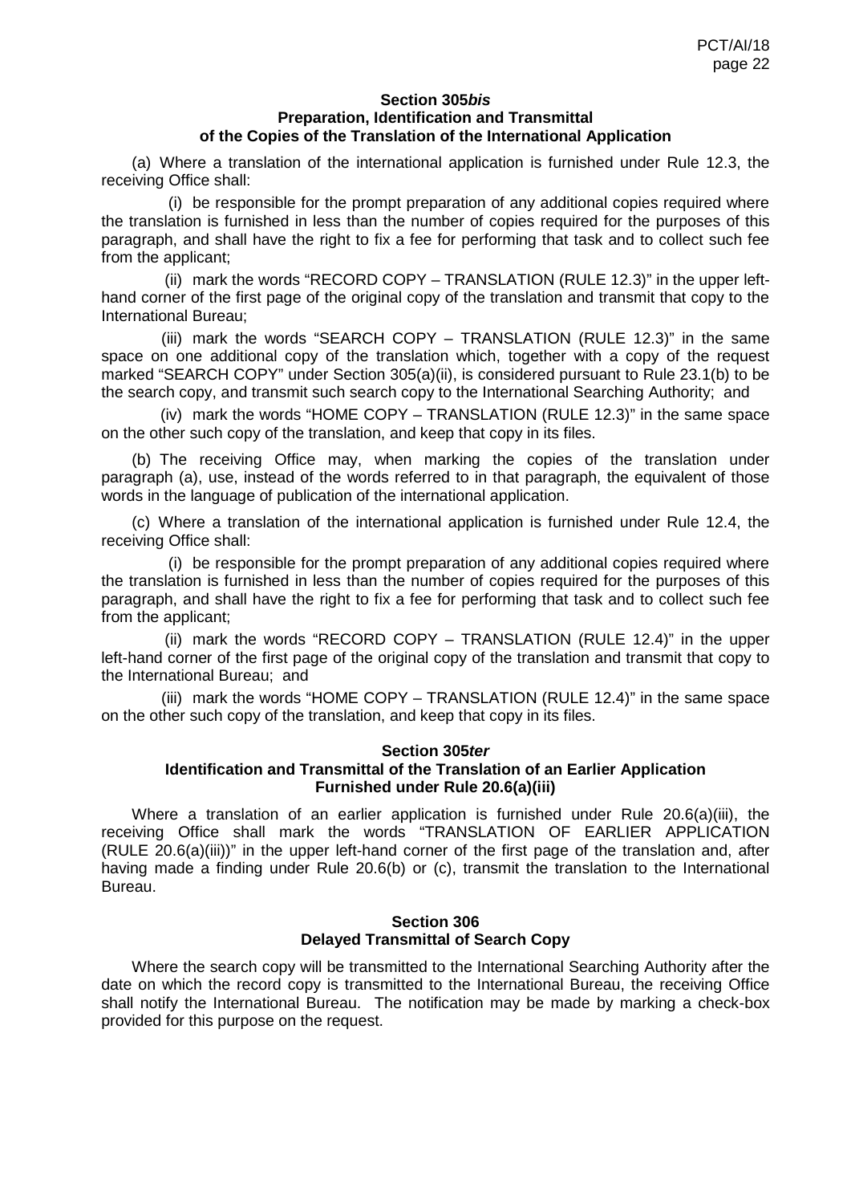### Section 305*bis*
### Preparation, Identification and Transmittal of the Copies of the Translation of the International Application

(a) Where a translation of the international application is furnished under Rule 12.3, the receiving Office shall:

(i) be responsible for the prompt preparation of any additional copies required where the translation is furnished in less than the number of copies required for the purposes of this paragraph, and shall have the right to fix a fee for performing that task and to collect such fee from the applicant;

(ii) mark the words "RECORD COPY – TRANSLATION (RULE 12.3)" in the upper left-hand corner of the first page of the original copy of the translation and transmit that copy to the International Bureau;

(iii) mark the words "SEARCH COPY – TRANSLATION (RULE 12.3)" in the same space on one additional copy of the translation which, together with a copy of the request marked "SEARCH COPY" under Section 305(a)(ii), is considered pursuant to Rule 23.1(b) to be the search copy, and transmit such search copy to the International Searching Authority; and

(iv) mark the words "HOME COPY – TRANSLATION (RULE 12.3)" in the same space on the other such copy of the translation, and keep that copy in its files.

(b) The receiving Office may, when marking the copies of the translation under paragraph (a), use, instead of the words referred to in that paragraph, the equivalent of those words in the language of publication of the international application.

(c) Where a translation of the international application is furnished under Rule 12.4, the receiving Office shall:

(i) be responsible for the prompt preparation of any additional copies required where the translation is furnished in less than the number of copies required for the purposes of this paragraph, and shall have the right to fix a fee for performing that task and to collect such fee from the applicant;

(ii) mark the words "RECORD COPY – TRANSLATION (RULE 12.4)" in the upper left-hand corner of the first page of the original copy of the translation and transmit that copy to the International Bureau; and

(iii) mark the words "HOME COPY – TRANSLATION (RULE 12.4)" in the same space on the other such copy of the translation, and keep that copy in its files.

### Section 305*ter*
### Identification and Transmittal of the Translation of an Earlier Application Furnished under Rule 20.6(a)(iii)

Where a translation of an earlier application is furnished under Rule 20.6(a)(iii), the receiving Office shall mark the words "TRANSLATION OF EARLIER APPLICATION (RULE 20.6(a)(iii))" in the upper left-hand corner of the first page of the translation and, after having made a finding under Rule 20.6(b) or (c), transmit the translation to the International Bureau.

### Section 306
### Delayed Transmittal of Search Copy

Where the search copy will be transmitted to the International Searching Authority after the date on which the record copy is transmitted to the International Bureau, the receiving Office shall notify the International Bureau. The notification may be made by marking a check-box provided for this purpose on the request.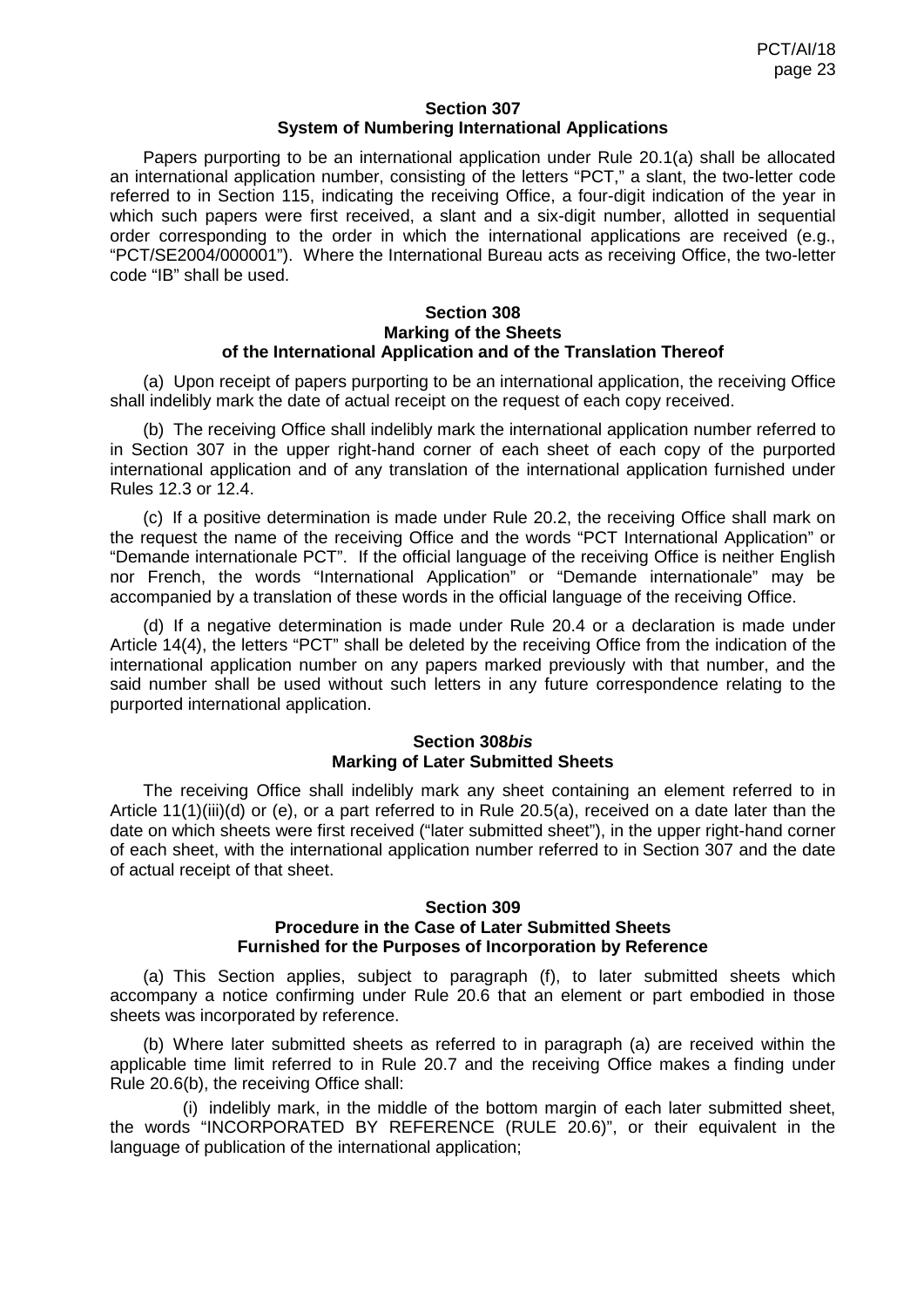## Section 307
## System of Numbering International Applications

Papers purporting to be an international application under Rule 20.1(a) shall be allocated an international application number, consisting of the letters "PCT," a slant, the two-letter code referred to in Section 115, indicating the receiving Office, a four-digit indication of the year in which such papers were first received, a slant and a six-digit number, allotted in sequential order corresponding to the order in which the international applications are received (e.g., "PCT/SE2004/000001"). Where the International Bureau acts as receiving Office, the two-letter code "IB" shall be used.

## Section 308
## Marking of the Sheets of the International Application and of the Translation Thereof

(a) Upon receipt of papers purporting to be an international application, the receiving Office shall indelibly mark the date of actual receipt on the request of each copy received.

(b) The receiving Office shall indelibly mark the international application number referred to in Section 307 in the upper right-hand corner of each sheet of each copy of the purported international application and of any translation of the international application furnished under Rules 12.3 or 12.4.

(c) If a positive determination is made under Rule 20.2, the receiving Office shall mark on the request the name of the receiving Office and the words "PCT International Application" or "Demande internationale PCT". If the official language of the receiving Office is neither English nor French, the words "International Application" or "Demande internationale" may be accompanied by a translation of these words in the official language of the receiving Office.

(d) If a negative determination is made under Rule 20.4 or a declaration is made under Article 14(4), the letters "PCT" shall be deleted by the receiving Office from the indication of the international application number on any papers marked previously with that number, and the said number shall be used without such letters in any future correspondence relating to the purported international application.

## Section 308*bis*
## Marking of Later Submitted Sheets

The receiving Office shall indelibly mark any sheet containing an element referred to in Article 11(1)(iii)(d) or (e), or a part referred to in Rule 20.5(a), received on a date later than the date on which sheets were first received ("later submitted sheet"), in the upper right-hand corner of each sheet, with the international application number referred to in Section 307 and the date of actual receipt of that sheet.

## Section 309
## Procedure in the Case of Later Submitted Sheets Furnished for the Purposes of Incorporation by Reference

(a) This Section applies, subject to paragraph (f), to later submitted sheets which accompany a notice confirming under Rule 20.6 that an element or part embodied in those sheets was incorporated by reference.

(b) Where later submitted sheets as referred to in paragraph (a) are received within the applicable time limit referred to in Rule 20.7 and the receiving Office makes a finding under Rule 20.6(b), the receiving Office shall:

(i) indelibly mark, in the middle of the bottom margin of each later submitted sheet, the words "INCORPORATED BY REFERENCE (RULE 20.6)", or their equivalent in the language of publication of the international application;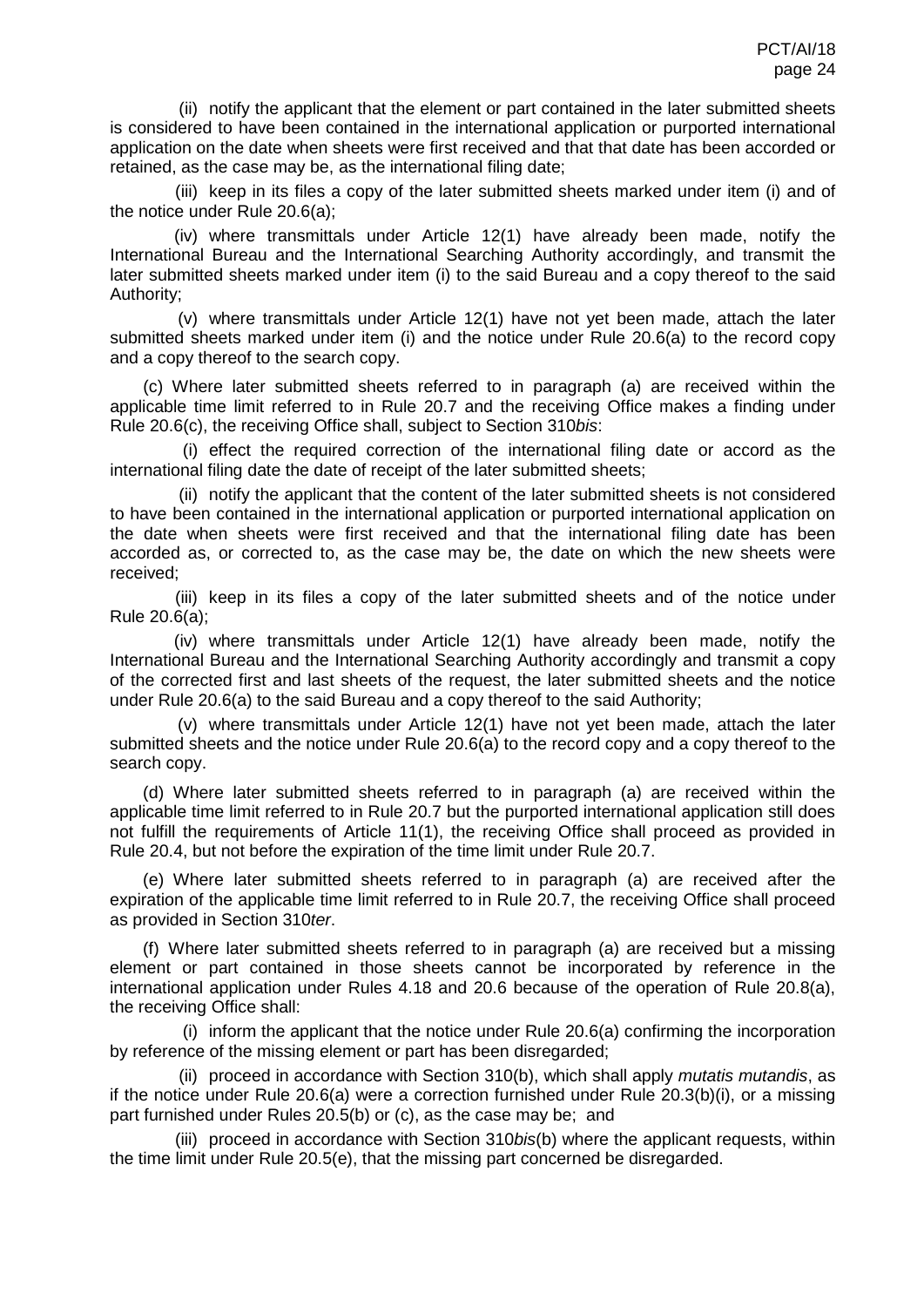(ii) notify the applicant that the element or part contained in the later submitted sheets is considered to have been contained in the international application or purported international application on the date when sheets were first received and that that date has been accorded or retained, as the case may be, as the international filing date;

(iii) keep in its files a copy of the later submitted sheets marked under item (i) and of the notice under Rule 20.6(a);

(iv) where transmittals under Article 12(1) have already been made, notify the International Bureau and the International Searching Authority accordingly, and transmit the later submitted sheets marked under item (i) to the said Bureau and a copy thereof to the said Authority;

(v) where transmittals under Article 12(1) have not yet been made, attach the later submitted sheets marked under item (i) and the notice under Rule 20.6(a) to the record copy and a copy thereof to the search copy.

(c) Where later submitted sheets referred to in paragraph (a) are received within the applicable time limit referred to in Rule 20.7 and the receiving Office makes a finding under Rule 20.6(c), the receiving Office shall, subject to Section 310*bis*:

(i) effect the required correction of the international filing date or accord as the international filing date the date of receipt of the later submitted sheets;

(ii) notify the applicant that the content of the later submitted sheets is not considered to have been contained in the international application or purported international application on the date when sheets were first received and that the international filing date has been accorded as, or corrected to, as the case may be, the date on which the new sheets were received;

(iii) keep in its files a copy of the later submitted sheets and of the notice under Rule 20.6(a);

(iv) where transmittals under Article 12(1) have already been made, notify the International Bureau and the International Searching Authority accordingly and transmit a copy of the corrected first and last sheets of the request, the later submitted sheets and the notice under Rule 20.6(a) to the said Bureau and a copy thereof to the said Authority;

(v) where transmittals under Article 12(1) have not yet been made, attach the later submitted sheets and the notice under Rule 20.6(a) to the record copy and a copy thereof to the search copy.

(d) Where later submitted sheets referred to in paragraph (a) are received within the applicable time limit referred to in Rule 20.7 but the purported international application still does not fulfill the requirements of Article 11(1), the receiving Office shall proceed as provided in Rule 20.4, but not before the expiration of the time limit under Rule 20.7.

(e) Where later submitted sheets referred to in paragraph (a) are received after the expiration of the applicable time limit referred to in Rule 20.7, the receiving Office shall proceed as provided in Section 310*ter*.

(f) Where later submitted sheets referred to in paragraph (a) are received but a missing element or part contained in those sheets cannot be incorporated by reference in the international application under Rules 4.18 and 20.6 because of the operation of Rule 20.8(a), the receiving Office shall:

(i) inform the applicant that the notice under Rule 20.6(a) confirming the incorporation by reference of the missing element or part has been disregarded;

(ii) proceed in accordance with Section 310(b), which shall apply *mutatis mutandis*, as if the notice under Rule 20.6(a) were a correction furnished under Rule 20.3(b)(i), or a missing part furnished under Rules 20.5(b) or (c), as the case may be; and

(iii) proceed in accordance with Section 310*bis*(b) where the applicant requests, within the time limit under Rule 20.5(e), that the missing part concerned be disregarded.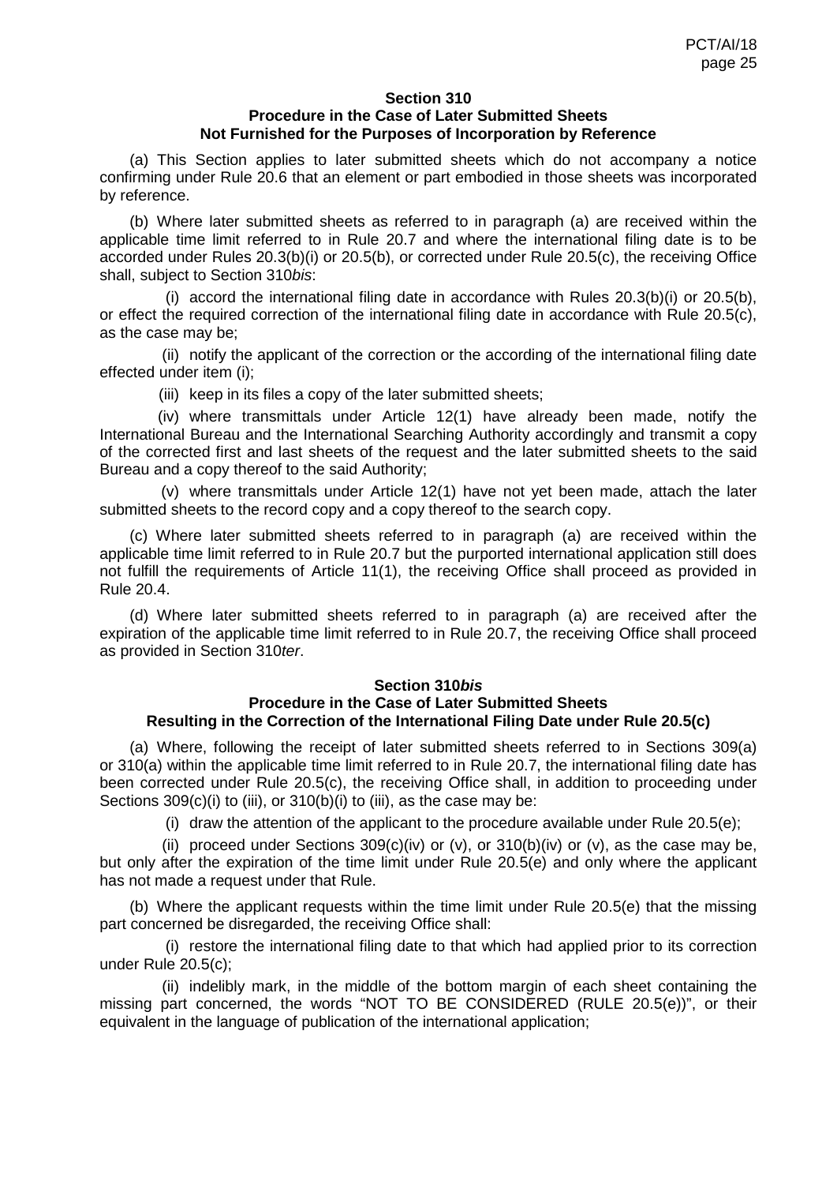## Section 310
## Procedure in the Case of Later Submitted Sheets Not Furnished for the Purposes of Incorporation by Reference

(a) This Section applies to later submitted sheets which do not accompany a notice confirming under Rule 20.6 that an element or part embodied in those sheets was incorporated by reference.

(b) Where later submitted sheets as referred to in paragraph (a) are received within the applicable time limit referred to in Rule 20.7 and where the international filing date is to be accorded under Rules 20.3(b)(i) or 20.5(b), or corrected under Rule 20.5(c), the receiving Office shall, subject to Section 310*bis*:

(i) accord the international filing date in accordance with Rules 20.3(b)(i) or 20.5(b), or effect the required correction of the international filing date in accordance with Rule 20.5(c), as the case may be;

(ii) notify the applicant of the correction or the according of the international filing date effected under item (i);

(iii) keep in its files a copy of the later submitted sheets;

(iv) where transmittals under Article 12(1) have already been made, notify the International Bureau and the International Searching Authority accordingly and transmit a copy of the corrected first and last sheets of the request and the later submitted sheets to the said Bureau and a copy thereof to the said Authority;

(v) where transmittals under Article 12(1) have not yet been made, attach the later submitted sheets to the record copy and a copy thereof to the search copy.

(c) Where later submitted sheets referred to in paragraph (a) are received within the applicable time limit referred to in Rule 20.7 but the purported international application still does not fulfill the requirements of Article 11(1), the receiving Office shall proceed as provided in Rule 20.4.

(d) Where later submitted sheets referred to in paragraph (a) are received after the expiration of the applicable time limit referred to in Rule 20.7, the receiving Office shall proceed as provided in Section 310*ter*.

## Section 310*bis*
## Procedure in the Case of Later Submitted Sheets Resulting in the Correction of the International Filing Date under Rule 20.5(c)

(a) Where, following the receipt of later submitted sheets referred to in Sections 309(a) or 310(a) within the applicable time limit referred to in Rule 20.7, the international filing date has been corrected under Rule 20.5(c), the receiving Office shall, in addition to proceeding under Sections 309(c)(i) to (iii), or 310(b)(i) to (iii), as the case may be:

(i) draw the attention of the applicant to the procedure available under Rule 20.5(e);

(ii) proceed under Sections 309(c)(iv) or (v), or 310(b)(iv) or (v), as the case may be, but only after the expiration of the time limit under Rule 20.5(e) and only where the applicant has not made a request under that Rule.

(b) Where the applicant requests within the time limit under Rule 20.5(e) that the missing part concerned be disregarded, the receiving Office shall:

(i) restore the international filing date to that which had applied prior to its correction under Rule 20.5(c);

(ii) indelibly mark, in the middle of the bottom margin of each sheet containing the missing part concerned, the words "NOT TO BE CONSIDERED (RULE 20.5(e))", or their equivalent in the language of publication of the international application;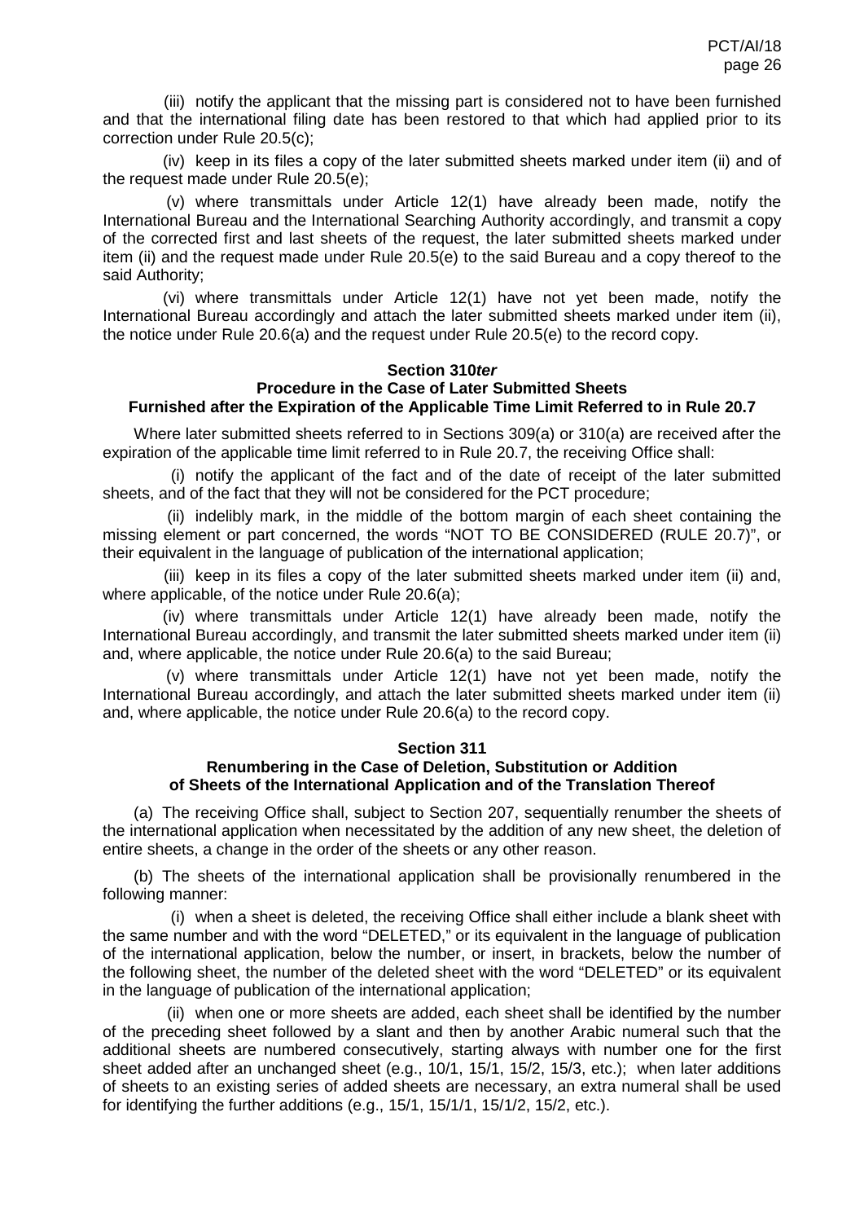(iii) notify the applicant that the missing part is considered not to have been furnished and that the international filing date has been restored to that which had applied prior to its correction under Rule 20.5(c);

(iv) keep in its files a copy of the later submitted sheets marked under item (ii) and of the request made under Rule 20.5(e);

(v) where transmittals under Article 12(1) have already been made, notify the International Bureau and the International Searching Authority accordingly, and transmit a copy of the corrected first and last sheets of the request, the later submitted sheets marked under item (ii) and the request made under Rule 20.5(e) to the said Bureau and a copy thereof to the said Authority;

(vi) where transmittals under Article 12(1) have not yet been made, notify the International Bureau accordingly and attach the later submitted sheets marked under item (ii), the notice under Rule 20.6(a) and the request under Rule 20.5(e) to the record copy.

### Section 310*ter*
### Procedure in the Case of Later Submitted Sheets Furnished after the Expiration of the Applicable Time Limit Referred to in Rule 20.7

Where later submitted sheets referred to in Sections 309(a) or 310(a) are received after the expiration of the applicable time limit referred to in Rule 20.7, the receiving Office shall:

(i) notify the applicant of the fact and of the date of receipt of the later submitted sheets, and of the fact that they will not be considered for the PCT procedure;

(ii) indelibly mark, in the middle of the bottom margin of each sheet containing the missing element or part concerned, the words "NOT TO BE CONSIDERED (RULE 20.7)", or their equivalent in the language of publication of the international application;

(iii) keep in its files a copy of the later submitted sheets marked under item (ii) and, where applicable, of the notice under Rule 20.6(a);

(iv) where transmittals under Article 12(1) have already been made, notify the International Bureau accordingly, and transmit the later submitted sheets marked under item (ii) and, where applicable, the notice under Rule 20.6(a) to the said Bureau;

(v) where transmittals under Article 12(1) have not yet been made, notify the International Bureau accordingly, and attach the later submitted sheets marked under item (ii) and, where applicable, the notice under Rule 20.6(a) to the record copy.

### Section 311
### Renumbering in the Case of Deletion, Substitution or Addition of Sheets of the International Application and of the Translation Thereof

(a) The receiving Office shall, subject to Section 207, sequentially renumber the sheets of the international application when necessitated by the addition of any new sheet, the deletion of entire sheets, a change in the order of the sheets or any other reason.

(b) The sheets of the international application shall be provisionally renumbered in the following manner:

(i) when a sheet is deleted, the receiving Office shall either include a blank sheet with the same number and with the word "DELETED," or its equivalent in the language of publication of the international application, below the number, or insert, in brackets, below the number of the following sheet, the number of the deleted sheet with the word "DELETED" or its equivalent in the language of publication of the international application;

(ii) when one or more sheets are added, each sheet shall be identified by the number of the preceding sheet followed by a slant and then by another Arabic numeral such that the additional sheets are numbered consecutively, starting always with number one for the first sheet added after an unchanged sheet (e.g., 10/1, 15/1, 15/2, 15/3, etc.); when later additions of sheets to an existing series of added sheets are necessary, an extra numeral shall be used for identifying the further additions (e.g., 15/1, 15/1/1, 15/1/2, 15/2, etc.).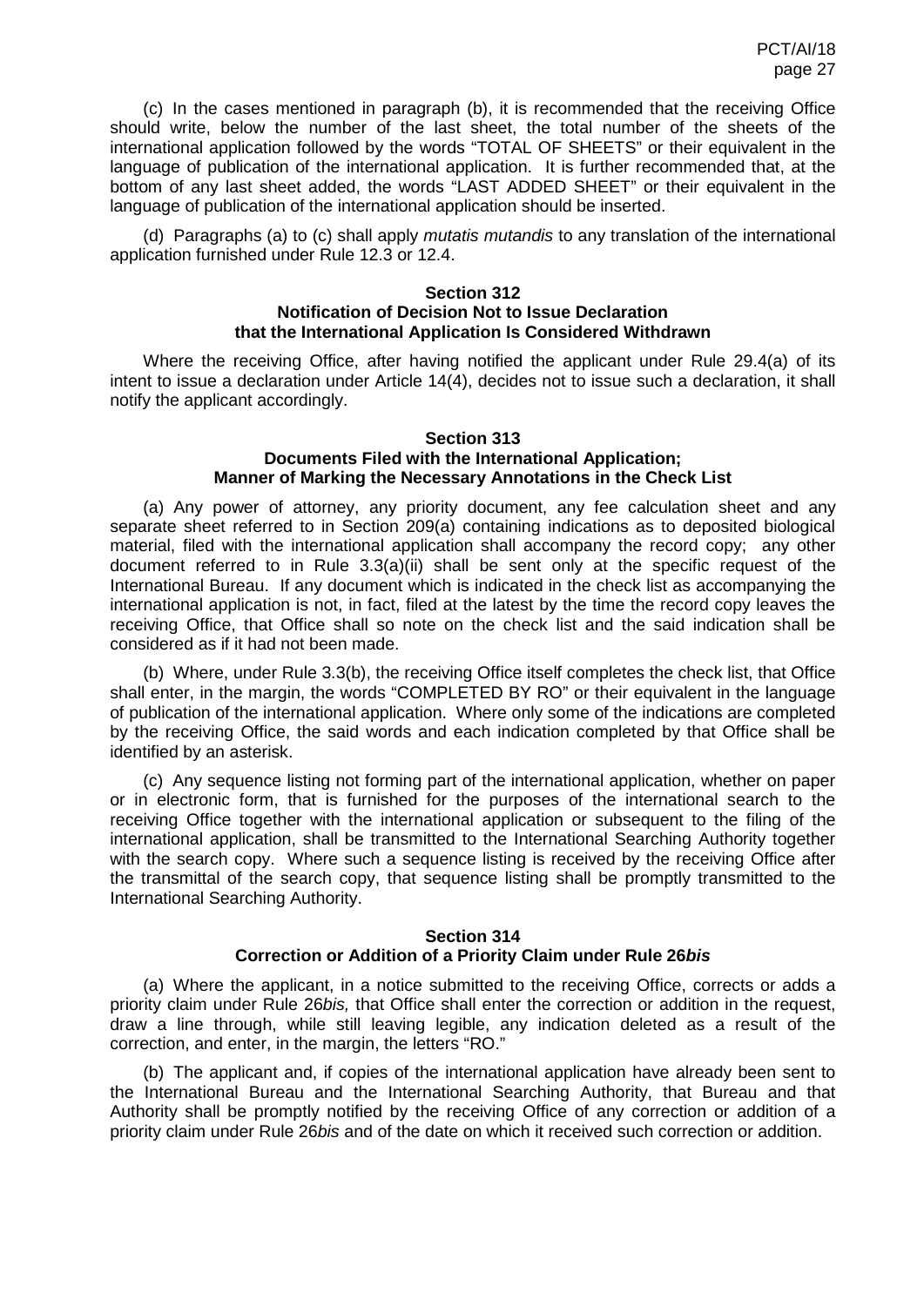(c) In the cases mentioned in paragraph (b), it is recommended that the receiving Office should write, below the number of the last sheet, the total number of the sheets of the international application followed by the words "TOTAL OF SHEETS" or their equivalent in the language of publication of the international application. It is further recommended that, at the bottom of any last sheet added, the words "LAST ADDED SHEET" or their equivalent in the language of publication of the international application should be inserted.

(d) Paragraphs (a) to (c) shall apply *mutatis mutandis* to any translation of the international application furnished under Rule 12.3 or 12.4.

## Section 312
## Notification of Decision Not to Issue Declaration that the International Application Is Considered Withdrawn

Where the receiving Office, after having notified the applicant under Rule 29.4(a) of its intent to issue a declaration under Article 14(4), decides not to issue such a declaration, it shall notify the applicant accordingly.

## Section 313
## Documents Filed with the International Application; Manner of Marking the Necessary Annotations in the Check List

(a) Any power of attorney, any priority document, any fee calculation sheet and any separate sheet referred to in Section 209(a) containing indications as to deposited biological material, filed with the international application shall accompany the record copy; any other document referred to in Rule 3.3(a)(ii) shall be sent only at the specific request of the International Bureau. If any document which is indicated in the check list as accompanying the international application is not, in fact, filed at the latest by the time the record copy leaves the receiving Office, that Office shall so note on the check list and the said indication shall be considered as if it had not been made.

(b) Where, under Rule 3.3(b), the receiving Office itself completes the check list, that Office shall enter, in the margin, the words "COMPLETED BY RO" or their equivalent in the language of publication of the international application. Where only some of the indications are completed by the receiving Office, the said words and each indication completed by that Office shall be identified by an asterisk.

(c) Any sequence listing not forming part of the international application, whether on paper or in electronic form, that is furnished for the purposes of the international search to the receiving Office together with the international application or subsequent to the filing of the international application, shall be transmitted to the International Searching Authority together with the search copy. Where such a sequence listing is received by the receiving Office after the transmittal of the search copy, that sequence listing shall be promptly transmitted to the International Searching Authority.

## Section 314
## Correction or Addition of a Priority Claim under Rule 26*bis*

(a) Where the applicant, in a notice submitted to the receiving Office, corrects or adds a priority claim under Rule 26*bis,* that Office shall enter the correction or addition in the request, draw a line through, while still leaving legible, any indication deleted as a result of the correction, and enter, in the margin, the letters "RO."

(b) The applicant and, if copies of the international application have already been sent to the International Bureau and the International Searching Authority, that Bureau and that Authority shall be promptly notified by the receiving Office of any correction or addition of a priority claim under Rule 26*bis* and of the date on which it received such correction or addition.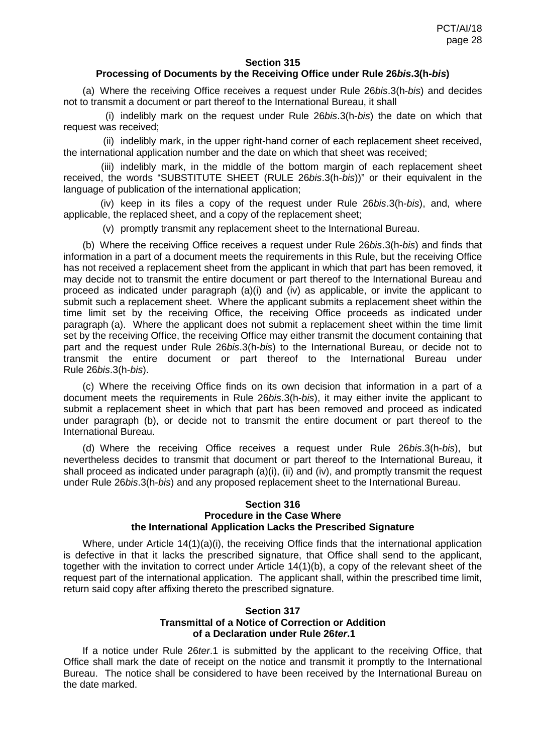## Section 315
## Processing of Documents by the Receiving Office under Rule 26*bis*.3(h-*bis*)

(a) Where the receiving Office receives a request under Rule 26*bis*.3(h-*bis*) and decides not to transmit a document or part thereof to the International Bureau, it shall

(i) indelibly mark on the request under Rule 26*bis*.3(h-*bis*) the date on which that request was received;

(ii) indelibly mark, in the upper right-hand corner of each replacement sheet received, the international application number and the date on which that sheet was received;

(iii) indelibly mark, in the middle of the bottom margin of each replacement sheet received, the words "SUBSTITUTE SHEET (RULE 26*bis*.3(h-*bis*))" or their equivalent in the language of publication of the international application;

(iv) keep in its files a copy of the request under Rule 26*bis*.3(h-*bis*), and, where applicable, the replaced sheet, and a copy of the replacement sheet;

(v) promptly transmit any replacement sheet to the International Bureau.

(b) Where the receiving Office receives a request under Rule 26*bis*.3(h-*bis*) and finds that information in a part of a document meets the requirements in this Rule, but the receiving Office has not received a replacement sheet from the applicant in which that part has been removed, it may decide not to transmit the entire document or part thereof to the International Bureau and proceed as indicated under paragraph (a)(i) and (iv) as applicable, or invite the applicant to submit such a replacement sheet. Where the applicant submits a replacement sheet within the time limit set by the receiving Office, the receiving Office proceeds as indicated under paragraph (a). Where the applicant does not submit a replacement sheet within the time limit set by the receiving Office, the receiving Office may either transmit the document containing that part and the request under Rule 26*bis*.3(h-*bis*) to the International Bureau, or decide not to transmit the entire document or part thereof to the International Bureau under Rule 26*bis*.3(h-*bis*).

(c) Where the receiving Office finds on its own decision that information in a part of a document meets the requirements in Rule 26*bis*.3(h-*bis*), it may either invite the applicant to submit a replacement sheet in which that part has been removed and proceed as indicated under paragraph (b), or decide not to transmit the entire document or part thereof to the International Bureau.

(d) Where the receiving Office receives a request under Rule 26*bis*.3(h-*bis*), but nevertheless decides to transmit that document or part thereof to the International Bureau, it shall proceed as indicated under paragraph (a)(i), (ii) and (iv), and promptly transmit the request under Rule 26*bis*.3(h-*bis*) and any proposed replacement sheet to the International Bureau.

## Section 316
## Procedure in the Case Where the International Application Lacks the Prescribed Signature

Where, under Article 14(1)(a)(i), the receiving Office finds that the international application is defective in that it lacks the prescribed signature, that Office shall send to the applicant, together with the invitation to correct under Article 14(1)(b), a copy of the relevant sheet of the request part of the international application. The applicant shall, within the prescribed time limit, return said copy after affixing thereto the prescribed signature.

## Section 317
## Transmittal of a Notice of Correction or Addition of a Declaration under Rule 26*ter*.1

If a notice under Rule 26*ter*.1 is submitted by the applicant to the receiving Office, that Office shall mark the date of receipt on the notice and transmit it promptly to the International Bureau. The notice shall be considered to have been received by the International Bureau on the date marked.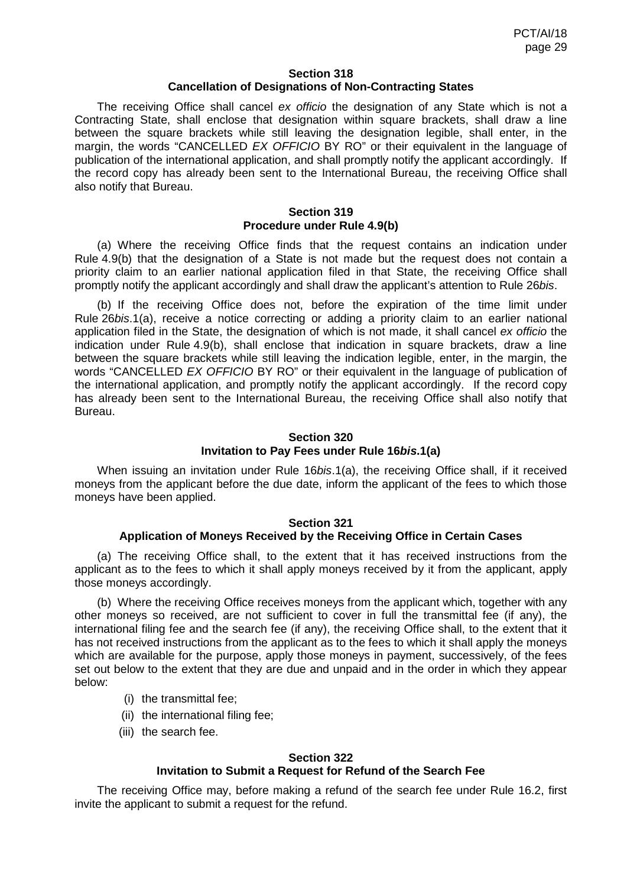### Section 318
### Cancellation of Designations of Non-Contracting States

The receiving Office shall cancel *ex officio* the designation of any State which is not a Contracting State, shall enclose that designation within square brackets, shall draw a line between the square brackets while still leaving the designation legible, shall enter, in the margin, the words "CANCELLED *EX OFFICIO* BY RO" or their equivalent in the language of publication of the international application, and shall promptly notify the applicant accordingly. If the record copy has already been sent to the International Bureau, the receiving Office shall also notify that Bureau.

### Section 319
### Procedure under Rule 4.9(b)

(a) Where the receiving Office finds that the request contains an indication under Rule 4.9(b) that the designation of a State is not made but the request does not contain a priority claim to an earlier national application filed in that State, the receiving Office shall promptly notify the applicant accordingly and shall draw the applicant's attention to Rule 26*bis*.

(b) If the receiving Office does not, before the expiration of the time limit under Rule 26*bis*.1(a), receive a notice correcting or adding a priority claim to an earlier national application filed in the State, the designation of which is not made, it shall cancel *ex officio* the indication under Rule 4.9(b), shall enclose that indication in square brackets, draw a line between the square brackets while still leaving the indication legible, enter, in the margin, the words "CANCELLED *EX OFFICIO* BY RO" or their equivalent in the language of publication of the international application, and promptly notify the applicant accordingly. If the record copy has already been sent to the International Bureau, the receiving Office shall also notify that Bureau.

### Section 320
### Invitation to Pay Fees under Rule 16*bis*.1(a)

When issuing an invitation under Rule 16*bis*.1(a), the receiving Office shall, if it received moneys from the applicant before the due date, inform the applicant of the fees to which those moneys have been applied.

### Section 321
### Application of Moneys Received by the Receiving Office in Certain Cases

(a) The receiving Office shall, to the extent that it has received instructions from the applicant as to the fees to which it shall apply moneys received by it from the applicant, apply those moneys accordingly.

(b) Where the receiving Office receives moneys from the applicant which, together with any other moneys so received, are not sufficient to cover in full the transmittal fee (if any), the international filing fee and the search fee (if any), the receiving Office shall, to the extent that it has not received instructions from the applicant as to the fees to which it shall apply the moneys which are available for the purpose, apply those moneys in payment, successively, of the fees set out below to the extent that they are due and unpaid and in the order in which they appear below:

(i) the transmittal fee;

(ii) the international filing fee;

(iii) the search fee.

### Section 322
### Invitation to Submit a Request for Refund of the Search Fee

The receiving Office may, before making a refund of the search fee under Rule 16.2, first invite the applicant to submit a request for the refund.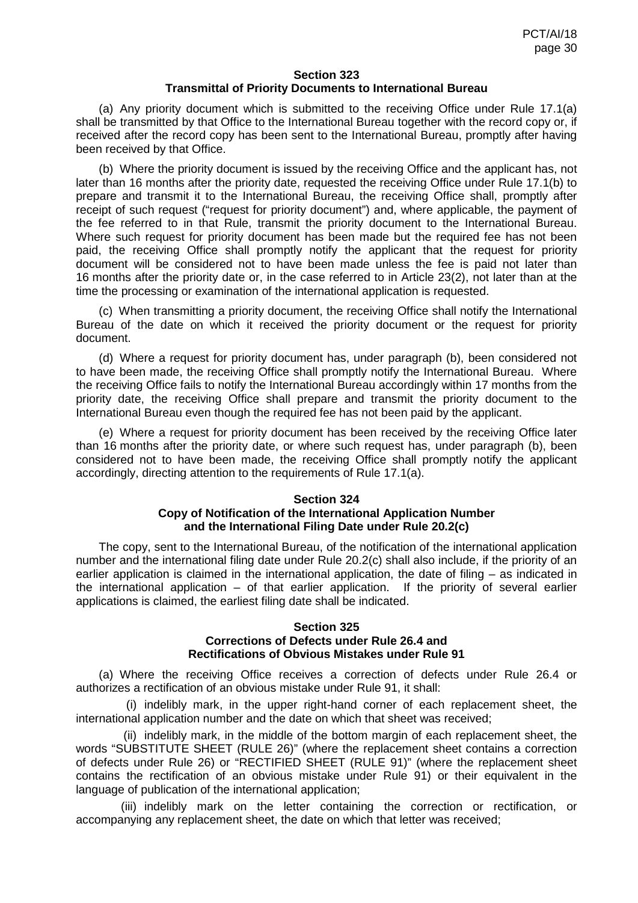### Section 323
### Transmittal of Priority Documents to International Bureau

(a) Any priority document which is submitted to the receiving Office under Rule 17.1(a) shall be transmitted by that Office to the International Bureau together with the record copy or, if received after the record copy has been sent to the International Bureau, promptly after having been received by that Office.

(b) Where the priority document is issued by the receiving Office and the applicant has, not later than 16 months after the priority date, requested the receiving Office under Rule 17.1(b) to prepare and transmit it to the International Bureau, the receiving Office shall, promptly after receipt of such request ("request for priority document") and, where applicable, the payment of the fee referred to in that Rule, transmit the priority document to the International Bureau. Where such request for priority document has been made but the required fee has not been paid, the receiving Office shall promptly notify the applicant that the request for priority document will be considered not to have been made unless the fee is paid not later than 16 months after the priority date or, in the case referred to in Article 23(2), not later than at the time the processing or examination of the international application is requested.

(c) When transmitting a priority document, the receiving Office shall notify the International Bureau of the date on which it received the priority document or the request for priority document.

(d) Where a request for priority document has, under paragraph (b), been considered not to have been made, the receiving Office shall promptly notify the International Bureau. Where the receiving Office fails to notify the International Bureau accordingly within 17 months from the priority date, the receiving Office shall prepare and transmit the priority document to the International Bureau even though the required fee has not been paid by the applicant.

(e) Where a request for priority document has been received by the receiving Office later than 16 months after the priority date, or where such request has, under paragraph (b), been considered not to have been made, the receiving Office shall promptly notify the applicant accordingly, directing attention to the requirements of Rule 17.1(a).

### Section 324
### Copy of Notification of the International Application Number and the International Filing Date under Rule 20.2(c)

The copy, sent to the International Bureau, of the notification of the international application number and the international filing date under Rule 20.2(c) shall also include, if the priority of an earlier application is claimed in the international application, the date of filing – as indicated in the international application – of that earlier application. If the priority of several earlier applications is claimed, the earliest filing date shall be indicated.

### Section 325
### Corrections of Defects under Rule 26.4 and Rectifications of Obvious Mistakes under Rule 91

(a) Where the receiving Office receives a correction of defects under Rule 26.4 or authorizes a rectification of an obvious mistake under Rule 91, it shall:

(i) indelibly mark, in the upper right-hand corner of each replacement sheet, the international application number and the date on which that sheet was received;

(ii) indelibly mark, in the middle of the bottom margin of each replacement sheet, the words "SUBSTITUTE SHEET (RULE 26)" (where the replacement sheet contains a correction of defects under Rule 26) or "RECTIFIED SHEET (RULE 91)" (where the replacement sheet contains the rectification of an obvious mistake under Rule 91) or their equivalent in the language of publication of the international application;

(iii) indelibly mark on the letter containing the correction or rectification, or accompanying any replacement sheet, the date on which that letter was received;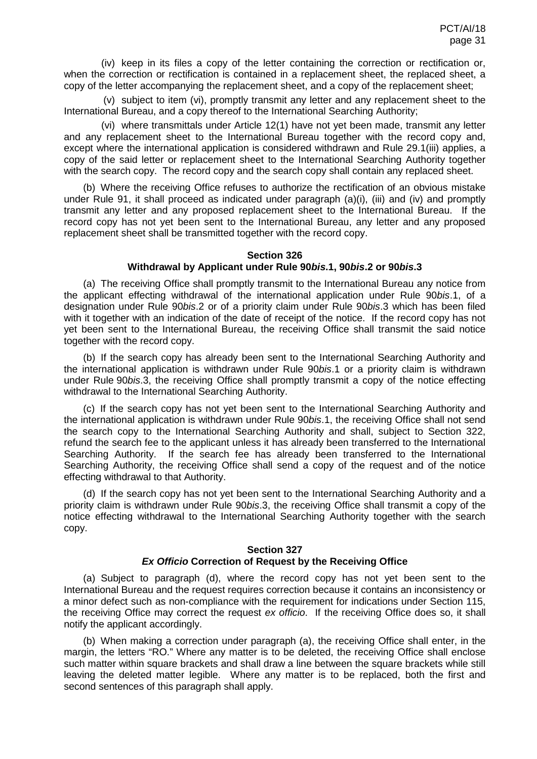(iv) keep in its files a copy of the letter containing the correction or rectification or, when the correction or rectification is contained in a replacement sheet, the replaced sheet, a copy of the letter accompanying the replacement sheet, and a copy of the replacement sheet;

(v) subject to item (vi), promptly transmit any letter and any replacement sheet to the International Bureau, and a copy thereof to the International Searching Authority;

(vi) where transmittals under Article 12(1) have not yet been made, transmit any letter and any replacement sheet to the International Bureau together with the record copy and, except where the international application is considered withdrawn and Rule 29.1(iii) applies, a copy of the said letter or replacement sheet to the International Searching Authority together with the search copy. The record copy and the search copy shall contain any replaced sheet.

(b) Where the receiving Office refuses to authorize the rectification of an obvious mistake under Rule 91, it shall proceed as indicated under paragraph (a)(i), (iii) and (iv) and promptly transmit any letter and any proposed replacement sheet to the International Bureau. If the record copy has not yet been sent to the International Bureau, any letter and any proposed replacement sheet shall be transmitted together with the record copy.

### Section 326
### Withdrawal by Applicant under Rule 90*bis*.1, 90*bis*.2 or 90*bis*.3

(a) The receiving Office shall promptly transmit to the International Bureau any notice from the applicant effecting withdrawal of the international application under Rule 90*bis*.1, of a designation under Rule 90*bis*.2 or of a priority claim under Rule 90*bis*.3 which has been filed with it together with an indication of the date of receipt of the notice. If the record copy has not yet been sent to the International Bureau, the receiving Office shall transmit the said notice together with the record copy.

(b) If the search copy has already been sent to the International Searching Authority and the international application is withdrawn under Rule 90*bis*.1 or a priority claim is withdrawn under Rule 90*bis*.3, the receiving Office shall promptly transmit a copy of the notice effecting withdrawal to the International Searching Authority.

(c) If the search copy has not yet been sent to the International Searching Authority and the international application is withdrawn under Rule 90*bis*.1, the receiving Office shall not send the search copy to the International Searching Authority and shall, subject to Section 322, refund the search fee to the applicant unless it has already been transferred to the International Searching Authority. If the search fee has already been transferred to the International Searching Authority, the receiving Office shall send a copy of the request and of the notice effecting withdrawal to that Authority.

(d) If the search copy has not yet been sent to the International Searching Authority and a priority claim is withdrawn under Rule 90*bis*.3, the receiving Office shall transmit a copy of the notice effecting withdrawal to the International Searching Authority together with the search copy.

### Section 327
### *Ex Officio* Correction of Request by the Receiving Office

(a) Subject to paragraph (d), where the record copy has not yet been sent to the International Bureau and the request requires correction because it contains an inconsistency or a minor defect such as non-compliance with the requirement for indications under Section 115, the receiving Office may correct the request *ex officio*. If the receiving Office does so, it shall notify the applicant accordingly.

(b) When making a correction under paragraph (a), the receiving Office shall enter, in the margin, the letters "RO." Where any matter is to be deleted, the receiving Office shall enclose such matter within square brackets and shall draw a line between the square brackets while still leaving the deleted matter legible. Where any matter is to be replaced, both the first and second sentences of this paragraph shall apply.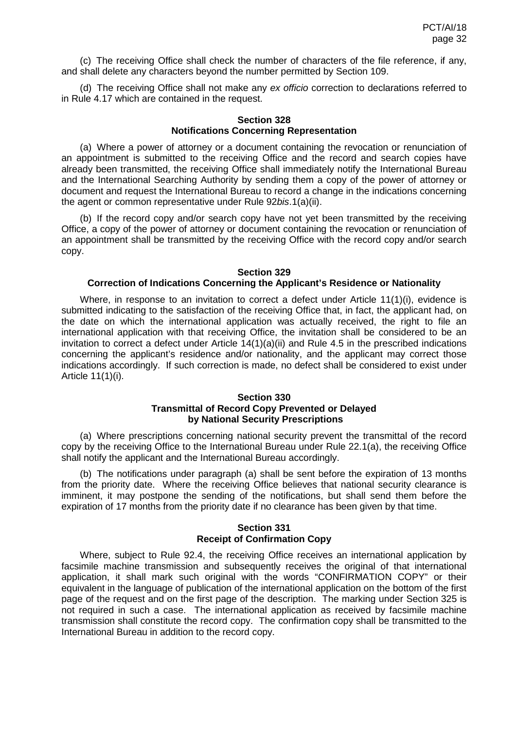(c) The receiving Office shall check the number of characters of the file reference, if any, and shall delete any characters beyond the number permitted by Section 109.

(d) The receiving Office shall not make any *ex officio* correction to declarations referred to in Rule 4.17 which are contained in the request.

**Section 328**
**Notifications Concerning Representation**

(a) Where a power of attorney or a document containing the revocation or renunciation of an appointment is submitted to the receiving Office and the record and search copies have already been transmitted, the receiving Office shall immediately notify the International Bureau and the International Searching Authority by sending them a copy of the power of attorney or document and request the International Bureau to record a change in the indications concerning the agent or common representative under Rule 92*bis*.1(a)(ii).

(b) If the record copy and/or search copy have not yet been transmitted by the receiving Office, a copy of the power of attorney or document containing the revocation or renunciation of an appointment shall be transmitted by the receiving Office with the record copy and/or search copy.

**Section 329**
**Correction of Indications Concerning the Applicant's Residence or Nationality**

Where, in response to an invitation to correct a defect under Article 11(1)(i), evidence is submitted indicating to the satisfaction of the receiving Office that, in fact, the applicant had, on the date on which the international application was actually received, the right to file an international application with that receiving Office, the invitation shall be considered to be an invitation to correct a defect under Article 14(1)(a)(ii) and Rule 4.5 in the prescribed indications concerning the applicant's residence and/or nationality, and the applicant may correct those indications accordingly. If such correction is made, no defect shall be considered to exist under Article 11(1)(i).

**Section 330**
**Transmittal of Record Copy Prevented or Delayed by National Security Prescriptions**

(a) Where prescriptions concerning national security prevent the transmittal of the record copy by the receiving Office to the International Bureau under Rule 22.1(a), the receiving Office shall notify the applicant and the International Bureau accordingly.

(b) The notifications under paragraph (a) shall be sent before the expiration of 13 months from the priority date. Where the receiving Office believes that national security clearance is imminent, it may postpone the sending of the notifications, but shall send them before the expiration of 17 months from the priority date if no clearance has been given by that time.

**Section 331**
**Receipt of Confirmation Copy**

Where, subject to Rule 92.4, the receiving Office receives an international application by facsimile machine transmission and subsequently receives the original of that international application, it shall mark such original with the words "CONFIRMATION COPY" or their equivalent in the language of publication of the international application on the bottom of the first page of the request and on the first page of the description. The marking under Section 325 is not required in such a case. The international application as received by facsimile machine transmission shall constitute the record copy. The confirmation copy shall be transmitted to the International Bureau in addition to the record copy.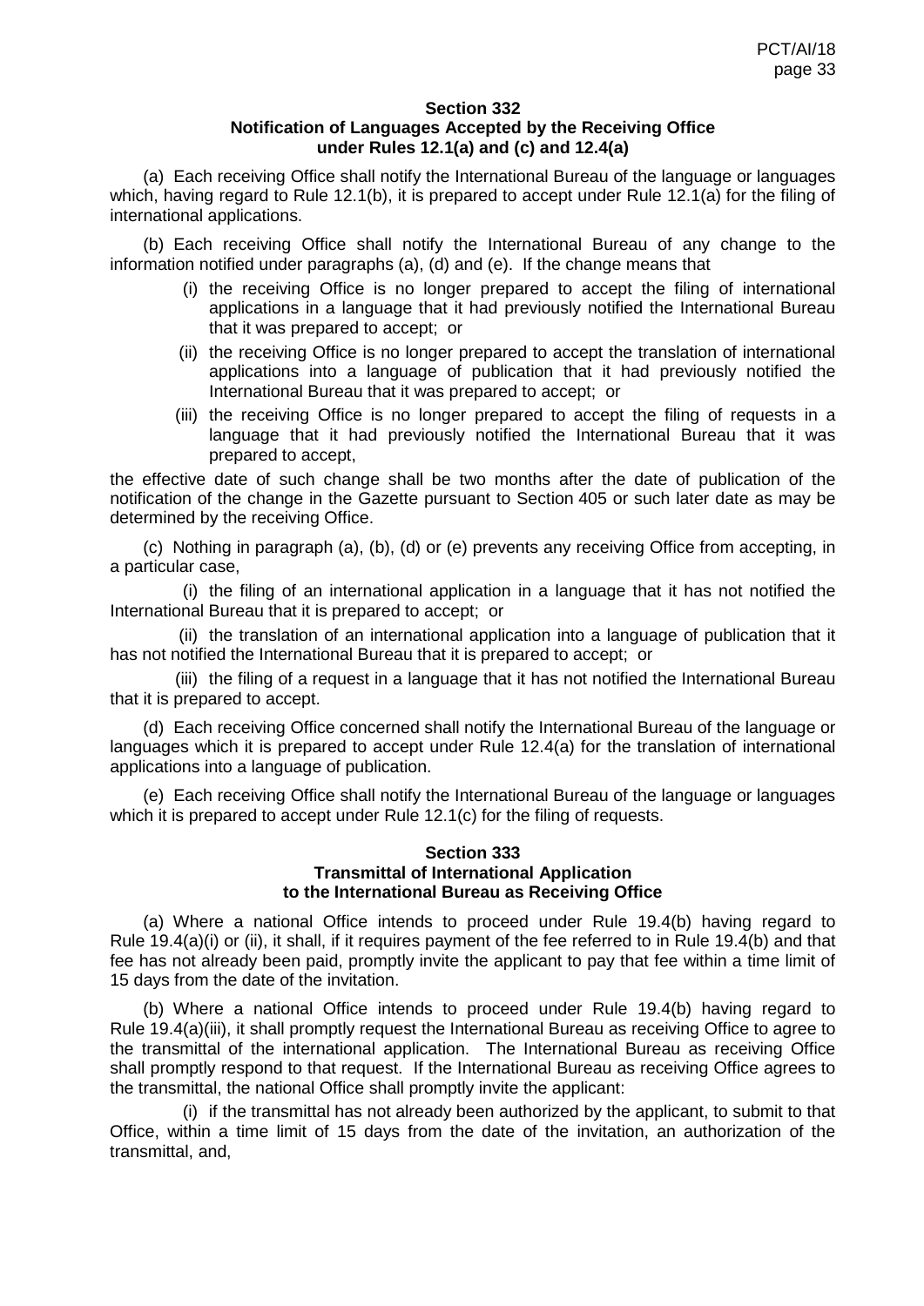### Section 332
### Notification of Languages Accepted by the Receiving Office under Rules 12.1(a) and (c) and 12.4(a)

(a) Each receiving Office shall notify the International Bureau of the language or languages which, having regard to Rule 12.1(b), it is prepared to accept under Rule 12.1(a) for the filing of international applications.

(b) Each receiving Office shall notify the International Bureau of any change to the information notified under paragraphs (a), (d) and (e). If the change means that

- (i) the receiving Office is no longer prepared to accept the filing of international applications in a language that it had previously notified the International Bureau that it was prepared to accept; or
- (ii) the receiving Office is no longer prepared to accept the translation of international applications into a language of publication that it had previously notified the International Bureau that it was prepared to accept; or
- (iii) the receiving Office is no longer prepared to accept the filing of requests in a language that it had previously notified the International Bureau that it was prepared to accept,

the effective date of such change shall be two months after the date of publication of the notification of the change in the Gazette pursuant to Section 405 or such later date as may be determined by the receiving Office.

(c) Nothing in paragraph (a), (b), (d) or (e) prevents any receiving Office from accepting, in a particular case,

(i) the filing of an international application in a language that it has not notified the International Bureau that it is prepared to accept; or

(ii) the translation of an international application into a language of publication that it has not notified the International Bureau that it is prepared to accept; or

(iii) the filing of a request in a language that it has not notified the International Bureau that it is prepared to accept.

(d) Each receiving Office concerned shall notify the International Bureau of the language or languages which it is prepared to accept under Rule 12.4(a) for the translation of international applications into a language of publication.

(e) Each receiving Office shall notify the International Bureau of the language or languages which it is prepared to accept under Rule 12.1(c) for the filing of requests.

### Section 333
### Transmittal of International Application to the International Bureau as Receiving Office

(a) Where a national Office intends to proceed under Rule 19.4(b) having regard to Rule 19.4(a)(i) or (ii), it shall, if it requires payment of the fee referred to in Rule 19.4(b) and that fee has not already been paid, promptly invite the applicant to pay that fee within a time limit of 15 days from the date of the invitation.

(b) Where a national Office intends to proceed under Rule 19.4(b) having regard to Rule 19.4(a)(iii), it shall promptly request the International Bureau as receiving Office to agree to the transmittal of the international application. The International Bureau as receiving Office shall promptly respond to that request. If the International Bureau as receiving Office agrees to the transmittal, the national Office shall promptly invite the applicant:

(i) if the transmittal has not already been authorized by the applicant, to submit to that Office, within a time limit of 15 days from the date of the invitation, an authorization of the transmittal, and,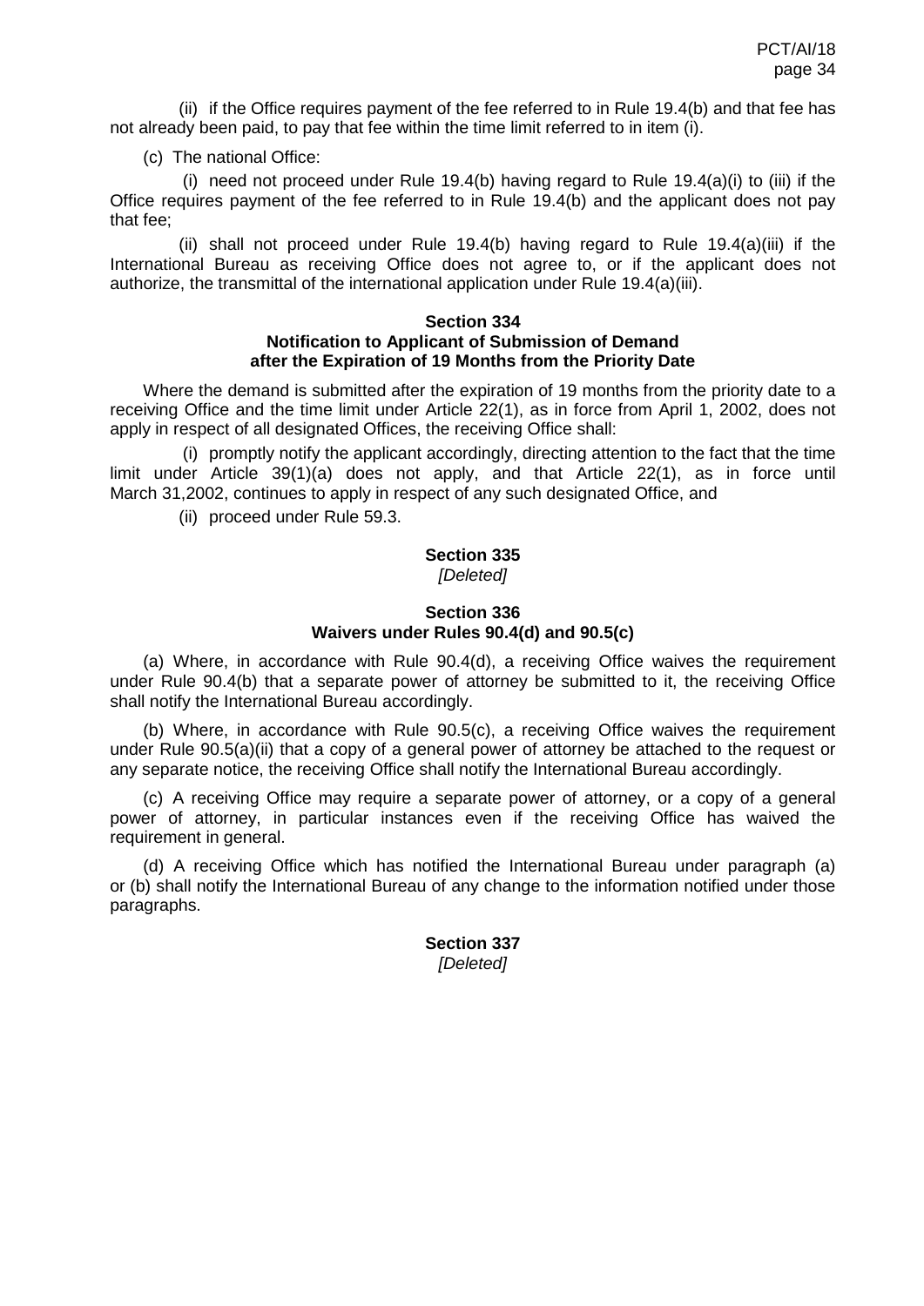(ii) if the Office requires payment of the fee referred to in Rule 19.4(b) and that fee has not already been paid, to pay that fee within the time limit referred to in item (i).

(c) The national Office:

(i) need not proceed under Rule 19.4(b) having regard to Rule 19.4(a)(i) to (iii) if the Office requires payment of the fee referred to in Rule 19.4(b) and the applicant does not pay that fee;

(ii) shall not proceed under Rule 19.4(b) having regard to Rule 19.4(a)(iii) if the International Bureau as receiving Office does not agree to, or if the applicant does not authorize, the transmittal of the international application under Rule 19.4(a)(iii).

### Section 334
### Notification to Applicant of Submission of Demand after the Expiration of 19 Months from the Priority Date

Where the demand is submitted after the expiration of 19 months from the priority date to a receiving Office and the time limit under Article 22(1), as in force from April 1, 2002, does not apply in respect of all designated Offices, the receiving Office shall:

(i) promptly notify the applicant accordingly, directing attention to the fact that the time limit under Article 39(1)(a) does not apply, and that Article 22(1), as in force until March 31,2002, continues to apply in respect of any such designated Office, and

(ii) proceed under Rule 59.3.

### Section 335
*[Deleted]*

### Section 336
### Waivers under Rules 90.4(d) and 90.5(c)

(a) Where, in accordance with Rule 90.4(d), a receiving Office waives the requirement under Rule 90.4(b) that a separate power of attorney be submitted to it, the receiving Office shall notify the International Bureau accordingly.

(b) Where, in accordance with Rule 90.5(c), a receiving Office waives the requirement under Rule 90.5(a)(ii) that a copy of a general power of attorney be attached to the request or any separate notice, the receiving Office shall notify the International Bureau accordingly.

(c) A receiving Office may require a separate power of attorney, or a copy of a general power of attorney, in particular instances even if the receiving Office has waived the requirement in general.

(d) A receiving Office which has notified the International Bureau under paragraph (a) or (b) shall notify the International Bureau of any change to the information notified under those paragraphs.

### Section 337
*[Deleted]*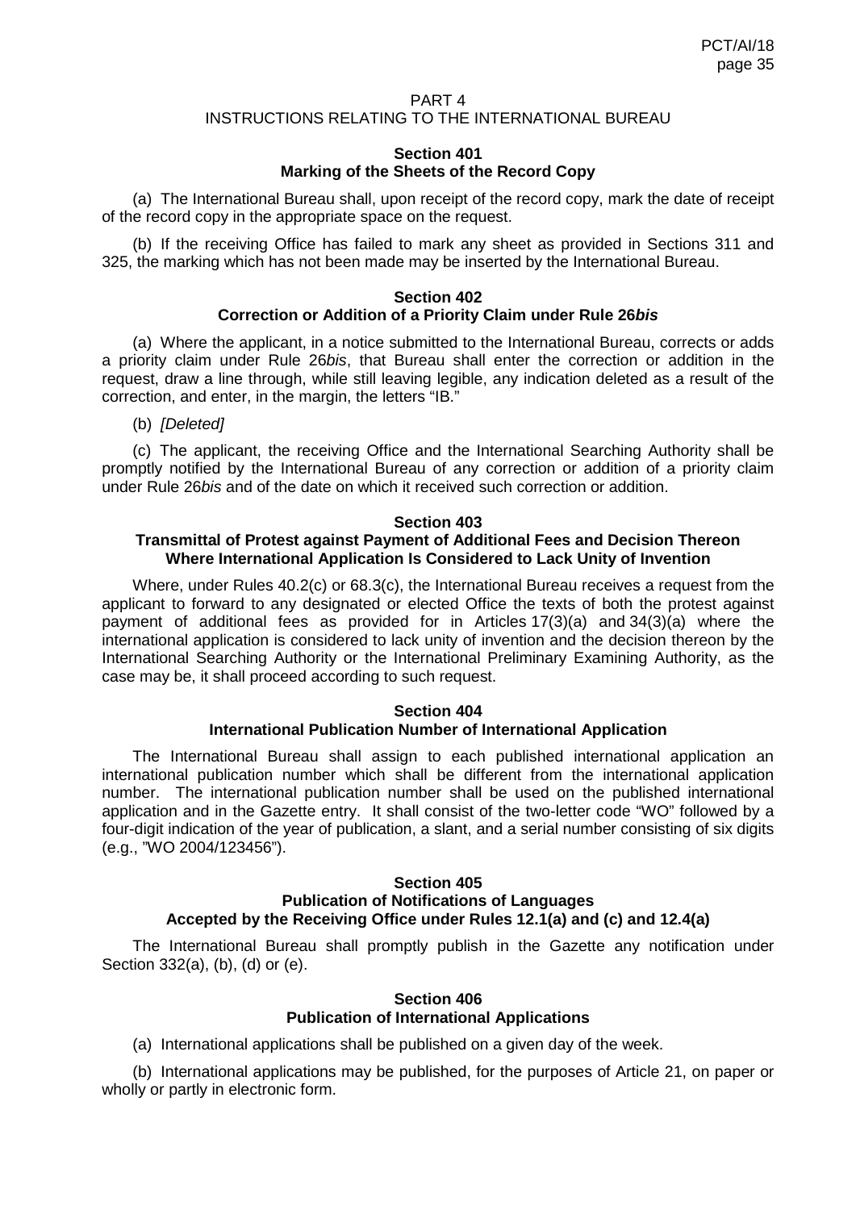# PART 4
# INSTRUCTIONS RELATING TO THE INTERNATIONAL BUREAU

### Section 401
### Marking of the Sheets of the Record Copy

(a) The International Bureau shall, upon receipt of the record copy, mark the date of receipt of the record copy in the appropriate space on the request.

(b) If the receiving Office has failed to mark any sheet as provided in Sections 311 and 325, the marking which has not been made may be inserted by the International Bureau.

### Section 402
### Correction or Addition of a Priority Claim under Rule 26*bis*

(a) Where the applicant, in a notice submitted to the International Bureau, corrects or adds a priority claim under Rule 26*bis*, that Bureau shall enter the correction or addition in the request, draw a line through, while still leaving legible, any indication deleted as a result of the correction, and enter, in the margin, the letters "IB."

(b) *[Deleted]*

(c) The applicant, the receiving Office and the International Searching Authority shall be promptly notified by the International Bureau of any correction or addition of a priority claim under Rule 26*bis* and of the date on which it received such correction or addition.

### Section 403
### Transmittal of Protest against Payment of Additional Fees and Decision Thereon Where International Application Is Considered to Lack Unity of Invention

Where, under Rules 40.2(c) or 68.3(c), the International Bureau receives a request from the applicant to forward to any designated or elected Office the texts of both the protest against payment of additional fees as provided for in Articles 17(3)(a) and 34(3)(a) where the international application is considered to lack unity of invention and the decision thereon by the International Searching Authority or the International Preliminary Examining Authority, as the case may be, it shall proceed according to such request.

### Section 404
### International Publication Number of International Application

The International Bureau shall assign to each published international application an international publication number which shall be different from the international application number. The international publication number shall be used on the published international application and in the Gazette entry. It shall consist of the two-letter code "WO" followed by a four-digit indication of the year of publication, a slant, and a serial number consisting of six digits (e.g., "WO 2004/123456").

### Section 405
### Publication of Notifications of Languages Accepted by the Receiving Office under Rules 12.1(a) and (c) and 12.4(a)

The International Bureau shall promptly publish in the Gazette any notification under Section 332(a), (b), (d) or (e).

### Section 406
### Publication of International Applications

(a) International applications shall be published on a given day of the week.

(b) International applications may be published, for the purposes of Article 21, on paper or wholly or partly in electronic form.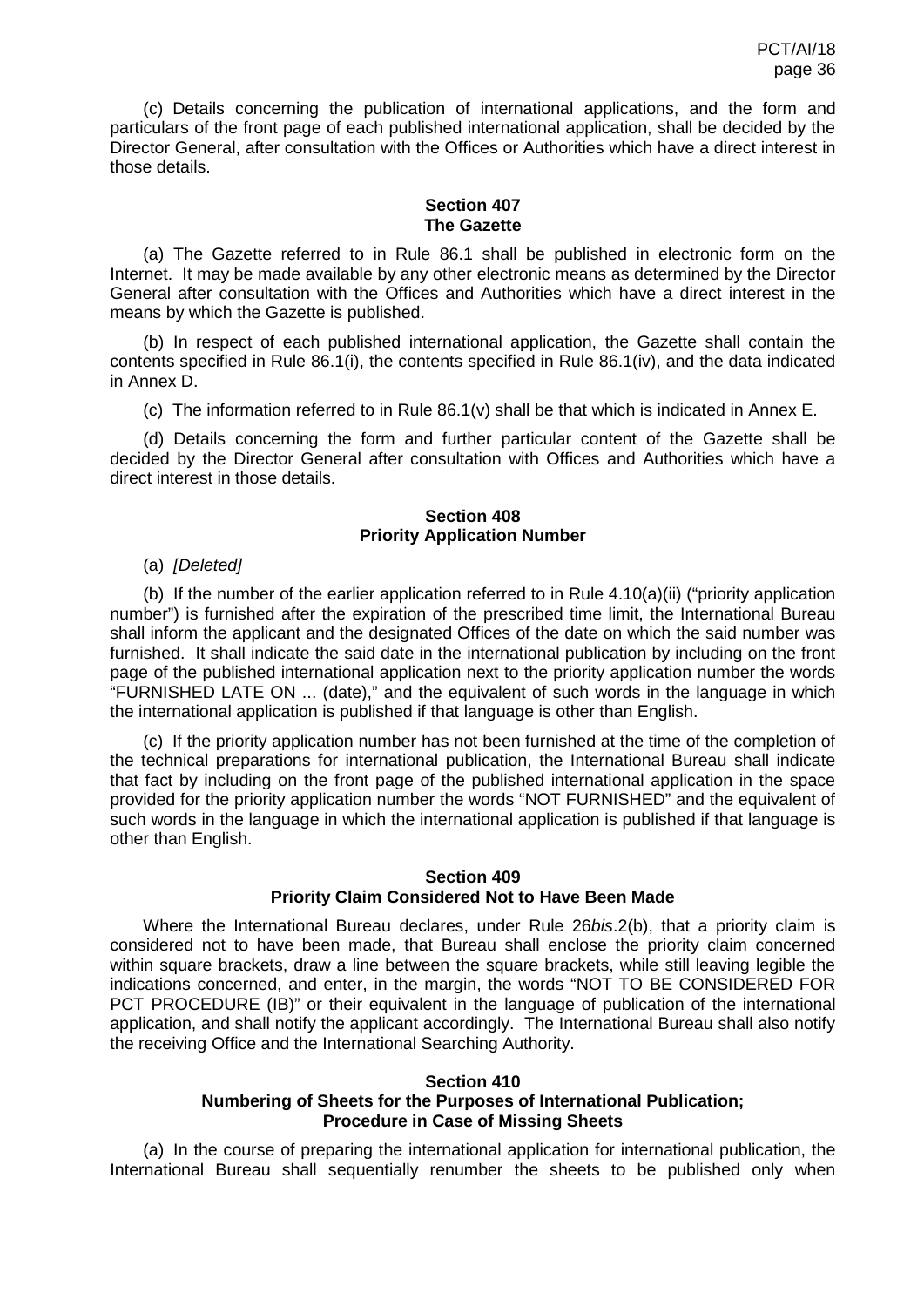(c) Details concerning the publication of international applications, and the form and particulars of the front page of each published international application, shall be decided by the Director General, after consultation with the Offices or Authorities which have a direct interest in those details.

**Section 407**
**The Gazette**

(a) The Gazette referred to in Rule 86.1 shall be published in electronic form on the Internet. It may be made available by any other electronic means as determined by the Director General after consultation with the Offices and Authorities which have a direct interest in the means by which the Gazette is published.

(b) In respect of each published international application, the Gazette shall contain the contents specified in Rule 86.1(i), the contents specified in Rule 86.1(iv), and the data indicated in Annex D.

(c) The information referred to in Rule 86.1(v) shall be that which is indicated in Annex E.

(d) Details concerning the form and further particular content of the Gazette shall be decided by the Director General after consultation with Offices and Authorities which have a direct interest in those details.

**Section 408**
**Priority Application Number**

(a) *[Deleted]*

(b) If the number of the earlier application referred to in Rule 4.10(a)(ii) ("priority application number") is furnished after the expiration of the prescribed time limit, the International Bureau shall inform the applicant and the designated Offices of the date on which the said number was furnished. It shall indicate the said date in the international publication by including on the front page of the published international application next to the priority application number the words "FURNISHED LATE ON ... (date)," and the equivalent of such words in the language in which the international application is published if that language is other than English.

(c) If the priority application number has not been furnished at the time of the completion of the technical preparations for international publication, the International Bureau shall indicate that fact by including on the front page of the published international application in the space provided for the priority application number the words "NOT FURNISHED" and the equivalent of such words in the language in which the international application is published if that language is other than English.

**Section 409**
**Priority Claim Considered Not to Have Been Made**

Where the International Bureau declares, under Rule 26*bis*.2(b), that a priority claim is considered not to have been made, that Bureau shall enclose the priority claim concerned within square brackets, draw a line between the square brackets, while still leaving legible the indications concerned, and enter, in the margin, the words "NOT TO BE CONSIDERED FOR PCT PROCEDURE (IB)" or their equivalent in the language of publication of the international application, and shall notify the applicant accordingly. The International Bureau shall also notify the receiving Office and the International Searching Authority.

**Section 410**
**Numbering of Sheets for the Purposes of International Publication;**
**Procedure in Case of Missing Sheets**

(a) In the course of preparing the international application for international publication, the International Bureau shall sequentially renumber the sheets to be published only when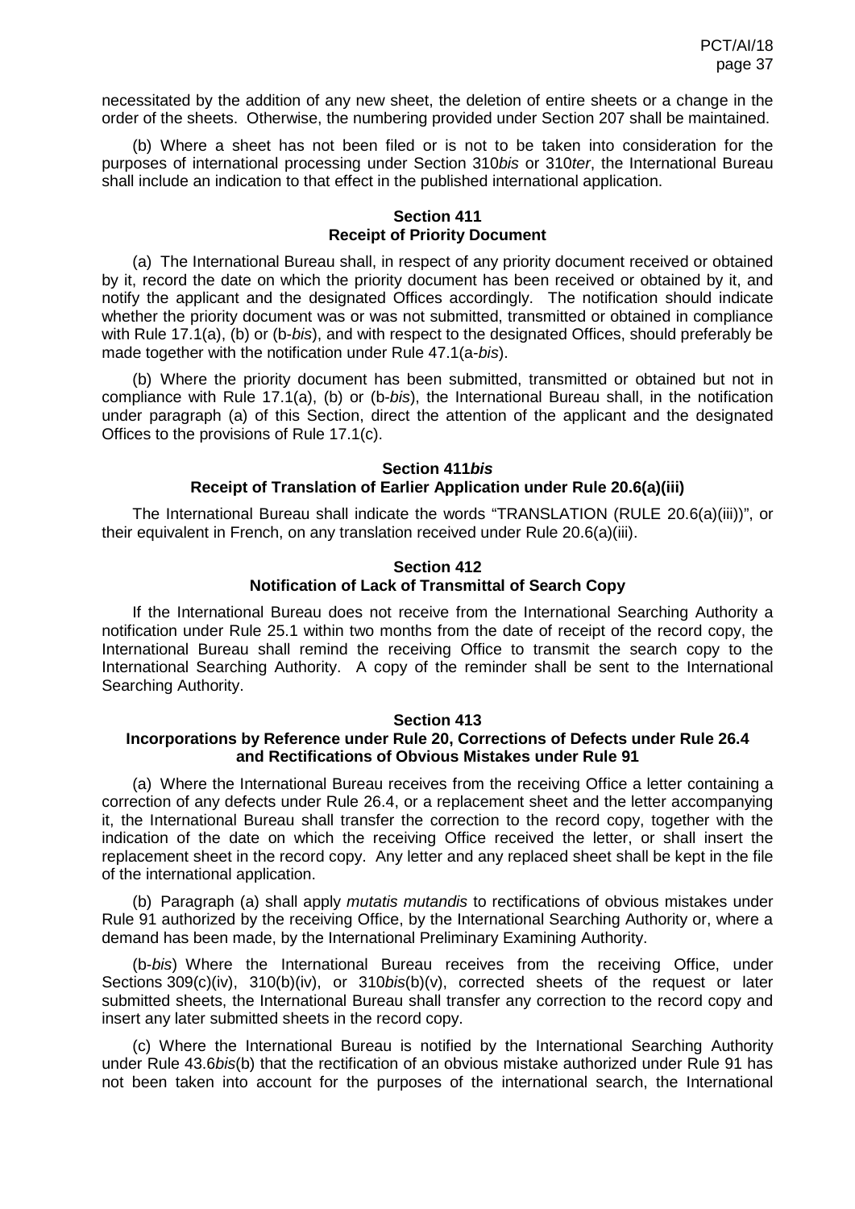necessitated by the addition of any new sheet, the deletion of entire sheets or a change in the order of the sheets. Otherwise, the numbering provided under Section 207 shall be maintained.

(b) Where a sheet has not been filed or is not to be taken into consideration for the purposes of international processing under Section 310*bis* or 310*ter*, the International Bureau shall include an indication to that effect in the published international application.

### Section 411
### Receipt of Priority Document

(a) The International Bureau shall, in respect of any priority document received or obtained by it, record the date on which the priority document has been received or obtained by it, and notify the applicant and the designated Offices accordingly. The notification should indicate whether the priority document was or was not submitted, transmitted or obtained in compliance with Rule 17.1(a), (b) or (b-*bis*), and with respect to the designated Offices, should preferably be made together with the notification under Rule 47.1(a-*bis*).

(b) Where the priority document has been submitted, transmitted or obtained but not in compliance with Rule 17.1(a), (b) or (b-*bis*), the International Bureau shall, in the notification under paragraph (a) of this Section, direct the attention of the applicant and the designated Offices to the provisions of Rule 17.1(c).

### Section 411*bis*
### Receipt of Translation of Earlier Application under Rule 20.6(a)(iii)

The International Bureau shall indicate the words "TRANSLATION (RULE 20.6(a)(iii))", or their equivalent in French, on any translation received under Rule 20.6(a)(iii).

### Section 412
### Notification of Lack of Transmittal of Search Copy

If the International Bureau does not receive from the International Searching Authority a notification under Rule 25.1 within two months from the date of receipt of the record copy, the International Bureau shall remind the receiving Office to transmit the search copy to the International Searching Authority. A copy of the reminder shall be sent to the International Searching Authority.

### Section 413
### Incorporations by Reference under Rule 20, Corrections of Defects under Rule 26.4 and Rectifications of Obvious Mistakes under Rule 91

(a) Where the International Bureau receives from the receiving Office a letter containing a correction of any defects under Rule 26.4, or a replacement sheet and the letter accompanying it, the International Bureau shall transfer the correction to the record copy, together with the indication of the date on which the receiving Office received the letter, or shall insert the replacement sheet in the record copy. Any letter and any replaced sheet shall be kept in the file of the international application.

(b) Paragraph (a) shall apply *mutatis mutandis* to rectifications of obvious mistakes under Rule 91 authorized by the receiving Office, by the International Searching Authority or, where a demand has been made, by the International Preliminary Examining Authority.

(b-*bis*) Where the International Bureau receives from the receiving Office, under Sections 309(c)(iv), 310(b)(iv), or 310*bis*(b)(v), corrected sheets of the request or later submitted sheets, the International Bureau shall transfer any correction to the record copy and insert any later submitted sheets in the record copy.

(c) Where the International Bureau is notified by the International Searching Authority under Rule 43.6*bis*(b) that the rectification of an obvious mistake authorized under Rule 91 has not been taken into account for the purposes of the international search, the International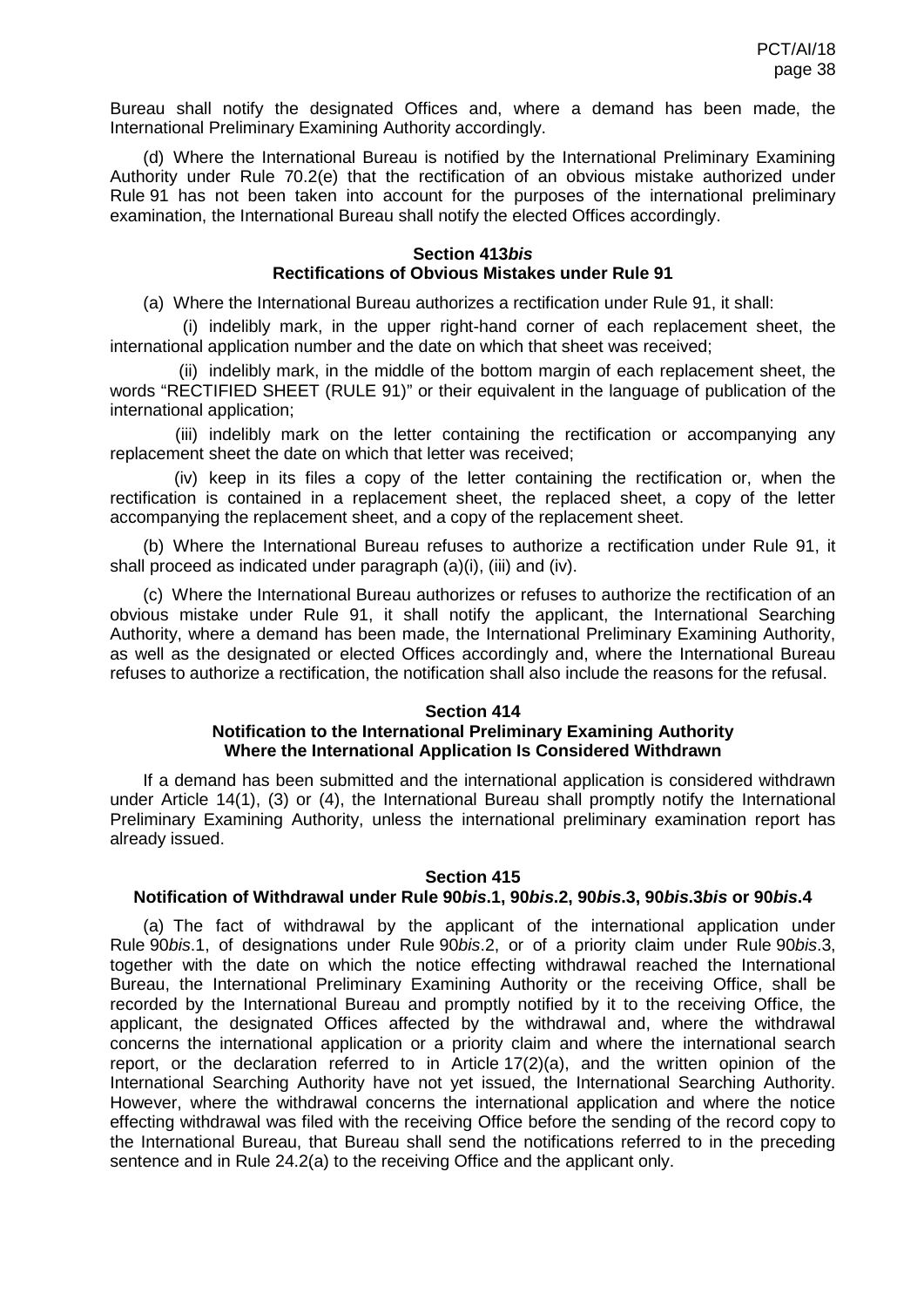Bureau shall notify the designated Offices and, where a demand has been made, the International Preliminary Examining Authority accordingly.

(d) Where the International Bureau is notified by the International Preliminary Examining Authority under Rule 70.2(e) that the rectification of an obvious mistake authorized under Rule 91 has not been taken into account for the purposes of the international preliminary examination, the International Bureau shall notify the elected Offices accordingly.

### Section 413*bis*
### Rectifications of Obvious Mistakes under Rule 91

(a) Where the International Bureau authorizes a rectification under Rule 91, it shall:

(i) indelibly mark, in the upper right-hand corner of each replacement sheet, the international application number and the date on which that sheet was received;

(ii) indelibly mark, in the middle of the bottom margin of each replacement sheet, the words "RECTIFIED SHEET (RULE 91)" or their equivalent in the language of publication of the international application;

(iii) indelibly mark on the letter containing the rectification or accompanying any replacement sheet the date on which that letter was received;

(iv) keep in its files a copy of the letter containing the rectification or, when the rectification is contained in a replacement sheet, the replaced sheet, a copy of the letter accompanying the replacement sheet, and a copy of the replacement sheet.

(b) Where the International Bureau refuses to authorize a rectification under Rule 91, it shall proceed as indicated under paragraph (a)(i), (iii) and (iv).

(c) Where the International Bureau authorizes or refuses to authorize the rectification of an obvious mistake under Rule 91, it shall notify the applicant, the International Searching Authority, where a demand has been made, the International Preliminary Examining Authority, as well as the designated or elected Offices accordingly and, where the International Bureau refuses to authorize a rectification, the notification shall also include the reasons for the refusal.

### Section 414
### Notification to the International Preliminary Examining Authority Where the International Application Is Considered Withdrawn

If a demand has been submitted and the international application is considered withdrawn under Article 14(1), (3) or (4), the International Bureau shall promptly notify the International Preliminary Examining Authority, unless the international preliminary examination report has already issued.

### Section 415
### Notification of Withdrawal under Rule 90*bis*.1, 90*bis*.2, 90*bis*.3, 90*bis*.3*bis* or 90*bis*.4

(a) The fact of withdrawal by the applicant of the international application under Rule 90*bis*.1, of designations under Rule 90*bis*.2, or of a priority claim under Rule 90*bis*.3, together with the date on which the notice effecting withdrawal reached the International Bureau, the International Preliminary Examining Authority or the receiving Office, shall be recorded by the International Bureau and promptly notified by it to the receiving Office, the applicant, the designated Offices affected by the withdrawal and, where the withdrawal concerns the international application or a priority claim and where the international search report, or the declaration referred to in Article 17(2)(a), and the written opinion of the International Searching Authority have not yet issued, the International Searching Authority. However, where the withdrawal concerns the international application and where the notice effecting withdrawal was filed with the receiving Office before the sending of the record copy to the International Bureau, that Bureau shall send the notifications referred to in the preceding sentence and in Rule 24.2(a) to the receiving Office and the applicant only.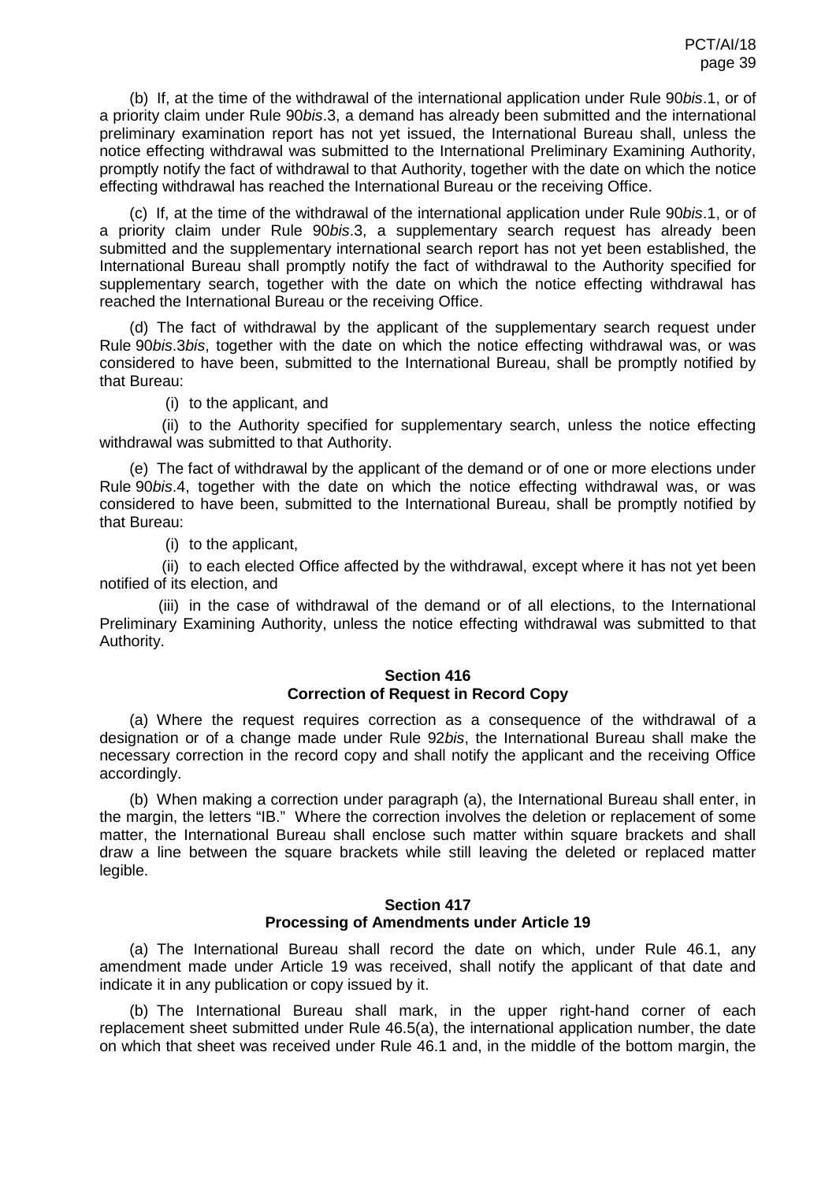(b) If, at the time of the withdrawal of the international application under Rule 90*bis*.1, or of a priority claim under Rule 90*bis*.3, a demand has already been submitted and the international preliminary examination report has not yet issued, the International Bureau shall, unless the notice effecting withdrawal was submitted to the International Preliminary Examining Authority, promptly notify the fact of withdrawal to that Authority, together with the date on which the notice effecting withdrawal has reached the International Bureau or the receiving Office.

(c) If, at the time of the withdrawal of the international application under Rule 90*bis*.1, or of a priority claim under Rule 90*bis*.3, a supplementary search request has already been submitted and the supplementary international search report has not yet been established, the International Bureau shall promptly notify the fact of withdrawal to the Authority specified for supplementary search, together with the date on which the notice effecting withdrawal has reached the International Bureau or the receiving Office.

(d) The fact of withdrawal by the applicant of the supplementary search request under Rule 90*bis*.3*bis*, together with the date on which the notice effecting withdrawal was, or was considered to have been, submitted to the International Bureau, shall be promptly notified by that Bureau:

(i) to the applicant, and

(ii) to the Authority specified for supplementary search, unless the notice effecting withdrawal was submitted to that Authority.

(e) The fact of withdrawal by the applicant of the demand or of one or more elections under Rule 90*bis*.4, together with the date on which the notice effecting withdrawal was, or was considered to have been, submitted to the International Bureau, shall be promptly notified by that Bureau:

(i) to the applicant,

(ii) to each elected Office affected by the withdrawal, except where it has not yet been notified of its election, and

(iii) in the case of withdrawal of the demand or of all elections, to the International Preliminary Examining Authority, unless the notice effecting withdrawal was submitted to that Authority.

## Section 416
## Correction of Request in Record Copy

(a) Where the request requires correction as a consequence of the withdrawal of a designation or of a change made under Rule 92*bis*, the International Bureau shall make the necessary correction in the record copy and shall notify the applicant and the receiving Office accordingly.

(b) When making a correction under paragraph (a), the International Bureau shall enter, in the margin, the letters "IB." Where the correction involves the deletion or replacement of some matter, the International Bureau shall enclose such matter within square brackets and shall draw a line between the square brackets while still leaving the deleted or replaced matter legible.

## Section 417
## Processing of Amendments under Article 19

(a) The International Bureau shall record the date on which, under Rule 46.1, any amendment made under Article 19 was received, shall notify the applicant of that date and indicate it in any publication or copy issued by it.

(b) The International Bureau shall mark, in the upper right-hand corner of each replacement sheet submitted under Rule 46.5(a), the international application number, the date on which that sheet was received under Rule 46.1 and, in the middle of the bottom margin, the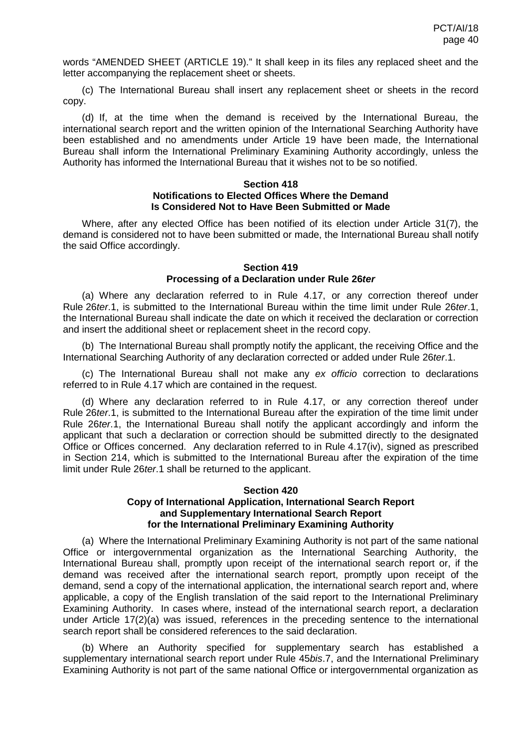words "AMENDED SHEET (ARTICLE 19)." It shall keep in its files any replaced sheet and the letter accompanying the replacement sheet or sheets.

(c) The International Bureau shall insert any replacement sheet or sheets in the record copy.

(d) If, at the time when the demand is received by the International Bureau, the international search report and the written opinion of the International Searching Authority have been established and no amendments under Article 19 have been made, the International Bureau shall inform the International Preliminary Examining Authority accordingly, unless the Authority has informed the International Bureau that it wishes not to be so notified.

### Section 418
### Notifications to Elected Offices Where the Demand Is Considered Not to Have Been Submitted or Made

Where, after any elected Office has been notified of its election under Article 31(7), the demand is considered not to have been submitted or made, the International Bureau shall notify the said Office accordingly.

### Section 419
### Processing of a Declaration under Rule 26*ter*

(a) Where any declaration referred to in Rule 4.17, or any correction thereof under Rule 26*ter*.1, is submitted to the International Bureau within the time limit under Rule 26*ter*.1, the International Bureau shall indicate the date on which it received the declaration or correction and insert the additional sheet or replacement sheet in the record copy.

(b) The International Bureau shall promptly notify the applicant, the receiving Office and the International Searching Authority of any declaration corrected or added under Rule 26*ter*.1.

(c) The International Bureau shall not make any *ex officio* correction to declarations referred to in Rule 4.17 which are contained in the request.

(d) Where any declaration referred to in Rule 4.17, or any correction thereof under Rule 26*ter*.1, is submitted to the International Bureau after the expiration of the time limit under Rule 26*ter*.1, the International Bureau shall notify the applicant accordingly and inform the applicant that such a declaration or correction should be submitted directly to the designated Office or Offices concerned. Any declaration referred to in Rule 4.17(iv), signed as prescribed in Section 214, which is submitted to the International Bureau after the expiration of the time limit under Rule 26*ter*.1 shall be returned to the applicant.

### Section 420
### Copy of International Application, International Search Report and Supplementary International Search Report for the International Preliminary Examining Authority

(a) Where the International Preliminary Examining Authority is not part of the same national Office or intergovernmental organization as the International Searching Authority, the International Bureau shall, promptly upon receipt of the international search report or, if the demand was received after the international search report, promptly upon receipt of the demand, send a copy of the international application, the international search report and, where applicable, a copy of the English translation of the said report to the International Preliminary Examining Authority. In cases where, instead of the international search report, a declaration under Article 17(2)(a) was issued, references in the preceding sentence to the international search report shall be considered references to the said declaration.

(b) Where an Authority specified for supplementary search has established a supplementary international search report under Rule 45*bis*.7, and the International Preliminary Examining Authority is not part of the same national Office or intergovernmental organization as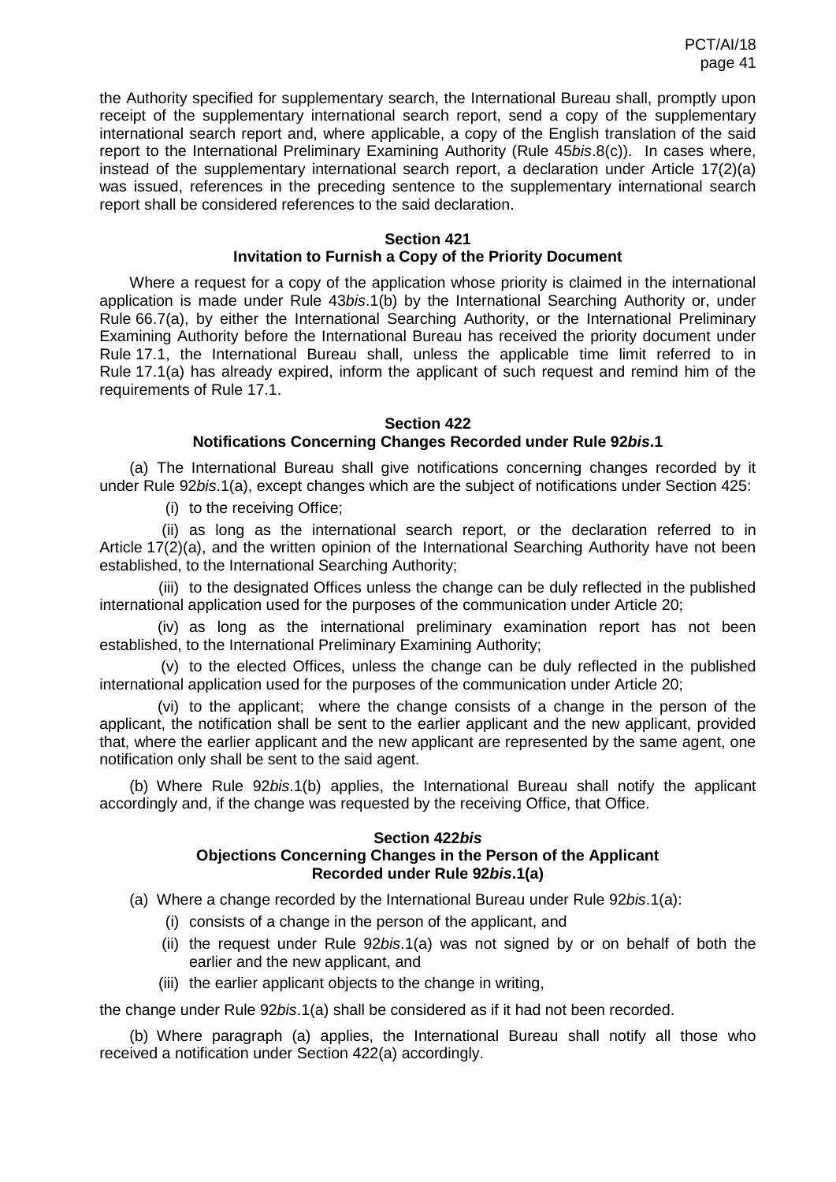the Authority specified for supplementary search, the International Bureau shall, promptly upon receipt of the supplementary international search report, send a copy of the supplementary international search report and, where applicable, a copy of the English translation of the said report to the International Preliminary Examining Authority (Rule 45*bis*.8(c)). In cases where, instead of the supplementary international search report, a declaration under Article 17(2)(a) was issued, references in the preceding sentence to the supplementary international search report shall be considered references to the said declaration.

#### Section 421
#### Invitation to Furnish a Copy of the Priority Document

Where a request for a copy of the application whose priority is claimed in the international application is made under Rule 43*bis*.1(b) by the International Searching Authority or, under Rule 66.7(a), by either the International Searching Authority, or the International Preliminary Examining Authority before the International Bureau has received the priority document under Rule 17.1, the International Bureau shall, unless the applicable time limit referred to in Rule 17.1(a) has already expired, inform the applicant of such request and remind him of the requirements of Rule 17.1.

#### Section 422
#### Notifications Concerning Changes Recorded under Rule 92*bis*.1

(a) The International Bureau shall give notifications concerning changes recorded by it under Rule 92*bis*.1(a), except changes which are the subject of notifications under Section 425:

(i) to the receiving Office;

(ii) as long as the international search report, or the declaration referred to in Article 17(2)(a), and the written opinion of the International Searching Authority have not been established, to the International Searching Authority;

(iii) to the designated Offices unless the change can be duly reflected in the published international application used for the purposes of the communication under Article 20;

(iv) as long as the international preliminary examination report has not been established, to the International Preliminary Examining Authority;

(v) to the elected Offices, unless the change can be duly reflected in the published international application used for the purposes of the communication under Article 20;

(vi) to the applicant; where the change consists of a change in the person of the applicant, the notification shall be sent to the earlier applicant and the new applicant, provided that, where the earlier applicant and the new applicant are represented by the same agent, one notification only shall be sent to the said agent.

(b) Where Rule 92*bis*.1(b) applies, the International Bureau shall notify the applicant accordingly and, if the change was requested by the receiving Office, that Office.

#### Section 422*bis*
#### Objections Concerning Changes in the Person of the Applicant Recorded under Rule 92*bis*.1(a)

(a) Where a change recorded by the International Bureau under Rule 92*bis*.1(a):

(i) consists of a change in the person of the applicant, and

(ii) the request under Rule 92*bis*.1(a) was not signed by or on behalf of both the earlier and the new applicant, and

(iii) the earlier applicant objects to the change in writing,

the change under Rule 92*bis*.1(a) shall be considered as if it had not been recorded.

(b) Where paragraph (a) applies, the International Bureau shall notify all those who received a notification under Section 422(a) accordingly.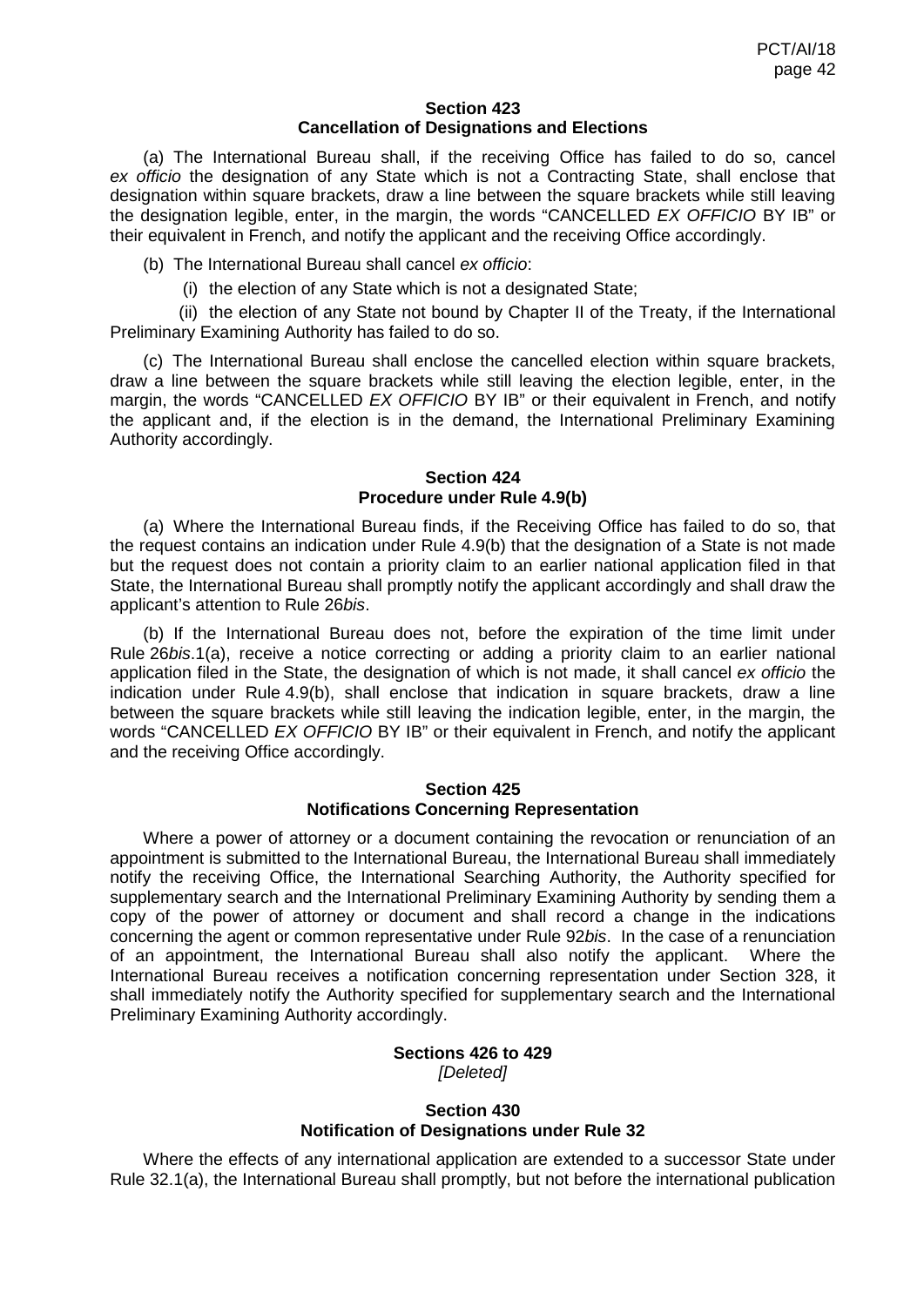### Section 423
### Cancellation of Designations and Elections

(a) The International Bureau shall, if the receiving Office has failed to do so, cancel *ex officio* the designation of any State which is not a Contracting State, shall enclose that designation within square brackets, draw a line between the square brackets while still leaving the designation legible, enter, in the margin, the words "CANCELLED *EX OFFICIO* BY IB" or their equivalent in French, and notify the applicant and the receiving Office accordingly.

(b) The International Bureau shall cancel *ex officio*:

(i) the election of any State which is not a designated State;

(ii) the election of any State not bound by Chapter II of the Treaty, if the International Preliminary Examining Authority has failed to do so.

(c) The International Bureau shall enclose the cancelled election within square brackets, draw a line between the square brackets while still leaving the election legible, enter, in the margin, the words "CANCELLED *EX OFFICIO* BY IB" or their equivalent in French, and notify the applicant and, if the election is in the demand, the International Preliminary Examining Authority accordingly.

### Section 424
### Procedure under Rule 4.9(b)

(a) Where the International Bureau finds, if the Receiving Office has failed to do so, that the request contains an indication under Rule 4.9(b) that the designation of a State is not made but the request does not contain a priority claim to an earlier national application filed in that State, the International Bureau shall promptly notify the applicant accordingly and shall draw the applicant's attention to Rule 26*bis*.

(b) If the International Bureau does not, before the expiration of the time limit under Rule 26*bis*.1(a), receive a notice correcting or adding a priority claim to an earlier national application filed in the State, the designation of which is not made, it shall cancel *ex officio* the indication under Rule 4.9(b), shall enclose that indication in square brackets, draw a line between the square brackets while still leaving the indication legible, enter, in the margin, the words "CANCELLED *EX OFFICIO* BY IB" or their equivalent in French, and notify the applicant and the receiving Office accordingly.

### Section 425
### Notifications Concerning Representation

Where a power of attorney or a document containing the revocation or renunciation of an appointment is submitted to the International Bureau, the International Bureau shall immediately notify the receiving Office, the International Searching Authority, the Authority specified for supplementary search and the International Preliminary Examining Authority by sending them a copy of the power of attorney or document and shall record a change in the indications concerning the agent or common representative under Rule 92*bis*. In the case of a renunciation of an appointment, the International Bureau shall also notify the applicant. Where the International Bureau receives a notification concerning representation under Section 328, it shall immediately notify the Authority specified for supplementary search and the International Preliminary Examining Authority accordingly.

### Sections 426 to 429
*[Deleted]*

### Section 430
### Notification of Designations under Rule 32

Where the effects of any international application are extended to a successor State under Rule 32.1(a), the International Bureau shall promptly, but not before the international publication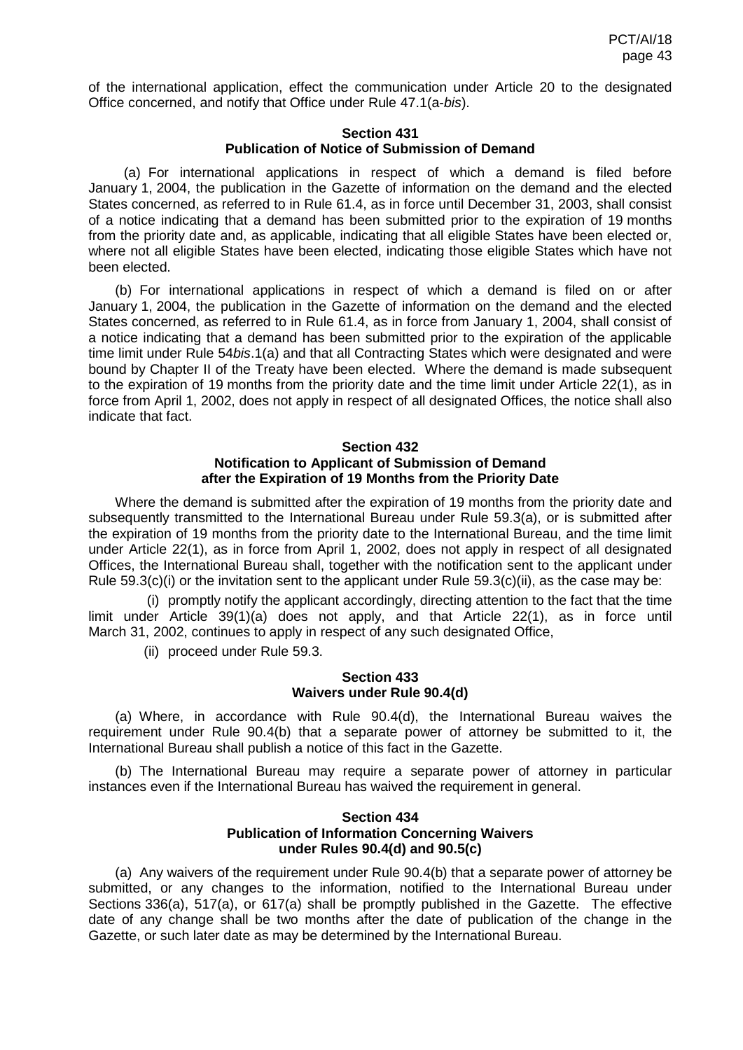of the international application, effect the communication under Article 20 to the designated Office concerned, and notify that Office under Rule 47.1(a-*bis*).

**Section 431**
**Publication of Notice of Submission of Demand**

(a) For international applications in respect of which a demand is filed before January 1, 2004, the publication in the Gazette of information on the demand and the elected States concerned, as referred to in Rule 61.4, as in force until December 31, 2003, shall consist of a notice indicating that a demand has been submitted prior to the expiration of 19 months from the priority date and, as applicable, indicating that all eligible States have been elected or, where not all eligible States have been elected, indicating those eligible States which have not been elected.

(b) For international applications in respect of which a demand is filed on or after January 1, 2004, the publication in the Gazette of information on the demand and the elected States concerned, as referred to in Rule 61.4, as in force from January 1, 2004, shall consist of a notice indicating that a demand has been submitted prior to the expiration of the applicable time limit under Rule 54*bis*.1(a) and that all Contracting States which were designated and were bound by Chapter II of the Treaty have been elected. Where the demand is made subsequent to the expiration of 19 months from the priority date and the time limit under Article 22(1), as in force from April 1, 2002, does not apply in respect of all designated Offices, the notice shall also indicate that fact.

**Section 432**
**Notification to Applicant of Submission of Demand after the Expiration of 19 Months from the Priority Date**

Where the demand is submitted after the expiration of 19 months from the priority date and subsequently transmitted to the International Bureau under Rule 59.3(a), or is submitted after the expiration of 19 months from the priority date to the International Bureau, and the time limit under Article 22(1), as in force from April 1, 2002, does not apply in respect of all designated Offices, the International Bureau shall, together with the notification sent to the applicant under Rule 59.3(c)(i) or the invitation sent to the applicant under Rule 59.3(c)(ii), as the case may be:

(i) promptly notify the applicant accordingly, directing attention to the fact that the time limit under Article 39(1)(a) does not apply, and that Article 22(1), as in force until March 31, 2002, continues to apply in respect of any such designated Office,

(ii) proceed under Rule 59.3.

**Section 433**
**Waivers under Rule 90.4(d)**

(a) Where, in accordance with Rule 90.4(d), the International Bureau waives the requirement under Rule 90.4(b) that a separate power of attorney be submitted to it, the International Bureau shall publish a notice of this fact in the Gazette.

(b) The International Bureau may require a separate power of attorney in particular instances even if the International Bureau has waived the requirement in general.

**Section 434**
**Publication of Information Concerning Waivers under Rules 90.4(d) and 90.5(c)**

(a) Any waivers of the requirement under Rule 90.4(b) that a separate power of attorney be submitted, or any changes to the information, notified to the International Bureau under Sections 336(a), 517(a), or 617(a) shall be promptly published in the Gazette. The effective date of any change shall be two months after the date of publication of the change in the Gazette, or such later date as may be determined by the International Bureau.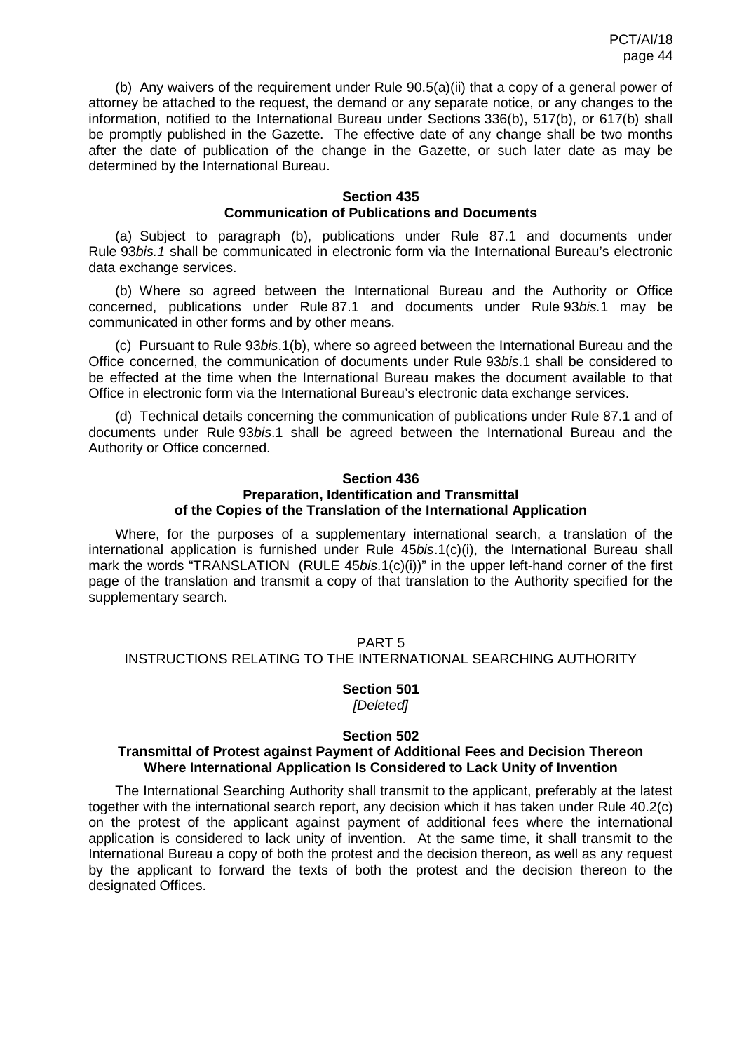(b) Any waivers of the requirement under Rule 90.5(a)(ii) that a copy of a general power of attorney be attached to the request, the demand or any separate notice, or any changes to the information, notified to the International Bureau under Sections 336(b), 517(b), or 617(b) shall be promptly published in the Gazette. The effective date of any change shall be two months after the date of publication of the change in the Gazette, or such later date as may be determined by the International Bureau.

### Section 435
### Communication of Publications and Documents

(a) Subject to paragraph (b), publications under Rule 87.1 and documents under Rule 93*bis.1* shall be communicated in electronic form via the International Bureau's electronic data exchange services.

(b) Where so agreed between the International Bureau and the Authority or Office concerned, publications under Rule 87.1 and documents under Rule 93*bis.*1 may be communicated in other forms and by other means.

(c) Pursuant to Rule 93*bis*.1(b), where so agreed between the International Bureau and the Office concerned, the communication of documents under Rule 93*bis*.1 shall be considered to be effected at the time when the International Bureau makes the document available to that Office in electronic form via the International Bureau's electronic data exchange services.

(d) Technical details concerning the communication of publications under Rule 87.1 and of documents under Rule 93*bis*.1 shall be agreed between the International Bureau and the Authority or Office concerned.

### Section 436
### Preparation, Identification and Transmittal of the Copies of the Translation of the International Application

Where, for the purposes of a supplementary international search, a translation of the international application is furnished under Rule 45*bis*.1(c)(i), the International Bureau shall mark the words "TRANSLATION (RULE 45*bis*.1(c)(i))" in the upper left-hand corner of the first page of the translation and transmit a copy of that translation to the Authority specified for the supplementary search.

## PART 5
## INSTRUCTIONS RELATING TO THE INTERNATIONAL SEARCHING AUTHORITY

### Section 501
*[Deleted]*

### Section 502
### Transmittal of Protest against Payment of Additional Fees and Decision Thereon Where International Application Is Considered to Lack Unity of Invention

The International Searching Authority shall transmit to the applicant, preferably at the latest together with the international search report, any decision which it has taken under Rule 40.2(c) on the protest of the applicant against payment of additional fees where the international application is considered to lack unity of invention. At the same time, it shall transmit to the International Bureau a copy of both the protest and the decision thereon, as well as any request by the applicant to forward the texts of both the protest and the decision thereon to the designated Offices.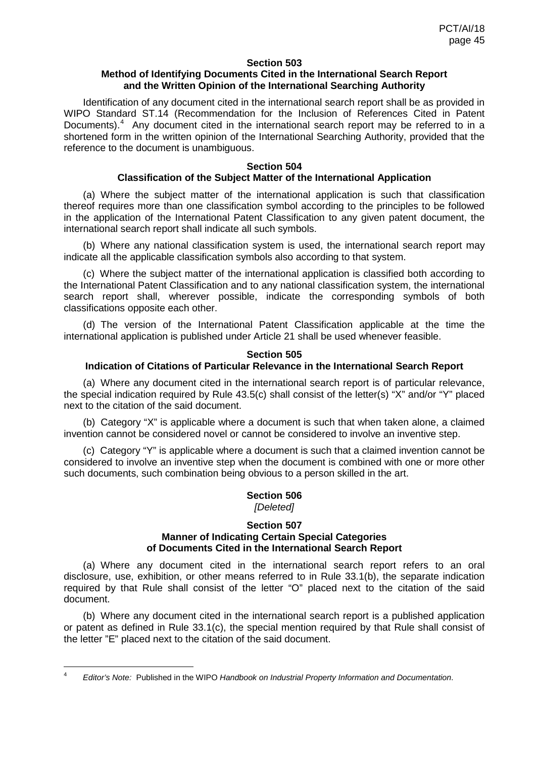### Section 503
### Method of Identifying Documents Cited in the International Search Report and the Written Opinion of the International Searching Authority

Identification of any document cited in the international search report shall be as provided in WIPO Standard ST.14 (Recommendation for the Inclusion of References Cited in Patent Documents).[4] Any document cited in the international search report may be referred to in a shortened form in the written opinion of the International Searching Authority, provided that the reference to the document is unambiguous.

### Section 504
### Classification of the Subject Matter of the International Application

(a) Where the subject matter of the international application is such that classification thereof requires more than one classification symbol according to the principles to be followed in the application of the International Patent Classification to any given patent document, the international search report shall indicate all such symbols.

(b) Where any national classification system is used, the international search report may indicate all the applicable classification symbols also according to that system.

(c) Where the subject matter of the international application is classified both according to the International Patent Classification and to any national classification system, the international search report shall, wherever possible, indicate the corresponding symbols of both classifications opposite each other.

(d) The version of the International Patent Classification applicable at the time the international application is published under Article 21 shall be used whenever feasible.

### Section 505
### Indication of Citations of Particular Relevance in the International Search Report

(a) Where any document cited in the international search report is of particular relevance, the special indication required by Rule 43.5(c) shall consist of the letter(s) "X" and/or "Y" placed next to the citation of the said document.

(b) Category "X" is applicable where a document is such that when taken alone, a claimed invention cannot be considered novel or cannot be considered to involve an inventive step.

(c) Category "Y" is applicable where a document is such that a claimed invention cannot be considered to involve an inventive step when the document is combined with one or more other such documents, such combination being obvious to a person skilled in the art.

### Section 506
*[Deleted]*

### Section 507
### Manner of Indicating Certain Special Categories of Documents Cited in the International Search Report

(a) Where any document cited in the international search report refers to an oral disclosure, use, exhibition, or other means referred to in Rule 33.1(b), the separate indication required by that Rule shall consist of the letter "O" placed next to the citation of the said document.

(b) Where any document cited in the international search report is a published application or patent as defined in Rule 33.1(c), the special mention required by that Rule shall consist of the letter "E" placed next to the citation of the said document.

---

[4] *Editor's Note:* Published in the WIPO *Handbook on Industrial Property Information and Documentation*.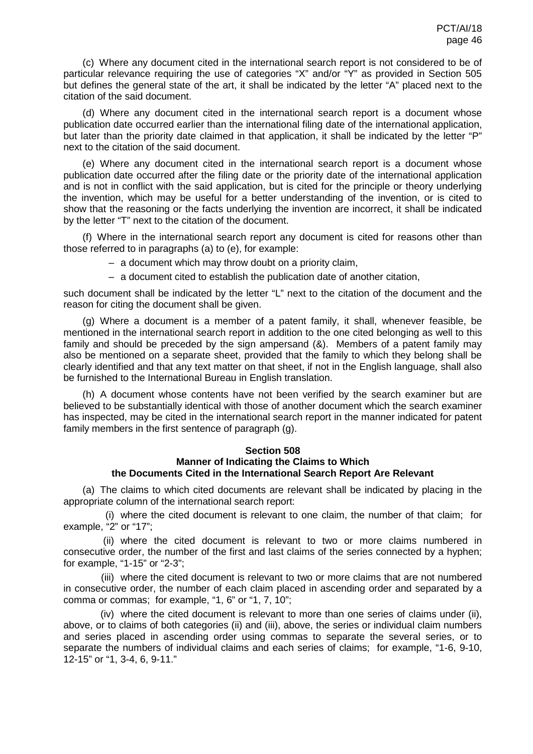(c) Where any document cited in the international search report is not considered to be of particular relevance requiring the use of categories "X" and/or "Y" as provided in Section 505 but defines the general state of the art, it shall be indicated by the letter "A" placed next to the citation of the said document.

(d) Where any document cited in the international search report is a document whose publication date occurred earlier than the international filing date of the international application, but later than the priority date claimed in that application, it shall be indicated by the letter "P" next to the citation of the said document.

(e) Where any document cited in the international search report is a document whose publication date occurred after the filing date or the priority date of the international application and is not in conflict with the said application, but is cited for the principle or theory underlying the invention, which may be useful for a better understanding of the invention, or is cited to show that the reasoning or the facts underlying the invention are incorrect, it shall be indicated by the letter "T" next to the citation of the document.

(f) Where in the international search report any document is cited for reasons other than those referred to in paragraphs (a) to (e), for example:

– a document which may throw doubt on a priority claim,

– a document cited to establish the publication date of another citation,

such document shall be indicated by the letter "L" next to the citation of the document and the reason for citing the document shall be given.

(g) Where a document is a member of a patent family, it shall, whenever feasible, be mentioned in the international search report in addition to the one cited belonging as well to this family and should be preceded by the sign ampersand (&). Members of a patent family may also be mentioned on a separate sheet, provided that the family to which they belong shall be clearly identified and that any text matter on that sheet, if not in the English language, shall also be furnished to the International Bureau in English translation.

(h) A document whose contents have not been verified by the search examiner but are believed to be substantially identical with those of another document which the search examiner has inspected, may be cited in the international search report in the manner indicated for patent family members in the first sentence of paragraph (g).

### Section 508
### Manner of Indicating the Claims to Which the Documents Cited in the International Search Report Are Relevant

(a) The claims to which cited documents are relevant shall be indicated by placing in the appropriate column of the international search report:

(i) where the cited document is relevant to one claim, the number of that claim; for example, "2" or "17";

(ii) where the cited document is relevant to two or more claims numbered in consecutive order, the number of the first and last claims of the series connected by a hyphen; for example, "1-15" or "2-3";

(iii) where the cited document is relevant to two or more claims that are not numbered in consecutive order, the number of each claim placed in ascending order and separated by a comma or commas; for example, "1, 6" or "1, 7, 10";

(iv) where the cited document is relevant to more than one series of claims under (ii), above, or to claims of both categories (ii) and (iii), above, the series or individual claim numbers and series placed in ascending order using commas to separate the several series, or to separate the numbers of individual claims and each series of claims; for example, "1-6, 9-10, 12-15" or "1, 3-4, 6, 9-11."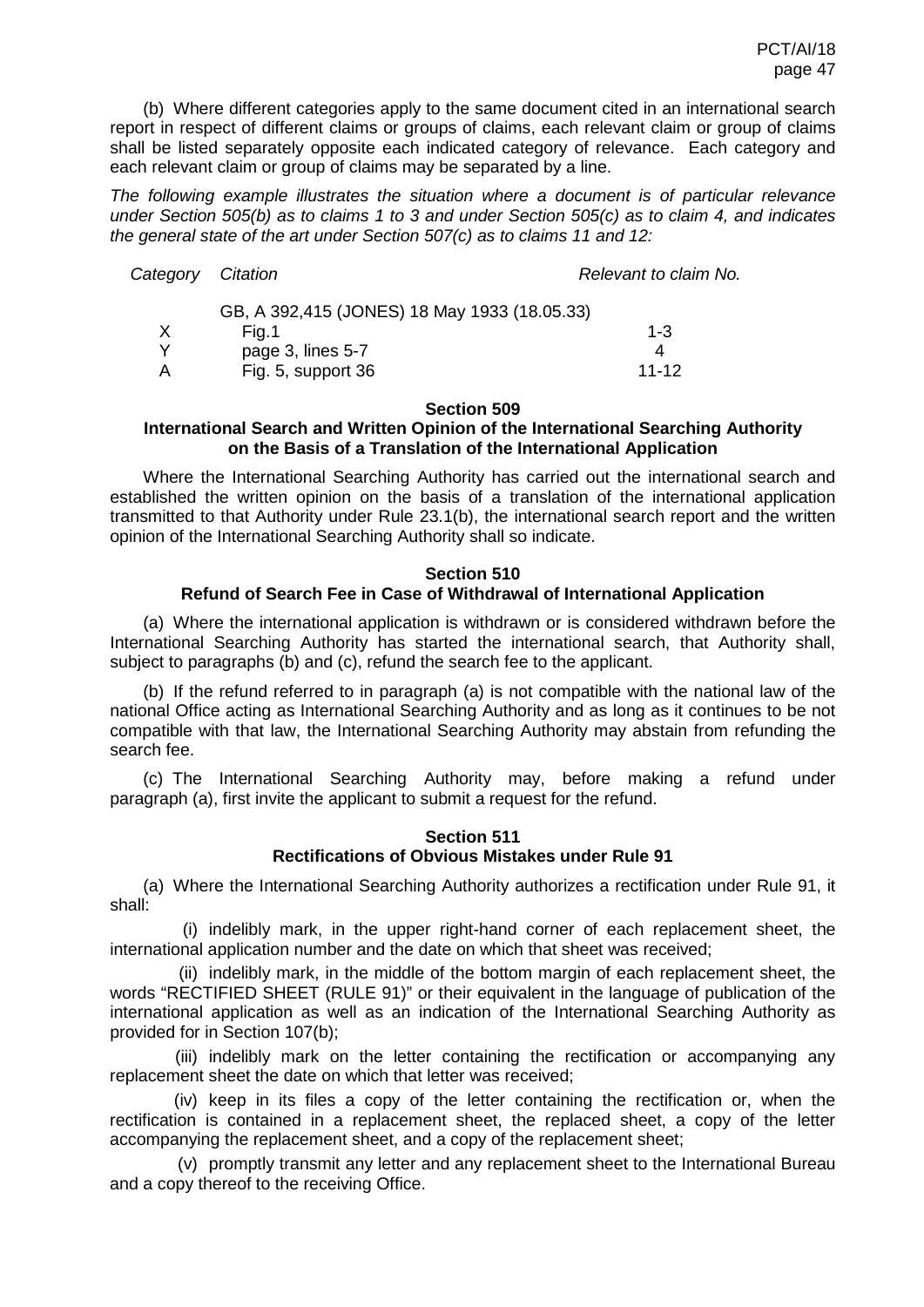(b) Where different categories apply to the same document cited in an international search report in respect of different claims or groups of claims, each relevant claim or group of claims shall be listed separately opposite each indicated category of relevance. Each category and each relevant claim or group of claims may be separated by a line.

*The following example illustrates the situation where a document is of particular relevance under Section 505(b) as to claims 1 to 3 and under Section 505(c) as to claim 4, and indicates the general state of the art under Section 507(c) as to claims 11 and 12:*

| *Category* | *Citation* | *Relevant to claim No.* |
|---|---|---|
| | GB, A 392,415 (JONES) 18 May 1933 (18.05.33) | |
| X | Fig.1 | 1-3 |
| Y | page 3, lines 5-7 | 4 |
| A | Fig. 5, support 36 | 11-12 |

### Section 509
### International Search and Written Opinion of the International Searching Authority on the Basis of a Translation of the International Application

Where the International Searching Authority has carried out the international search and established the written opinion on the basis of a translation of the international application transmitted to that Authority under Rule 23.1(b), the international search report and the written opinion of the International Searching Authority shall so indicate.

### Section 510
### Refund of Search Fee in Case of Withdrawal of International Application

(a) Where the international application is withdrawn or is considered withdrawn before the International Searching Authority has started the international search, that Authority shall, subject to paragraphs (b) and (c), refund the search fee to the applicant.

(b) If the refund referred to in paragraph (a) is not compatible with the national law of the national Office acting as International Searching Authority and as long as it continues to be not compatible with that law, the International Searching Authority may abstain from refunding the search fee.

(c) The International Searching Authority may, before making a refund under paragraph (a), first invite the applicant to submit a request for the refund.

### Section 511
### Rectifications of Obvious Mistakes under Rule 91

(a) Where the International Searching Authority authorizes a rectification under Rule 91, it shall:

(i) indelibly mark, in the upper right-hand corner of each replacement sheet, the international application number and the date on which that sheet was received;

(ii) indelibly mark, in the middle of the bottom margin of each replacement sheet, the words "RECTIFIED SHEET (RULE 91)" or their equivalent in the language of publication of the international application as well as an indication of the International Searching Authority as provided for in Section 107(b);

(iii) indelibly mark on the letter containing the rectification or accompanying any replacement sheet the date on which that letter was received;

(iv) keep in its files a copy of the letter containing the rectification or, when the rectification is contained in a replacement sheet, the replaced sheet, a copy of the letter accompanying the replacement sheet, and a copy of the replacement sheet;

(v) promptly transmit any letter and any replacement sheet to the International Bureau and a copy thereof to the receiving Office.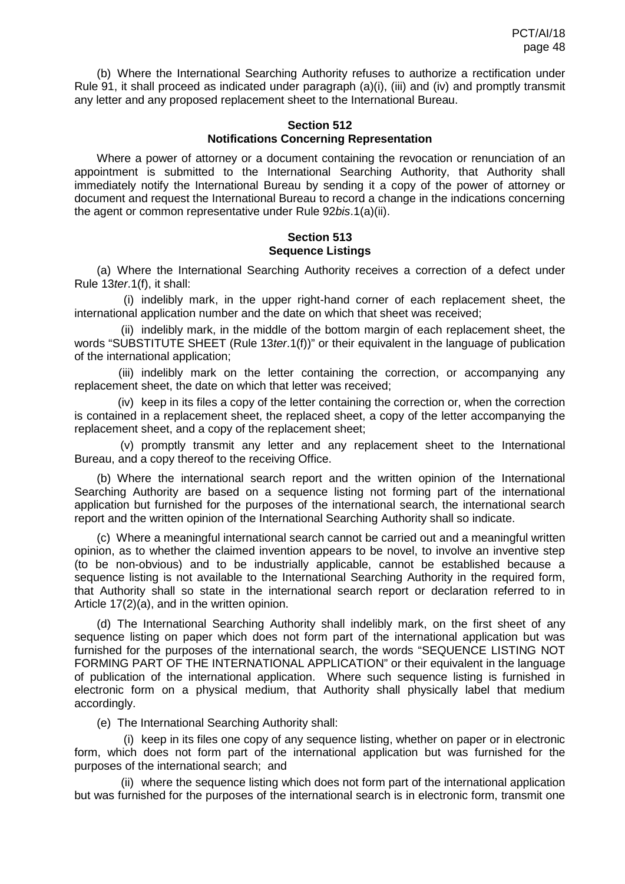(b) Where the International Searching Authority refuses to authorize a rectification under Rule 91, it shall proceed as indicated under paragraph (a)(i), (iii) and (iv) and promptly transmit any letter and any proposed replacement sheet to the International Bureau.

### Section 512
### Notifications Concerning Representation

Where a power of attorney or a document containing the revocation or renunciation of an appointment is submitted to the International Searching Authority, that Authority shall immediately notify the International Bureau by sending it a copy of the power of attorney or document and request the International Bureau to record a change in the indications concerning the agent or common representative under Rule 92*bis*.1(a)(ii).

### Section 513
### Sequence Listings

(a) Where the International Searching Authority receives a correction of a defect under Rule 13*ter*.1(f), it shall:

(i) indelibly mark, in the upper right-hand corner of each replacement sheet, the international application number and the date on which that sheet was received;

(ii) indelibly mark, in the middle of the bottom margin of each replacement sheet, the words "SUBSTITUTE SHEET (Rule 13*ter*.1(f))" or their equivalent in the language of publication of the international application;

(iii) indelibly mark on the letter containing the correction, or accompanying any replacement sheet, the date on which that letter was received;

(iv) keep in its files a copy of the letter containing the correction or, when the correction is contained in a replacement sheet, the replaced sheet, a copy of the letter accompanying the replacement sheet, and a copy of the replacement sheet;

(v) promptly transmit any letter and any replacement sheet to the International Bureau, and a copy thereof to the receiving Office.

(b) Where the international search report and the written opinion of the International Searching Authority are based on a sequence listing not forming part of the international application but furnished for the purposes of the international search, the international search report and the written opinion of the International Searching Authority shall so indicate.

(c) Where a meaningful international search cannot be carried out and a meaningful written opinion, as to whether the claimed invention appears to be novel, to involve an inventive step (to be non-obvious) and to be industrially applicable, cannot be established because a sequence listing is not available to the International Searching Authority in the required form, that Authority shall so state in the international search report or declaration referred to in Article 17(2)(a), and in the written opinion.

(d) The International Searching Authority shall indelibly mark, on the first sheet of any sequence listing on paper which does not form part of the international application but was furnished for the purposes of the international search, the words "SEQUENCE LISTING NOT FORMING PART OF THE INTERNATIONAL APPLICATION" or their equivalent in the language of publication of the international application. Where such sequence listing is furnished in electronic form on a physical medium, that Authority shall physically label that medium accordingly.

(e) The International Searching Authority shall:

(i) keep in its files one copy of any sequence listing, whether on paper or in electronic form, which does not form part of the international application but was furnished for the purposes of the international search; and

(ii) where the sequence listing which does not form part of the international application but was furnished for the purposes of the international search is in electronic form, transmit one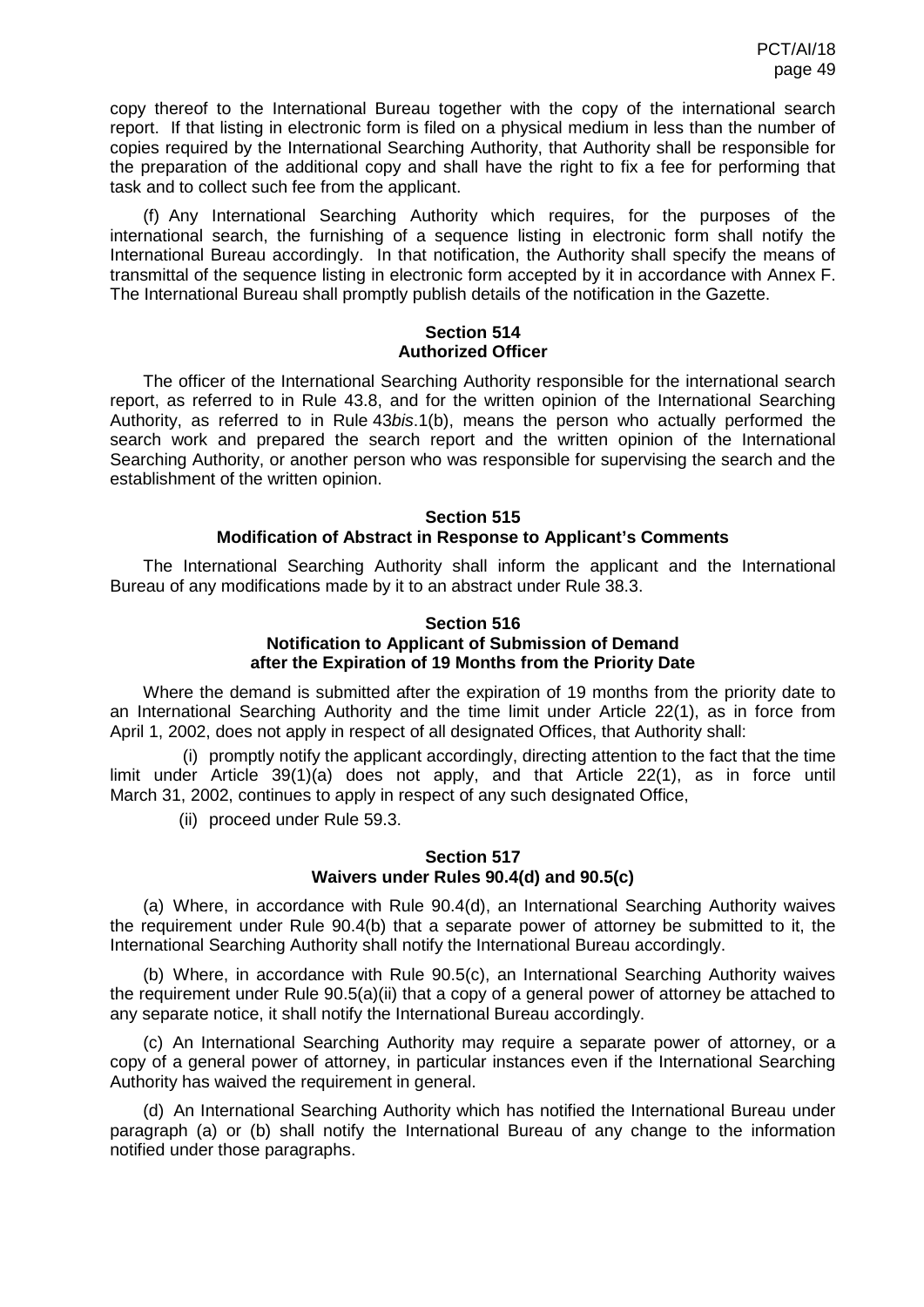copy thereof to the International Bureau together with the copy of the international search report. If that listing in electronic form is filed on a physical medium in less than the number of copies required by the International Searching Authority, that Authority shall be responsible for the preparation of the additional copy and shall have the right to fix a fee for performing that task and to collect such fee from the applicant.

(f) Any International Searching Authority which requires, for the purposes of the international search, the furnishing of a sequence listing in electronic form shall notify the International Bureau accordingly. In that notification, the Authority shall specify the means of transmittal of the sequence listing in electronic form accepted by it in accordance with Annex F. The International Bureau shall promptly publish details of the notification in the Gazette.

### Section 514
### Authorized Officer

The officer of the International Searching Authority responsible for the international search report, as referred to in Rule 43.8, and for the written opinion of the International Searching Authority, as referred to in Rule 43*bis*.1(b), means the person who actually performed the search work and prepared the search report and the written opinion of the International Searching Authority, or another person who was responsible for supervising the search and the establishment of the written opinion.

### Section 515
### Modification of Abstract in Response to Applicant's Comments

The International Searching Authority shall inform the applicant and the International Bureau of any modifications made by it to an abstract under Rule 38.3.

### Section 516
### Notification to Applicant of Submission of Demand after the Expiration of 19 Months from the Priority Date

Where the demand is submitted after the expiration of 19 months from the priority date to an International Searching Authority and the time limit under Article 22(1), as in force from April 1, 2002, does not apply in respect of all designated Offices, that Authority shall:

(i) promptly notify the applicant accordingly, directing attention to the fact that the time limit under Article 39(1)(a) does not apply, and that Article 22(1), as in force until March 31, 2002, continues to apply in respect of any such designated Office,

(ii) proceed under Rule 59.3.

### Section 517
### Waivers under Rules 90.4(d) and 90.5(c)

(a) Where, in accordance with Rule 90.4(d), an International Searching Authority waives the requirement under Rule 90.4(b) that a separate power of attorney be submitted to it, the International Searching Authority shall notify the International Bureau accordingly.

(b) Where, in accordance with Rule 90.5(c), an International Searching Authority waives the requirement under Rule 90.5(a)(ii) that a copy of a general power of attorney be attached to any separate notice, it shall notify the International Bureau accordingly.

(c) An International Searching Authority may require a separate power of attorney, or a copy of a general power of attorney, in particular instances even if the International Searching Authority has waived the requirement in general.

(d) An International Searching Authority which has notified the International Bureau under paragraph (a) or (b) shall notify the International Bureau of any change to the information notified under those paragraphs.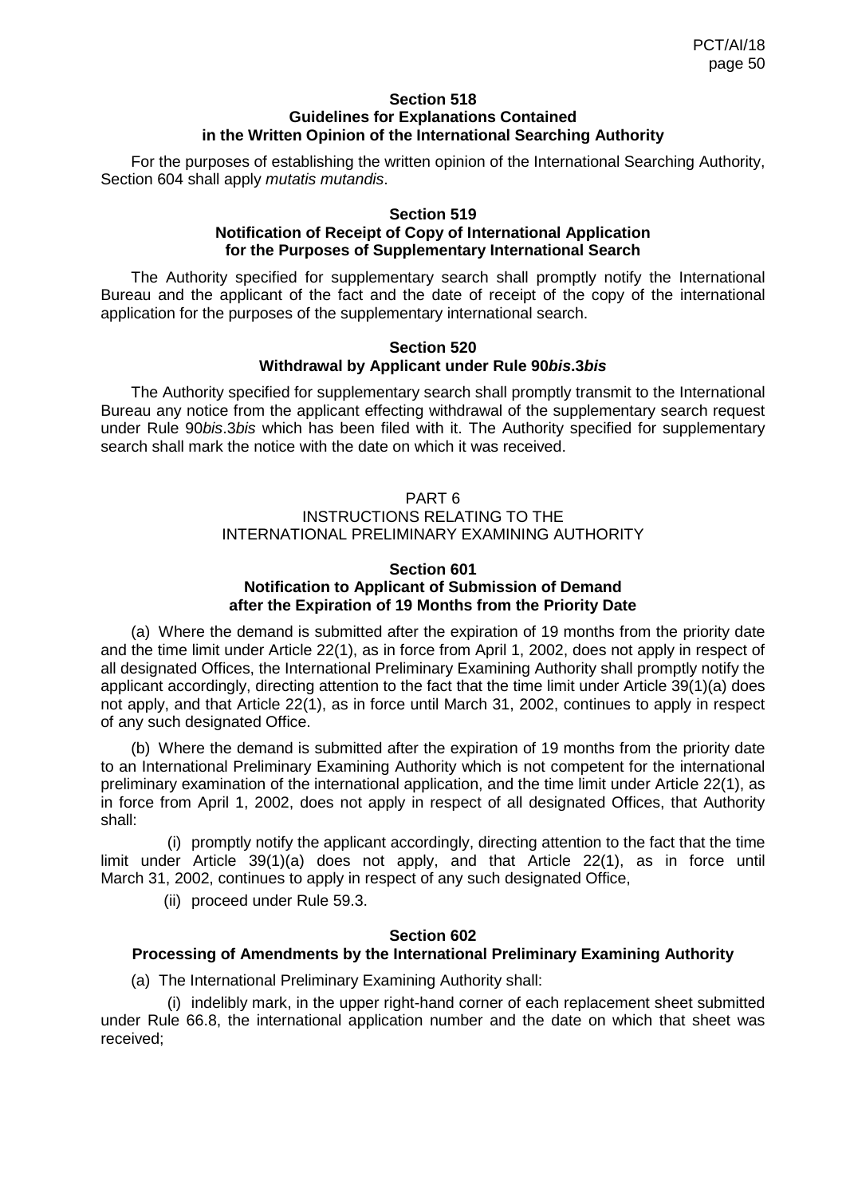### Section 518
### Guidelines for Explanations Contained in the Written Opinion of the International Searching Authority

For the purposes of establishing the written opinion of the International Searching Authority, Section 604 shall apply *mutatis mutandis*.

### Section 519
### Notification of Receipt of Copy of International Application for the Purposes of Supplementary International Search

The Authority specified for supplementary search shall promptly notify the International Bureau and the applicant of the fact and the date of receipt of the copy of the international application for the purposes of the supplementary international search.

### Section 520
### Withdrawal by Applicant under Rule 90*bis*.3*bis*

The Authority specified for supplementary search shall promptly transmit to the International Bureau any notice from the applicant effecting withdrawal of the supplementary search request under Rule 90*bis*.3*bis* which has been filed with it. The Authority specified for supplementary search shall mark the notice with the date on which it was received.

## PART 6
## INSTRUCTIONS RELATING TO THE INTERNATIONAL PRELIMINARY EXAMINING AUTHORITY

### Section 601
### Notification to Applicant of Submission of Demand after the Expiration of 19 Months from the Priority Date

(a) Where the demand is submitted after the expiration of 19 months from the priority date and the time limit under Article 22(1), as in force from April 1, 2002, does not apply in respect of all designated Offices, the International Preliminary Examining Authority shall promptly notify the applicant accordingly, directing attention to the fact that the time limit under Article 39(1)(a) does not apply, and that Article 22(1), as in force until March 31, 2002, continues to apply in respect of any such designated Office.

(b) Where the demand is submitted after the expiration of 19 months from the priority date to an International Preliminary Examining Authority which is not competent for the international preliminary examination of the international application, and the time limit under Article 22(1), as in force from April 1, 2002, does not apply in respect of all designated Offices, that Authority shall:

(i) promptly notify the applicant accordingly, directing attention to the fact that the time limit under Article 39(1)(a) does not apply, and that Article 22(1), as in force until March 31, 2002, continues to apply in respect of any such designated Office,

(ii) proceed under Rule 59.3.

### Section 602
### Processing of Amendments by the International Preliminary Examining Authority

(a) The International Preliminary Examining Authority shall:

(i) indelibly mark, in the upper right-hand corner of each replacement sheet submitted under Rule 66.8, the international application number and the date on which that sheet was received;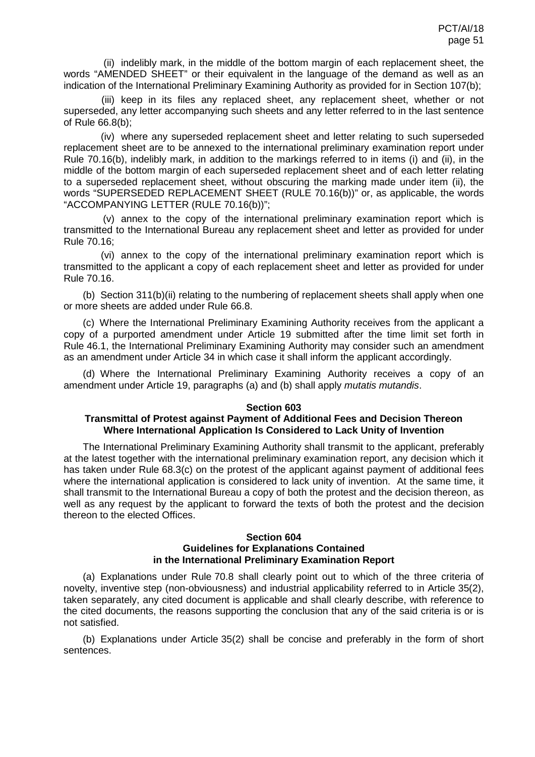(ii) indelibly mark, in the middle of the bottom margin of each replacement sheet, the words "AMENDED SHEET" or their equivalent in the language of the demand as well as an indication of the International Preliminary Examining Authority as provided for in Section 107(b);

(iii) keep in its files any replaced sheet, any replacement sheet, whether or not superseded, any letter accompanying such sheets and any letter referred to in the last sentence of Rule 66.8(b);

(iv) where any superseded replacement sheet and letter relating to such superseded replacement sheet are to be annexed to the international preliminary examination report under Rule 70.16(b), indelibly mark, in addition to the markings referred to in items (i) and (ii), in the middle of the bottom margin of each superseded replacement sheet and of each letter relating to a superseded replacement sheet, without obscuring the marking made under item (ii), the words "SUPERSEDED REPLACEMENT SHEET (RULE 70.16(b))" or, as applicable, the words "ACCOMPANYING LETTER (RULE 70.16(b))";

(v) annex to the copy of the international preliminary examination report which is transmitted to the International Bureau any replacement sheet and letter as provided for under Rule 70.16;

(vi) annex to the copy of the international preliminary examination report which is transmitted to the applicant a copy of each replacement sheet and letter as provided for under Rule 70.16.

(b) Section 311(b)(ii) relating to the numbering of replacement sheets shall apply when one or more sheets are added under Rule 66.8.

(c) Where the International Preliminary Examining Authority receives from the applicant a copy of a purported amendment under Article 19 submitted after the time limit set forth in Rule 46.1, the International Preliminary Examining Authority may consider such an amendment as an amendment under Article 34 in which case it shall inform the applicant accordingly.

(d) Where the International Preliminary Examining Authority receives a copy of an amendment under Article 19, paragraphs (a) and (b) shall apply *mutatis mutandis*.

### Section 603
### Transmittal of Protest against Payment of Additional Fees and Decision Thereon Where International Application Is Considered to Lack Unity of Invention

The International Preliminary Examining Authority shall transmit to the applicant, preferably at the latest together with the international preliminary examination report, any decision which it has taken under Rule 68.3(c) on the protest of the applicant against payment of additional fees where the international application is considered to lack unity of invention. At the same time, it shall transmit to the International Bureau a copy of both the protest and the decision thereon, as well as any request by the applicant to forward the texts of both the protest and the decision thereon to the elected Offices.

### Section 604
### Guidelines for Explanations Contained in the International Preliminary Examination Report

(a) Explanations under Rule 70.8 shall clearly point out to which of the three criteria of novelty, inventive step (non-obviousness) and industrial applicability referred to in Article 35(2), taken separately, any cited document is applicable and shall clearly describe, with reference to the cited documents, the reasons supporting the conclusion that any of the said criteria is or is not satisfied.

(b) Explanations under Article 35(2) shall be concise and preferably in the form of short sentences.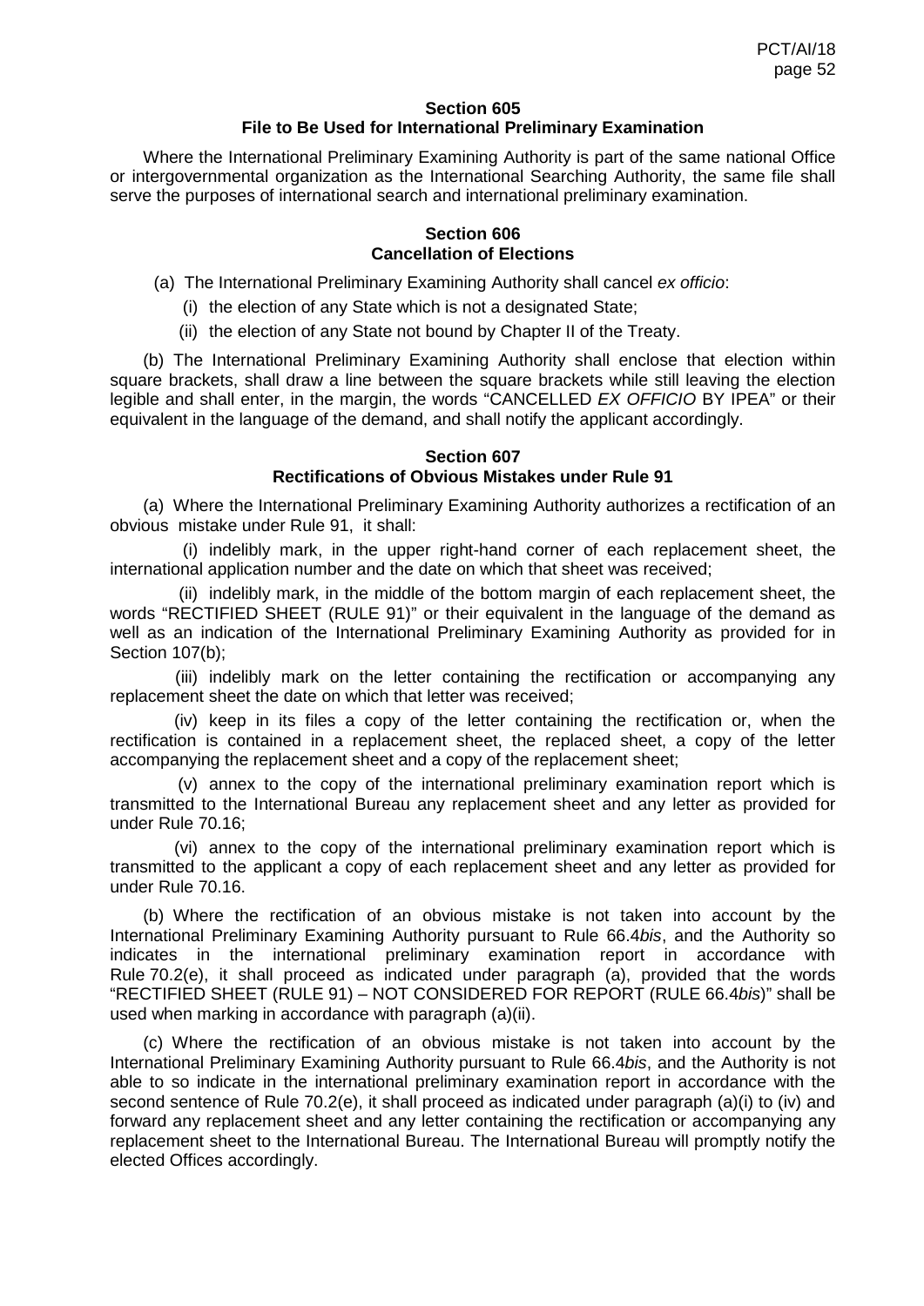### Section 605
### File to Be Used for International Preliminary Examination

Where the International Preliminary Examining Authority is part of the same national Office or intergovernmental organization as the International Searching Authority, the same file shall serve the purposes of international search and international preliminary examination.

### Section 606
### Cancellation of Elections

(a) The International Preliminary Examining Authority shall cancel *ex officio*:

(i) the election of any State which is not a designated State;

(ii) the election of any State not bound by Chapter II of the Treaty.

(b) The International Preliminary Examining Authority shall enclose that election within square brackets, shall draw a line between the square brackets while still leaving the election legible and shall enter, in the margin, the words "CANCELLED *EX OFFICIO* BY IPEA" or their equivalent in the language of the demand, and shall notify the applicant accordingly.

### Section 607
### Rectifications of Obvious Mistakes under Rule 91

(a) Where the International Preliminary Examining Authority authorizes a rectification of an obvious mistake under Rule 91, it shall:

(i) indelibly mark, in the upper right-hand corner of each replacement sheet, the international application number and the date on which that sheet was received;

(ii) indelibly mark, in the middle of the bottom margin of each replacement sheet, the words "RECTIFIED SHEET (RULE 91)" or their equivalent in the language of the demand as well as an indication of the International Preliminary Examining Authority as provided for in Section 107(b);

(iii) indelibly mark on the letter containing the rectification or accompanying any replacement sheet the date on which that letter was received;

(iv) keep in its files a copy of the letter containing the rectification or, when the rectification is contained in a replacement sheet, the replaced sheet, a copy of the letter accompanying the replacement sheet and a copy of the replacement sheet;

(v) annex to the copy of the international preliminary examination report which is transmitted to the International Bureau any replacement sheet and any letter as provided for under Rule 70.16;

(vi) annex to the copy of the international preliminary examination report which is transmitted to the applicant a copy of each replacement sheet and any letter as provided for under Rule 70.16.

(b) Where the rectification of an obvious mistake is not taken into account by the International Preliminary Examining Authority pursuant to Rule 66.4*bis*, and the Authority so indicates in the international preliminary examination report in accordance with Rule 70.2(e), it shall proceed as indicated under paragraph (a), provided that the words "RECTIFIED SHEET (RULE 91) – NOT CONSIDERED FOR REPORT (RULE 66.4*bis*)" shall be used when marking in accordance with paragraph (a)(ii).

(c) Where the rectification of an obvious mistake is not taken into account by the International Preliminary Examining Authority pursuant to Rule 66.4*bis*, and the Authority is not able to so indicate in the international preliminary examination report in accordance with the second sentence of Rule 70.2(e), it shall proceed as indicated under paragraph (a)(i) to (iv) and forward any replacement sheet and any letter containing the rectification or accompanying any replacement sheet to the International Bureau. The International Bureau will promptly notify the elected Offices accordingly.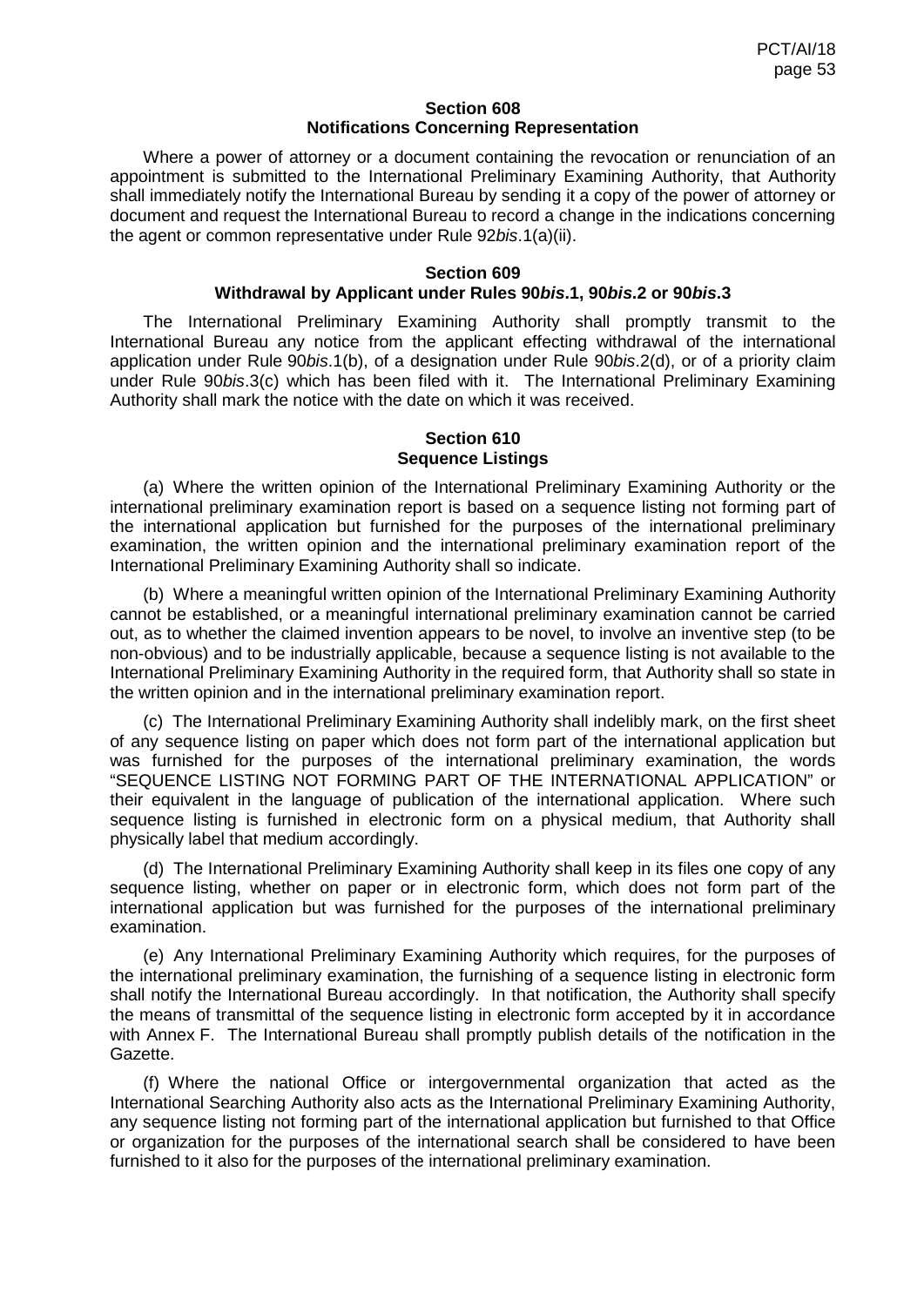### Section 608
### Notifications Concerning Representation

Where a power of attorney or a document containing the revocation or renunciation of an appointment is submitted to the International Preliminary Examining Authority, that Authority shall immediately notify the International Bureau by sending it a copy of the power of attorney or document and request the International Bureau to record a change in the indications concerning the agent or common representative under Rule 92*bis*.1(a)(ii).

### Section 609
### Withdrawal by Applicant under Rules 90*bis*.1, 90*bis*.2 or 90*bis*.3

The International Preliminary Examining Authority shall promptly transmit to the International Bureau any notice from the applicant effecting withdrawal of the international application under Rule 90*bis*.1(b), of a designation under Rule 90*bis*.2(d), or of a priority claim under Rule 90*bis*.3(c) which has been filed with it. The International Preliminary Examining Authority shall mark the notice with the date on which it was received.

### Section 610
### Sequence Listings

(a) Where the written opinion of the International Preliminary Examining Authority or the international preliminary examination report is based on a sequence listing not forming part of the international application but furnished for the purposes of the international preliminary examination, the written opinion and the international preliminary examination report of the International Preliminary Examining Authority shall so indicate.

(b) Where a meaningful written opinion of the International Preliminary Examining Authority cannot be established, or a meaningful international preliminary examination cannot be carried out, as to whether the claimed invention appears to be novel, to involve an inventive step (to be non-obvious) and to be industrially applicable, because a sequence listing is not available to the International Preliminary Examining Authority in the required form, that Authority shall so state in the written opinion and in the international preliminary examination report.

(c) The International Preliminary Examining Authority shall indelibly mark, on the first sheet of any sequence listing on paper which does not form part of the international application but was furnished for the purposes of the international preliminary examination, the words "SEQUENCE LISTING NOT FORMING PART OF THE INTERNATIONAL APPLICATION" or their equivalent in the language of publication of the international application. Where such sequence listing is furnished in electronic form on a physical medium, that Authority shall physically label that medium accordingly.

(d) The International Preliminary Examining Authority shall keep in its files one copy of any sequence listing, whether on paper or in electronic form, which does not form part of the international application but was furnished for the purposes of the international preliminary examination.

(e) Any International Preliminary Examining Authority which requires, for the purposes of the international preliminary examination, the furnishing of a sequence listing in electronic form shall notify the International Bureau accordingly. In that notification, the Authority shall specify the means of transmittal of the sequence listing in electronic form accepted by it in accordance with Annex F. The International Bureau shall promptly publish details of the notification in the Gazette.

(f) Where the national Office or intergovernmental organization that acted as the International Searching Authority also acts as the International Preliminary Examining Authority, any sequence listing not forming part of the international application but furnished to that Office or organization for the purposes of the international search shall be considered to have been furnished to it also for the purposes of the international preliminary examination.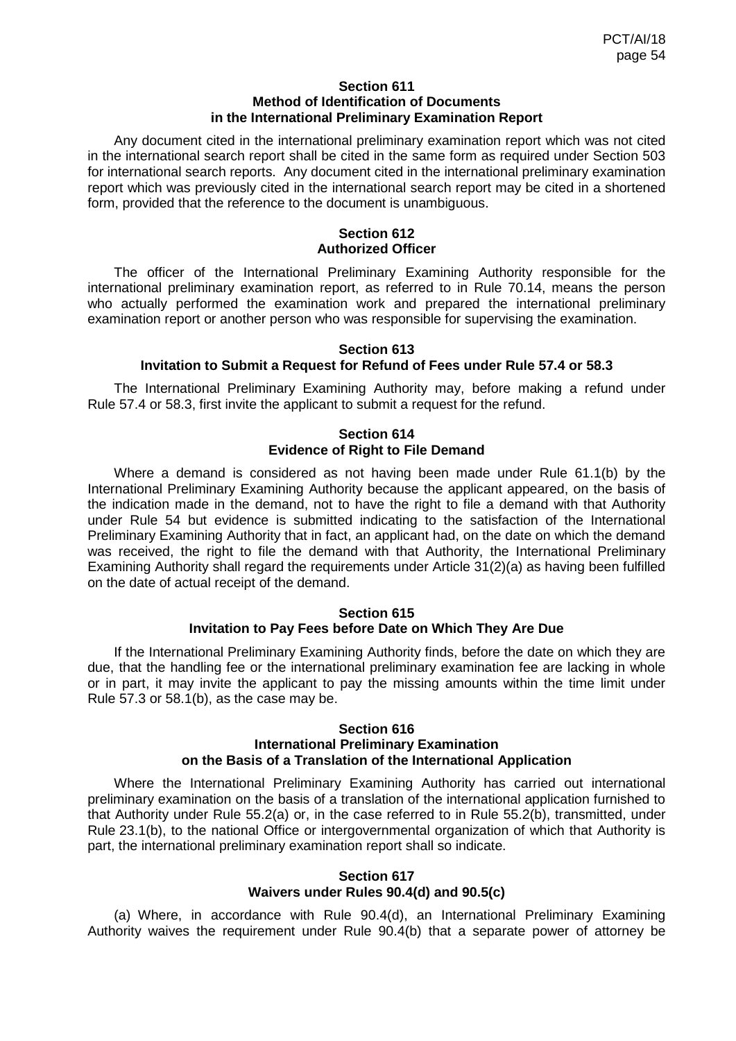### Section 611
### Method of Identification of Documents in the International Preliminary Examination Report

Any document cited in the international preliminary examination report which was not cited in the international search report shall be cited in the same form as required under Section 503 for international search reports. Any document cited in the international preliminary examination report which was previously cited in the international search report may be cited in a shortened form, provided that the reference to the document is unambiguous.

### Section 612
### Authorized Officer

The officer of the International Preliminary Examining Authority responsible for the international preliminary examination report, as referred to in Rule 70.14, means the person who actually performed the examination work and prepared the international preliminary examination report or another person who was responsible for supervising the examination.

### Section 613
### Invitation to Submit a Request for Refund of Fees under Rule 57.4 or 58.3

The International Preliminary Examining Authority may, before making a refund under Rule 57.4 or 58.3, first invite the applicant to submit a request for the refund.

### Section 614
### Evidence of Right to File Demand

Where a demand is considered as not having been made under Rule 61.1(b) by the International Preliminary Examining Authority because the applicant appeared, on the basis of the indication made in the demand, not to have the right to file a demand with that Authority under Rule 54 but evidence is submitted indicating to the satisfaction of the International Preliminary Examining Authority that in fact, an applicant had, on the date on which the demand was received, the right to file the demand with that Authority, the International Preliminary Examining Authority shall regard the requirements under Article 31(2)(a) as having been fulfilled on the date of actual receipt of the demand.

### Section 615
### Invitation to Pay Fees before Date on Which They Are Due

If the International Preliminary Examining Authority finds, before the date on which they are due, that the handling fee or the international preliminary examination fee are lacking in whole or in part, it may invite the applicant to pay the missing amounts within the time limit under Rule 57.3 or 58.1(b), as the case may be.

### Section 616
### International Preliminary Examination on the Basis of a Translation of the International Application

Where the International Preliminary Examining Authority has carried out international preliminary examination on the basis of a translation of the international application furnished to that Authority under Rule 55.2(a) or, in the case referred to in Rule 55.2(b), transmitted, under Rule 23.1(b), to the national Office or intergovernmental organization of which that Authority is part, the international preliminary examination report shall so indicate.

### Section 617
### Waivers under Rules 90.4(d) and 90.5(c)

(a) Where, in accordance with Rule 90.4(d), an International Preliminary Examining Authority waives the requirement under Rule 90.4(b) that a separate power of attorney be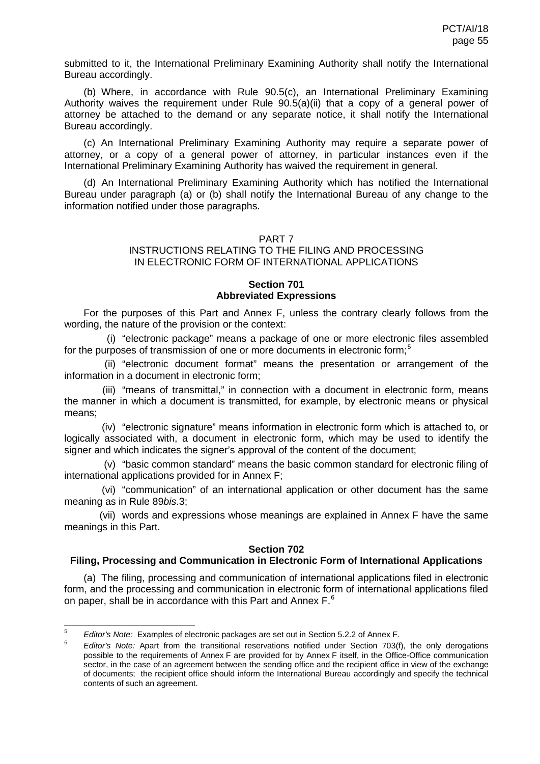submitted to it, the International Preliminary Examining Authority shall notify the International Bureau accordingly.

(b) Where, in accordance with Rule 90.5(c), an International Preliminary Examining Authority waives the requirement under Rule 90.5(a)(ii) that a copy of a general power of attorney be attached to the demand or any separate notice, it shall notify the International Bureau accordingly.

(c) An International Preliminary Examining Authority may require a separate power of attorney, or a copy of a general power of attorney, in particular instances even if the International Preliminary Examining Authority has waived the requirement in general.

(d) An International Preliminary Examining Authority which has notified the International Bureau under paragraph (a) or (b) shall notify the International Bureau of any change to the information notified under those paragraphs.

## PART 7
## INSTRUCTIONS RELATING TO THE FILING AND PROCESSING IN ELECTRONIC FORM OF INTERNATIONAL APPLICATIONS

### Section 701
### Abbreviated Expressions

For the purposes of this Part and Annex F, unless the contrary clearly follows from the wording, the nature of the provision or the context:

(i) "electronic package" means a package of one or more electronic files assembled for the purposes of transmission of one or more documents in electronic form;[5]

(ii) "electronic document format" means the presentation or arrangement of the information in a document in electronic form;

(iii) "means of transmittal," in connection with a document in electronic form, means the manner in which a document is transmitted, for example, by electronic means or physical means;

(iv) "electronic signature" means information in electronic form which is attached to, or logically associated with, a document in electronic form, which may be used to identify the signer and which indicates the signer's approval of the content of the document;

(v) "basic common standard" means the basic common standard for electronic filing of international applications provided for in Annex F;

(vi) "communication" of an international application or other document has the same meaning as in Rule 89*bis*.3;

(vii) words and expressions whose meanings are explained in Annex F have the same meanings in this Part.

### Section 702
### Filing, Processing and Communication in Electronic Form of International Applications

(a) The filing, processing and communication of international applications filed in electronic form, and the processing and communication in electronic form of international applications filed on paper, shall be in accordance with this Part and Annex F.[6]

---

[5] *Editor's Note:* Examples of electronic packages are set out in Section 5.2.2 of Annex F.

[6] *Editor's Note:* Apart from the transitional reservations notified under Section 703(f), the only derogations possible to the requirements of Annex F are provided for by Annex F itself, in the Office-Office communication sector, in the case of an agreement between the sending office and the recipient office in view of the exchange of documents; the recipient office should inform the International Bureau accordingly and specify the technical contents of such an agreement.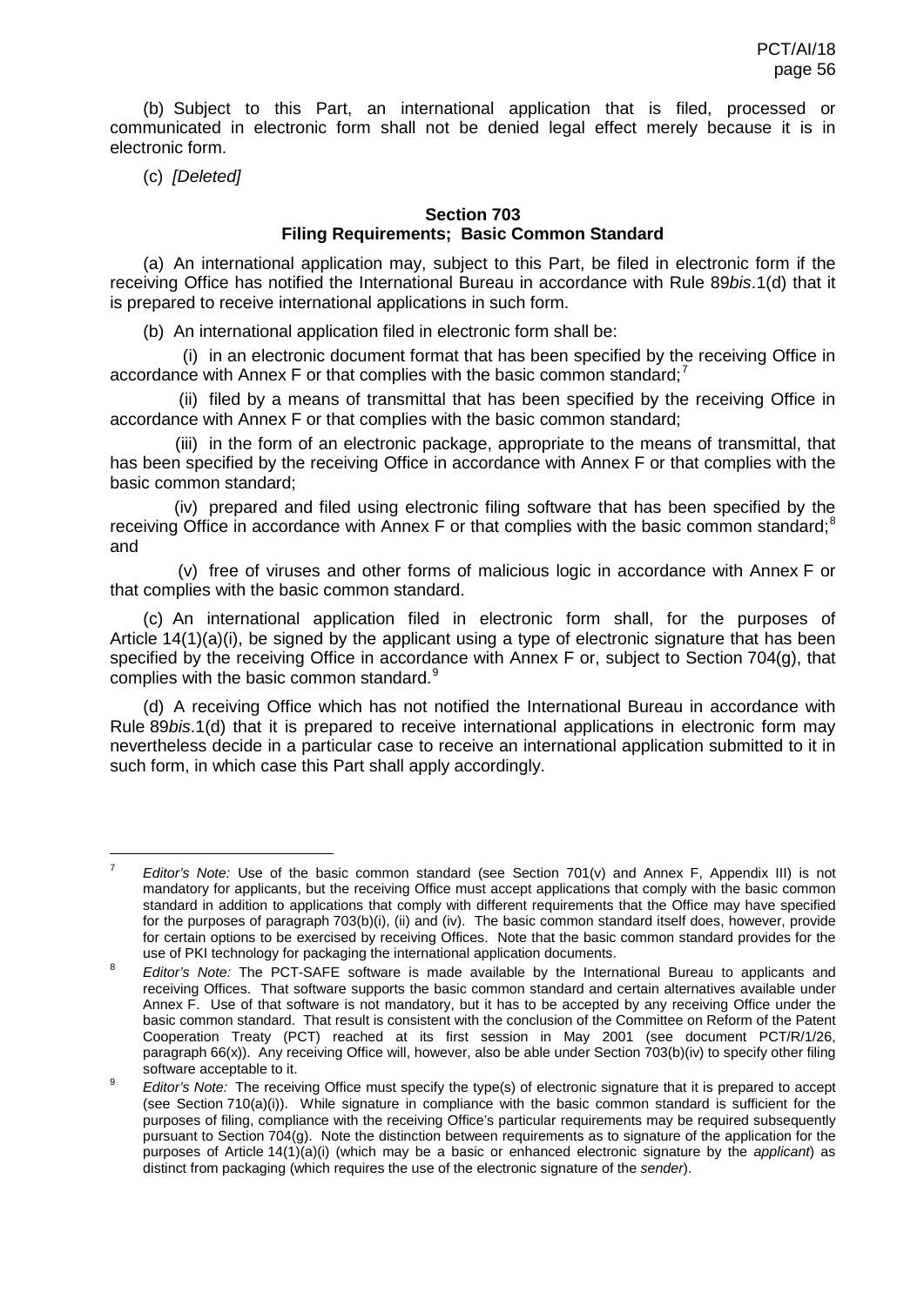(b) Subject to this Part, an international application that is filed, processed or communicated in electronic form shall not be denied legal effect merely because it is in electronic form.

(c) *[Deleted]*

### Section 703
### Filing Requirements; Basic Common Standard

(a) An international application may, subject to this Part, be filed in electronic form if the receiving Office has notified the International Bureau in accordance with Rule 89*bis*.1(d) that it is prepared to receive international applications in such form.

(b) An international application filed in electronic form shall be:

(i) in an electronic document format that has been specified by the receiving Office in accordance with Annex F or that complies with the basic common standard;[7]

(ii) filed by a means of transmittal that has been specified by the receiving Office in accordance with Annex F or that complies with the basic common standard;

(iii) in the form of an electronic package, appropriate to the means of transmittal, that has been specified by the receiving Office in accordance with Annex F or that complies with the basic common standard;

(iv) prepared and filed using electronic filing software that has been specified by the receiving Office in accordance with Annex F or that complies with the basic common standard;[8] and

(v) free of viruses and other forms of malicious logic in accordance with Annex F or that complies with the basic common standard.

(c) An international application filed in electronic form shall, for the purposes of Article 14(1)(a)(i), be signed by the applicant using a type of electronic signature that has been specified by the receiving Office in accordance with Annex F or, subject to Section 704(g), that complies with the basic common standard.[9]

(d) A receiving Office which has not notified the International Bureau in accordance with Rule 89*bis*.1(d) that it is prepared to receive international applications in electronic form may nevertheless decide in a particular case to receive an international application submitted to it in such form, in which case this Part shall apply accordingly.

---

[7] *Editor's Note:* Use of the basic common standard (see Section 701(v) and Annex F, Appendix III) is not mandatory for applicants, but the receiving Office must accept applications that comply with the basic common standard in addition to applications that comply with different requirements that the Office may have specified for the purposes of paragraph 703(b)(i), (ii) and (iv). The basic common standard itself does, however, provide for certain options to be exercised by receiving Offices. Note that the basic common standard provides for the use of PKI technology for packaging the international application documents.

[8] *Editor's Note:* The PCT-SAFE software is made available by the International Bureau to applicants and receiving Offices. That software supports the basic common standard and certain alternatives available under Annex F. Use of that software is not mandatory, but it has to be accepted by any receiving Office under the basic common standard. That result is consistent with the conclusion of the Committee on Reform of the Patent Cooperation Treaty (PCT) reached at its first session in May 2001 (see document PCT/R/1/26, paragraph 66(x)). Any receiving Office will, however, also be able under Section 703(b)(iv) to specify other filing software acceptable to it.

[9] *Editor's Note:* The receiving Office must specify the type(s) of electronic signature that it is prepared to accept (see Section 710(a)(i)). While signature in compliance with the basic common standard is sufficient for the purposes of filing, compliance with the receiving Office's particular requirements may be required subsequently pursuant to Section 704(g). Note the distinction between requirements as to signature of the application for the purposes of Article 14(1)(a)(i) (which may be a basic or enhanced electronic signature by the *applicant*) as distinct from packaging (which requires the use of the electronic signature of the *sender*).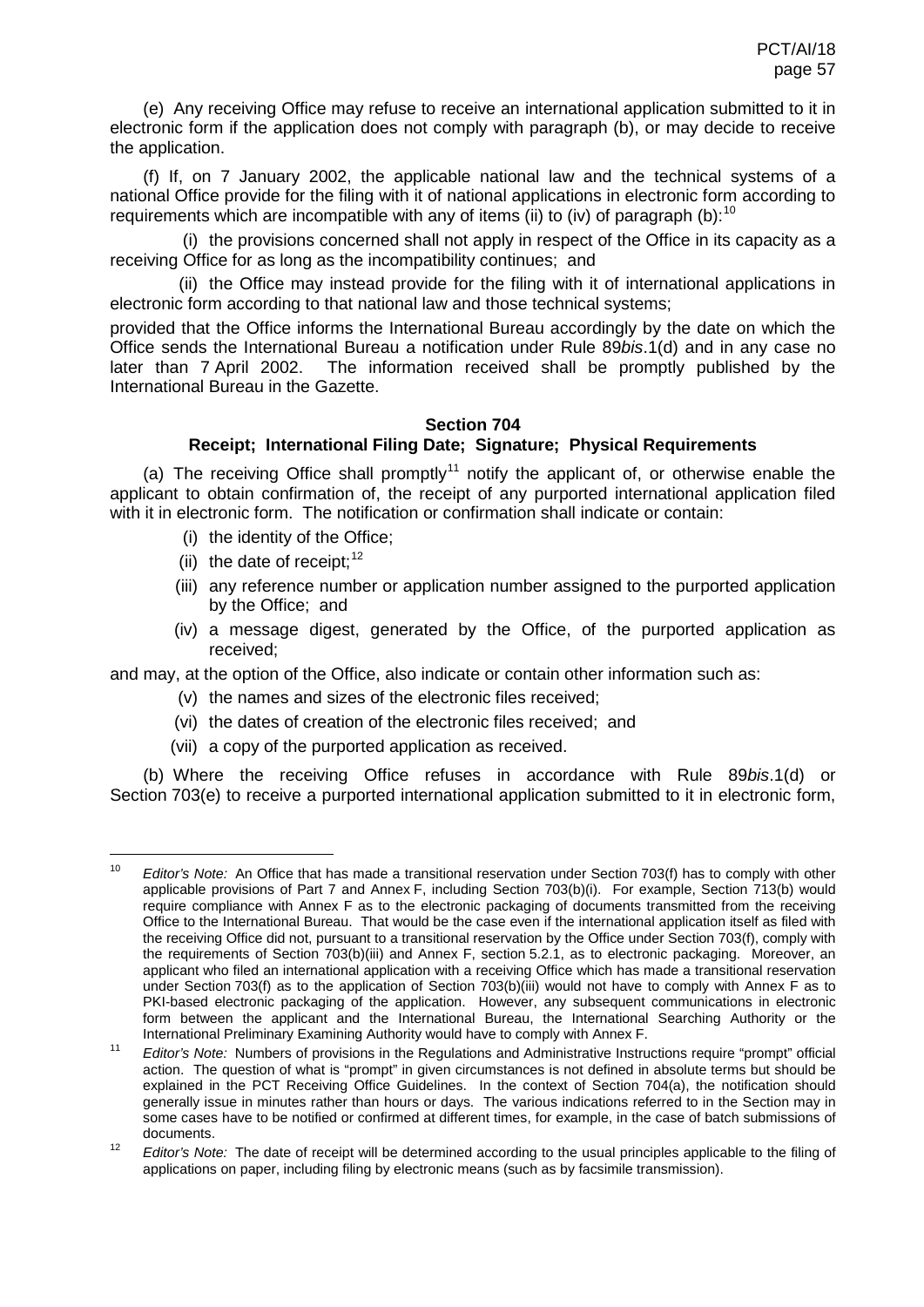(e) Any receiving Office may refuse to receive an international application submitted to it in electronic form if the application does not comply with paragraph (b), or may decide to receive the application.

(f) If, on 7 January 2002, the applicable national law and the technical systems of a national Office provide for the filing with it of national applications in electronic form according to requirements which are incompatible with any of items (ii) to (iv) of paragraph (b):[10]

(i) the provisions concerned shall not apply in respect of the Office in its capacity as a receiving Office for as long as the incompatibility continues; and

(ii) the Office may instead provide for the filing with it of international applications in electronic form according to that national law and those technical systems;

provided that the Office informs the International Bureau accordingly by the date on which the Office sends the International Bureau a notification under Rule 89*bis*.1(d) and in any case no later than 7 April 2002. The information received shall be promptly published by the International Bureau in the Gazette.

## Section 704
### Receipt; International Filing Date; Signature; Physical Requirements

(a) The receiving Office shall promptly[11] notify the applicant of, or otherwise enable the applicant to obtain confirmation of, the receipt of any purported international application filed with it in electronic form. The notification or confirmation shall indicate or contain:

- (i) the identity of the Office;
- (ii) the date of receipt;[12]
- (iii) any reference number or application number assigned to the purported application by the Office; and
- (iv) a message digest, generated by the Office, of the purported application as received;

and may, at the option of the Office, also indicate or contain other information such as:

- (v) the names and sizes of the electronic files received;
- (vi) the dates of creation of the electronic files received; and
- (vii) a copy of the purported application as received.

(b) Where the receiving Office refuses in accordance with Rule 89*bis*.1(d) or Section 703(e) to receive a purported international application submitted to it in electronic form,

---

[10] *Editor's Note:* An Office that has made a transitional reservation under Section 703(f) has to comply with other applicable provisions of Part 7 and Annex F, including Section 703(b)(i). For example, Section 713(b) would require compliance with Annex F as to the electronic packaging of documents transmitted from the receiving Office to the International Bureau. That would be the case even if the international application itself as filed with the receiving Office did not, pursuant to a transitional reservation by the Office under Section 703(f), comply with the requirements of Section 703(b)(iii) and Annex F, section 5.2.1, as to electronic packaging. Moreover, an applicant who filed an international application with a receiving Office which has made a transitional reservation under Section 703(f) as to the application of Section 703(b)(iii) would not have to comply with Annex F as to PKI-based electronic packaging of the application. However, any subsequent communications in electronic form between the applicant and the International Bureau, the International Searching Authority or the International Preliminary Examining Authority would have to comply with Annex F.

[11] *Editor's Note:* Numbers of provisions in the Regulations and Administrative Instructions require "prompt" official action. The question of what is "prompt" in given circumstances is not defined in absolute terms but should be explained in the PCT Receiving Office Guidelines. In the context of Section 704(a), the notification should generally issue in minutes rather than hours or days. The various indications referred to in the Section may in some cases have to be notified or confirmed at different times, for example, in the case of batch submissions of documents.

[12] *Editor's Note:* The date of receipt will be determined according to the usual principles applicable to the filing of applications on paper, including filing by electronic means (such as by facsimile transmission).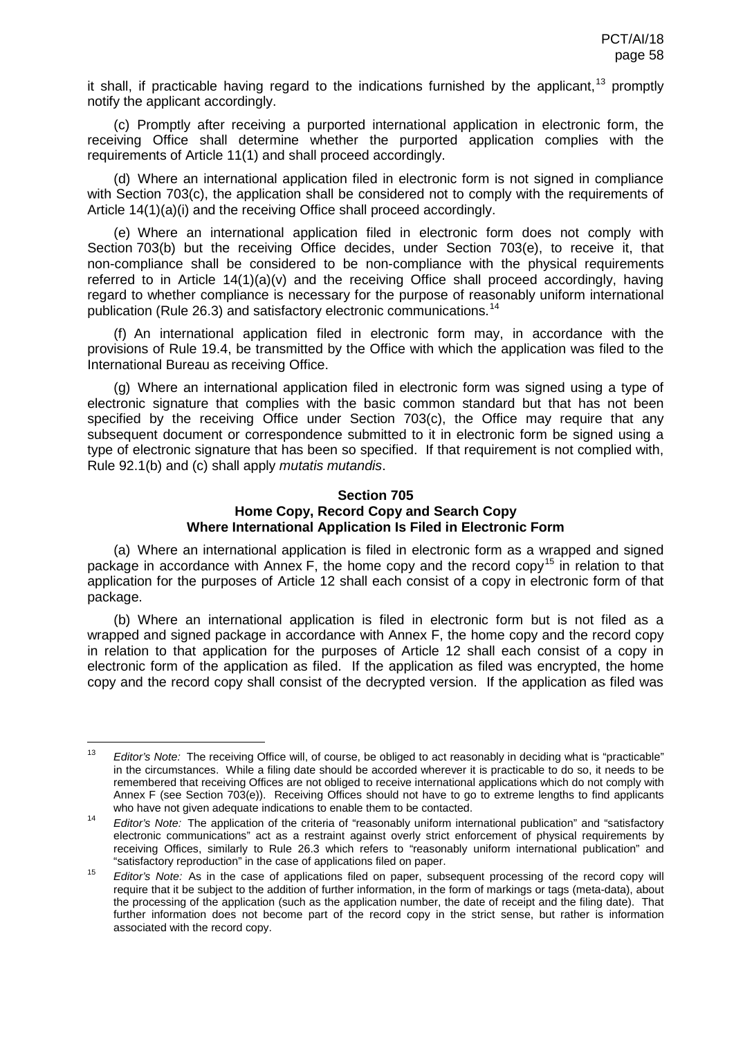it shall, if practicable having regard to the indications furnished by the applicant,[13] promptly notify the applicant accordingly.

(c) Promptly after receiving a purported international application in electronic form, the receiving Office shall determine whether the purported application complies with the requirements of Article 11(1) and shall proceed accordingly.

(d) Where an international application filed in electronic form is not signed in compliance with Section 703(c), the application shall be considered not to comply with the requirements of Article 14(1)(a)(i) and the receiving Office shall proceed accordingly.

(e) Where an international application filed in electronic form does not comply with Section 703(b) but the receiving Office decides, under Section 703(e), to receive it, that non-compliance shall be considered to be non-compliance with the physical requirements referred to in Article 14(1)(a)(v) and the receiving Office shall proceed accordingly, having regard to whether compliance is necessary for the purpose of reasonably uniform international publication (Rule 26.3) and satisfactory electronic communications.[14]

(f) An international application filed in electronic form may, in accordance with the provisions of Rule 19.4, be transmitted by the Office with which the application was filed to the International Bureau as receiving Office.

(g) Where an international application filed in electronic form was signed using a type of electronic signature that complies with the basic common standard but that has not been specified by the receiving Office under Section 703(c), the Office may require that any subsequent document or correspondence submitted to it in electronic form be signed using a type of electronic signature that has been so specified. If that requirement is not complied with, Rule 92.1(b) and (c) shall apply *mutatis mutandis*.

**Section 705**
**Home Copy, Record Copy and Search Copy Where International Application Is Filed in Electronic Form**

(a) Where an international application is filed in electronic form as a wrapped and signed package in accordance with Annex F, the home copy and the record copy[15] in relation to that application for the purposes of Article 12 shall each consist of a copy in electronic form of that package.

(b) Where an international application is filed in electronic form but is not filed as a wrapped and signed package in accordance with Annex F, the home copy and the record copy in relation to that application for the purposes of Article 12 shall each consist of a copy in electronic form of the application as filed. If the application as filed was encrypted, the home copy and the record copy shall consist of the decrypted version. If the application as filed was

---

[13] *Editor's Note:* The receiving Office will, of course, be obliged to act reasonably in deciding what is "practicable" in the circumstances. While a filing date should be accorded wherever it is practicable to do so, it needs to be remembered that receiving Offices are not obliged to receive international applications which do not comply with Annex F (see Section 703(e)). Receiving Offices should not have to go to extreme lengths to find applicants who have not given adequate indications to enable them to be contacted.

[14] *Editor's Note:* The application of the criteria of "reasonably uniform international publication" and "satisfactory electronic communications" act as a restraint against overly strict enforcement of physical requirements by receiving Offices, similarly to Rule 26.3 which refers to "reasonably uniform international publication" and "satisfactory reproduction" in the case of applications filed on paper.

[15] *Editor's Note:* As in the case of applications filed on paper, subsequent processing of the record copy will require that it be subject to the addition of further information, in the form of markings or tags (meta-data), about the processing of the application (such as the application number, the date of receipt and the filing date). That further information does not become part of the record copy in the strict sense, but rather is information associated with the record copy.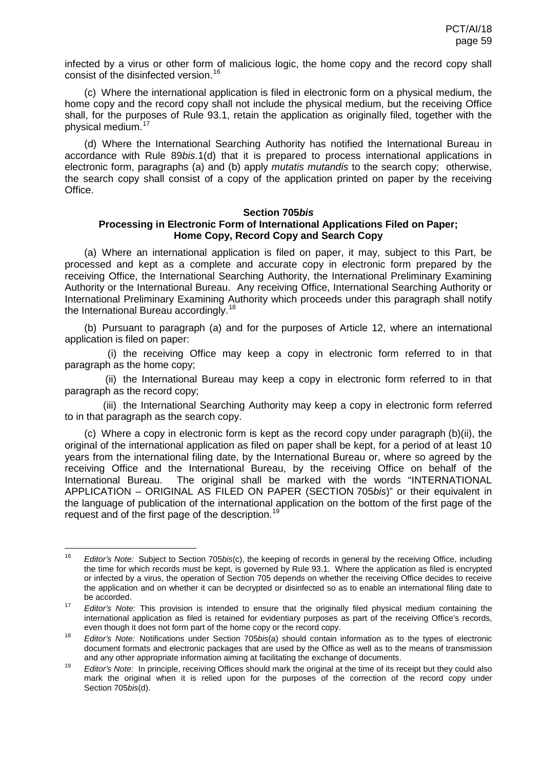infected by a virus or other form of malicious logic, the home copy and the record copy shall consist of the disinfected version.[16]

(c) Where the international application is filed in electronic form on a physical medium, the home copy and the record copy shall not include the physical medium, but the receiving Office shall, for the purposes of Rule 93.1, retain the application as originally filed, together with the physical medium.[17]

(d) Where the International Searching Authority has notified the International Bureau in accordance with Rule 89*bis*.1(d) that it is prepared to process international applications in electronic form, paragraphs (a) and (b) apply *mutatis mutandis* to the search copy; otherwise, the search copy shall consist of a copy of the application printed on paper by the receiving Office.

**Section 705*bis***
**Processing in Electronic Form of International Applications Filed on Paper; Home Copy, Record Copy and Search Copy**

(a) Where an international application is filed on paper, it may, subject to this Part, be processed and kept as a complete and accurate copy in electronic form prepared by the receiving Office, the International Searching Authority, the International Preliminary Examining Authority or the International Bureau. Any receiving Office, International Searching Authority or International Preliminary Examining Authority which proceeds under this paragraph shall notify the International Bureau accordingly.[18]

(b) Pursuant to paragraph (a) and for the purposes of Article 12, where an international application is filed on paper:

(i) the receiving Office may keep a copy in electronic form referred to in that paragraph as the home copy;

(ii) the International Bureau may keep a copy in electronic form referred to in that paragraph as the record copy;

(iii) the International Searching Authority may keep a copy in electronic form referred to in that paragraph as the search copy.

(c) Where a copy in electronic form is kept as the record copy under paragraph (b)(ii), the original of the international application as filed on paper shall be kept, for a period of at least 10 years from the international filing date, by the International Bureau or, where so agreed by the receiving Office and the International Bureau, by the receiving Office on behalf of the International Bureau. The original shall be marked with the words "INTERNATIONAL APPLICATION – ORIGINAL AS FILED ON PAPER (SECTION 705*bis*)" or their equivalent in the language of publication of the international application on the bottom of the first page of the request and of the first page of the description.[19]

---

[16] *Editor's Note:* Subject to Section 705*bis*(c), the keeping of records in general by the receiving Office, including the time for which records must be kept, is governed by Rule 93.1. Where the application as filed is encrypted or infected by a virus, the operation of Section 705 depends on whether the receiving Office decides to receive the application and on whether it can be decrypted or disinfected so as to enable an international filing date to be accorded.

[17] *Editor's Note:* This provision is intended to ensure that the originally filed physical medium containing the international application as filed is retained for evidentiary purposes as part of the receiving Office's records, even though it does not form part of the home copy or the record copy.

[18] *Editor's Note:* Notifications under Section 705*bis*(a) should contain information as to the types of electronic document formats and electronic packages that are used by the Office as well as to the means of transmission and any other appropriate information aiming at facilitating the exchange of documents.

[19] *Editor's Note:* In principle, receiving Offices should mark the original at the time of its receipt but they could also mark the original when it is relied upon for the purposes of the correction of the record copy under Section 705*bis*(d).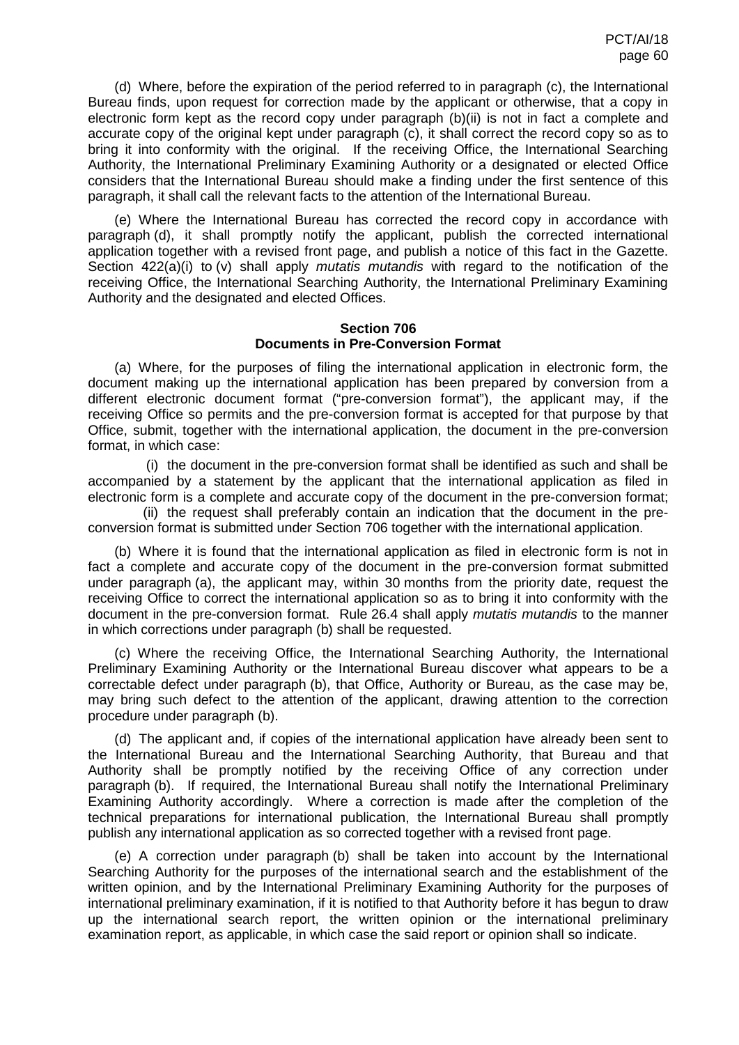(d) Where, before the expiration of the period referred to in paragraph (c), the International Bureau finds, upon request for correction made by the applicant or otherwise, that a copy in electronic form kept as the record copy under paragraph (b)(ii) is not in fact a complete and accurate copy of the original kept under paragraph (c), it shall correct the record copy so as to bring it into conformity with the original. If the receiving Office, the International Searching Authority, the International Preliminary Examining Authority or a designated or elected Office considers that the International Bureau should make a finding under the first sentence of this paragraph, it shall call the relevant facts to the attention of the International Bureau.

(e) Where the International Bureau has corrected the record copy in accordance with paragraph (d), it shall promptly notify the applicant, publish the corrected international application together with a revised front page, and publish a notice of this fact in the Gazette. Section 422(a)(i) to (v) shall apply *mutatis mutandis* with regard to the notification of the receiving Office, the International Searching Authority, the International Preliminary Examining Authority and the designated and elected Offices.

**Section 706**
**Documents in Pre-Conversion Format**

(a) Where, for the purposes of filing the international application in electronic form, the document making up the international application has been prepared by conversion from a different electronic document format ("pre-conversion format"), the applicant may, if the receiving Office so permits and the pre-conversion format is accepted for that purpose by that Office, submit, together with the international application, the document in the pre-conversion format, in which case:

(i) the document in the pre-conversion format shall be identified as such and shall be accompanied by a statement by the applicant that the international application as filed in electronic form is a complete and accurate copy of the document in the pre-conversion format;

(ii) the request shall preferably contain an indication that the document in the pre-conversion format is submitted under Section 706 together with the international application.

(b) Where it is found that the international application as filed in electronic form is not in fact a complete and accurate copy of the document in the pre-conversion format submitted under paragraph (a), the applicant may, within 30 months from the priority date, request the receiving Office to correct the international application so as to bring it into conformity with the document in the pre-conversion format. Rule 26.4 shall apply *mutatis mutandis* to the manner in which corrections under paragraph (b) shall be requested.

(c) Where the receiving Office, the International Searching Authority, the International Preliminary Examining Authority or the International Bureau discover what appears to be a correctable defect under paragraph (b), that Office, Authority or Bureau, as the case may be, may bring such defect to the attention of the applicant, drawing attention to the correction procedure under paragraph (b).

(d) The applicant and, if copies of the international application have already been sent to the International Bureau and the International Searching Authority, that Bureau and that Authority shall be promptly notified by the receiving Office of any correction under paragraph (b). If required, the International Bureau shall notify the International Preliminary Examining Authority accordingly. Where a correction is made after the completion of the technical preparations for international publication, the International Bureau shall promptly publish any international application as so corrected together with a revised front page.

(e) A correction under paragraph (b) shall be taken into account by the International Searching Authority for the purposes of the international search and the establishment of the written opinion, and by the International Preliminary Examining Authority for the purposes of international preliminary examination, if it is notified to that Authority before it has begun to draw up the international search report, the written opinion or the international preliminary examination report, as applicable, in which case the said report or opinion shall so indicate.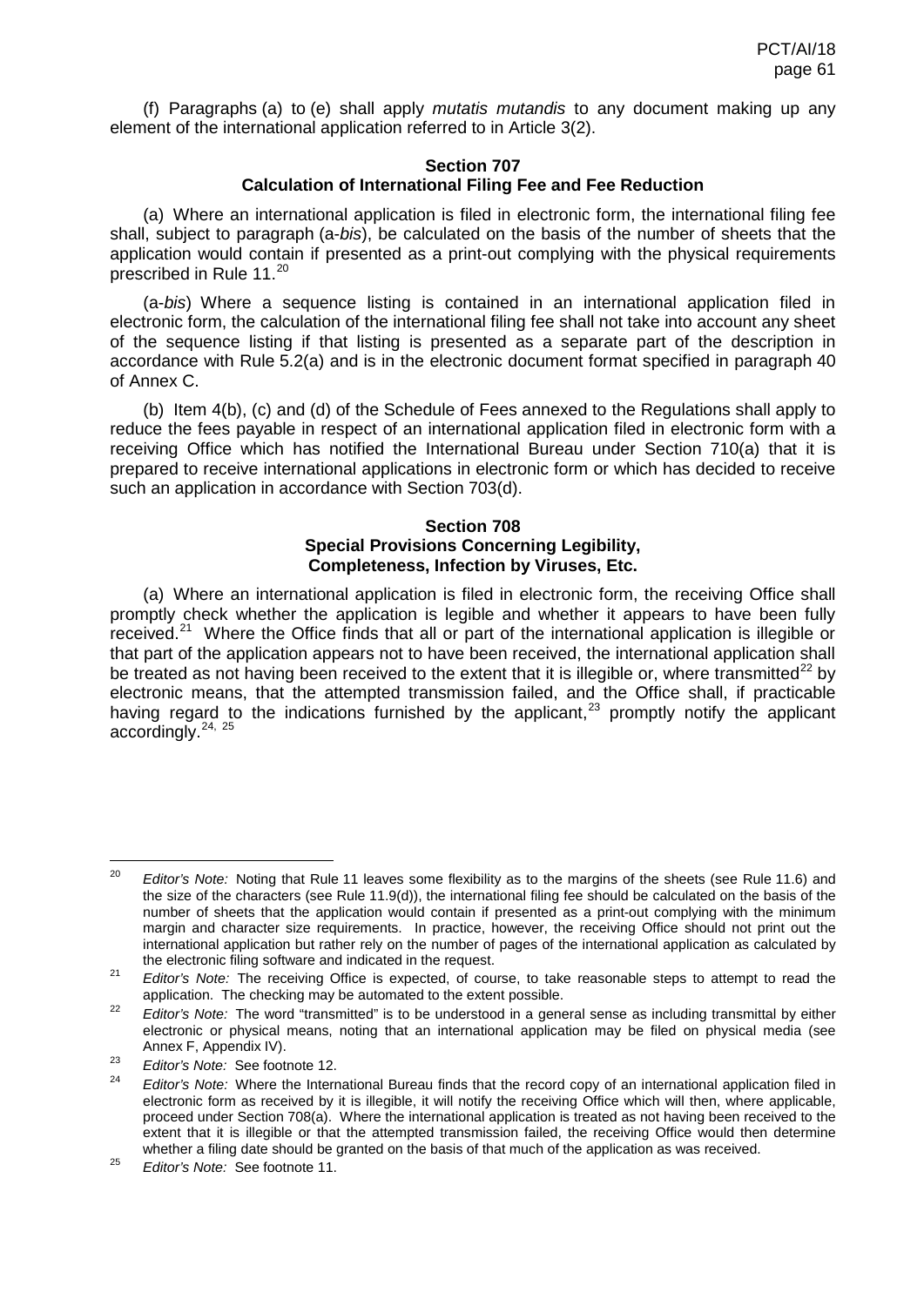(f) Paragraphs (a) to (e) shall apply *mutatis mutandis* to any document making up any element of the international application referred to in Article 3(2).

### Section 707
### Calculation of International Filing Fee and Fee Reduction

(a) Where an international application is filed in electronic form, the international filing fee shall, subject to paragraph (a-*bis*), be calculated on the basis of the number of sheets that the application would contain if presented as a print-out complying with the physical requirements prescribed in Rule 11.[20]

(a-*bis*) Where a sequence listing is contained in an international application filed in electronic form, the calculation of the international filing fee shall not take into account any sheet of the sequence listing if that listing is presented as a separate part of the description in accordance with Rule 5.2(a) and is in the electronic document format specified in paragraph 40 of Annex C.

(b) Item 4(b), (c) and (d) of the Schedule of Fees annexed to the Regulations shall apply to reduce the fees payable in respect of an international application filed in electronic form with a receiving Office which has notified the International Bureau under Section 710(a) that it is prepared to receive international applications in electronic form or which has decided to receive such an application in accordance with Section 703(d).

### Section 708
### Special Provisions Concerning Legibility, Completeness, Infection by Viruses, Etc.

(a) Where an international application is filed in electronic form, the receiving Office shall promptly check whether the application is legible and whether it appears to have been fully received.[21] Where the Office finds that all or part of the international application is illegible or that part of the application appears not to have been received, the international application shall be treated as not having been received to the extent that it is illegible or, where transmitted[22] by electronic means, that the attempted transmission failed, and the Office shall, if practicable having regard to the indications furnished by the applicant,[23] promptly notify the applicant accordingly.[24, 25]

---

[20] *Editor's Note:* Noting that Rule 11 leaves some flexibility as to the margins of the sheets (see Rule 11.6) and the size of the characters (see Rule 11.9(d)), the international filing fee should be calculated on the basis of the number of sheets that the application would contain if presented as a print-out complying with the minimum margin and character size requirements. In practice, however, the receiving Office should not print out the international application but rather rely on the number of pages of the international application as calculated by the electronic filing software and indicated in the request.

[21] *Editor's Note:* The receiving Office is expected, of course, to take reasonable steps to attempt to read the application. The checking may be automated to the extent possible.

[22] *Editor's Note:* The word "transmitted" is to be understood in a general sense as including transmittal by either electronic or physical means, noting that an international application may be filed on physical media (see Annex F, Appendix IV).

[23] *Editor's Note:* See footnote 12.

[24] *Editor's Note:* Where the International Bureau finds that the record copy of an international application filed in electronic form as received by it is illegible, it will notify the receiving Office which will then, where applicable, proceed under Section 708(a). Where the international application is treated as not having been received to the extent that it is illegible or that the attempted transmission failed, the receiving Office would then determine whether a filing date should be granted on the basis of that much of the application as was received.

[25] *Editor's Note:* See footnote 11.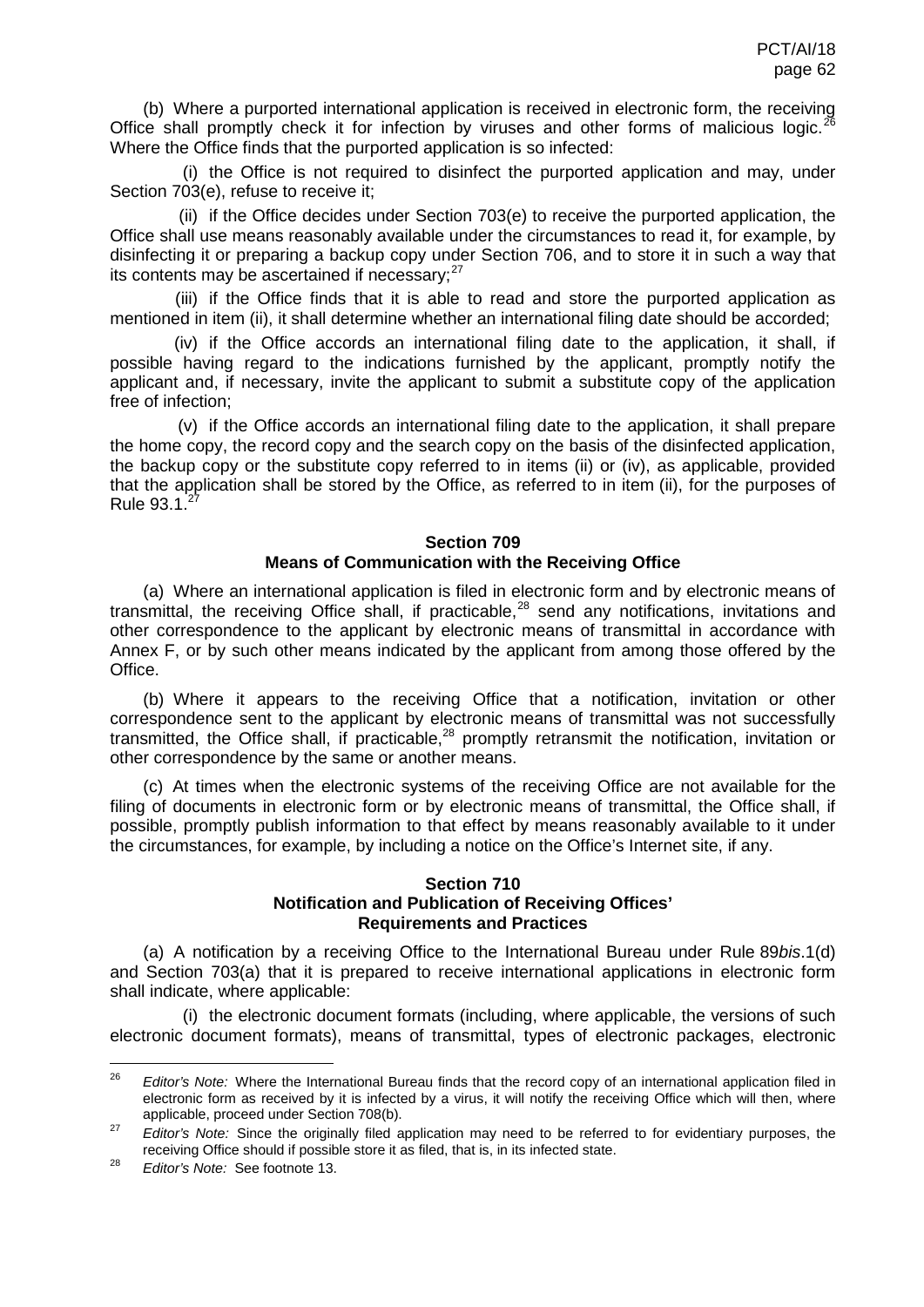(b) Where a purported international application is received in electronic form, the receiving Office shall promptly check it for infection by viruses and other forms of malicious logic.[26] Where the Office finds that the purported application is so infected:

(i) the Office is not required to disinfect the purported application and may, under Section 703(e), refuse to receive it;

(ii) if the Office decides under Section 703(e) to receive the purported application, the Office shall use means reasonably available under the circumstances to read it, for example, by disinfecting it or preparing a backup copy under Section 706, and to store it in such a way that its contents may be ascertained if necessary;[27]

(iii) if the Office finds that it is able to read and store the purported application as mentioned in item (ii), it shall determine whether an international filing date should be accorded;

(iv) if the Office accords an international filing date to the application, it shall, if possible having regard to the indications furnished by the applicant, promptly notify the applicant and, if necessary, invite the applicant to submit a substitute copy of the application free of infection;

(v) if the Office accords an international filing date to the application, it shall prepare the home copy, the record copy and the search copy on the basis of the disinfected application, the backup copy or the substitute copy referred to in items (ii) or (iv), as applicable, provided that the application shall be stored by the Office, as referred to in item (ii), for the purposes of Rule 93.1.[27]

**Section 709**
**Means of Communication with the Receiving Office**

(a) Where an international application is filed in electronic form and by electronic means of transmittal, the receiving Office shall, if practicable,[28] send any notifications, invitations and other correspondence to the applicant by electronic means of transmittal in accordance with Annex F, or by such other means indicated by the applicant from among those offered by the Office.

(b) Where it appears to the receiving Office that a notification, invitation or other correspondence sent to the applicant by electronic means of transmittal was not successfully transmitted, the Office shall, if practicable,[28] promptly retransmit the notification, invitation or other correspondence by the same or another means.

(c) At times when the electronic systems of the receiving Office are not available for the filing of documents in electronic form or by electronic means of transmittal, the Office shall, if possible, promptly publish information to that effect by means reasonably available to it under the circumstances, for example, by including a notice on the Office's Internet site, if any.

**Section 710**
**Notification and Publication of Receiving Offices' Requirements and Practices**

(a) A notification by a receiving Office to the International Bureau under Rule 89*bis*.1(d) and Section 703(a) that it is prepared to receive international applications in electronic form shall indicate, where applicable:

(i) the electronic document formats (including, where applicable, the versions of such electronic document formats), means of transmittal, types of electronic packages, electronic

---

[26] *Editor's Note:* Where the International Bureau finds that the record copy of an international application filed in electronic form as received by it is infected by a virus, it will notify the receiving Office which will then, where applicable, proceed under Section 708(b).

[27] *Editor's Note:* Since the originally filed application may need to be referred to for evidentiary purposes, the receiving Office should if possible store it as filed, that is, in its infected state.

[28] *Editor's Note:* See footnote 13.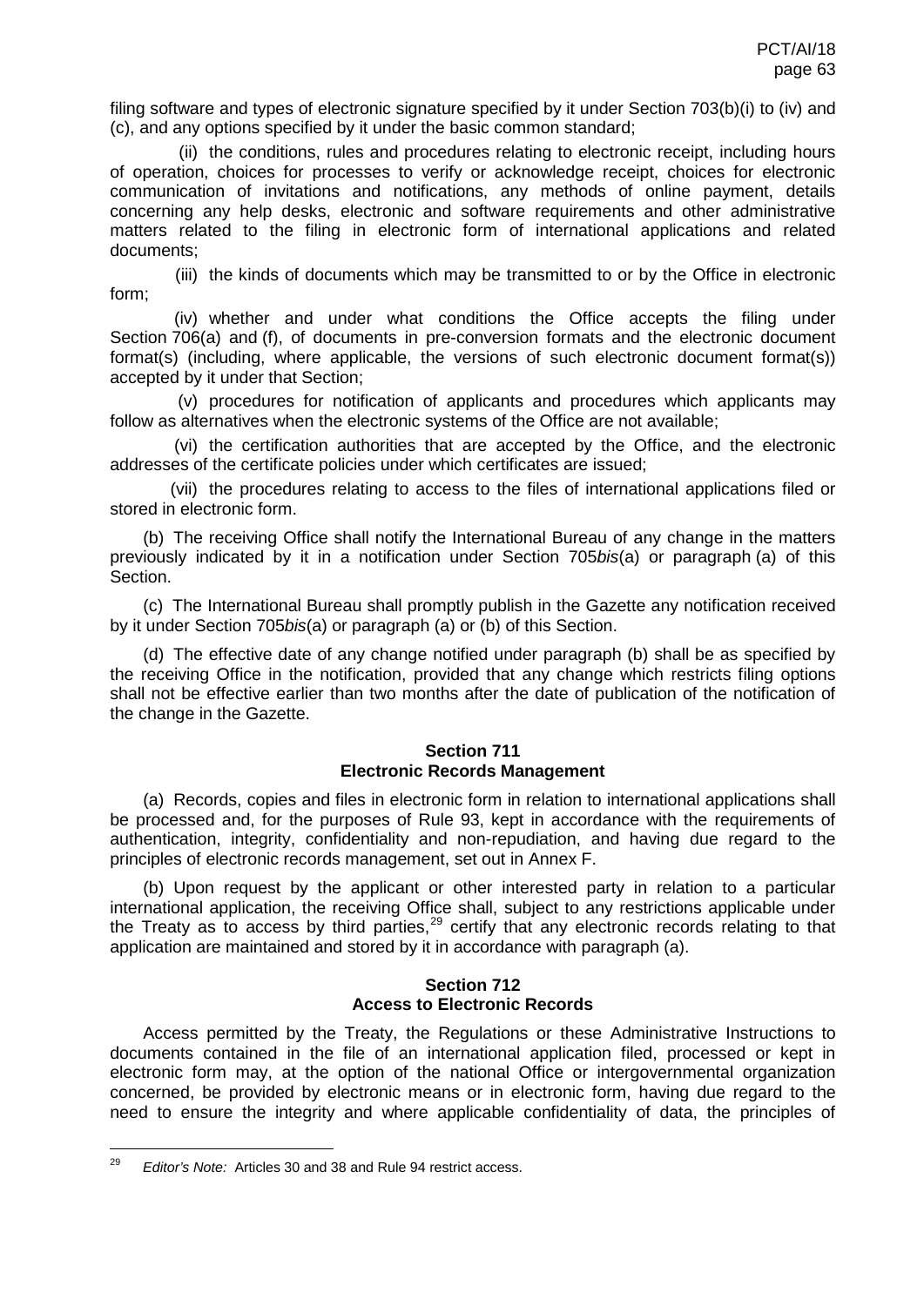filing software and types of electronic signature specified by it under Section 703(b)(i) to (iv) and (c), and any options specified by it under the basic common standard;

(ii) the conditions, rules and procedures relating to electronic receipt, including hours of operation, choices for processes to verify or acknowledge receipt, choices for electronic communication of invitations and notifications, any methods of online payment, details concerning any help desks, electronic and software requirements and other administrative matters related to the filing in electronic form of international applications and related documents;

(iii) the kinds of documents which may be transmitted to or by the Office in electronic form;

(iv) whether and under what conditions the Office accepts the filing under Section 706(a) and (f), of documents in pre-conversion formats and the electronic document format(s) (including, where applicable, the versions of such electronic document format(s)) accepted by it under that Section;

(v) procedures for notification of applicants and procedures which applicants may follow as alternatives when the electronic systems of the Office are not available;

(vi) the certification authorities that are accepted by the Office, and the electronic addresses of the certificate policies under which certificates are issued;

(vii) the procedures relating to access to the files of international applications filed or stored in electronic form.

(b) The receiving Office shall notify the International Bureau of any change in the matters previously indicated by it in a notification under Section 705*bis*(a) or paragraph (a) of this Section.

(c) The International Bureau shall promptly publish in the Gazette any notification received by it under Section 705*bis*(a) or paragraph (a) or (b) of this Section.

(d) The effective date of any change notified under paragraph (b) shall be as specified by the receiving Office in the notification, provided that any change which restricts filing options shall not be effective earlier than two months after the date of publication of the notification of the change in the Gazette.

## Section 711
## Electronic Records Management

(a) Records, copies and files in electronic form in relation to international applications shall be processed and, for the purposes of Rule 93, kept in accordance with the requirements of authentication, integrity, confidentiality and non-repudiation, and having due regard to the principles of electronic records management, set out in Annex F.

(b) Upon request by the applicant or other interested party in relation to a particular international application, the receiving Office shall, subject to any restrictions applicable under the Treaty as to access by third parties,[29] certify that any electronic records relating to that application are maintained and stored by it in accordance with paragraph (a).

## Section 712
## Access to Electronic Records

Access permitted by the Treaty, the Regulations or these Administrative Instructions to documents contained in the file of an international application filed, processed or kept in electronic form may, at the option of the national Office or intergovernmental organization concerned, be provided by electronic means or in electronic form, having due regard to the need to ensure the integrity and where applicable confidentiality of data, the principles of

---

[29] *Editor's Note:* Articles 30 and 38 and Rule 94 restrict access.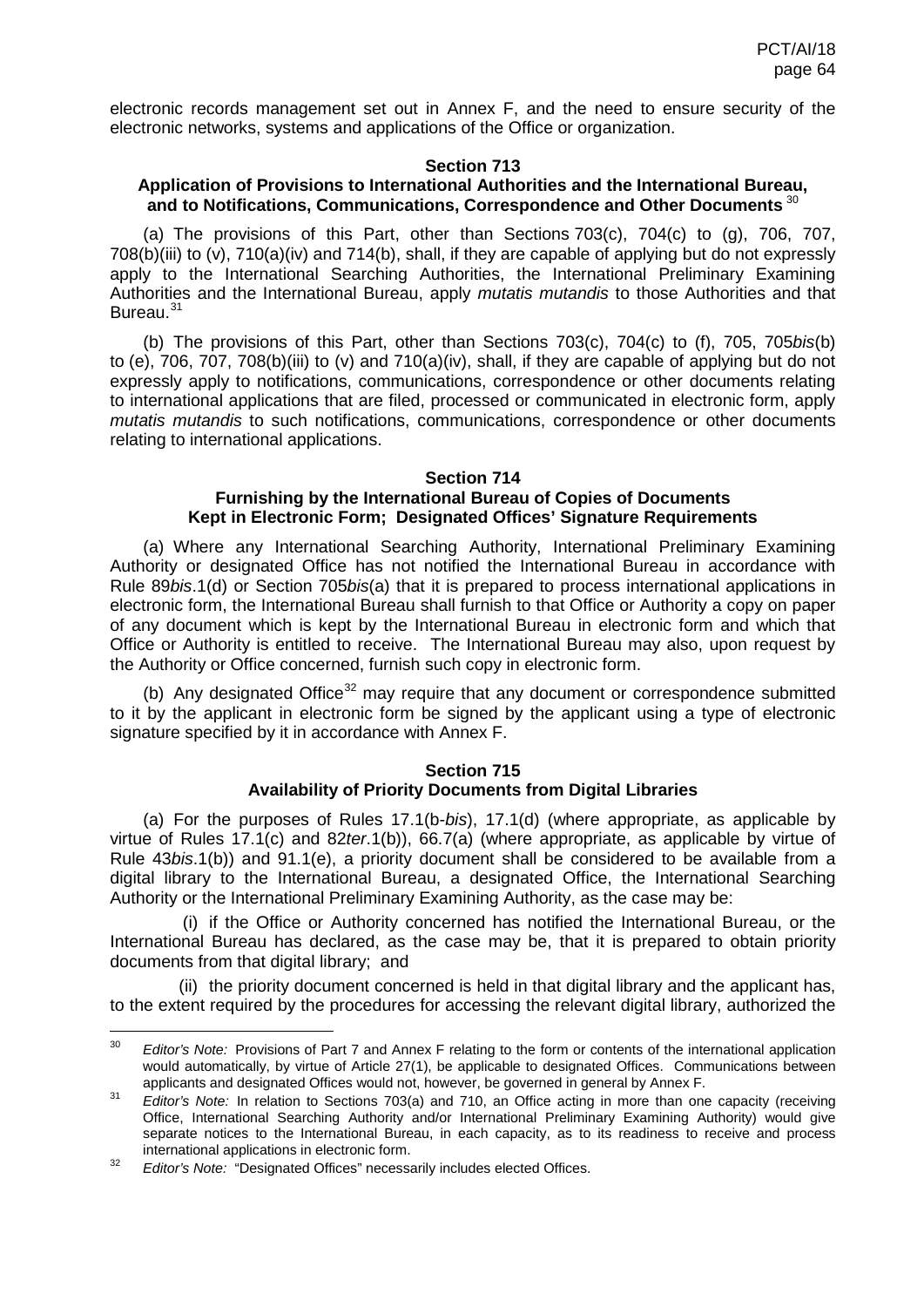electronic records management set out in Annex F, and the need to ensure security of the electronic networks, systems and applications of the Office or organization.

### Section 713
### Application of Provisions to International Authorities and the International Bureau, and to Notifications, Communications, Correspondence and Other Documents [30]

(a) The provisions of this Part, other than Sections 703(c), 704(c) to (g), 706, 707, 708(b)(iii) to (v), 710(a)(iv) and 714(b), shall, if they are capable of applying but do not expressly apply to the International Searching Authorities, the International Preliminary Examining Authorities and the International Bureau, apply *mutatis mutandis* to those Authorities and that Bureau.[31]

(b) The provisions of this Part, other than Sections 703(c), 704(c) to (f), 705, 705*bis*(b) to (e), 706, 707, 708(b)(iii) to (v) and 710(a)(iv), shall, if they are capable of applying but do not expressly apply to notifications, communications, correspondence or other documents relating to international applications that are filed, processed or communicated in electronic form, apply *mutatis mutandis* to such notifications, communications, correspondence or other documents relating to international applications.

### Section 714
### Furnishing by the International Bureau of Copies of Documents Kept in Electronic Form; Designated Offices' Signature Requirements

(a) Where any International Searching Authority, International Preliminary Examining Authority or designated Office has not notified the International Bureau in accordance with Rule 89*bis*.1(d) or Section 705*bis*(a) that it is prepared to process international applications in electronic form, the International Bureau shall furnish to that Office or Authority a copy on paper of any document which is kept by the International Bureau in electronic form and which that Office or Authority is entitled to receive. The International Bureau may also, upon request by the Authority or Office concerned, furnish such copy in electronic form.

(b) Any designated Office[32] may require that any document or correspondence submitted to it by the applicant in electronic form be signed by the applicant using a type of electronic signature specified by it in accordance with Annex F.

### Section 715
### Availability of Priority Documents from Digital Libraries

(a) For the purposes of Rules 17.1(b-*bis*), 17.1(d) (where appropriate, as applicable by virtue of Rules 17.1(c) and 82*ter*.1(b)), 66.7(a) (where appropriate, as applicable by virtue of Rule 43*bis*.1(b)) and 91.1(e), a priority document shall be considered to be available from a digital library to the International Bureau, a designated Office, the International Searching Authority or the International Preliminary Examining Authority, as the case may be:

(i) if the Office or Authority concerned has notified the International Bureau, or the International Bureau has declared, as the case may be, that it is prepared to obtain priority documents from that digital library; and

(ii) the priority document concerned is held in that digital library and the applicant has, to the extent required by the procedures for accessing the relevant digital library, authorized the

---

[30] *Editor's Note:* Provisions of Part 7 and Annex F relating to the form or contents of the international application would automatically, by virtue of Article 27(1), be applicable to designated Offices. Communications between applicants and designated Offices would not, however, be governed in general by Annex F.

[31] *Editor's Note:* In relation to Sections 703(a) and 710, an Office acting in more than one capacity (receiving Office, International Searching Authority and/or International Preliminary Examining Authority) would give separate notices to the International Bureau, in each capacity, as to its readiness to receive and process international applications in electronic form.

[32] *Editor's Note:* "Designated Offices" necessarily includes elected Offices.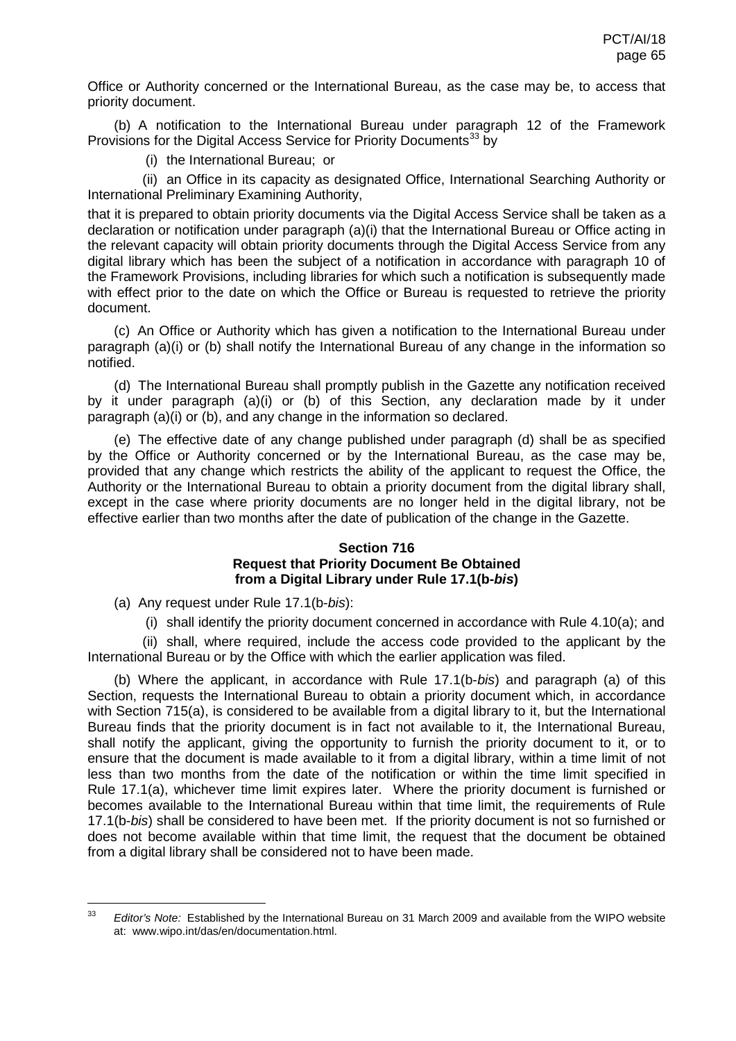Office or Authority concerned or the International Bureau, as the case may be, to access that priority document.

(b) A notification to the International Bureau under paragraph 12 of the Framework Provisions for the Digital Access Service for Priority Documents[33] by

(i) the International Bureau; or

(ii) an Office in its capacity as designated Office, International Searching Authority or International Preliminary Examining Authority,

that it is prepared to obtain priority documents via the Digital Access Service shall be taken as a declaration or notification under paragraph (a)(i) that the International Bureau or Office acting in the relevant capacity will obtain priority documents through the Digital Access Service from any digital library which has been the subject of a notification in accordance with paragraph 10 of the Framework Provisions, including libraries for which such a notification is subsequently made with effect prior to the date on which the Office or Bureau is requested to retrieve the priority document.

(c) An Office or Authority which has given a notification to the International Bureau under paragraph (a)(i) or (b) shall notify the International Bureau of any change in the information so notified.

(d) The International Bureau shall promptly publish in the Gazette any notification received by it under paragraph (a)(i) or (b) of this Section, any declaration made by it under paragraph (a)(i) or (b), and any change in the information so declared.

(e) The effective date of any change published under paragraph (d) shall be as specified by the Office or Authority concerned or by the International Bureau, as the case may be, provided that any change which restricts the ability of the applicant to request the Office, the Authority or the International Bureau to obtain a priority document from the digital library shall, except in the case where priority documents are no longer held in the digital library, not be effective earlier than two months after the date of publication of the change in the Gazette.

### Section 716
### Request that Priority Document Be Obtained from a Digital Library under Rule 17.1(b-*bis*)

(a) Any request under Rule 17.1(b-*bis*):

(i) shall identify the priority document concerned in accordance with Rule 4.10(a); and

(ii) shall, where required, include the access code provided to the applicant by the International Bureau or by the Office with which the earlier application was filed.

(b) Where the applicant, in accordance with Rule 17.1(b-*bis*) and paragraph (a) of this Section, requests the International Bureau to obtain a priority document which, in accordance with Section 715(a), is considered to be available from a digital library to it, but the International Bureau finds that the priority document is in fact not available to it, the International Bureau, shall notify the applicant, giving the opportunity to furnish the priority document to it, or to ensure that the document is made available to it from a digital library, within a time limit of not less than two months from the date of the notification or within the time limit specified in Rule 17.1(a), whichever time limit expires later. Where the priority document is furnished or becomes available to the International Bureau within that time limit, the requirements of Rule 17.1(b-*bis*) shall be considered to have been met. If the priority document is not so furnished or does not become available within that time limit, the request that the document be obtained from a digital library shall be considered not to have been made.

---

[33] *Editor's Note:* Established by the International Bureau on 31 March 2009 and available from the WIPO website at: www.wipo.int/das/en/documentation.html.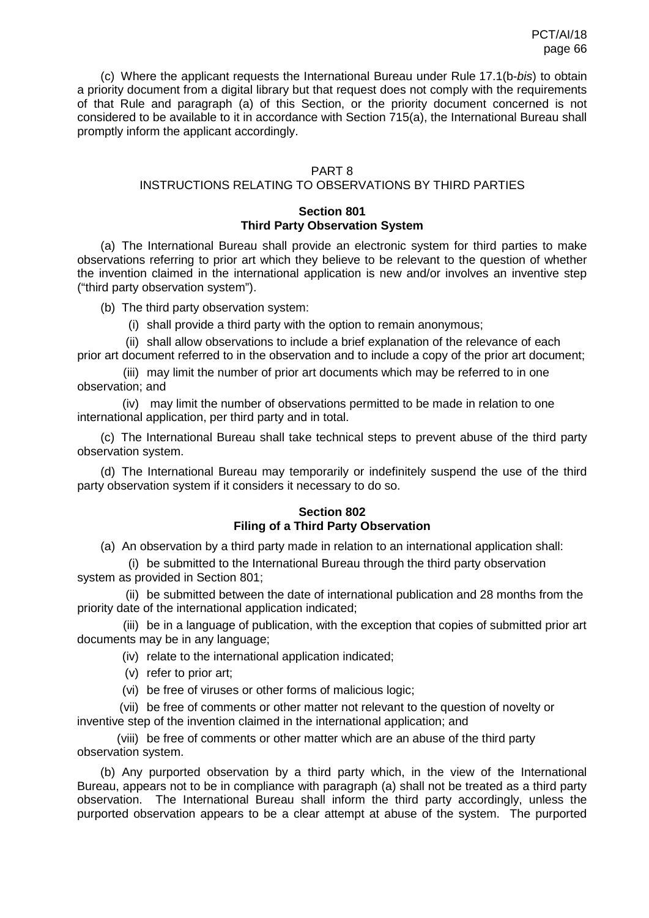(c) Where the applicant requests the International Bureau under Rule 17.1(b-*bis*) to obtain a priority document from a digital library but that request does not comply with the requirements of that Rule and paragraph (a) of this Section, or the priority document concerned is not considered to be available to it in accordance with Section 715(a), the International Bureau shall promptly inform the applicant accordingly.

## PART 8
## INSTRUCTIONS RELATING TO OBSERVATIONS BY THIRD PARTIES

### Section 801
### Third Party Observation System

(a) The International Bureau shall provide an electronic system for third parties to make observations referring to prior art which they believe to be relevant to the question of whether the invention claimed in the international application is new and/or involves an inventive step ("third party observation system").

(b) The third party observation system:

(i) shall provide a third party with the option to remain anonymous;

(ii) shall allow observations to include a brief explanation of the relevance of each prior art document referred to in the observation and to include a copy of the prior art document;

(iii) may limit the number of prior art documents which may be referred to in one observation; and

(iv) may limit the number of observations permitted to be made in relation to one international application, per third party and in total.

(c) The International Bureau shall take technical steps to prevent abuse of the third party observation system.

(d) The International Bureau may temporarily or indefinitely suspend the use of the third party observation system if it considers it necessary to do so.

### Section 802
### Filing of a Third Party Observation

(a) An observation by a third party made in relation to an international application shall:

(i) be submitted to the International Bureau through the third party observation system as provided in Section 801;

(ii) be submitted between the date of international publication and 28 months from the priority date of the international application indicated;

(iii) be in a language of publication, with the exception that copies of submitted prior art documents may be in any language;

(iv) relate to the international application indicated;

(v) refer to prior art;

(vi) be free of viruses or other forms of malicious logic;

(vii) be free of comments or other matter not relevant to the question of novelty or inventive step of the invention claimed in the international application; and

(viii) be free of comments or other matter which are an abuse of the third party observation system.

(b) Any purported observation by a third party which, in the view of the International Bureau, appears not to be in compliance with paragraph (a) shall not be treated as a third party observation. The International Bureau shall inform the third party accordingly, unless the purported observation appears to be a clear attempt at abuse of the system. The purported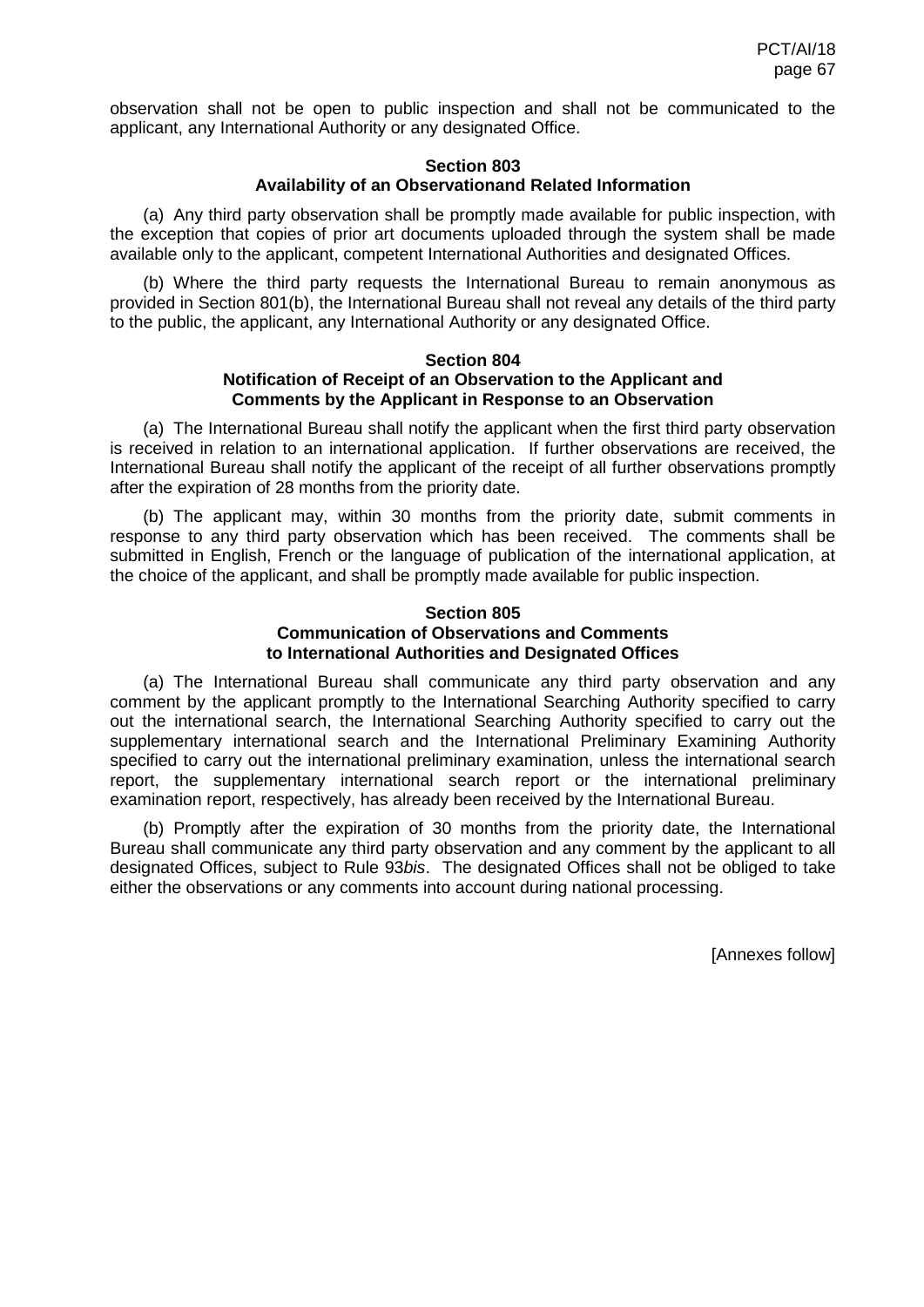observation shall not be open to public inspection and shall not be communicated to the applicant, any International Authority or any designated Office.

### Section 803
### Availability of an Observationand Related Information

(a) Any third party observation shall be promptly made available for public inspection, with the exception that copies of prior art documents uploaded through the system shall be made available only to the applicant, competent International Authorities and designated Offices.

(b) Where the third party requests the International Bureau to remain anonymous as provided in Section 801(b), the International Bureau shall not reveal any details of the third party to the public, the applicant, any International Authority or any designated Office.

### Section 804
### Notification of Receipt of an Observation to the Applicant and Comments by the Applicant in Response to an Observation

(a) The International Bureau shall notify the applicant when the first third party observation is received in relation to an international application. If further observations are received, the International Bureau shall notify the applicant of the receipt of all further observations promptly after the expiration of 28 months from the priority date.

(b) The applicant may, within 30 months from the priority date, submit comments in response to any third party observation which has been received. The comments shall be submitted in English, French or the language of publication of the international application, at the choice of the applicant, and shall be promptly made available for public inspection.

### Section 805
### Communication of Observations and Comments to International Authorities and Designated Offices

(a) The International Bureau shall communicate any third party observation and any comment by the applicant promptly to the International Searching Authority specified to carry out the international search, the International Searching Authority specified to carry out the supplementary international search and the International Preliminary Examining Authority specified to carry out the international preliminary examination, unless the international search report, the supplementary international search report or the international preliminary examination report, respectively, has already been received by the International Bureau.

(b) Promptly after the expiration of 30 months from the priority date, the International Bureau shall communicate any third party observation and any comment by the applicant to all designated Offices, subject to Rule 93*bis*. The designated Offices shall not be obliged to take either the observations or any comments into account during national processing.

[Annexes follow]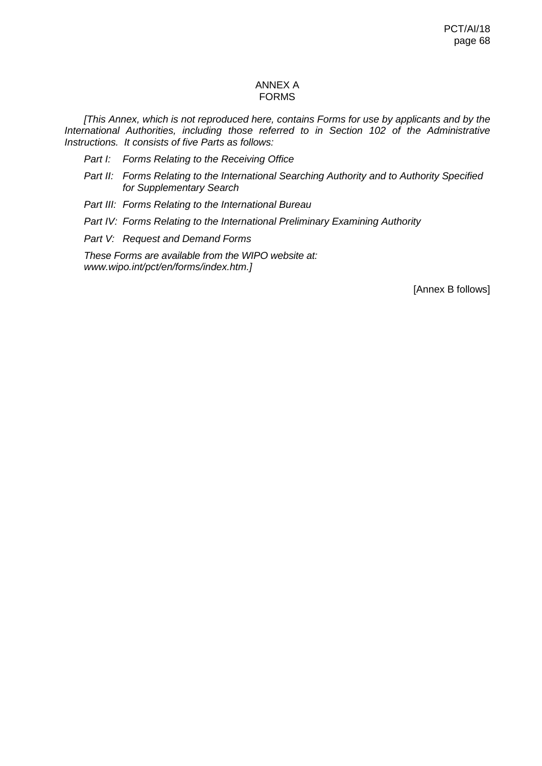# ANNEX A
# FORMS

*[This Annex, which is not reproduced here, contains Forms for use by applicants and by the International Authorities, including those referred to in Section 102 of the Administrative Instructions. It consists of five Parts as follows:*

*Part I: Forms Relating to the Receiving Office*

*Part II: Forms Relating to the International Searching Authority and to Authority Specified for Supplementary Search*

*Part III: Forms Relating to the International Bureau*

*Part IV: Forms Relating to the International Preliminary Examining Authority*

*Part V: Request and Demand Forms*

*These Forms are available from the WIPO website at: www.wipo.int/pct/en/forms/index.htm.]*

[Annex B follows]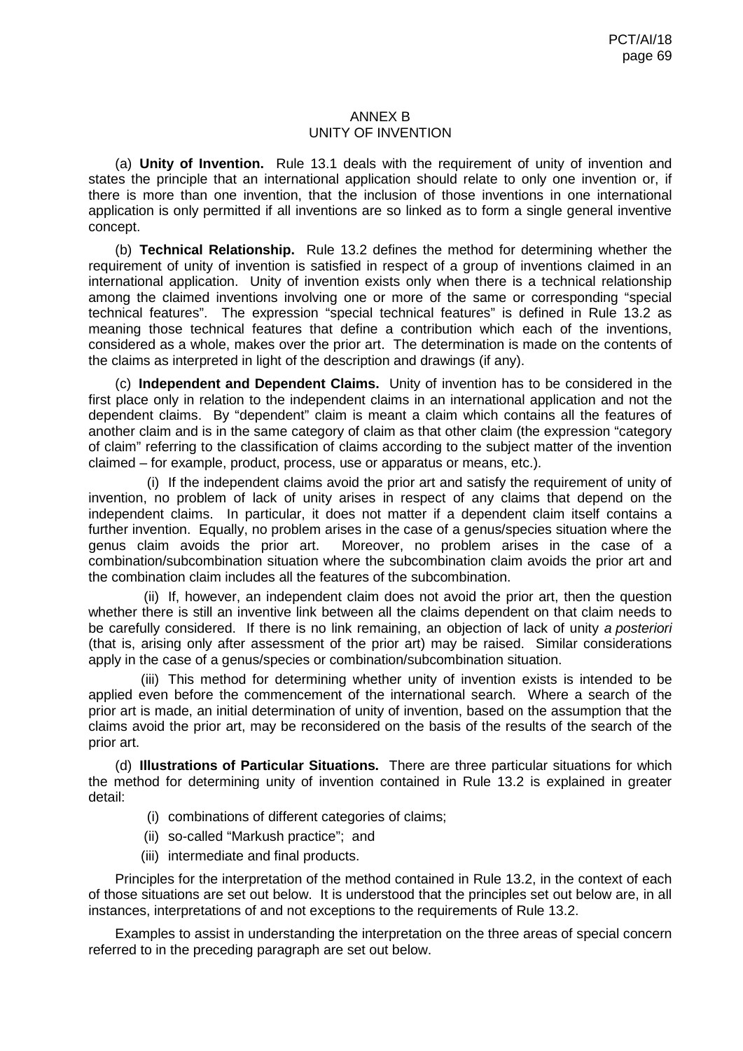# ANNEX B
## UNITY OF INVENTION

(a) **Unity of Invention.** Rule 13.1 deals with the requirement of unity of invention and states the principle that an international application should relate to only one invention or, if there is more than one invention, that the inclusion of those inventions in one international application is only permitted if all inventions are so linked as to form a single general inventive concept.

(b) **Technical Relationship.** Rule 13.2 defines the method for determining whether the requirement of unity of invention is satisfied in respect of a group of inventions claimed in an international application. Unity of invention exists only when there is a technical relationship among the claimed inventions involving one or more of the same or corresponding "special technical features". The expression "special technical features" is defined in Rule 13.2 as meaning those technical features that define a contribution which each of the inventions, considered as a whole, makes over the prior art. The determination is made on the contents of the claims as interpreted in light of the description and drawings (if any).

(c) **Independent and Dependent Claims.** Unity of invention has to be considered in the first place only in relation to the independent claims in an international application and not the dependent claims. By "dependent" claim is meant a claim which contains all the features of another claim and is in the same category of claim as that other claim (the expression "category of claim" referring to the classification of claims according to the subject matter of the invention claimed – for example, product, process, use or apparatus or means, etc.).

(i) If the independent claims avoid the prior art and satisfy the requirement of unity of invention, no problem of lack of unity arises in respect of any claims that depend on the independent claims. In particular, it does not matter if a dependent claim itself contains a further invention. Equally, no problem arises in the case of a genus/species situation where the genus claim avoids the prior art. Moreover, no problem arises in the case of a combination/subcombination situation where the subcombination claim avoids the prior art and the combination claim includes all the features of the subcombination.

(ii) If, however, an independent claim does not avoid the prior art, then the question whether there is still an inventive link between all the claims dependent on that claim needs to be carefully considered. If there is no link remaining, an objection of lack of unity *a posteriori* (that is, arising only after assessment of the prior art) may be raised. Similar considerations apply in the case of a genus/species or combination/subcombination situation.

(iii) This method for determining whether unity of invention exists is intended to be applied even before the commencement of the international search. Where a search of the prior art is made, an initial determination of unity of invention, based on the assumption that the claims avoid the prior art, may be reconsidered on the basis of the results of the search of the prior art.

(d) **Illustrations of Particular Situations.** There are three particular situations for which the method for determining unity of invention contained in Rule 13.2 is explained in greater detail:

(i) combinations of different categories of claims;

(ii) so-called "Markush practice"; and

(iii) intermediate and final products.

Principles for the interpretation of the method contained in Rule 13.2, in the context of each of those situations are set out below. It is understood that the principles set out below are, in all instances, interpretations of and not exceptions to the requirements of Rule 13.2.

Examples to assist in understanding the interpretation on the three areas of special concern referred to in the preceding paragraph are set out below.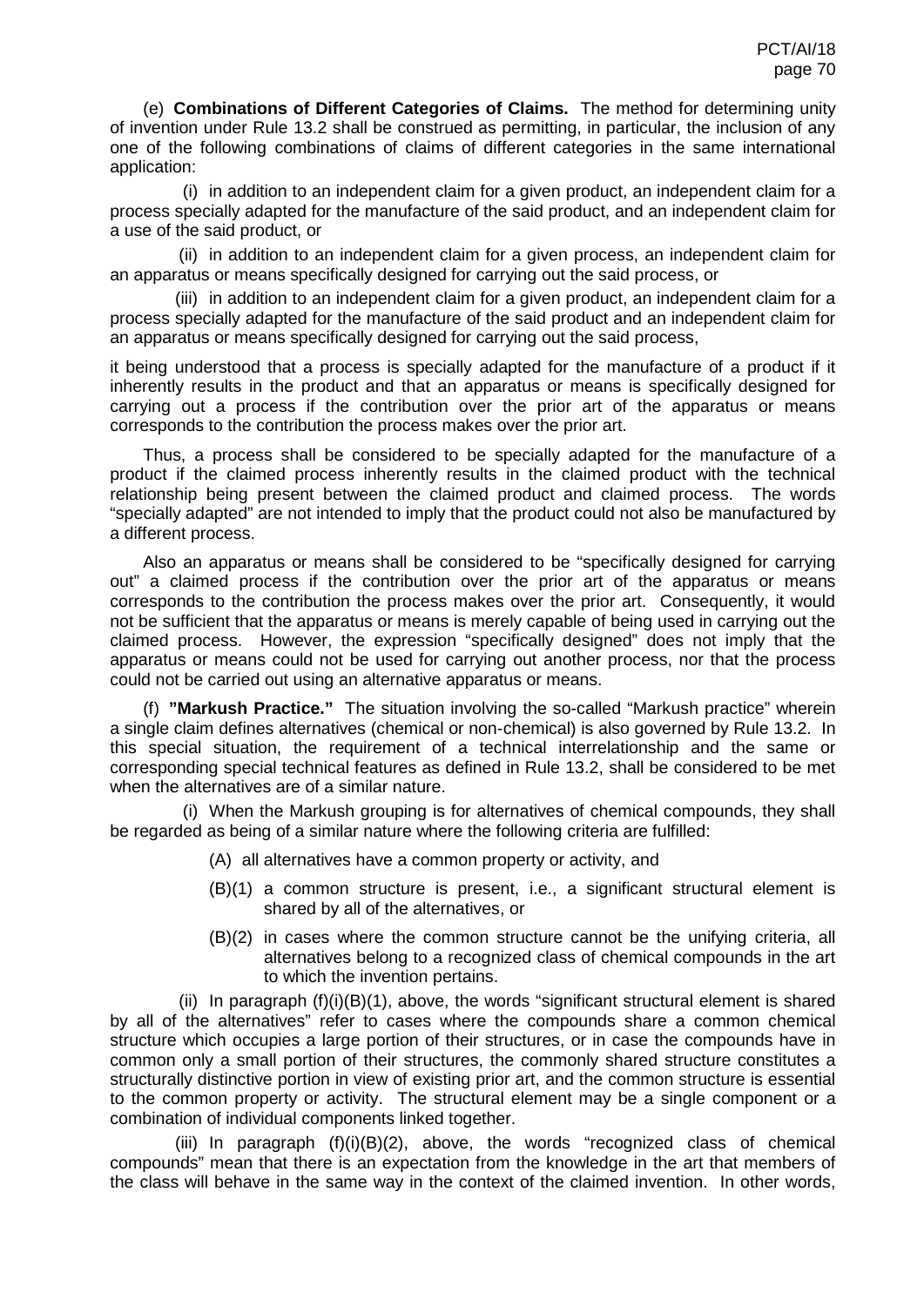(e) **Combinations of Different Categories of Claims.** The method for determining unity of invention under Rule 13.2 shall be construed as permitting, in particular, the inclusion of any one of the following combinations of claims of different categories in the same international application:

(i) in addition to an independent claim for a given product, an independent claim for a process specially adapted for the manufacture of the said product, and an independent claim for a use of the said product, or

(ii) in addition to an independent claim for a given process, an independent claim for an apparatus or means specifically designed for carrying out the said process, or

(iii) in addition to an independent claim for a given product, an independent claim for a process specially adapted for the manufacture of the said product and an independent claim for an apparatus or means specifically designed for carrying out the said process,

it being understood that a process is specially adapted for the manufacture of a product if it inherently results in the product and that an apparatus or means is specifically designed for carrying out a process if the contribution over the prior art of the apparatus or means corresponds to the contribution the process makes over the prior art.

Thus, a process shall be considered to be specially adapted for the manufacture of a product if the claimed process inherently results in the claimed product with the technical relationship being present between the claimed product and claimed process. The words "specially adapted" are not intended to imply that the product could not also be manufactured by a different process.

Also an apparatus or means shall be considered to be "specifically designed for carrying out" a claimed process if the contribution over the prior art of the apparatus or means corresponds to the contribution the process makes over the prior art. Consequently, it would not be sufficient that the apparatus or means is merely capable of being used in carrying out the claimed process. However, the expression "specifically designed" does not imply that the apparatus or means could not be used for carrying out another process, nor that the process could not be carried out using an alternative apparatus or means.

(f) **"Markush Practice."** The situation involving the so-called "Markush practice" wherein a single claim defines alternatives (chemical or non-chemical) is also governed by Rule 13.2. In this special situation, the requirement of a technical interrelationship and the same or corresponding special technical features as defined in Rule 13.2, shall be considered to be met when the alternatives are of a similar nature.

(i) When the Markush grouping is for alternatives of chemical compounds, they shall be regarded as being of a similar nature where the following criteria are fulfilled:

(A) all alternatives have a common property or activity, and

(B)(1) a common structure is present, i.e., a significant structural element is shared by all of the alternatives, or

(B)(2) in cases where the common structure cannot be the unifying criteria, all alternatives belong to a recognized class of chemical compounds in the art to which the invention pertains.

(ii) In paragraph (f)(i)(B)(1), above, the words "significant structural element is shared by all of the alternatives" refer to cases where the compounds share a common chemical structure which occupies a large portion of their structures, or in case the compounds have in common only a small portion of their structures, the commonly shared structure constitutes a structurally distinctive portion in view of existing prior art, and the common structure is essential to the common property or activity. The structural element may be a single component or a combination of individual components linked together.

(iii) In paragraph (f)(i)(B)(2), above, the words "recognized class of chemical compounds" mean that there is an expectation from the knowledge in the art that members of the class will behave in the same way in the context of the claimed invention. In other words,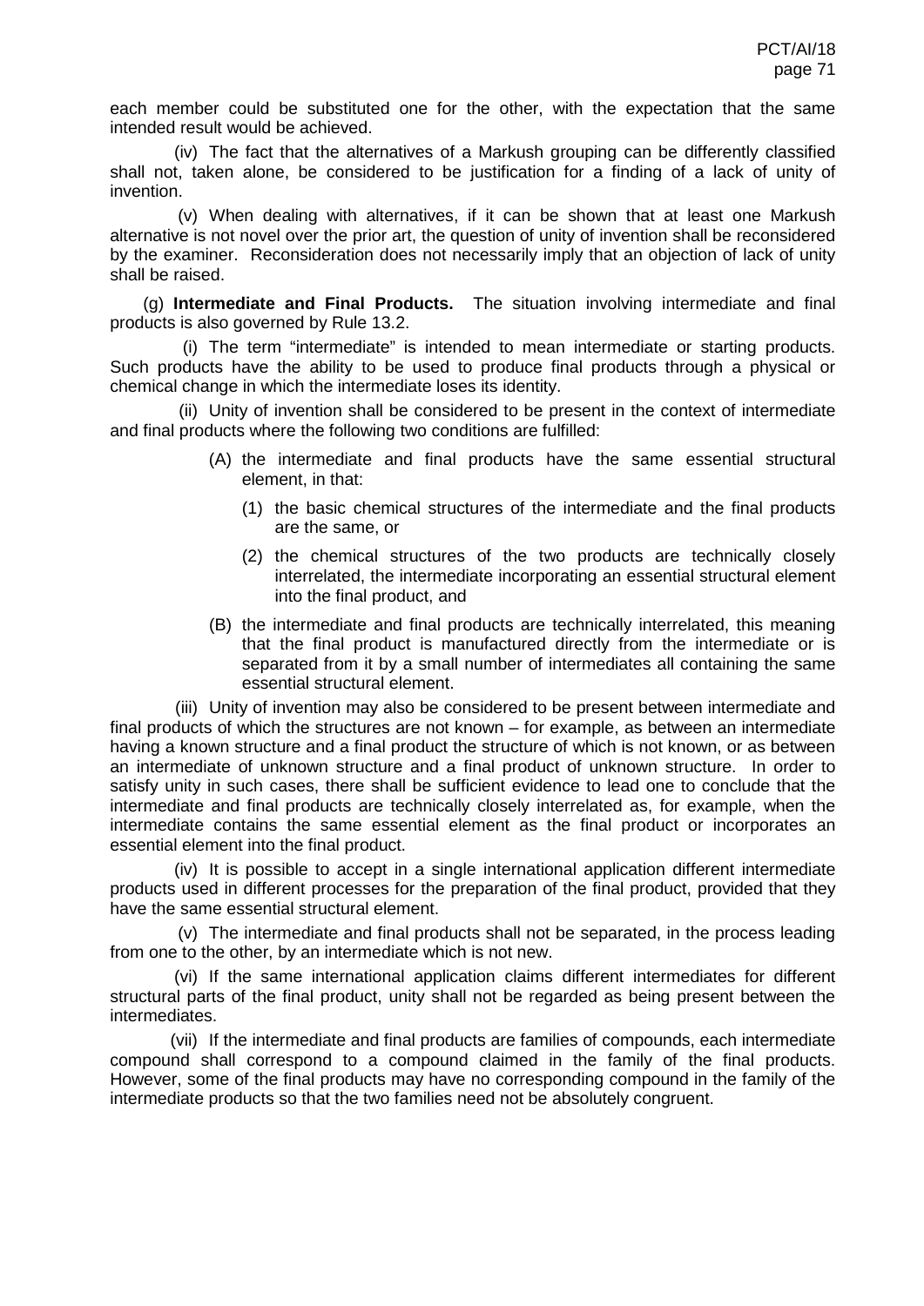each member could be substituted one for the other, with the expectation that the same intended result would be achieved.

(iv) The fact that the alternatives of a Markush grouping can be differently classified shall not, taken alone, be considered to be justification for a finding of a lack of unity of invention.

(v) When dealing with alternatives, if it can be shown that at least one Markush alternative is not novel over the prior art, the question of unity of invention shall be reconsidered by the examiner. Reconsideration does not necessarily imply that an objection of lack of unity shall be raised.

(g) **Intermediate and Final Products.** The situation involving intermediate and final products is also governed by Rule 13.2.

(i) The term "intermediate" is intended to mean intermediate or starting products. Such products have the ability to be used to produce final products through a physical or chemical change in which the intermediate loses its identity.

(ii) Unity of invention shall be considered to be present in the context of intermediate and final products where the following two conditions are fulfilled:

- (A) the intermediate and final products have the same essential structural element, in that:
  - (1) the basic chemical structures of the intermediate and the final products are the same, or
  - (2) the chemical structures of the two products are technically closely interrelated, the intermediate incorporating an essential structural element into the final product, and
- (B) the intermediate and final products are technically interrelated, this meaning that the final product is manufactured directly from the intermediate or is separated from it by a small number of intermediates all containing the same essential structural element.

(iii) Unity of invention may also be considered to be present between intermediate and final products of which the structures are not known – for example, as between an intermediate having a known structure and a final product the structure of which is not known, or as between an intermediate of unknown structure and a final product of unknown structure. In order to satisfy unity in such cases, there shall be sufficient evidence to lead one to conclude that the intermediate and final products are technically closely interrelated as, for example, when the intermediate contains the same essential element as the final product or incorporates an essential element into the final product.

(iv) It is possible to accept in a single international application different intermediate products used in different processes for the preparation of the final product, provided that they have the same essential structural element.

(v) The intermediate and final products shall not be separated, in the process leading from one to the other, by an intermediate which is not new.

(vi) If the same international application claims different intermediates for different structural parts of the final product, unity shall not be regarded as being present between the intermediates.

(vii) If the intermediate and final products are families of compounds, each intermediate compound shall correspond to a compound claimed in the family of the final products. However, some of the final products may have no corresponding compound in the family of the intermediate products so that the two families need not be absolutely congruent.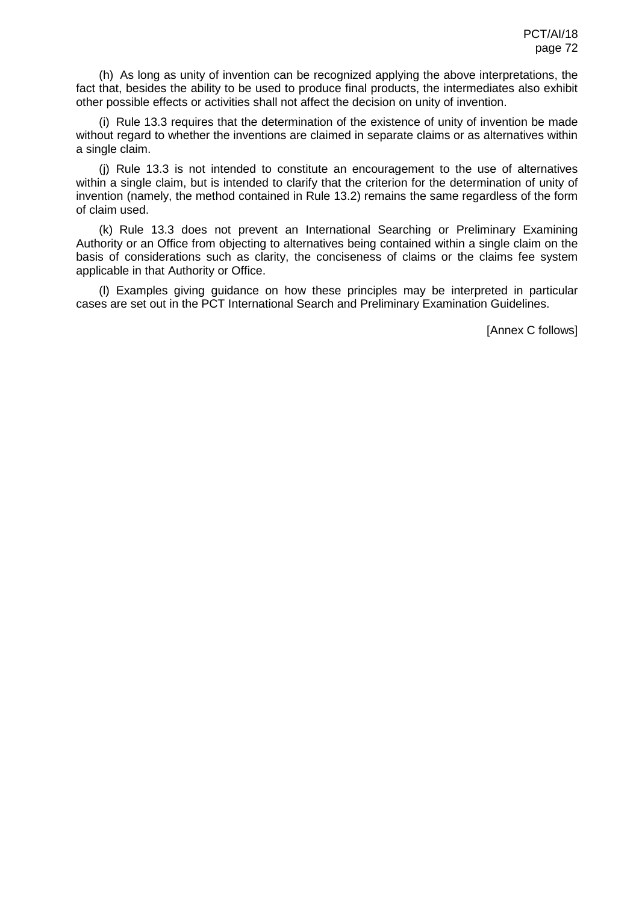(h) As long as unity of invention can be recognized applying the above interpretations, the fact that, besides the ability to be used to produce final products, the intermediates also exhibit other possible effects or activities shall not affect the decision on unity of invention.

(i) Rule 13.3 requires that the determination of the existence of unity of invention be made without regard to whether the inventions are claimed in separate claims or as alternatives within a single claim.

(j) Rule 13.3 is not intended to constitute an encouragement to the use of alternatives within a single claim, but is intended to clarify that the criterion for the determination of unity of invention (namely, the method contained in Rule 13.2) remains the same regardless of the form of claim used.

(k) Rule 13.3 does not prevent an International Searching or Preliminary Examining Authority or an Office from objecting to alternatives being contained within a single claim on the basis of considerations such as clarity, the conciseness of claims or the claims fee system applicable in that Authority or Office.

(l) Examples giving guidance on how these principles may be interpreted in particular cases are set out in the PCT International Search and Preliminary Examination Guidelines.

[Annex C follows]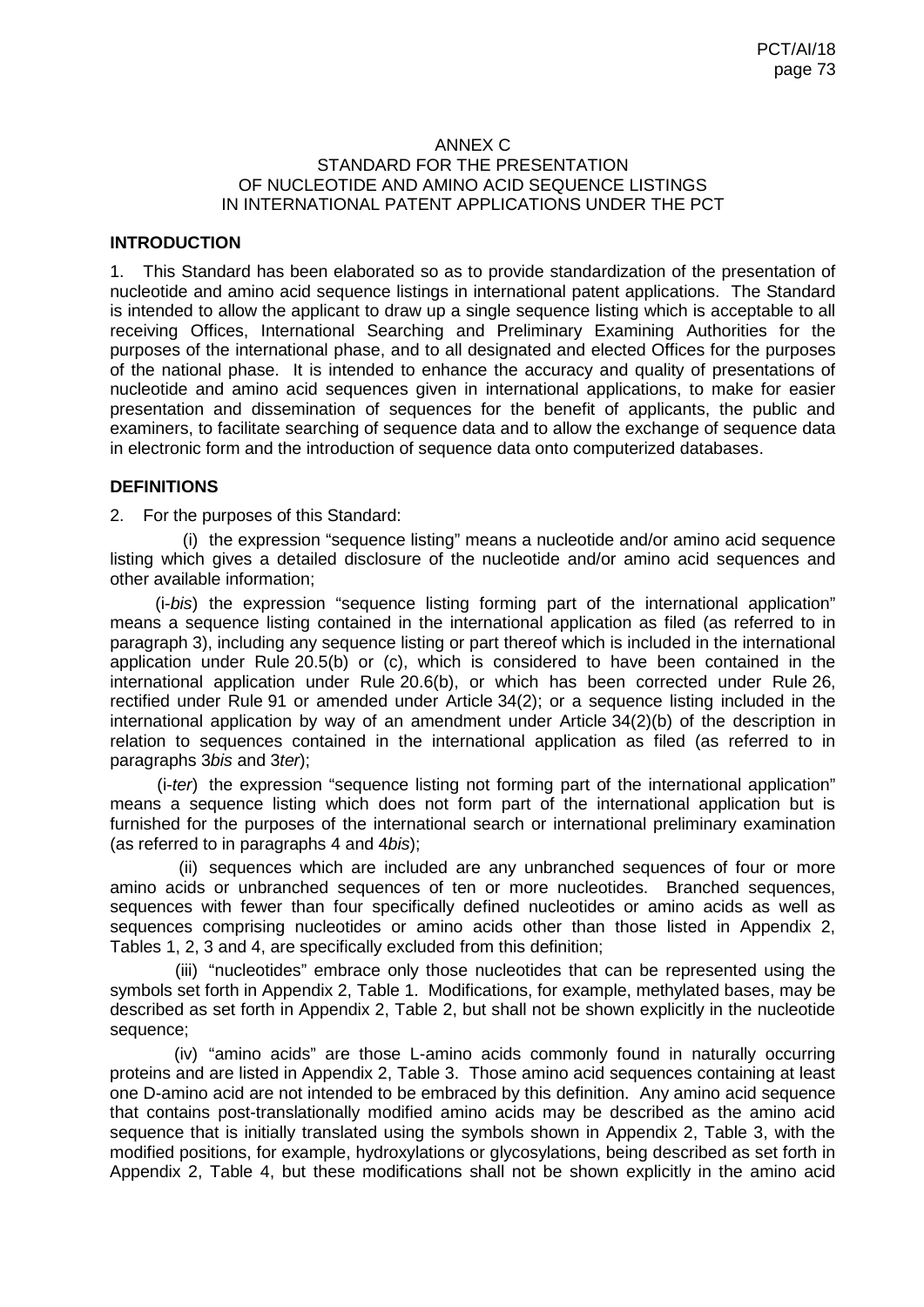# ANNEX C
## STANDARD FOR THE PRESENTATION OF NUCLEOTIDE AND AMINO ACID SEQUENCE LISTINGS IN INTERNATIONAL PATENT APPLICATIONS UNDER THE PCT

### INTRODUCTION

1. This Standard has been elaborated so as to provide standardization of the presentation of nucleotide and amino acid sequence listings in international patent applications. The Standard is intended to allow the applicant to draw up a single sequence listing which is acceptable to all receiving Offices, International Searching and Preliminary Examining Authorities for the purposes of the international phase, and to all designated and elected Offices for the purposes of the national phase. It is intended to enhance the accuracy and quality of presentations of nucleotide and amino acid sequences given in international applications, to make for easier presentation and dissemination of sequences for the benefit of applicants, the public and examiners, to facilitate searching of sequence data and to allow the exchange of sequence data in electronic form and the introduction of sequence data onto computerized databases.

### DEFINITIONS

2. For the purposes of this Standard:

(i) the expression "sequence listing" means a nucleotide and/or amino acid sequence listing which gives a detailed disclosure of the nucleotide and/or amino acid sequences and other available information;

(i-*bis*) the expression "sequence listing forming part of the international application" means a sequence listing contained in the international application as filed (as referred to in paragraph 3), including any sequence listing or part thereof which is included in the international application under Rule 20.5(b) or (c), which is considered to have been contained in the international application under Rule 20.6(b), or which has been corrected under Rule 26, rectified under Rule 91 or amended under Article 34(2); or a sequence listing included in the international application by way of an amendment under Article 34(2)(b) of the description in relation to sequences contained in the international application as filed (as referred to in paragraphs 3*bis* and 3*ter*);

(i-*ter*) the expression "sequence listing not forming part of the international application" means a sequence listing which does not form part of the international application but is furnished for the purposes of the international search or international preliminary examination (as referred to in paragraphs 4 and 4*bis*);

(ii) sequences which are included are any unbranched sequences of four or more amino acids or unbranched sequences of ten or more nucleotides. Branched sequences, sequences with fewer than four specifically defined nucleotides or amino acids as well as sequences comprising nucleotides or amino acids other than those listed in Appendix 2, Tables 1, 2, 3 and 4, are specifically excluded from this definition;

(iii) "nucleotides" embrace only those nucleotides that can be represented using the symbols set forth in Appendix 2, Table 1. Modifications, for example, methylated bases, may be described as set forth in Appendix 2, Table 2, but shall not be shown explicitly in the nucleotide sequence;

(iv) "amino acids" are those L-amino acids commonly found in naturally occurring proteins and are listed in Appendix 2, Table 3. Those amino acid sequences containing at least one D-amino acid are not intended to be embraced by this definition. Any amino acid sequence that contains post-translationally modified amino acids may be described as the amino acid sequence that is initially translated using the symbols shown in Appendix 2, Table 3, with the modified positions, for example, hydroxylations or glycosylations, being described as set forth in Appendix 2, Table 4, but these modifications shall not be shown explicitly in the amino acid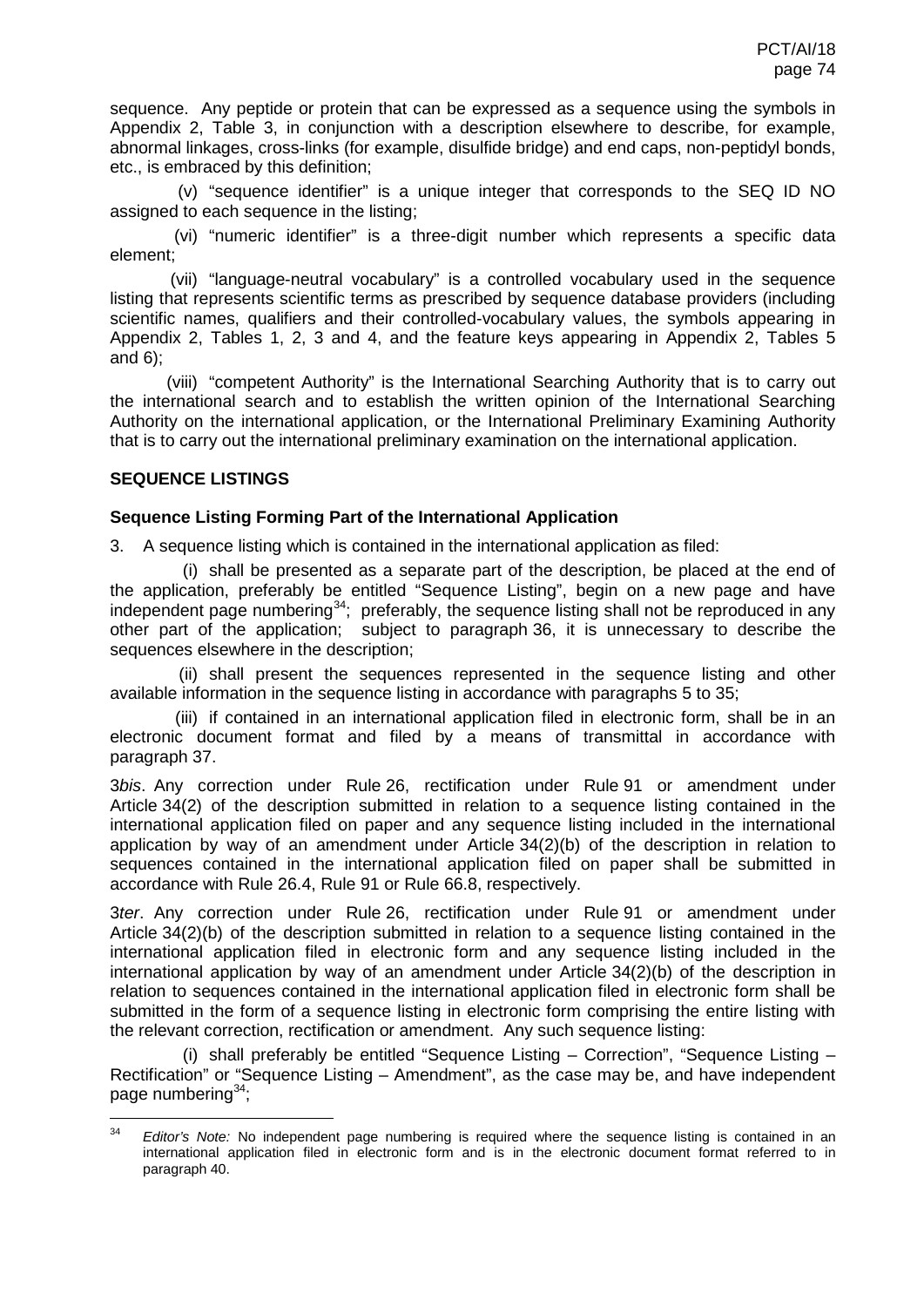sequence. Any peptide or protein that can be expressed as a sequence using the symbols in Appendix 2, Table 3, in conjunction with a description elsewhere to describe, for example, abnormal linkages, cross-links (for example, disulfide bridge) and end caps, non-peptidyl bonds, etc., is embraced by this definition;

(v) "sequence identifier" is a unique integer that corresponds to the SEQ ID NO assigned to each sequence in the listing;

(vi) "numeric identifier" is a three-digit number which represents a specific data element;

(vii) "language-neutral vocabulary" is a controlled vocabulary used in the sequence listing that represents scientific terms as prescribed by sequence database providers (including scientific names, qualifiers and their controlled-vocabulary values, the symbols appearing in Appendix 2, Tables 1, 2, 3 and 4, and the feature keys appearing in Appendix 2, Tables 5 and 6);

(viii) "competent Authority" is the International Searching Authority that is to carry out the international search and to establish the written opinion of the International Searching Authority on the international application, or the International Preliminary Examining Authority that is to carry out the international preliminary examination on the international application.

## SEQUENCE LISTINGS

### Sequence Listing Forming Part of the International Application

3. A sequence listing which is contained in the international application as filed:

(i) shall be presented as a separate part of the description, be placed at the end of the application, preferably be entitled "Sequence Listing", begin on a new page and have independent page numbering[34]; preferably, the sequence listing shall not be reproduced in any other part of the application; subject to paragraph 36, it is unnecessary to describe the sequences elsewhere in the description;

(ii) shall present the sequences represented in the sequence listing and other available information in the sequence listing in accordance with paragraphs 5 to 35;

(iii) if contained in an international application filed in electronic form, shall be in an electronic document format and filed by a means of transmittal in accordance with paragraph 37.

3*bis*. Any correction under Rule 26, rectification under Rule 91 or amendment under Article 34(2) of the description submitted in relation to a sequence listing contained in the international application filed on paper and any sequence listing included in the international application by way of an amendment under Article 34(2)(b) of the description in relation to sequences contained in the international application filed on paper shall be submitted in accordance with Rule 26.4, Rule 91 or Rule 66.8, respectively.

3*ter*. Any correction under Rule 26, rectification under Rule 91 or amendment under Article 34(2)(b) of the description submitted in relation to a sequence listing contained in the international application filed in electronic form and any sequence listing included in the international application by way of an amendment under Article 34(2)(b) of the description in relation to sequences contained in the international application filed in electronic form shall be submitted in the form of a sequence listing in electronic form comprising the entire listing with the relevant correction, rectification or amendment. Any such sequence listing:

(i) shall preferably be entitled "Sequence Listing – Correction", "Sequence Listing – Rectification" or "Sequence Listing – Amendment", as the case may be, and have independent page numbering[34];

---

[34] *Editor's Note:* No independent page numbering is required where the sequence listing is contained in an international application filed in electronic form and is in the electronic document format referred to in paragraph 40.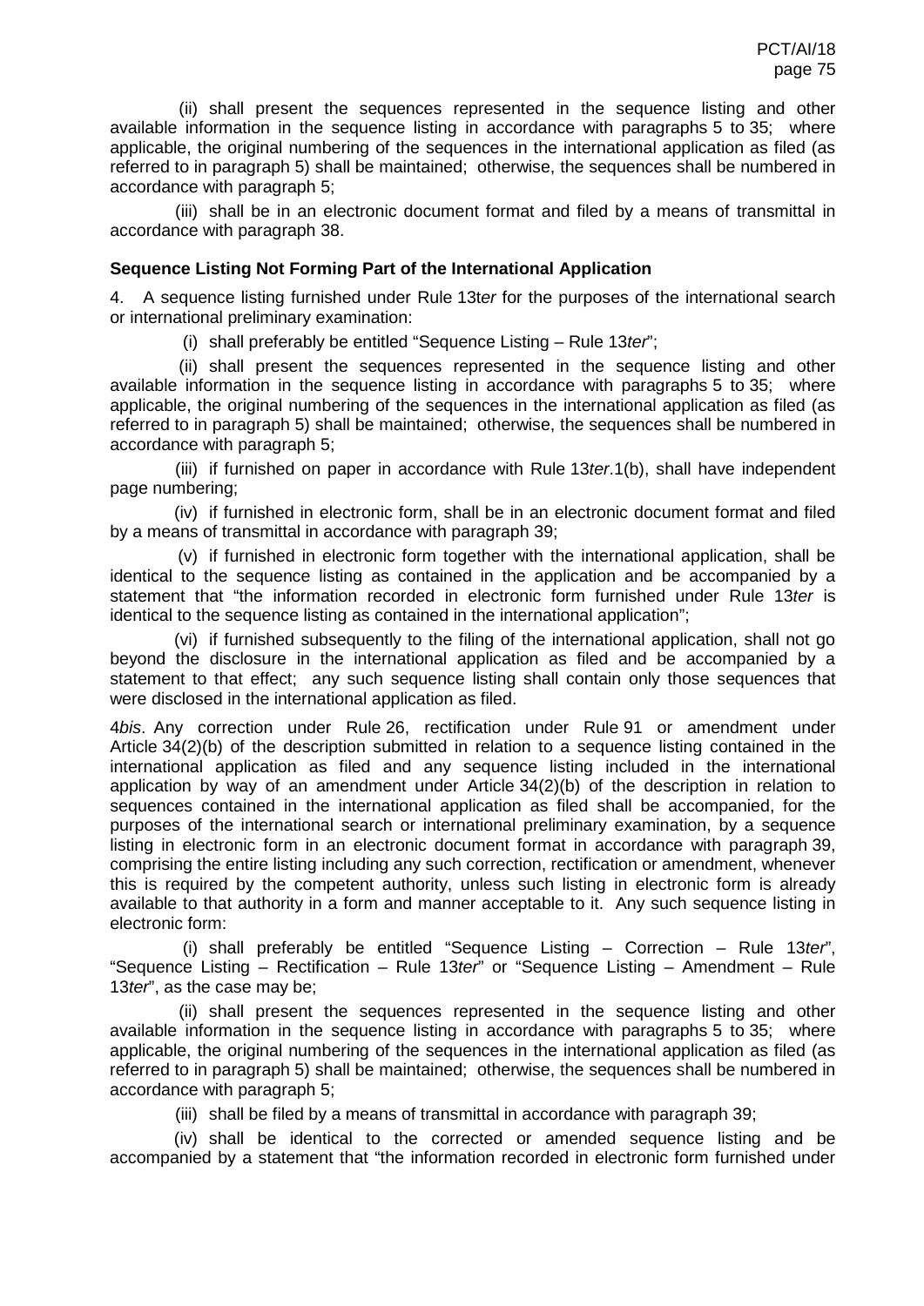(ii) shall present the sequences represented in the sequence listing and other available information in the sequence listing in accordance with paragraphs 5 to 35; where applicable, the original numbering of the sequences in the international application as filed (as referred to in paragraph 5) shall be maintained; otherwise, the sequences shall be numbered in accordance with paragraph 5;

(iii) shall be in an electronic document format and filed by a means of transmittal in accordance with paragraph 38.

**Sequence Listing Not Forming Part of the International Application**

4. A sequence listing furnished under Rule 13*ter* for the purposes of the international search or international preliminary examination:

(i) shall preferably be entitled "Sequence Listing – Rule 13*ter*";

(ii) shall present the sequences represented in the sequence listing and other available information in the sequence listing in accordance with paragraphs 5 to 35; where applicable, the original numbering of the sequences in the international application as filed (as referred to in paragraph 5) shall be maintained; otherwise, the sequences shall be numbered in accordance with paragraph 5;

(iii) if furnished on paper in accordance with Rule 13*ter*.1(b), shall have independent page numbering;

(iv) if furnished in electronic form, shall be in an electronic document format and filed by a means of transmittal in accordance with paragraph 39;

(v) if furnished in electronic form together with the international application, shall be identical to the sequence listing as contained in the application and be accompanied by a statement that "the information recorded in electronic form furnished under Rule 13*ter* is identical to the sequence listing as contained in the international application";

(vi) if furnished subsequently to the filing of the international application, shall not go beyond the disclosure in the international application as filed and be accompanied by a statement to that effect; any such sequence listing shall contain only those sequences that were disclosed in the international application as filed.

4*bis*. Any correction under Rule 26, rectification under Rule 91 or amendment under Article 34(2)(b) of the description submitted in relation to a sequence listing contained in the international application as filed and any sequence listing included in the international application by way of an amendment under Article 34(2)(b) of the description in relation to sequences contained in the international application as filed shall be accompanied, for the purposes of the international search or international preliminary examination, by a sequence listing in electronic form in an electronic document format in accordance with paragraph 39, comprising the entire listing including any such correction, rectification or amendment, whenever this is required by the competent authority, unless such listing in electronic form is already available to that authority in a form and manner acceptable to it. Any such sequence listing in electronic form:

(i) shall preferably be entitled "Sequence Listing – Correction – Rule 13*ter*", "Sequence Listing – Rectification – Rule 13*ter*" or "Sequence Listing – Amendment – Rule 13*ter*", as the case may be;

(ii) shall present the sequences represented in the sequence listing and other available information in the sequence listing in accordance with paragraphs 5 to 35; where applicable, the original numbering of the sequences in the international application as filed (as referred to in paragraph 5) shall be maintained; otherwise, the sequences shall be numbered in accordance with paragraph 5;

(iii) shall be filed by a means of transmittal in accordance with paragraph 39;

(iv) shall be identical to the corrected or amended sequence listing and be accompanied by a statement that "the information recorded in electronic form furnished under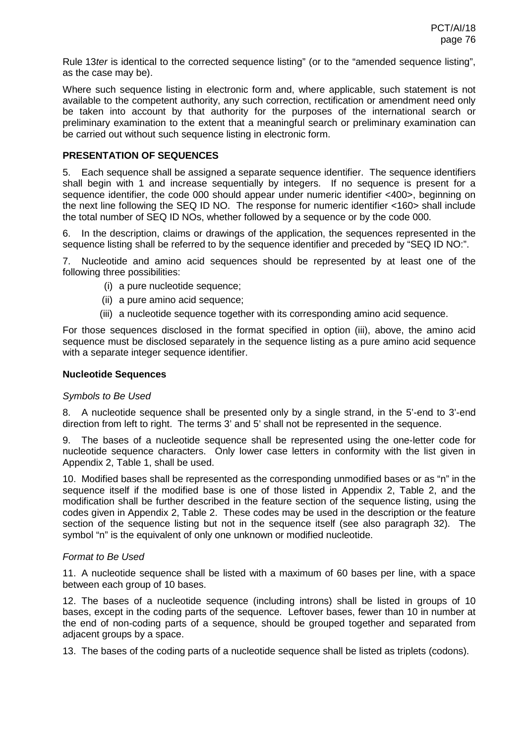Rule 13*ter* is identical to the corrected sequence listing" (or to the "amended sequence listing", as the case may be).

Where such sequence listing in electronic form and, where applicable, such statement is not available to the competent authority, any such correction, rectification or amendment need only be taken into account by that authority for the purposes of the international search or preliminary examination to the extent that a meaningful search or preliminary examination can be carried out without such sequence listing in electronic form.

## PRESENTATION OF SEQUENCES

5. Each sequence shall be assigned a separate sequence identifier. The sequence identifiers shall begin with 1 and increase sequentially by integers. If no sequence is present for a sequence identifier, the code 000 should appear under numeric identifier <400>, beginning on the next line following the SEQ ID NO. The response for numeric identifier <160> shall include the total number of SEQ ID NOs, whether followed by a sequence or by the code 000.

6. In the description, claims or drawings of the application, the sequences represented in the sequence listing shall be referred to by the sequence identifier and preceded by "SEQ ID NO:".

7. Nucleotide and amino acid sequences should be represented by at least one of the following three possibilities:

- (i) a pure nucleotide sequence;
- (ii) a pure amino acid sequence;
- (iii) a nucleotide sequence together with its corresponding amino acid sequence.

For those sequences disclosed in the format specified in option (iii), above, the amino acid sequence must be disclosed separately in the sequence listing as a pure amino acid sequence with a separate integer sequence identifier.

### Nucleotide Sequences

*Symbols to Be Used*

8. A nucleotide sequence shall be presented only by a single strand, in the 5'-end to 3'-end direction from left to right. The terms 3' and 5' shall not be represented in the sequence.

9. The bases of a nucleotide sequence shall be represented using the one-letter code for nucleotide sequence characters. Only lower case letters in conformity with the list given in Appendix 2, Table 1, shall be used.

10. Modified bases shall be represented as the corresponding unmodified bases or as "n" in the sequence itself if the modified base is one of those listed in Appendix 2, Table 2, and the modification shall be further described in the feature section of the sequence listing, using the codes given in Appendix 2, Table 2. These codes may be used in the description or the feature section of the sequence listing but not in the sequence itself (see also paragraph 32). The symbol "n" is the equivalent of only one unknown or modified nucleotide.

*Format to Be Used*

11. A nucleotide sequence shall be listed with a maximum of 60 bases per line, with a space between each group of 10 bases.

12. The bases of a nucleotide sequence (including introns) shall be listed in groups of 10 bases, except in the coding parts of the sequence. Leftover bases, fewer than 10 in number at the end of non-coding parts of a sequence, should be grouped together and separated from adjacent groups by a space.

13. The bases of the coding parts of a nucleotide sequence shall be listed as triplets (codons).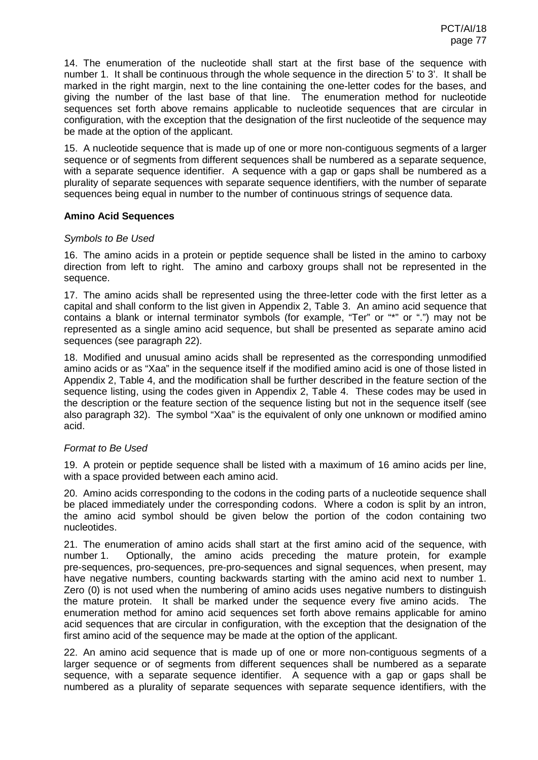14. The enumeration of the nucleotide shall start at the first base of the sequence with number 1. It shall be continuous through the whole sequence in the direction 5' to 3'. It shall be marked in the right margin, next to the line containing the one-letter codes for the bases, and giving the number of the last base of that line. The enumeration method for nucleotide sequences set forth above remains applicable to nucleotide sequences that are circular in configuration, with the exception that the designation of the first nucleotide of the sequence may be made at the option of the applicant.

15. A nucleotide sequence that is made up of one or more non-contiguous segments of a larger sequence or of segments from different sequences shall be numbered as a separate sequence, with a separate sequence identifier. A sequence with a gap or gaps shall be numbered as a plurality of separate sequences with separate sequence identifiers, with the number of separate sequences being equal in number to the number of continuous strings of sequence data.

**Amino Acid Sequences**

*Symbols to Be Used*

16. The amino acids in a protein or peptide sequence shall be listed in the amino to carboxy direction from left to right. The amino and carboxy groups shall not be represented in the sequence.

17. The amino acids shall be represented using the three-letter code with the first letter as a capital and shall conform to the list given in Appendix 2, Table 3. An amino acid sequence that contains a blank or internal terminator symbols (for example, "Ter" or "*" or ".") may not be represented as a single amino acid sequence, but shall be presented as separate amino acid sequences (see paragraph 22).

18. Modified and unusual amino acids shall be represented as the corresponding unmodified amino acids or as "Xaa" in the sequence itself if the modified amino acid is one of those listed in Appendix 2, Table 4, and the modification shall be further described in the feature section of the sequence listing, using the codes given in Appendix 2, Table 4. These codes may be used in the description or the feature section of the sequence listing but not in the sequence itself (see also paragraph 32). The symbol "Xaa" is the equivalent of only one unknown or modified amino acid.

*Format to Be Used*

19. A protein or peptide sequence shall be listed with a maximum of 16 amino acids per line, with a space provided between each amino acid.

20. Amino acids corresponding to the codons in the coding parts of a nucleotide sequence shall be placed immediately under the corresponding codons. Where a codon is split by an intron, the amino acid symbol should be given below the portion of the codon containing two nucleotides.

21. The enumeration of amino acids shall start at the first amino acid of the sequence, with number 1. Optionally, the amino acids preceding the mature protein, for example pre-sequences, pro-sequences, pre-pro-sequences and signal sequences, when present, may have negative numbers, counting backwards starting with the amino acid next to number 1. Zero (0) is not used when the numbering of amino acids uses negative numbers to distinguish the mature protein. It shall be marked under the sequence every five amino acids. The enumeration method for amino acid sequences set forth above remains applicable for amino acid sequences that are circular in configuration, with the exception that the designation of the first amino acid of the sequence may be made at the option of the applicant.

22. An amino acid sequence that is made up of one or more non-contiguous segments of a larger sequence or of segments from different sequences shall be numbered as a separate sequence, with a separate sequence identifier. A sequence with a gap or gaps shall be numbered as a plurality of separate sequences with separate sequence identifiers, with the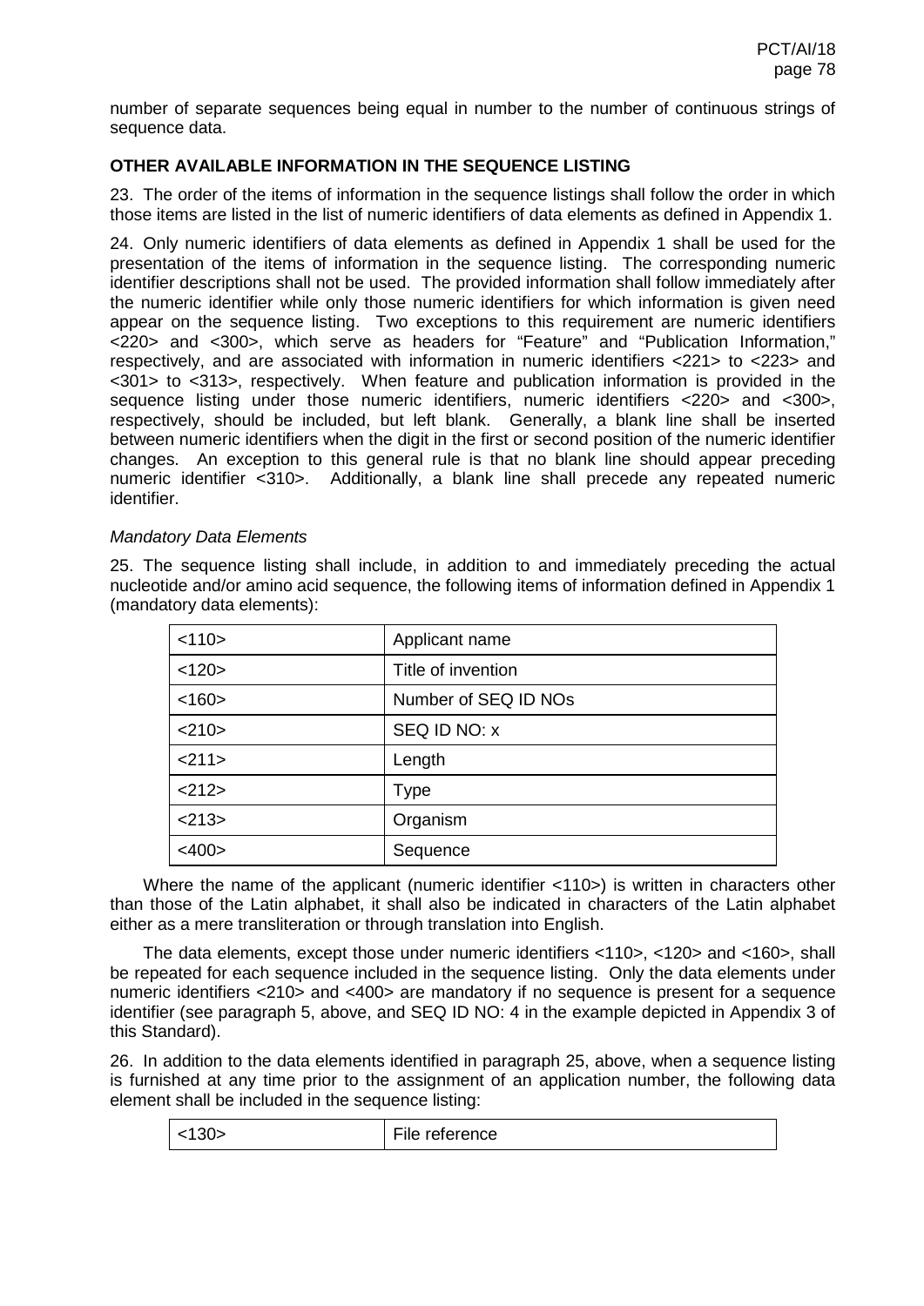number of separate sequences being equal in number to the number of continuous strings of sequence data.

## OTHER AVAILABLE INFORMATION IN THE SEQUENCE LISTING

23. The order of the items of information in the sequence listings shall follow the order in which those items are listed in the list of numeric identifiers of data elements as defined in Appendix 1.

24. Only numeric identifiers of data elements as defined in Appendix 1 shall be used for the presentation of the items of information in the sequence listing. The corresponding numeric identifier descriptions shall not be used. The provided information shall follow immediately after the numeric identifier while only those numeric identifiers for which information is given need appear on the sequence listing. Two exceptions to this requirement are numeric identifiers <220> and <300>, which serve as headers for "Feature" and "Publication Information," respectively, and are associated with information in numeric identifiers <221> to <223> and <301> to <313>, respectively. When feature and publication information is provided in the sequence listing under those numeric identifiers, numeric identifiers <220> and <300>, respectively, should be included, but left blank. Generally, a blank line shall be inserted between numeric identifiers when the digit in the first or second position of the numeric identifier changes. An exception to this general rule is that no blank line should appear preceding numeric identifier <310>. Additionally, a blank line shall precede any repeated numeric identifier.

*Mandatory Data Elements*

25. The sequence listing shall include, in addition to and immediately preceding the actual nucleotide and/or amino acid sequence, the following items of information defined in Appendix 1 (mandatory data elements):

| | |
|---|---|
| <110> | Applicant name |
| <120> | Title of invention |
| <160> | Number of SEQ ID NOs |
| <210> | SEQ ID NO: x |
| <211> | Length |
| <212> | Type |
| <213> | Organism |
| <400> | Sequence |

Where the name of the applicant (numeric identifier <110>) is written in characters other than those of the Latin alphabet, it shall also be indicated in characters of the Latin alphabet either as a mere transliteration or through translation into English.

The data elements, except those under numeric identifiers <110>, <120> and <160>, shall be repeated for each sequence included in the sequence listing. Only the data elements under numeric identifiers <210> and <400> are mandatory if no sequence is present for a sequence identifier (see paragraph 5, above, and SEQ ID NO: 4 in the example depicted in Appendix 3 of this Standard).

26. In addition to the data elements identified in paragraph 25, above, when a sequence listing is furnished at any time prior to the assignment of an application number, the following data element shall be included in the sequence listing:

| | |
|---|---|
| <130> | File reference |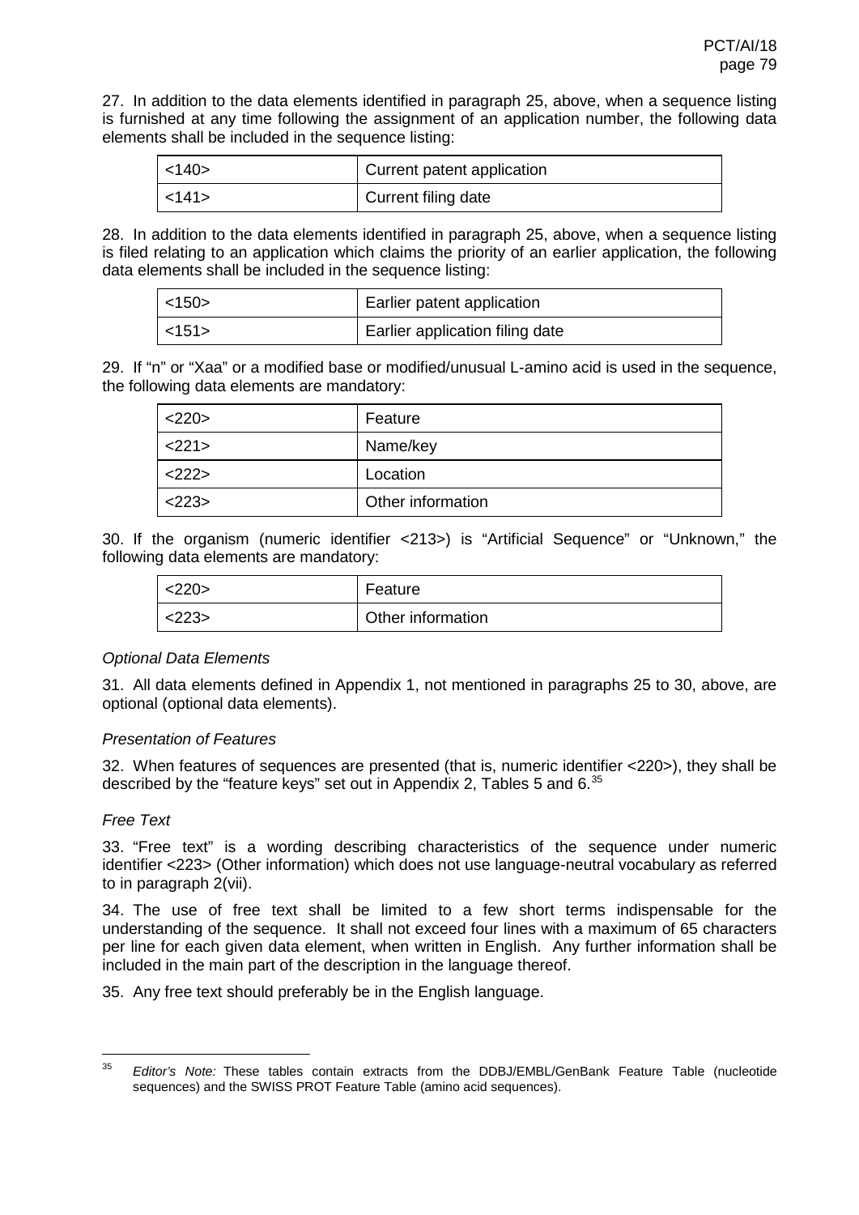27. In addition to the data elements identified in paragraph 25, above, when a sequence listing is furnished at any time following the assignment of an application number, the following data elements shall be included in the sequence listing:

| | |
|---|---|
| <140> | Current patent application |
| <141> | Current filing date |

28. In addition to the data elements identified in paragraph 25, above, when a sequence listing is filed relating to an application which claims the priority of an earlier application, the following data elements shall be included in the sequence listing:

| | |
|---|---|
| <150> | Earlier patent application |
| <151> | Earlier application filing date |

29. If "n" or "Xaa" or a modified base or modified/unusual L-amino acid is used in the sequence, the following data elements are mandatory:

| | |
|---|---|
| <220> | Feature |
| <221> | Name/key |
| <222> | Location |
| <223> | Other information |

30. If the organism (numeric identifier <213>) is "Artificial Sequence" or "Unknown," the following data elements are mandatory:

| | |
|---|---|
| <220> | Feature |
| <223> | Other information |

*Optional Data Elements*

31. All data elements defined in Appendix 1, not mentioned in paragraphs 25 to 30, above, are optional (optional data elements).

*Presentation of Features*

32. When features of sequences are presented (that is, numeric identifier <220>), they shall be described by the "feature keys" set out in Appendix 2, Tables 5 and 6.[35]

*Free Text*

33. "Free text" is a wording describing characteristics of the sequence under numeric identifier <223> (Other information) which does not use language-neutral vocabulary as referred to in paragraph 2(vii).

34. The use of free text shall be limited to a few short terms indispensable for the understanding of the sequence. It shall not exceed four lines with a maximum of 65 characters per line for each given data element, when written in English. Any further information shall be included in the main part of the description in the language thereof.

35. Any free text should preferably be in the English language.

---

[35] *Editor's Note:* These tables contain extracts from the DDBJ/EMBL/GenBank Feature Table (nucleotide sequences) and the SWISS PROT Feature Table (amino acid sequences).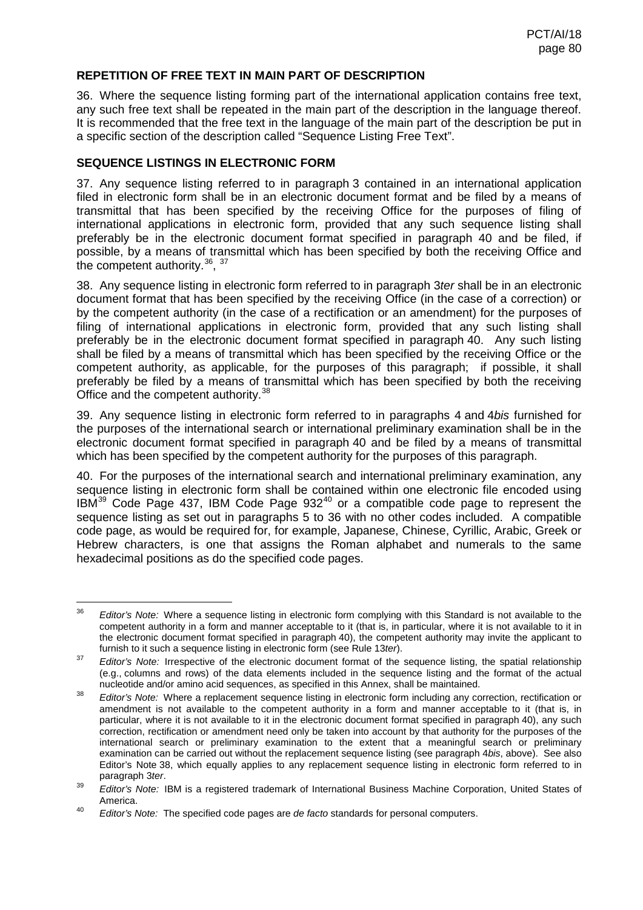**REPETITION OF FREE TEXT IN MAIN PART OF DESCRIPTION**

36. Where the sequence listing forming part of the international application contains free text, any such free text shall be repeated in the main part of the description in the language thereof. It is recommended that the free text in the language of the main part of the description be put in a specific section of the description called "Sequence Listing Free Text".

**SEQUENCE LISTINGS IN ELECTRONIC FORM**

37. Any sequence listing referred to in paragraph 3 contained in an international application filed in electronic form shall be in an electronic document format and be filed by a means of transmittal that has been specified by the receiving Office for the purposes of filing of international applications in electronic form, provided that any such sequence listing shall preferably be in the electronic document format specified in paragraph 40 and be filed, if possible, by a means of transmittal which has been specified by both the receiving Office and the competent authority.[36], [37]

38. Any sequence listing in electronic form referred to in paragraph 3*ter* shall be in an electronic document format that has been specified by the receiving Office (in the case of a correction) or by the competent authority (in the case of a rectification or an amendment) for the purposes of filing of international applications in electronic form, provided that any such listing shall preferably be in the electronic document format specified in paragraph 40. Any such listing shall be filed by a means of transmittal which has been specified by the receiving Office or the competent authority, as applicable, for the purposes of this paragraph; if possible, it shall preferably be filed by a means of transmittal which has been specified by both the receiving Office and the competent authority.[38]

39. Any sequence listing in electronic form referred to in paragraphs 4 and 4*bis* furnished for the purposes of the international search or international preliminary examination shall be in the electronic document format specified in paragraph 40 and be filed by a means of transmittal which has been specified by the competent authority for the purposes of this paragraph.

40. For the purposes of the international search and international preliminary examination, any sequence listing in electronic form shall be contained within one electronic file encoded using IBM[39] Code Page 437, IBM Code Page 932[40] or a compatible code page to represent the sequence listing as set out in paragraphs 5 to 36 with no other codes included. A compatible code page, as would be required for, for example, Japanese, Chinese, Cyrillic, Arabic, Greek or Hebrew characters, is one that assigns the Roman alphabet and numerals to the same hexadecimal positions as do the specified code pages.

---

[36] *Editor's Note:* Where a sequence listing in electronic form complying with this Standard is not available to the competent authority in a form and manner acceptable to it (that is, in particular, where it is not available to it in the electronic document format specified in paragraph 40), the competent authority may invite the applicant to furnish to it such a sequence listing in electronic form (see Rule 13*ter*).

[37] *Editor's Note:* Irrespective of the electronic document format of the sequence listing, the spatial relationship (e.g., columns and rows) of the data elements included in the sequence listing and the format of the actual nucleotide and/or amino acid sequences, as specified in this Annex, shall be maintained.

[38] *Editor's Note:* Where a replacement sequence listing in electronic form including any correction, rectification or amendment is not available to the competent authority in a form and manner acceptable to it (that is, in particular, where it is not available to it in the electronic document format specified in paragraph 40), any such correction, rectification or amendment need only be taken into account by that authority for the purposes of the international search or preliminary examination to the extent that a meaningful search or preliminary examination can be carried out without the replacement sequence listing (see paragraph 4*bis*, above). See also Editor's Note 38, which equally applies to any replacement sequence listing in electronic form referred to in paragraph 3*ter*.

[39] *Editor's Note:* IBM is a registered trademark of International Business Machine Corporation, United States of America.

[40] *Editor's Note:* The specified code pages are *de facto* standards for personal computers.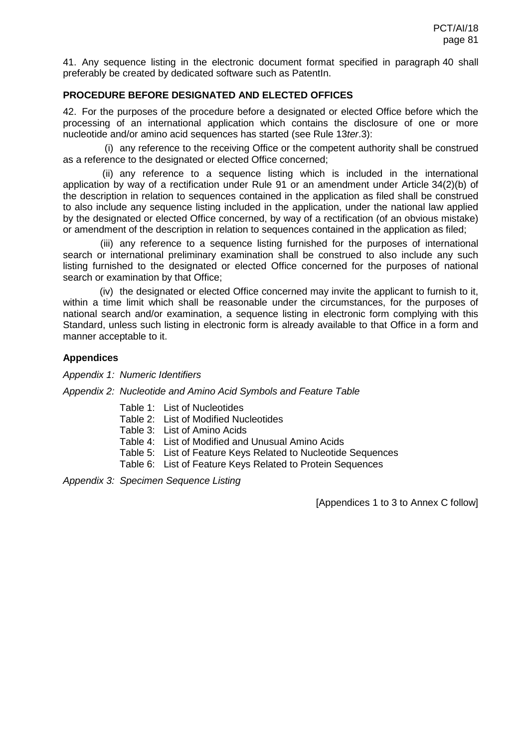41. Any sequence listing in the electronic document format specified in paragraph 40 shall preferably be created by dedicated software such as PatentIn.

## PROCEDURE BEFORE DESIGNATED AND ELECTED OFFICES

42. For the purposes of the procedure before a designated or elected Office before which the processing of an international application which contains the disclosure of one or more nucleotide and/or amino acid sequences has started (see Rule 13*ter*.3):

(i) any reference to the receiving Office or the competent authority shall be construed as a reference to the designated or elected Office concerned;

(ii) any reference to a sequence listing which is included in the international application by way of a rectification under Rule 91 or an amendment under Article 34(2)(b) of the description in relation to sequences contained in the application as filed shall be construed to also include any sequence listing included in the application, under the national law applied by the designated or elected Office concerned, by way of a rectification (of an obvious mistake) or amendment of the description in relation to sequences contained in the application as filed;

(iii) any reference to a sequence listing furnished for the purposes of international search or international preliminary examination shall be construed to also include any such listing furnished to the designated or elected Office concerned for the purposes of national search or examination by that Office;

(iv) the designated or elected Office concerned may invite the applicant to furnish to it, within a time limit which shall be reasonable under the circumstances, for the purposes of national search and/or examination, a sequence listing in electronic form complying with this Standard, unless such listing in electronic form is already available to that Office in a form and manner acceptable to it.

### Appendices

*Appendix 1: Numeric Identifiers*

*Appendix 2: Nucleotide and Amino Acid Symbols and Feature Table*

Table 1: List of Nucleotides
Table 2: List of Modified Nucleotides
Table 3: List of Amino Acids
Table 4: List of Modified and Unusual Amino Acids
Table 5: List of Feature Keys Related to Nucleotide Sequences
Table 6: List of Feature Keys Related to Protein Sequences

*Appendix 3: Specimen Sequence Listing*

[Appendices 1 to 3 to Annex C follow]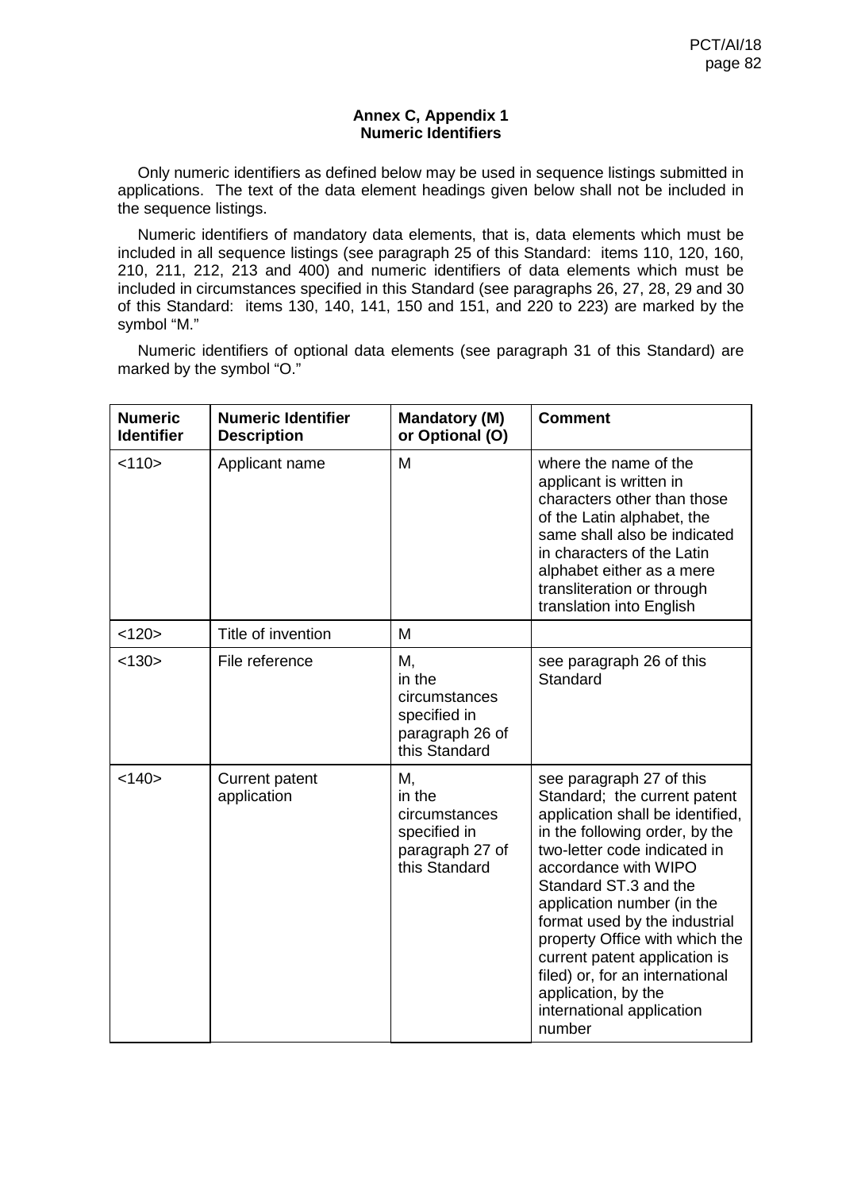**Annex C, Appendix 1**
**Numeric Identifiers**

Only numeric identifiers as defined below may be used in sequence listings submitted in applications. The text of the data element headings given below shall not be included in the sequence listings.

Numeric identifiers of mandatory data elements, that is, data elements which must be included in all sequence listings (see paragraph 25 of this Standard: items 110, 120, 160, 210, 211, 212, 213 and 400) and numeric identifiers of data elements which must be included in circumstances specified in this Standard (see paragraphs 26, 27, 28, 29 and 30 of this Standard: items 130, 140, 141, 150 and 151, and 220 to 223) are marked by the symbol "M."

Numeric identifiers of optional data elements (see paragraph 31 of this Standard) are marked by the symbol "O."

| Numeric Identifier | Numeric Identifier Description | Mandatory (M) or Optional (O) | Comment |
|---|---|---|---|
| <110> | Applicant name | M | where the name of the applicant is written in characters other than those of the Latin alphabet, the same shall also be indicated in characters of the Latin alphabet either as a mere transliteration or through translation into English |
| <120> | Title of invention | M | |
| <130> | File reference | M, in the circumstances specified in paragraph 26 of this Standard | see paragraph 26 of this Standard |
| <140> | Current patent application | M, in the circumstances specified in paragraph 27 of this Standard | see paragraph 27 of this Standard; the current patent application shall be identified, in the following order, by the two-letter code indicated in accordance with WIPO Standard ST.3 and the application number (in the format used by the industrial property Office with which the current patent application is filed) or, for an international application, by the international application number |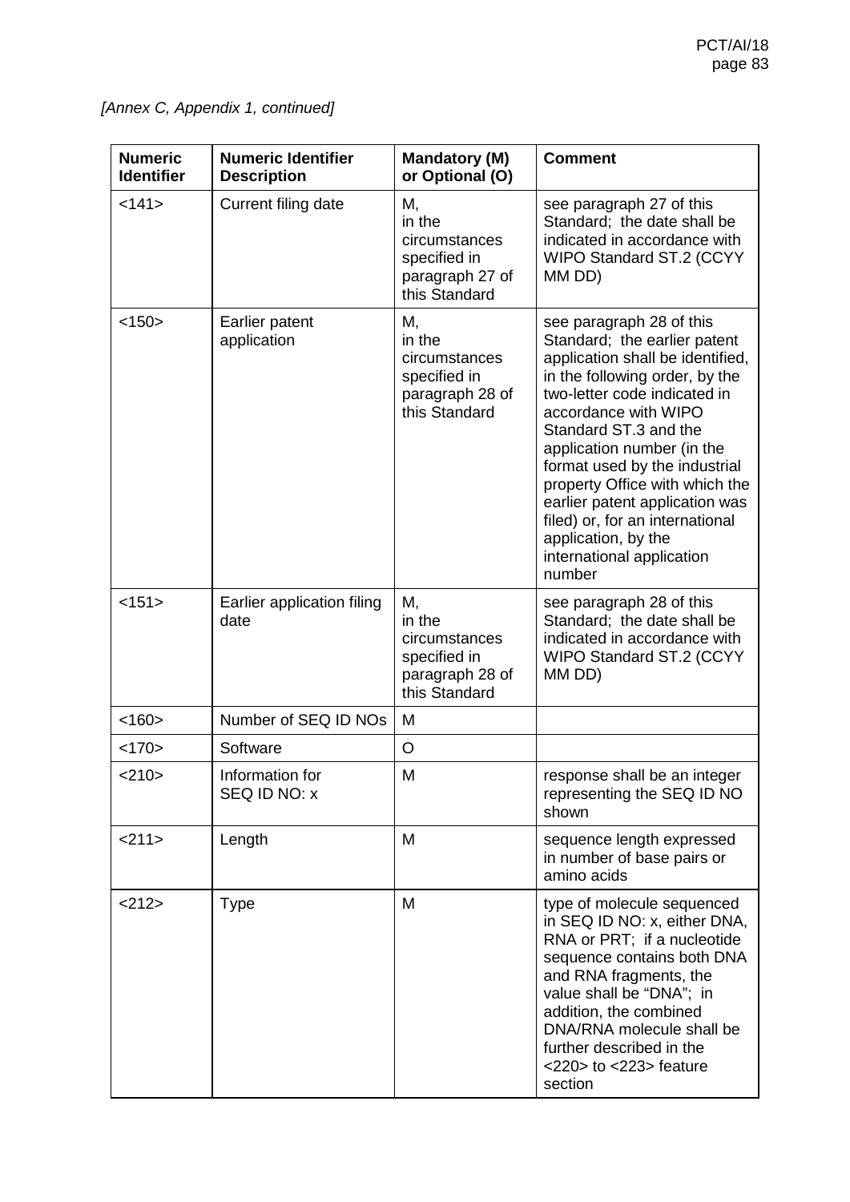*[Annex C, Appendix 1, continued]*

| Numeric Identifier | Numeric Identifier Description | Mandatory (M) or Optional (O) | Comment |
|---|---|---|---|
| <141> | Current filing date | M, in the circumstances specified in paragraph 27 of this Standard | see paragraph 27 of this Standard; the date shall be indicated in accordance with WIPO Standard ST.2 (CCYY MM DD) |
| <150> | Earlier patent application | M, in the circumstances specified in paragraph 28 of this Standard | see paragraph 28 of this Standard; the earlier patent application shall be identified, in the following order, by the two-letter code indicated in accordance with WIPO Standard ST.3 and the application number (in the format used by the industrial property Office with which the earlier patent application was filed) or, for an international application, by the international application number |
| <151> | Earlier application filing date | M, in the circumstances specified in paragraph 28 of this Standard | see paragraph 28 of this Standard; the date shall be indicated in accordance with WIPO Standard ST.2 (CCYY MM DD) |
| <160> | Number of SEQ ID NOs | M | |
| <170> | Software | O | |
| <210> | Information for SEQ ID NO: x | M | response shall be an integer representing the SEQ ID NO shown |
| <211> | Length | M | sequence length expressed in number of base pairs or amino acids |
| <212> | Type | M | type of molecule sequenced in SEQ ID NO: x, either DNA, RNA or PRT; if a nucleotide sequence contains both DNA and RNA fragments, the value shall be "DNA"; in addition, the combined DNA/RNA molecule shall be further described in the <220> to <223> feature section |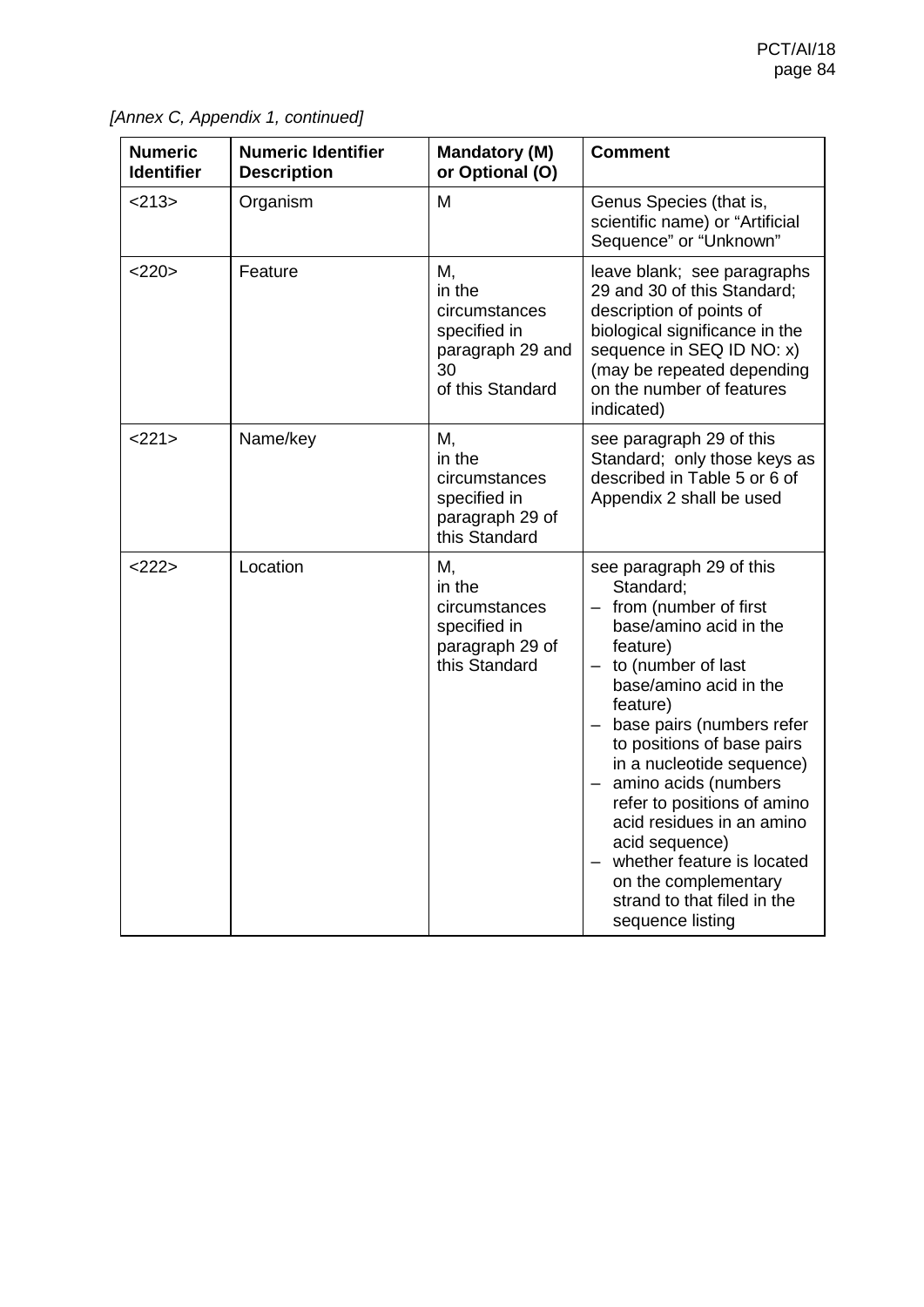*[Annex C, Appendix 1, continued]*

| Numeric Identifier | Numeric Identifier Description | Mandatory (M) or Optional (O) | Comment |
|---|---|---|---|
| <213> | Organism | M | Genus Species (that is, scientific name) or “Artificial Sequence” or “Unknown” |
| <220> | Feature | M, in the circumstances specified in paragraph 29 and 30 of this Standard | leave blank; see paragraphs 29 and 30 of this Standard; description of points of biological significance in the sequence in SEQ ID NO: x) (may be repeated depending on the number of features indicated) |
| <221> | Name/key | M, in the circumstances specified in paragraph 29 of this Standard | see paragraph 29 of this Standard; only those keys as described in Table 5 or 6 of Appendix 2 shall be used |
| <222> | Location | M, in the circumstances specified in paragraph 29 of this Standard | see paragraph 29 of this Standard;<br>– from (number of first base/amino acid in the feature)<br>– to (number of last base/amino acid in the feature)<br>– base pairs (numbers refer to positions of base pairs in a nucleotide sequence)<br>– amino acids (numbers refer to positions of amino acid residues in an amino acid sequence)<br>– whether feature is located on the complementary strand to that filed in the sequence listing |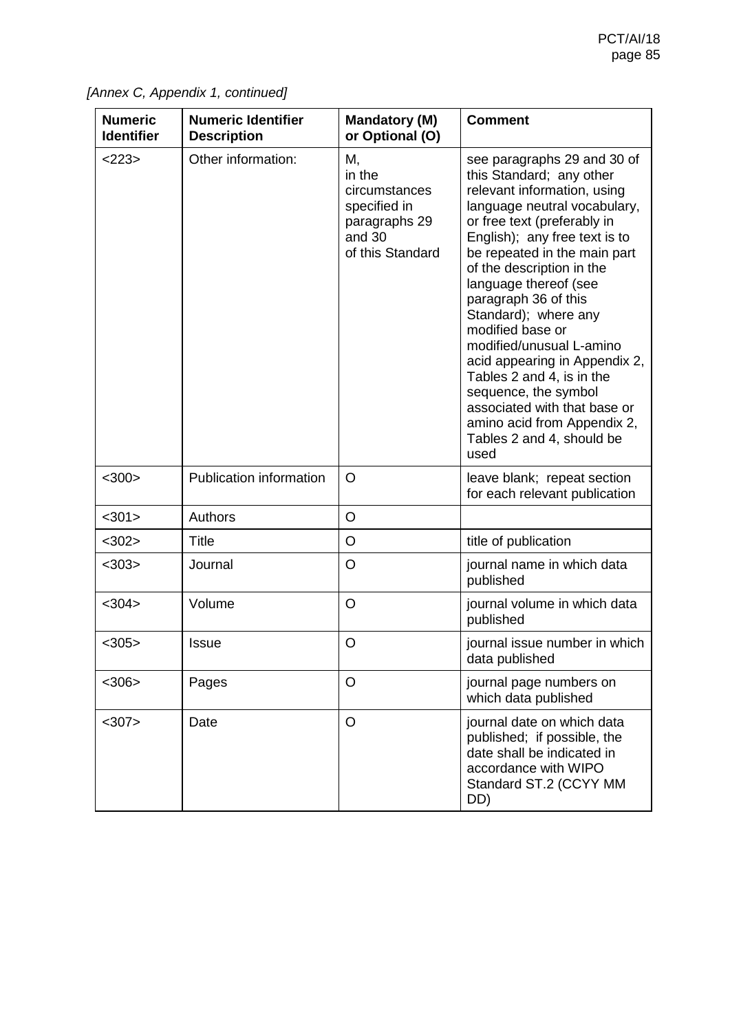*[Annex C, Appendix 1, continued]*

| Numeric Identifier | Numeric Identifier Description | Mandatory (M) or Optional (O) | Comment |
|---|---|---|---|
| <223> | Other information: | M, in the circumstances specified in paragraphs 29 and 30 of this Standard | see paragraphs 29 and 30 of this Standard; any other relevant information, using language neutral vocabulary, or free text (preferably in English); any free text is to be repeated in the main part of the description in the language thereof (see paragraph 36 of this Standard); where any modified base or modified/unusual L-amino acid appearing in Appendix 2, Tables 2 and 4, is in the sequence, the symbol associated with that base or amino acid from Appendix 2, Tables 2 and 4, should be used |
| <300> | Publication information | O | leave blank; repeat section for each relevant publication |
| <301> | Authors | O | |
| <302> | Title | O | title of publication |
| <303> | Journal | O | journal name in which data published |
| <304> | Volume | O | journal volume in which data published |
| <305> | Issue | O | journal issue number in which data published |
| <306> | Pages | O | journal page numbers on which data published |
| <307> | Date | O | journal date on which data published; if possible, the date shall be indicated in accordance with WIPO Standard ST.2 (CCYY MM DD) |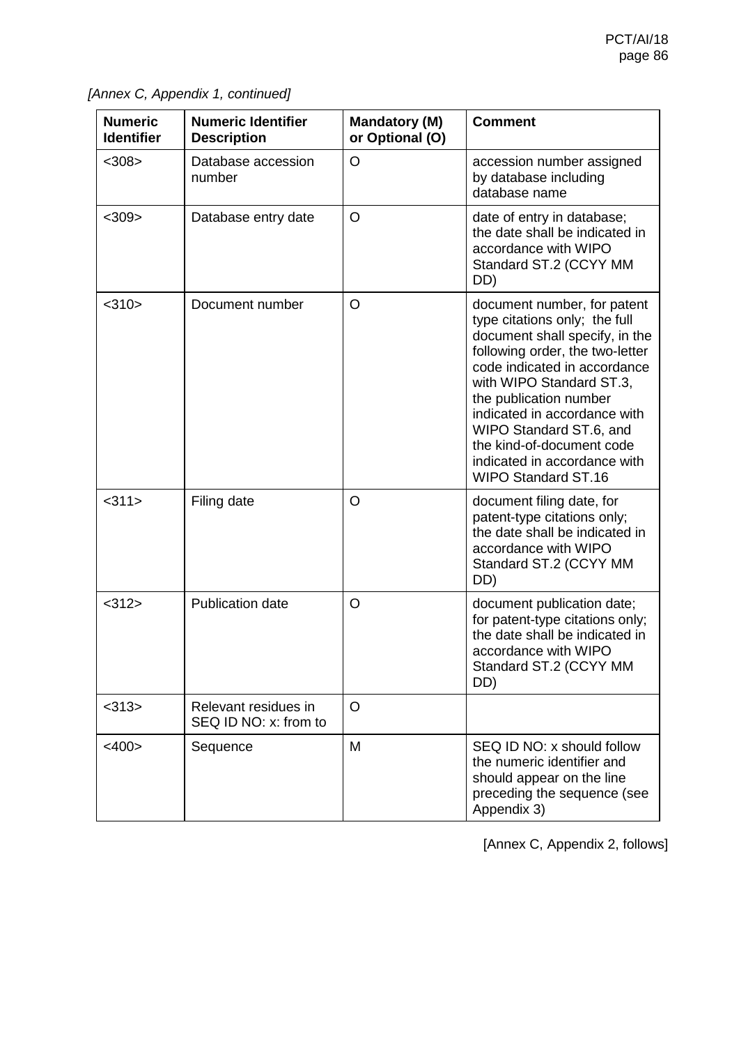*[Annex C, Appendix 1, continued]*

| Numeric Identifier | Numeric Identifier Description | Mandatory (M) or Optional (O) | Comment |
|---|---|---|---|
| <308> | Database accession number | O | accession number assigned by database including database name |
| <309> | Database entry date | O | date of entry in database; the date shall be indicated in accordance with WIPO Standard ST.2 (CCYY MM DD) |
| <310> | Document number | O | document number, for patent type citations only; the full document shall specify, in the following order, the two-letter code indicated in accordance with WIPO Standard ST.3, the publication number indicated in accordance with WIPO Standard ST.6, and the kind-of-document code indicated in accordance with WIPO Standard ST.16 |
| <311> | Filing date | O | document filing date, for patent-type citations only; the date shall be indicated in accordance with WIPO Standard ST.2 (CCYY MM DD) |
| <312> | Publication date | O | document publication date; for patent-type citations only; the date shall be indicated in accordance with WIPO Standard ST.2 (CCYY MM DD) |
| <313> | Relevant residues in SEQ ID NO: x: from to | O | |
| <400> | Sequence | M | SEQ ID NO: x should follow the numeric identifier and should appear on the line preceding the sequence (see Appendix 3) |

[Annex C, Appendix 2, follows]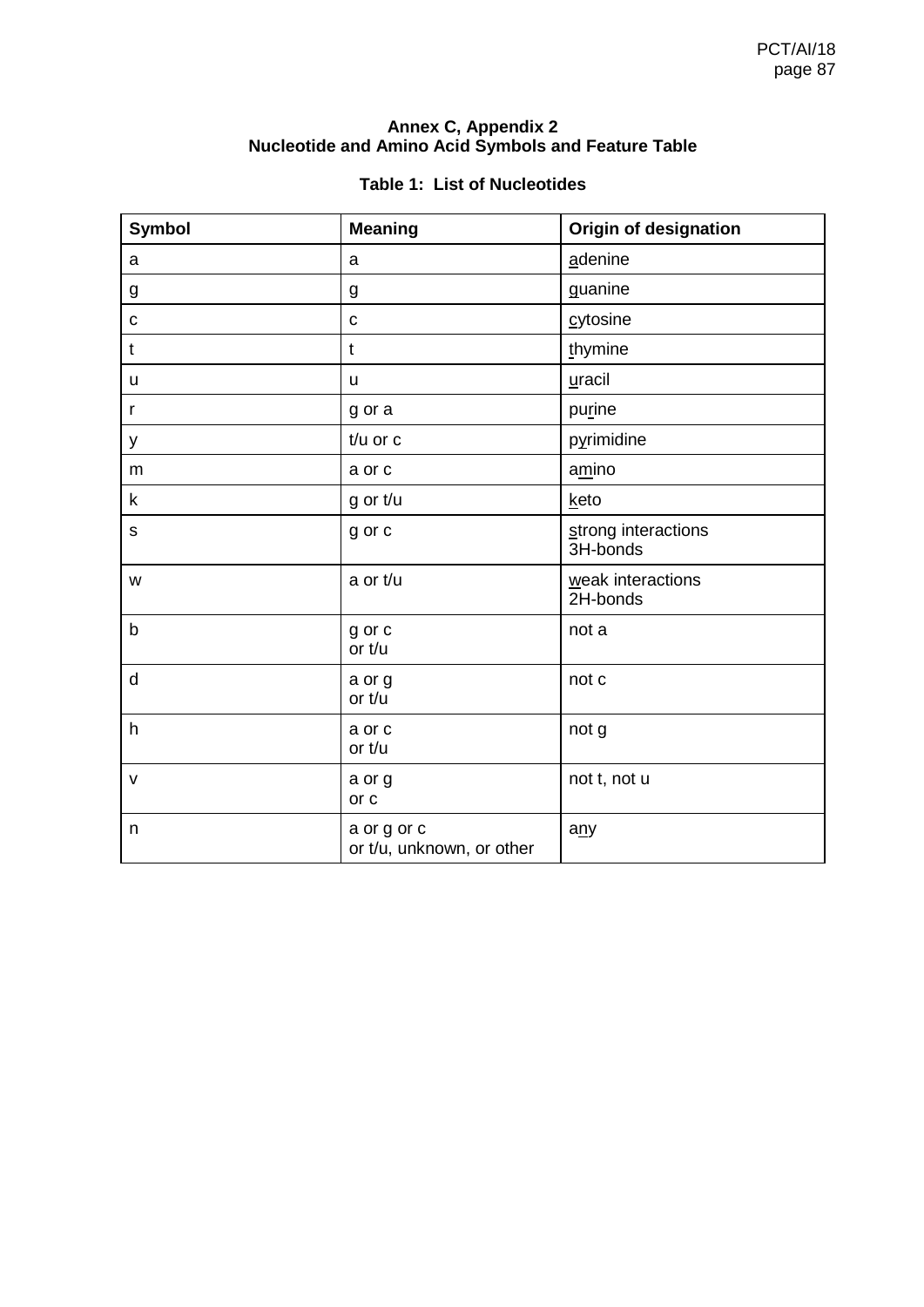**Annex C, Appendix 2**
**Nucleotide and Amino Acid Symbols and Feature Table**

**Table 1: List of Nucleotides**

| Symbol | Meaning | Origin of designation |
|---|---|---|
| a | a | adenine |
| g | g | guanine |
| c | c | cytosine |
| t | t | thymine |
| u | u | uracil |
| r | g or a | purine |
| y | t/u or c | pyrimidine |
| m | a or c | amino |
| k | g or t/u | keto |
| s | g or c | strong interactions 3H-bonds |
| w | a or t/u | weak interactions 2H-bonds |
| b | g or c or t/u | not a |
| d | a or g or t/u | not c |
| h | a or c or t/u | not g |
| v | a or g or c | not t, not u |
| n | a or g or c or t/u, unknown, or other | any |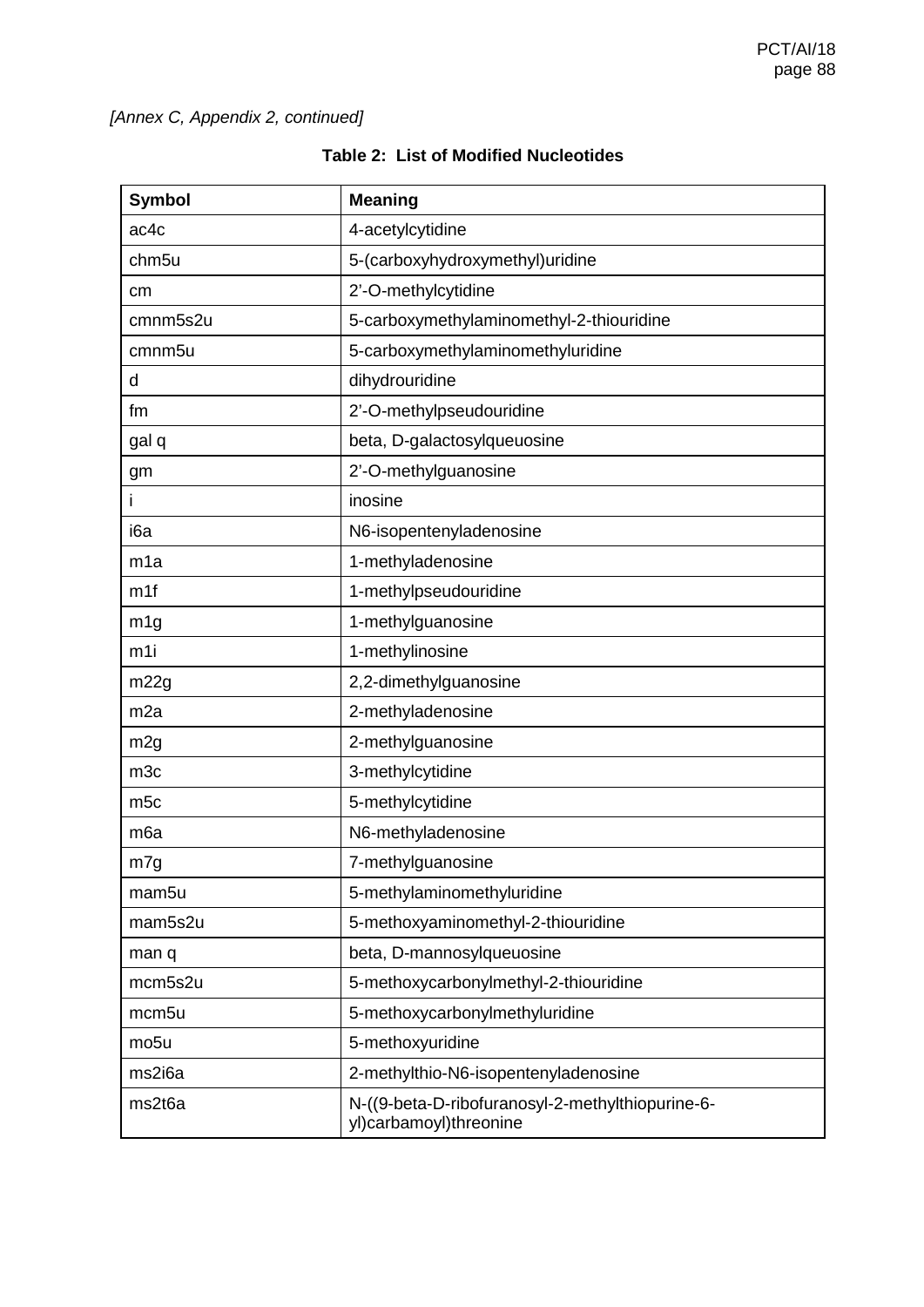*[Annex C, Appendix 2, continued]*

**Table 2: List of Modified Nucleotides**

| Symbol | Meaning |
|---|---|
| ac4c | 4-acetylcytidine |
| chm5u | 5-(carboxyhydroxymethyl)uridine |
| cm | 2'-O-methylcytidine |
| cmnm5s2u | 5-carboxymethylaminomethyl-2-thiouridine |
| cmnm5u | 5-carboxymethylaminomethyluridine |
| d | dihydrouridine |
| fm | 2'-O-methylpseudouridine |
| gal q | beta, D-galactosylqueuosine |
| gm | 2'-O-methylguanosine |
| i | inosine |
| i6a | N6-isopentenyladenosine |
| m1a | 1-methyladenosine |
| m1f | 1-methylpseudouridine |
| m1g | 1-methylguanosine |
| m1i | 1-methylinosine |
| m22g | 2,2-dimethylguanosine |
| m2a | 2-methyladenosine |
| m2g | 2-methylguanosine |
| m3c | 3-methylcytidine |
| m5c | 5-methylcytidine |
| m6a | N6-methyladenosine |
| m7g | 7-methylguanosine |
| mam5u | 5-methylaminomethyluridine |
| mam5s2u | 5-methoxyaminomethyl-2-thiouridine |
| man q | beta, D-mannosylqueuosine |
| mcm5s2u | 5-methoxycarbonylmethyl-2-thiouridine |
| mcm5u | 5-methoxycarbonylmethyluridine |
| mo5u | 5-methoxyuridine |
| ms2i6a | 2-methylthio-N6-isopentenyladenosine |
| ms2t6a | N-((9-beta-D-ribofuranosyl-2-methylthiopurine-6-yl)carbamoyl)threonine |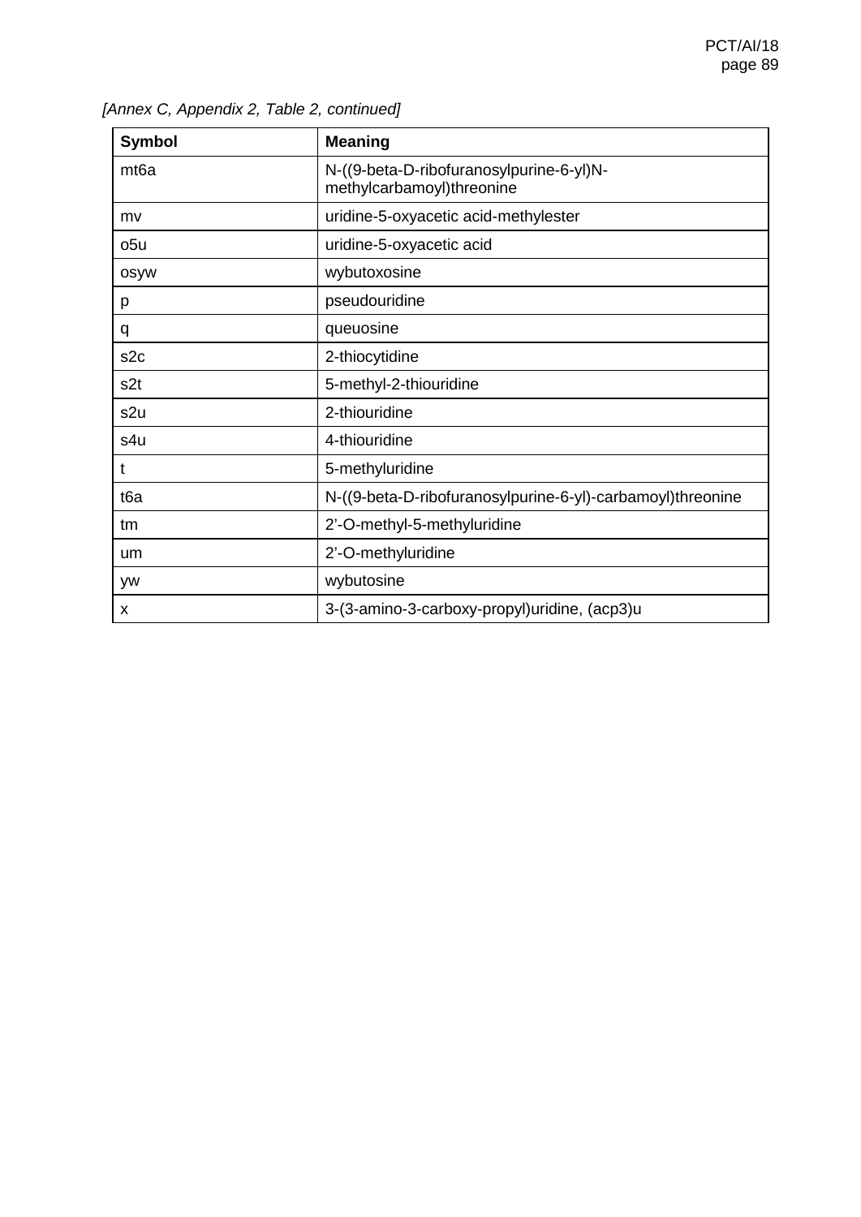*[Annex C, Appendix 2, Table 2, continued]*

| Symbol | Meaning |
| --- | --- |
| mt6a | N-((9-beta-D-ribofuranosylpurine-6-yl)N-methylcarbamoyl)threonine |
| mv | uridine-5-oxyacetic acid-methylester |
| o5u | uridine-5-oxyacetic acid |
| osyw | wybutoxosine |
| p | pseudouridine |
| q | queuosine |
| s2c | 2-thiocytidine |
| s2t | 5-methyl-2-thiouridine |
| s2u | 2-thiouridine |
| s4u | 4-thiouridine |
| t | 5-methyluridine |
| t6a | N-((9-beta-D-ribofuranosylpurine-6-yl)-carbamoyl)threonine |
| tm | 2'-O-methyl-5-methyluridine |
| um | 2'-O-methyluridine |
| yw | wybutosine |
| x | 3-(3-amino-3-carboxy-propyl)uridine, (acp3)u |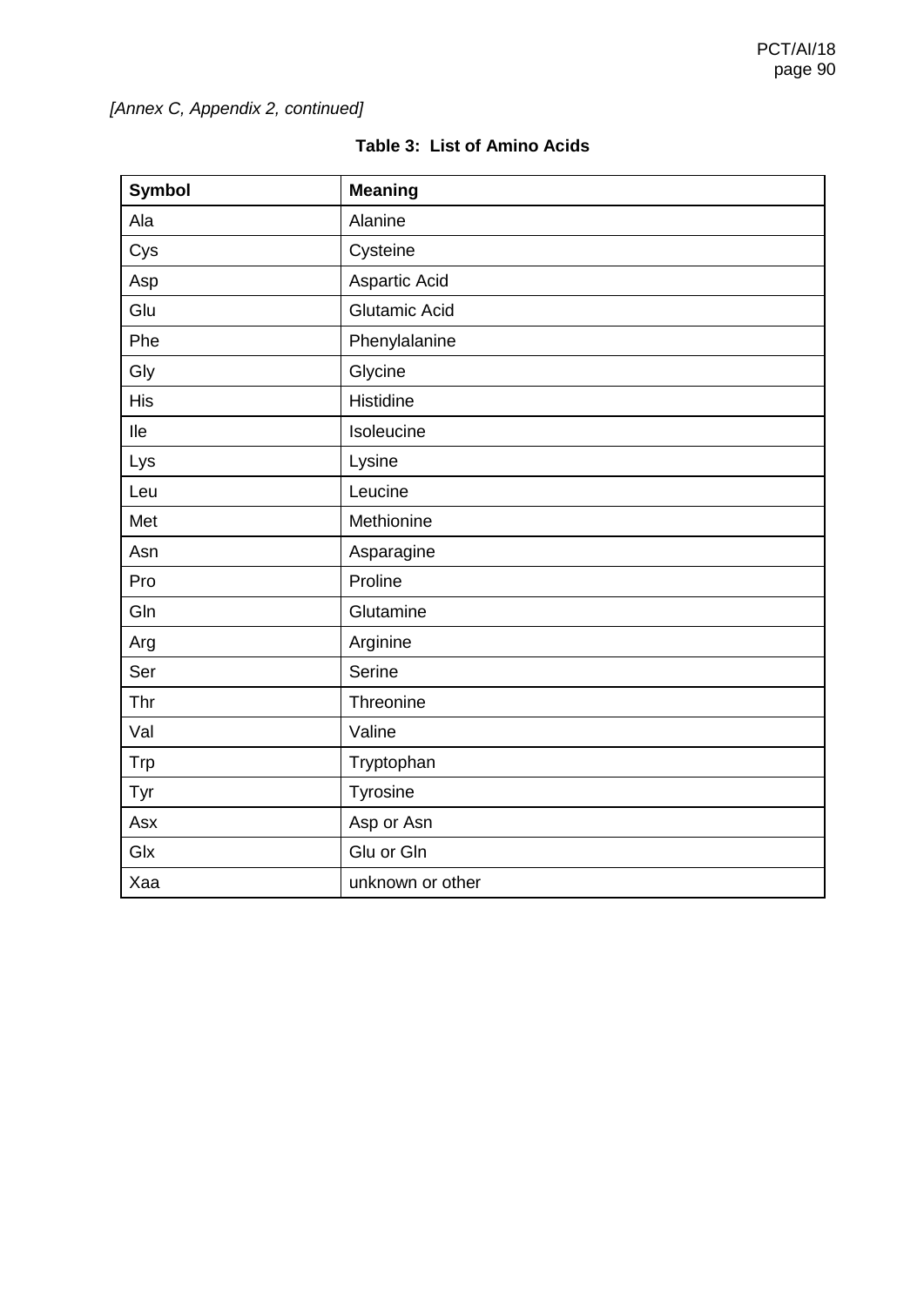*[Annex C, Appendix 2, continued]*

**Table 3: List of Amino Acids**

| Symbol | Meaning |
|---|---|
| Ala | Alanine |
| Cys | Cysteine |
| Asp | Aspartic Acid |
| Glu | Glutamic Acid |
| Phe | Phenylalanine |
| Gly | Glycine |
| His | Histidine |
| Ile | Isoleucine |
| Lys | Lysine |
| Leu | Leucine |
| Met | Methionine |
| Asn | Asparagine |
| Pro | Proline |
| Gln | Glutamine |
| Arg | Arginine |
| Ser | Serine |
| Thr | Threonine |
| Val | Valine |
| Trp | Tryptophan |
| Tyr | Tyrosine |
| Asx | Asp or Asn |
| Glx | Glu or Gln |
| Xaa | unknown or other |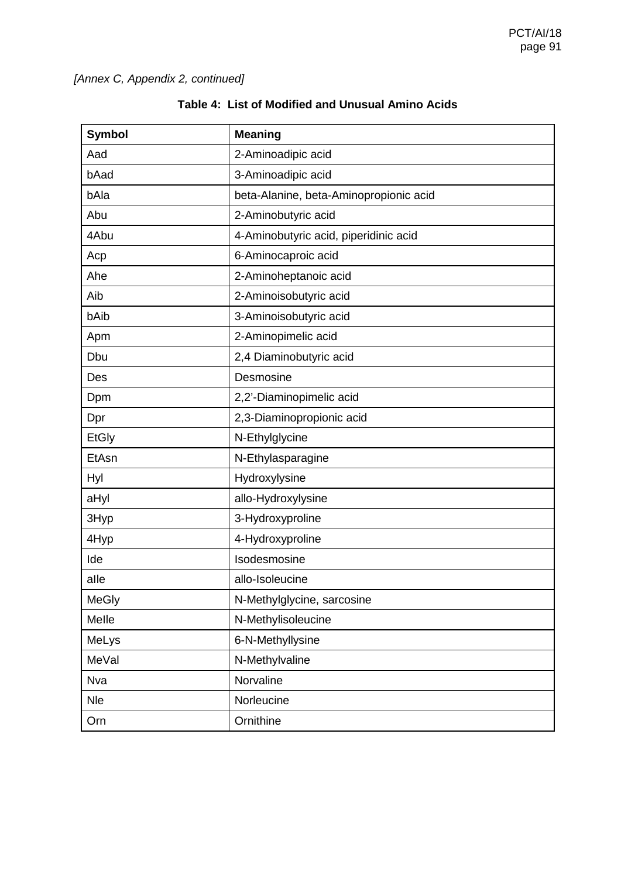*[Annex C, Appendix 2, continued]*

**Table 4: List of Modified and Unusual Amino Acids**

| Symbol | Meaning |
|---|---|
| Aad | 2-Aminoadipic acid |
| bAad | 3-Aminoadipic acid |
| bAla | beta-Alanine, beta-Aminopropionic acid |
| Abu | 2-Aminobutyric acid |
| 4Abu | 4-Aminobutyric acid, piperidinic acid |
| Acp | 6-Aminocaproic acid |
| Ahe | 2-Aminoheptanoic acid |
| Aib | 2-Aminoisobutyric acid |
| bAib | 3-Aminoisobutyric acid |
| Apm | 2-Aminopimelic acid |
| Dbu | 2,4 Diaminobutyric acid |
| Des | Desmosine |
| Dpm | 2,2'-Diaminopimelic acid |
| Dpr | 2,3-Diaminopropionic acid |
| EtGly | N-Ethylglycine |
| EtAsn | N-Ethylasparagine |
| Hyl | Hydroxylysine |
| aHyl | allo-Hydroxylysine |
| 3Hyp | 3-Hydroxyproline |
| 4Hyp | 4-Hydroxyproline |
| Ide | Isodesmosine |
| aIle | allo-Isoleucine |
| MeGly | N-Methylglycine, sarcosine |
| MeIle | N-Methylisoleucine |
| MeLys | 6-N-Methyllysine |
| MeVal | N-Methylvaline |
| Nva | Norvaline |
| Nle | Norleucine |
| Orn | Ornithine |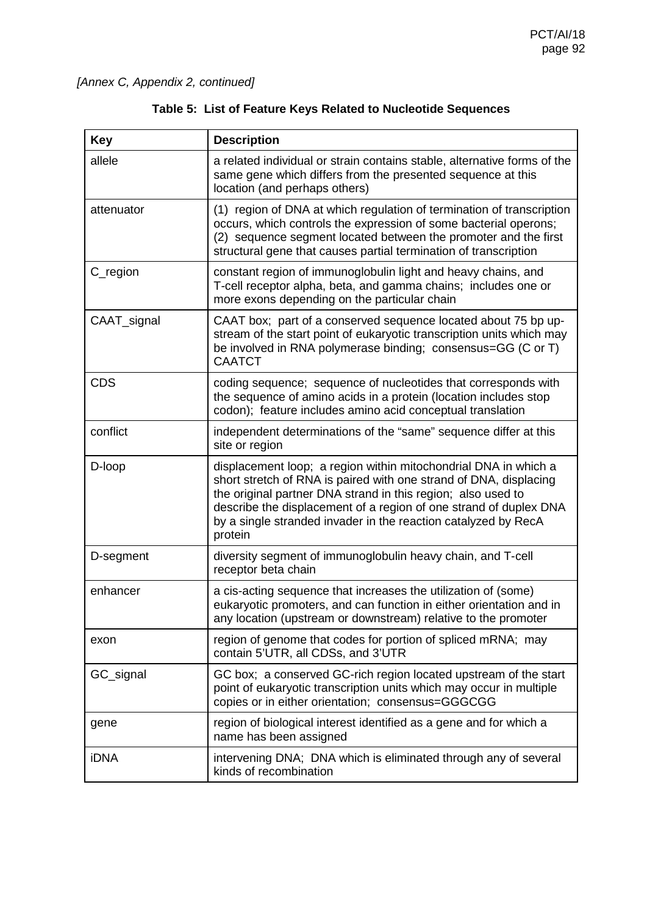*[Annex C, Appendix 2, continued]*

**Table 5: List of Feature Keys Related to Nucleotide Sequences**

| Key | Description |
|---|---|
| allele | a related individual or strain contains stable, alternative forms of the same gene which differs from the presented sequence at this location (and perhaps others) |
| attenuator | (1) region of DNA at which regulation of termination of transcription occurs, which controls the expression of some bacterial operons; (2) sequence segment located between the promoter and the first structural gene that causes partial termination of transcription |
| C_region | constant region of immunoglobulin light and heavy chains, and T-cell receptor alpha, beta, and gamma chains; includes one or more exons depending on the particular chain |
| CAAT_signal | CAAT box; part of a conserved sequence located about 75 bp up-stream of the start point of eukaryotic transcription units which may be involved in RNA polymerase binding; consensus=GG (C or T) CAATCT |
| CDS | coding sequence; sequence of nucleotides that corresponds with the sequence of amino acids in a protein (location includes stop codon); feature includes amino acid conceptual translation |
| conflict | independent determinations of the "same" sequence differ at this site or region |
| D-loop | displacement loop; a region within mitochondrial DNA in which a short stretch of RNA is paired with one strand of DNA, displacing the original partner DNA strand in this region; also used to describe the displacement of a region of one strand of duplex DNA by a single stranded invader in the reaction catalyzed by RecA protein |
| D-segment | diversity segment of immunoglobulin heavy chain, and T-cell receptor beta chain |
| enhancer | a cis-acting sequence that increases the utilization of (some) eukaryotic promoters, and can function in either orientation and in any location (upstream or downstream) relative to the promoter |
| exon | region of genome that codes for portion of spliced mRNA; may contain 5'UTR, all CDSs, and 3'UTR |
| GC_signal | GC box; a conserved GC-rich region located upstream of the start point of eukaryotic transcription units which may occur in multiple copies or in either orientation; consensus=GGGCGG |
| gene | region of biological interest identified as a gene and for which a name has been assigned |
| iDNA | intervening DNA; DNA which is eliminated through any of several kinds of recombination |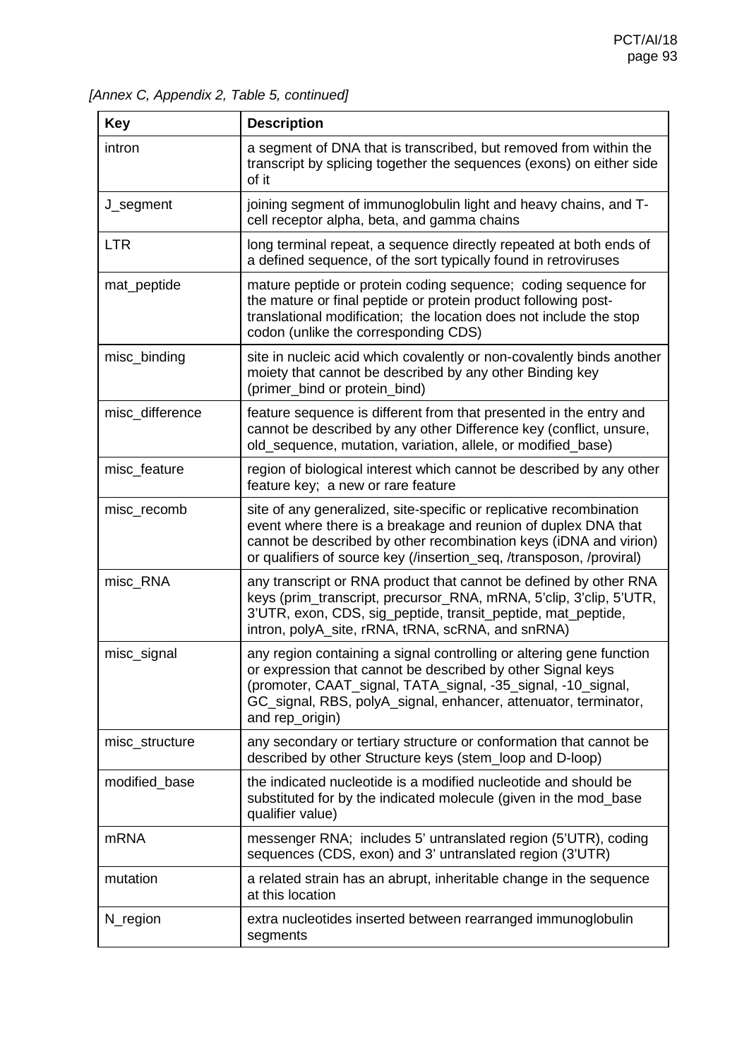*[Annex C, Appendix 2, Table 5, continued]*

| Key | Description |
|---|---|
| intron | a segment of DNA that is transcribed, but removed from within the transcript by splicing together the sequences (exons) on either side of it |
| J_segment | joining segment of immunoglobulin light and heavy chains, and T-cell receptor alpha, beta, and gamma chains |
| LTR | long terminal repeat, a sequence directly repeated at both ends of a defined sequence, of the sort typically found in retroviruses |
| mat_peptide | mature peptide or protein coding sequence; coding sequence for the mature or final peptide or protein product following post-translational modification; the location does not include the stop codon (unlike the corresponding CDS) |
| misc_binding | site in nucleic acid which covalently or non-covalently binds another moiety that cannot be described by any other Binding key (primer_bind or protein_bind) |
| misc_difference | feature sequence is different from that presented in the entry and cannot be described by any other Difference key (conflict, unsure, old_sequence, mutation, variation, allele, or modified_base) |
| misc_feature | region of biological interest which cannot be described by any other feature key; a new or rare feature |
| misc_recomb | site of any generalized, site-specific or replicative recombination event where there is a breakage and reunion of duplex DNA that cannot be described by other recombination keys (iDNA and virion) or qualifiers of source key (/insertion_seq, /transposon, /proviral) |
| misc_RNA | any transcript or RNA product that cannot be defined by other RNA keys (prim_transcript, precursor_RNA, mRNA, 5'clip, 3'clip, 5'UTR, 3'UTR, exon, CDS, sig_peptide, transit_peptide, mat_peptide, intron, polyA_site, rRNA, tRNA, scRNA, and snRNA) |
| misc_signal | any region containing a signal controlling or altering gene function or expression that cannot be described by other Signal keys (promoter, CAAT_signal, TATA_signal, -35_signal, -10_signal, GC_signal, RBS, polyA_signal, enhancer, attenuator, terminator, and rep_origin) |
| misc_structure | any secondary or tertiary structure or conformation that cannot be described by other Structure keys (stem_loop and D-loop) |
| modified_base | the indicated nucleotide is a modified nucleotide and should be substituted for by the indicated molecule (given in the mod_base qualifier value) |
| mRNA | messenger RNA; includes 5' untranslated region (5'UTR), coding sequences (CDS, exon) and 3' untranslated region (3'UTR) |
| mutation | a related strain has an abrupt, inheritable change in the sequence at this location |
| N_region | extra nucleotides inserted between rearranged immunoglobulin segments |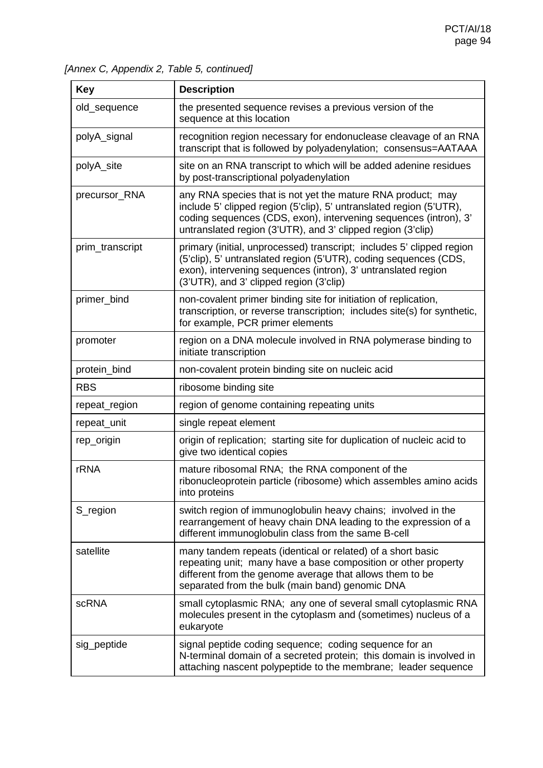*[Annex C, Appendix 2, Table 5, continued]*

| Key | Description |
|---|---|
| old_sequence | the presented sequence revises a previous version of the sequence at this location |
| polyA_signal | recognition region necessary for endonuclease cleavage of an RNA transcript that is followed by polyadenylation;  consensus=AATAAA |
| polyA_site | site on an RNA transcript to which will be added adenine residues by post-transcriptional polyadenylation |
| precursor_RNA | any RNA species that is not yet the mature RNA product;  may include 5' clipped region (5'clip), 5' untranslated region (5'UTR), coding sequences (CDS, exon), intervening sequences (intron), 3' untranslated region (3'UTR), and 3' clipped region (3'clip) |
| prim_transcript | primary (initial, unprocessed) transcript;  includes 5' clipped region (5'clip), 5' untranslated region (5'UTR), coding sequences (CDS, exon), intervening sequences (intron), 3' untranslated region (3'UTR), and 3' clipped region (3'clip) |
| primer_bind | non-covalent primer binding site for initiation of replication, transcription, or reverse transcription;  includes site(s) for synthetic, for example, PCR primer elements |
| promoter | region on a DNA molecule involved in RNA polymerase binding to initiate transcription |
| protein_bind | non-covalent protein binding site on nucleic acid |
| RBS | ribosome binding site |
| repeat_region | region of genome containing repeating units |
| repeat_unit | single repeat element |
| rep_origin | origin of replication;  starting site for duplication of nucleic acid to give two identical copies |
| rRNA | mature ribosomal RNA;  the RNA component of the ribonucleoprotein particle (ribosome) which assembles amino acids into proteins |
| S_region | switch region of immunoglobulin heavy chains;  involved in the rearrangement of heavy chain DNA leading to the expression of a different immunoglobulin class from the same B-cell |
| satellite | many tandem repeats (identical or related) of a short basic repeating unit;  many have a base composition or other property different from the genome average that allows them to be separated from the bulk (main band) genomic DNA |
| scRNA | small cytoplasmic RNA;  any one of several small cytoplasmic RNA molecules present in the cytoplasm and (sometimes) nucleus of a eukaryote |
| sig_peptide | signal peptide coding sequence;  coding sequence for an N-terminal domain of a secreted protein;  this domain is involved in attaching nascent polypeptide to the membrane;  leader sequence |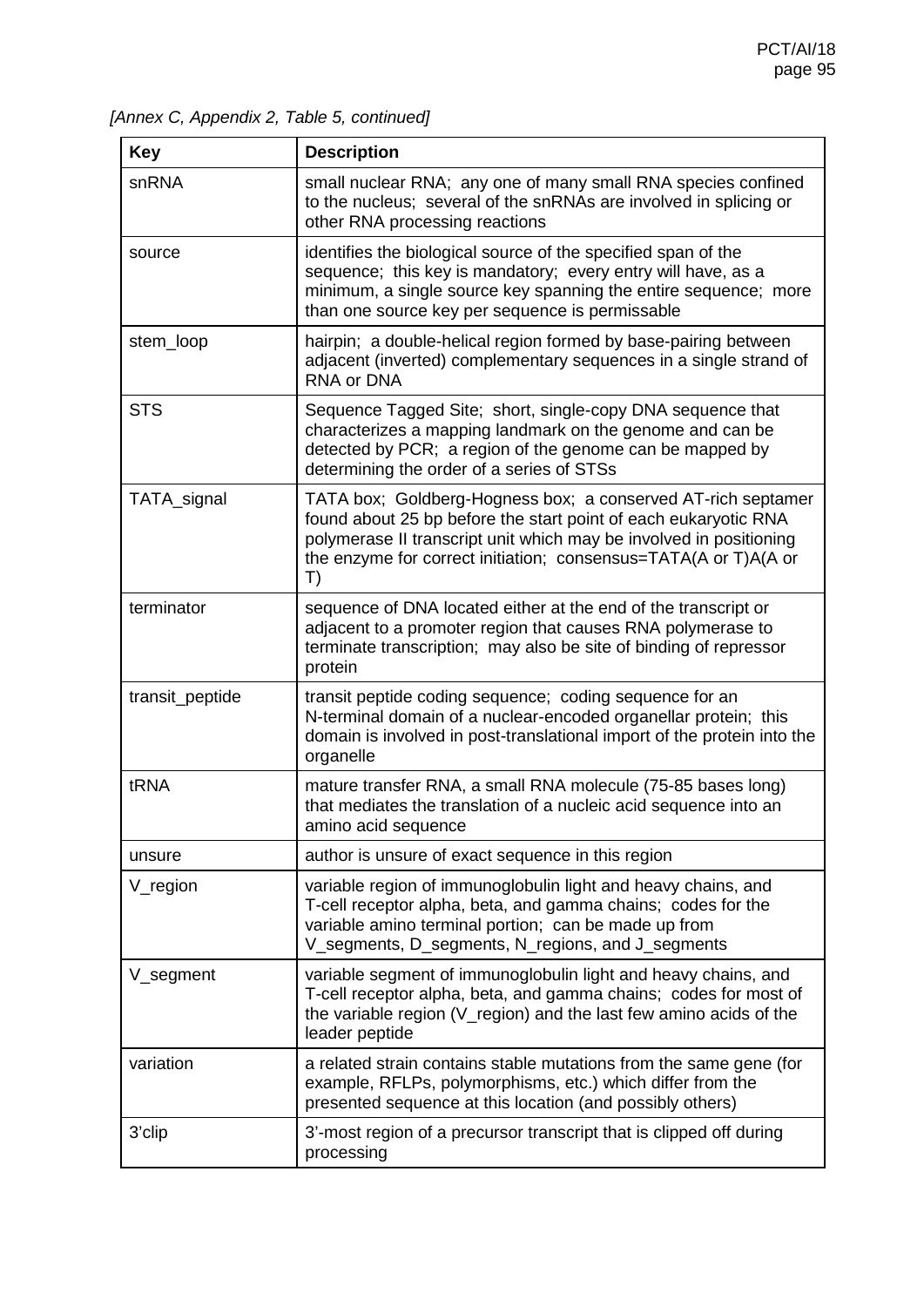*[Annex C, Appendix 2, Table 5, continued]*

| Key | Description |
|---|---|
| snRNA | small nuclear RNA; any one of many small RNA species confined to the nucleus; several of the snRNAs are involved in splicing or other RNA processing reactions |
| source | identifies the biological source of the specified span of the sequence; this key is mandatory; every entry will have, as a minimum, a single source key spanning the entire sequence; more than one source key per sequence is permissable |
| stem_loop | hairpin; a double-helical region formed by base-pairing between adjacent (inverted) complementary sequences in a single strand of RNA or DNA |
| STS | Sequence Tagged Site; short, single-copy DNA sequence that characterizes a mapping landmark on the genome and can be detected by PCR; a region of the genome can be mapped by determining the order of a series of STSs |
| TATA_signal | TATA box; Goldberg-Hogness box; a conserved AT-rich septamer found about 25 bp before the start point of each eukaryotic RNA polymerase II transcript unit which may be involved in positioning the enzyme for correct initiation; consensus=TATA(A or T)A(A or T) |
| terminator | sequence of DNA located either at the end of the transcript or adjacent to a promoter region that causes RNA polymerase to terminate transcription; may also be site of binding of repressor protein |
| transit_peptide | transit peptide coding sequence; coding sequence for an N-terminal domain of a nuclear-encoded organellar protein; this domain is involved in post-translational import of the protein into the organelle |
| tRNA | mature transfer RNA, a small RNA molecule (75-85 bases long) that mediates the translation of a nucleic acid sequence into an amino acid sequence |
| unsure | author is unsure of exact sequence in this region |
| V_region | variable region of immunoglobulin light and heavy chains, and T-cell receptor alpha, beta, and gamma chains; codes for the variable amino terminal portion; can be made up from V_segments, D_segments, N_regions, and J_segments |
| V_segment | variable segment of immunoglobulin light and heavy chains, and T-cell receptor alpha, beta, and gamma chains; codes for most of the variable region (V_region) and the last few amino acids of the leader peptide |
| variation | a related strain contains stable mutations from the same gene (for example, RFLPs, polymorphisms, etc.) which differ from the presented sequence at this location (and possibly others) |
| 3'clip | 3'-most region of a precursor transcript that is clipped off during processing |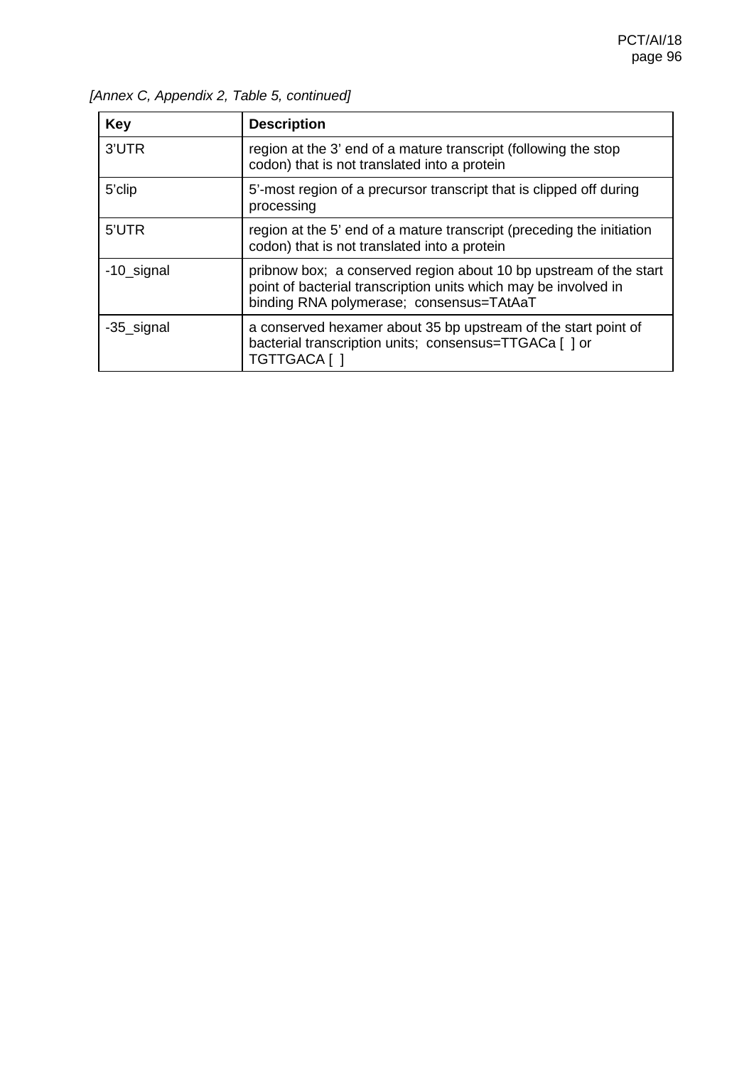*[Annex C, Appendix 2, Table 5, continued]*

| Key | Description |
| --- | --- |
| 3'UTR | region at the 3' end of a mature transcript (following the stop codon) that is not translated into a protein |
| 5'clip | 5'-most region of a precursor transcript that is clipped off during processing |
| 5'UTR | region at the 5' end of a mature transcript (preceding the initiation codon) that is not translated into a protein |
| -10_signal | pribnow box; a conserved region about 10 bp upstream of the start point of bacterial transcription units which may be involved in binding RNA polymerase; consensus=TAtAaT |
| -35_signal | a conserved hexamer about 35 bp upstream of the start point of bacterial transcription units; consensus=TTGACa [ ] or TGTTGACA [ ] |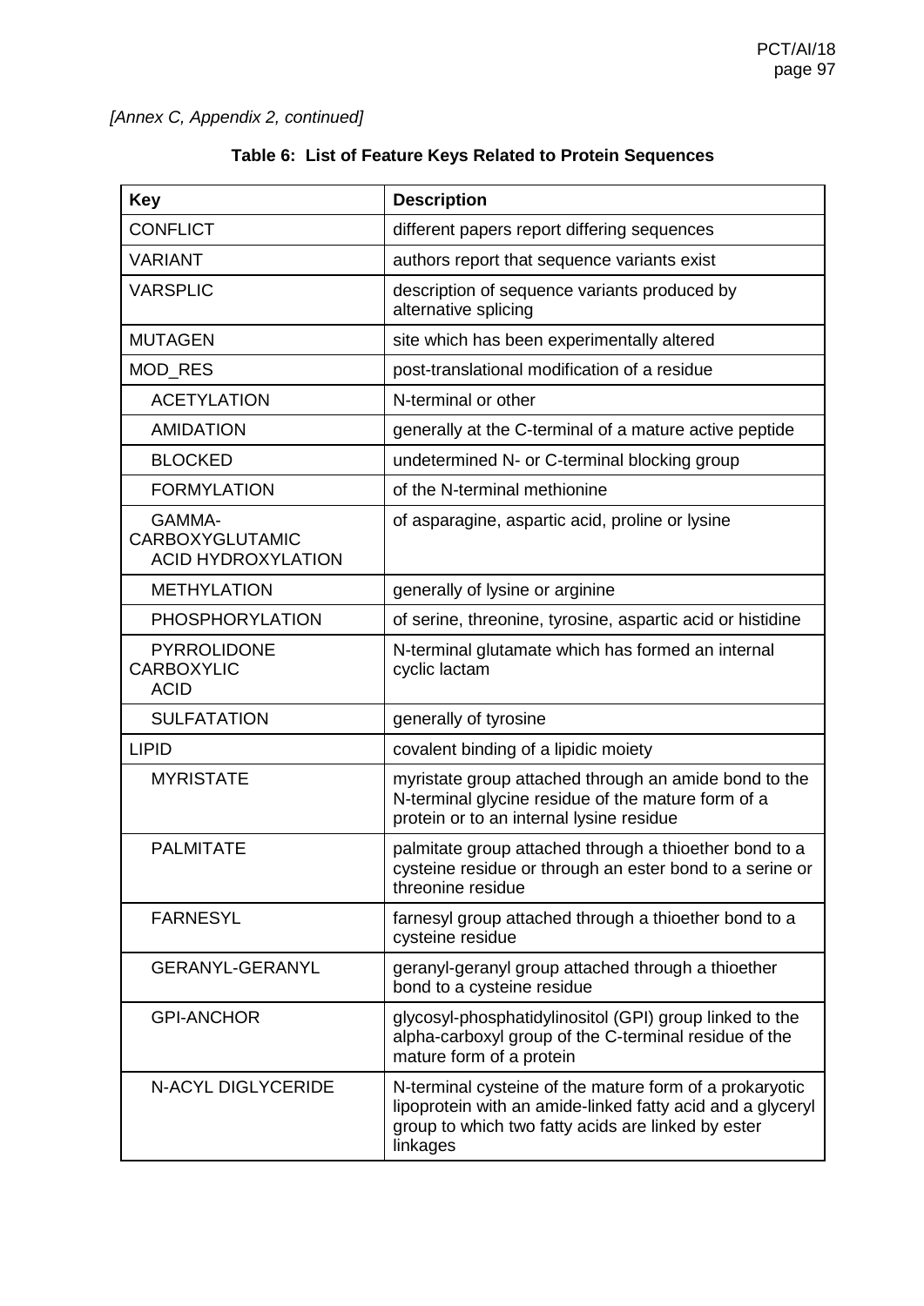*[Annex C, Appendix 2, continued]*

**Table 6: List of Feature Keys Related to Protein Sequences**

| Key | Description |
|---|---|
| CONFLICT | different papers report differing sequences |
| VARIANT | authors report that sequence variants exist |
| VARSPLIC | description of sequence variants produced by alternative splicing |
| MUTAGEN | site which has been experimentally altered |
| MOD_RES | post-translational modification of a residue |
| ACETYLATION | N-terminal or other |
| AMIDATION | generally at the C-terminal of a mature active peptide |
| BLOCKED | undetermined N- or C-terminal blocking group |
| FORMYLATION | of the N-terminal methionine |
| GAMMA-CARBOXYGLUTAMIC ACID HYDROXYLATION | of asparagine, aspartic acid, proline or lysine |
| METHYLATION | generally of lysine or arginine |
| PHOSPHORYLATION | of serine, threonine, tyrosine, aspartic acid or histidine |
| PYRROLIDONE CARBOXYLIC ACID | N-terminal glutamate which has formed an internal cyclic lactam |
| SULFATATION | generally of tyrosine |
| LIPID | covalent binding of a lipidic moiety |
| MYRISTATE | myristate group attached through an amide bond to the N-terminal glycine residue of the mature form of a protein or to an internal lysine residue |
| PALMITATE | palmitate group attached through a thioether bond to a cysteine residue or through an ester bond to a serine or threonine residue |
| FARNESYL | farnesyl group attached through a thioether bond to a cysteine residue |
| GERANYL-GERANYL | geranyl-geranyl group attached through a thioether bond to a cysteine residue |
| GPI-ANCHOR | glycosyl-phosphatidylinositol (GPI) group linked to the alpha-carboxyl group of the C-terminal residue of the mature form of a protein |
| N-ACYL DIGLYCERIDE | N-terminal cysteine of the mature form of a prokaryotic lipoprotein with an amide-linked fatty acid and a glyceryl group to which two fatty acids are linked by ester linkages |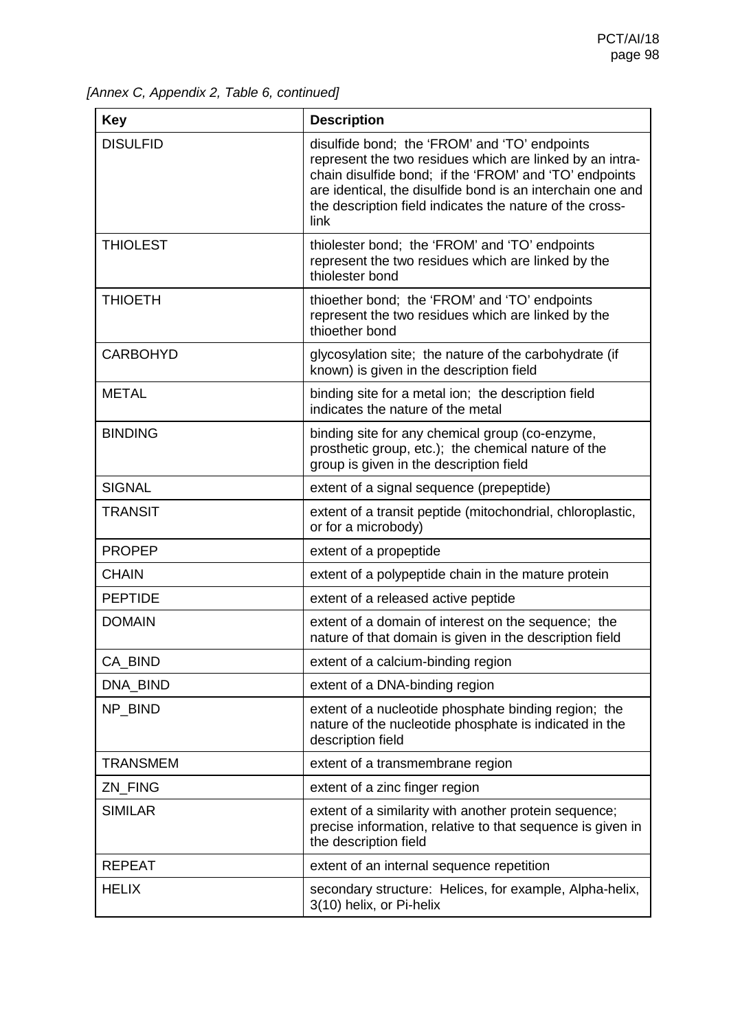*[Annex C, Appendix 2, Table 6, continued]*

| Key | Description |
|---|---|
| DISULFID | disulfide bond; the 'FROM' and 'TO' endpoints represent the two residues which are linked by an intra-chain disulfide bond; if the 'FROM' and 'TO' endpoints are identical, the disulfide bond is an interchain one and the description field indicates the nature of the cross-link |
| THIOLEST | thiolester bond; the 'FROM' and 'TO' endpoints represent the two residues which are linked by the thiolester bond |
| THIOETH | thioether bond; the 'FROM' and 'TO' endpoints represent the two residues which are linked by the thioether bond |
| CARBOHYD | glycosylation site; the nature of the carbohydrate (if known) is given in the description field |
| METAL | binding site for a metal ion; the description field indicates the nature of the metal |
| BINDING | binding site for any chemical group (co-enzyme, prosthetic group, etc.); the chemical nature of the group is given in the description field |
| SIGNAL | extent of a signal sequence (prepeptide) |
| TRANSIT | extent of a transit peptide (mitochondrial, chloroplastic, or for a microbody) |
| PROPEP | extent of a propeptide |
| CHAIN | extent of a polypeptide chain in the mature protein |
| PEPTIDE | extent of a released active peptide |
| DOMAIN | extent of a domain of interest on the sequence; the nature of that domain is given in the description field |
| CA_BIND | extent of a calcium-binding region |
| DNA_BIND | extent of a DNA-binding region |
| NP_BIND | extent of a nucleotide phosphate binding region; the nature of the nucleotide phosphate is indicated in the description field |
| TRANSMEM | extent of a transmembrane region |
| ZN_FING | extent of a zinc finger region |
| SIMILAR | extent of a similarity with another protein sequence; precise information, relative to that sequence is given in the description field |
| REPEAT | extent of an internal sequence repetition |
| HELIX | secondary structure: Helices, for example, Alpha-helix, 3(10) helix, or Pi-helix |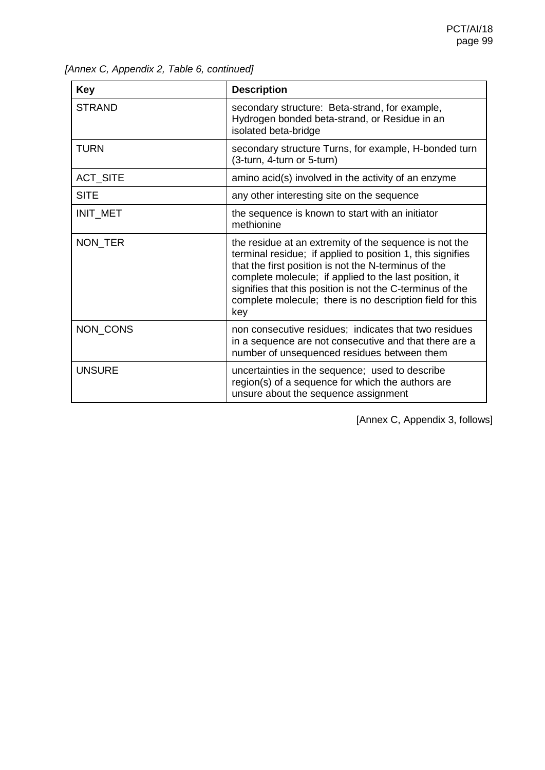*[Annex C, Appendix 2, Table 6, continued]*

| Key | Description |
|---|---|
| STRAND | secondary structure: Beta-strand, for example, Hydrogen bonded beta-strand, or Residue in an isolated beta-bridge |
| TURN | secondary structure Turns, for example, H-bonded turn (3-turn, 4-turn or 5-turn) |
| ACT_SITE | amino acid(s) involved in the activity of an enzyme |
| SITE | any other interesting site on the sequence |
| INIT_MET | the sequence is known to start with an initiator methionine |
| NON_TER | the residue at an extremity of the sequence is not the terminal residue; if applied to position 1, this signifies that the first position is not the N-terminus of the complete molecule; if applied to the last position, it signifies that this position is not the C-terminus of the complete molecule; there is no description field for this key |
| NON_CONS | non consecutive residues; indicates that two residues in a sequence are not consecutive and that there are a number of unsequenced residues between them |
| UNSURE | uncertainties in the sequence; used to describe region(s) of a sequence for which the authors are unsure about the sequence assignment |

[Annex C, Appendix 3, follows]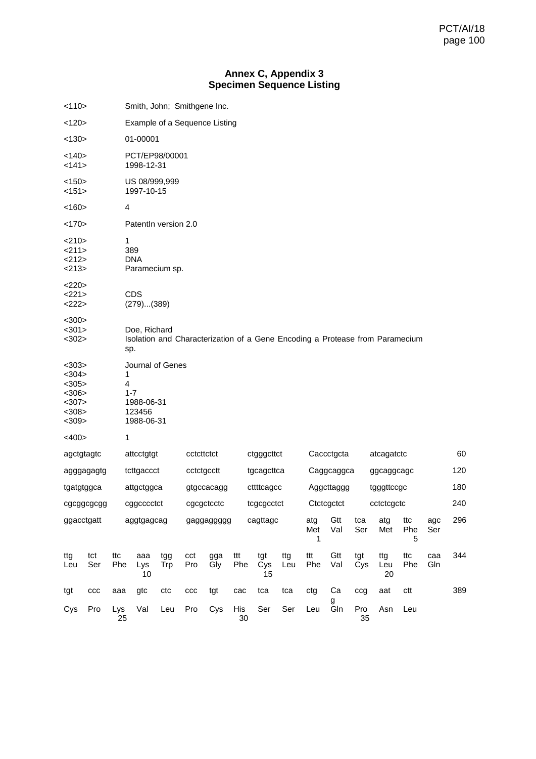## Annex C, Appendix 3
## Specimen Sequence Listing

```
<110>   Smith, John;  Smithgene Inc.

<120>   Example of a Sequence Listing

<130>   01-00001

<140>   PCT/EP98/00001
<141>   1998-12-31

<150>   US 08/999,999
<151>   1997-10-15

<160>   4

<170>   PatentIn version 2.0

<210>   1
<211>   389
<212>   DNA
<213>   Paramecium sp.

<220>
<221>   CDS
<222>   (279)...(389)

<300>
<301>   Doe, Richard
<302>   Isolation and Characterization of a Gene Encoding a Protease from Paramecium
        sp.

<303>   Journal of Genes
<304>   1
<305>   4
<306>   1-7
<307>   1988-06-31
<308>   123456
<309>   1988-06-31

<400>   1

agctgtagtc   attcctgtgt   cctcttctct   ctgggcttct   Caccctgcta   atcagatctc    60

agggagagtg   tcttgaccct   cctctgcctt   tgcagcttca   Caggcaggca   ggcaggcagc   120

tgatgtggca   attgctggca   gtgccacagg   cttttcagcc   Aggcttaggg   tgggttccgc   180

cgcggcgcgg   cggccccctct   cgcgctcctc   tcgcgcctct   Ctctcgctct   cctctcgctc   240

ggacctgatt   aggtgagcag   gaggaggggg   cagttagc   atg Gtt tca atg ttc agc   296
                                                   Met Val Ser Met Phe Ser
                                                   1               5

ttg tct ttc aaa tgg cct gga ttt tgt ttg ttt Gtt tgt ttg ttc caa   344
Leu Ser Phe Lys Trp Pro Gly Phe Cys Leu Phe Val Cys Leu Phe Gln
            10                  15                  20

tgt ccc aaa gtc ctc ccc tgt cac tca tca ctg Cag ccg aat ctt       389
Cys Pro Lys Val Leu Pro Cys His Ser Ser Leu Gln Pro Asn Leu
        25                  30                  35
```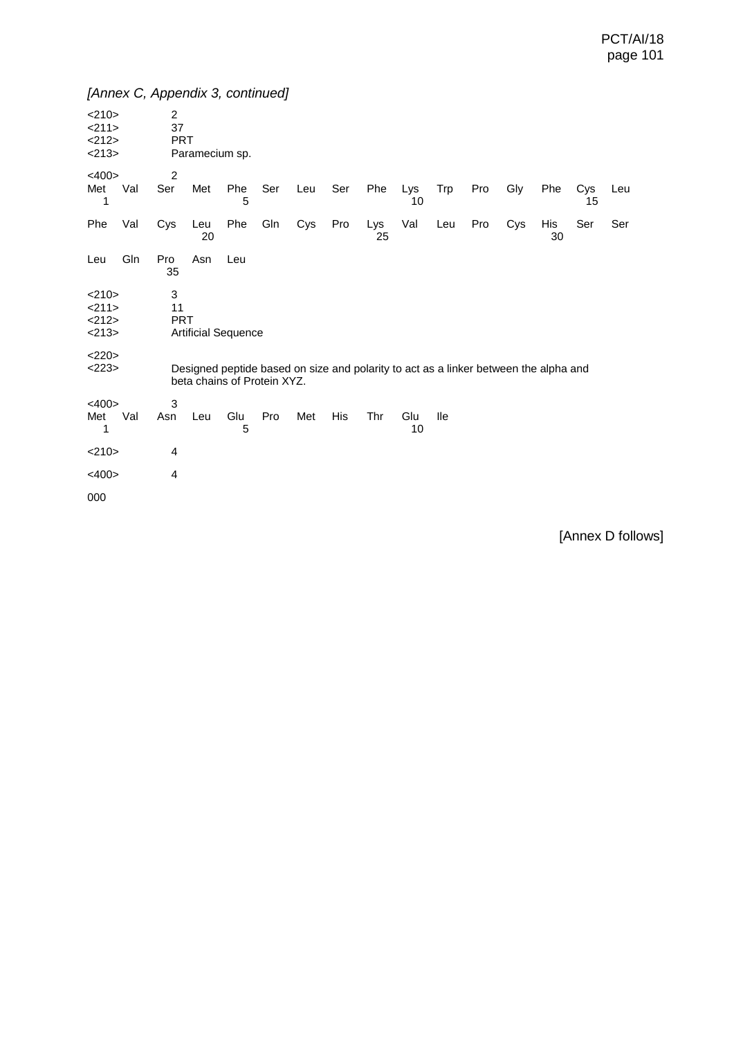*[Annex C, Appendix 3, continued]*

```
<210>   2
<211>   37
<212>   PRT
<213>   Paramecium sp.

<400>   2
Met Val Ser Met Phe Ser Leu Ser Phe Lys Trp Pro Gly Phe Cys Leu
1               5                   10                  15

Phe Val Cys Leu Phe Gln Cys Pro Lys Val Leu Pro Cys His Ser Ser
            20                  25                  30

Leu Gln Pro Asn Leu
        35

<210>   3
<211>   11
<212>   PRT
<213>   Artificial Sequence

<220>
<223>   Designed peptide based on size and polarity to act as a linker between the alpha and
        beta chains of Protein XYZ.

<400>   3
Met Val Asn Leu Glu Pro Met His Thr Glu Ile
1               5                   10

<210>   4

<400>   4

000
```

[Annex D follows]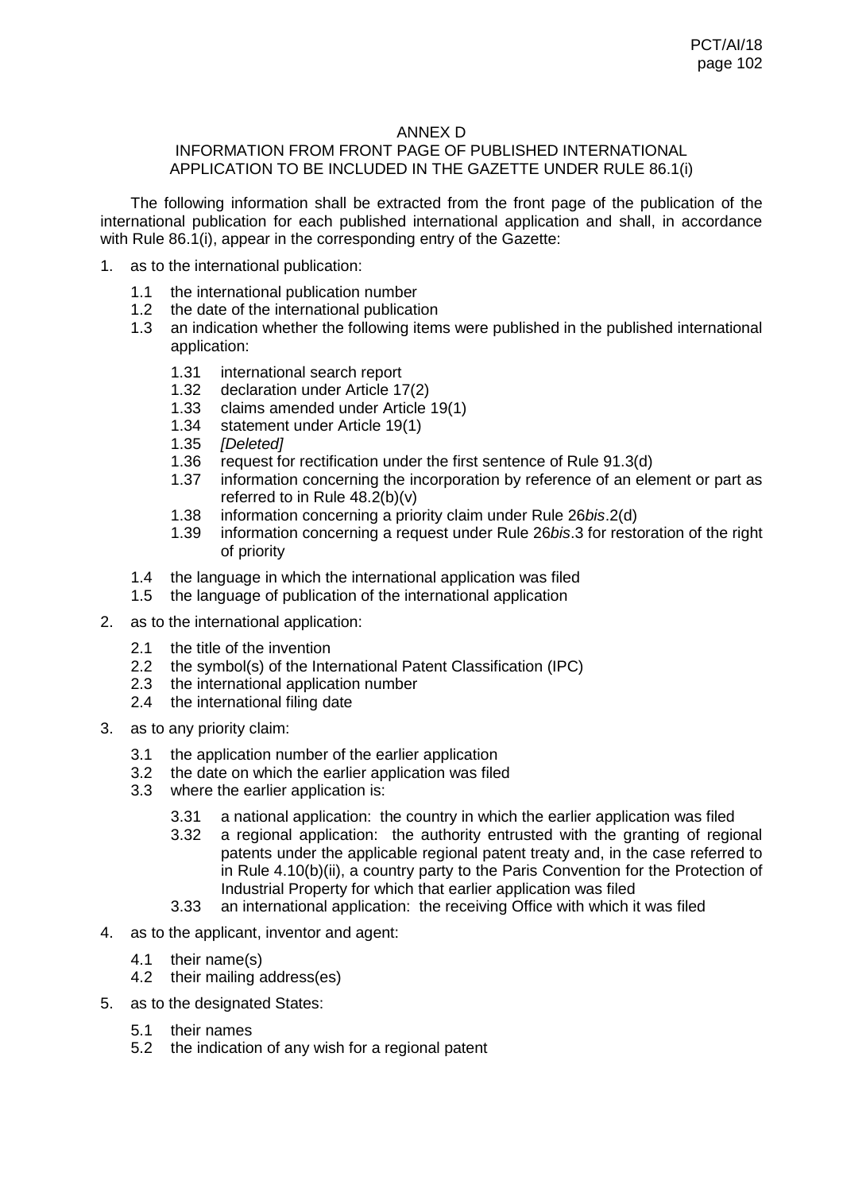## ANNEX D

## INFORMATION FROM FRONT PAGE OF PUBLISHED INTERNATIONAL APPLICATION TO BE INCLUDED IN THE GAZETTE UNDER RULE 86.1(i)

The following information shall be extracted from the front page of the publication of the international publication for each published international application and shall, in accordance with Rule 86.1(i), appear in the corresponding entry of the Gazette:

1. as to the international publication:
   - 1.1 the international publication number
   - 1.2 the date of the international publication
   - 1.3 an indication whether the following items were published in the published international application:
     - 1.31 international search report
     - 1.32 declaration under Article 17(2)
     - 1.33 claims amended under Article 19(1)
     - 1.34 statement under Article 19(1)
     - 1.35 *[Deleted]*
     - 1.36 request for rectification under the first sentence of Rule 91.3(d)
     - 1.37 information concerning the incorporation by reference of an element or part as referred to in Rule 48.2(b)(v)
     - 1.38 information concerning a priority claim under Rule 26*bis*.2(d)
     - 1.39 information concerning a request under Rule 26*bis*.3 for restoration of the right of priority
   - 1.4 the language in which the international application was filed
   - 1.5 the language of publication of the international application
2. as to the international application:
   - 2.1 the title of the invention
   - 2.2 the symbol(s) of the International Patent Classification (IPC)
   - 2.3 the international application number
   - 2.4 the international filing date
3. as to any priority claim:
   - 3.1 the application number of the earlier application
   - 3.2 the date on which the earlier application was filed
   - 3.3 where the earlier application is:
     - 3.31 a national application: the country in which the earlier application was filed
     - 3.32 a regional application: the authority entrusted with the granting of regional patents under the applicable regional patent treaty and, in the case referred to in Rule 4.10(b)(ii), a country party to the Paris Convention for the Protection of Industrial Property for which that earlier application was filed
     - 3.33 an international application: the receiving Office with which it was filed
4. as to the applicant, inventor and agent:
   - 4.1 their name(s)
   - 4.2 their mailing address(es)
5. as to the designated States:
   - 5.1 their names
   - 5.2 the indication of any wish for a regional patent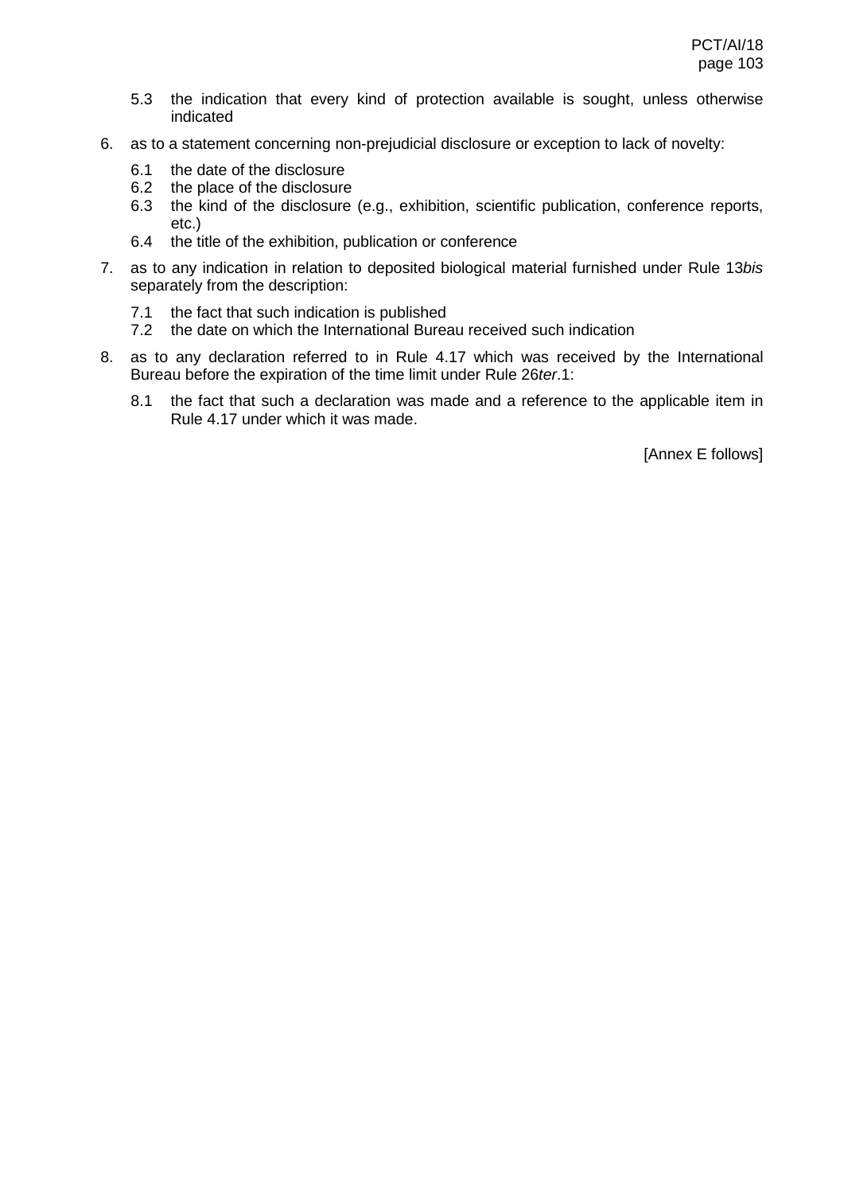5.3 the indication that every kind of protection available is sought, unless otherwise indicated

6. as to a statement concerning non-prejudicial disclosure or exception to lack of novelty:

   6.1 the date of the disclosure
   6.2 the place of the disclosure
   6.3 the kind of the disclosure (e.g., exhibition, scientific publication, conference reports, etc.)
   6.4 the title of the exhibition, publication or conference

7. as to any indication in relation to deposited biological material furnished under Rule 13*bis* separately from the description:

   7.1 the fact that such indication is published
   7.2 the date on which the International Bureau received such indication

8. as to any declaration referred to in Rule 4.17 which was received by the International Bureau before the expiration of the time limit under Rule 26*ter*.1:

   8.1 the fact that such a declaration was made and a reference to the applicable item in Rule 4.17 under which it was made.

[Annex E follows]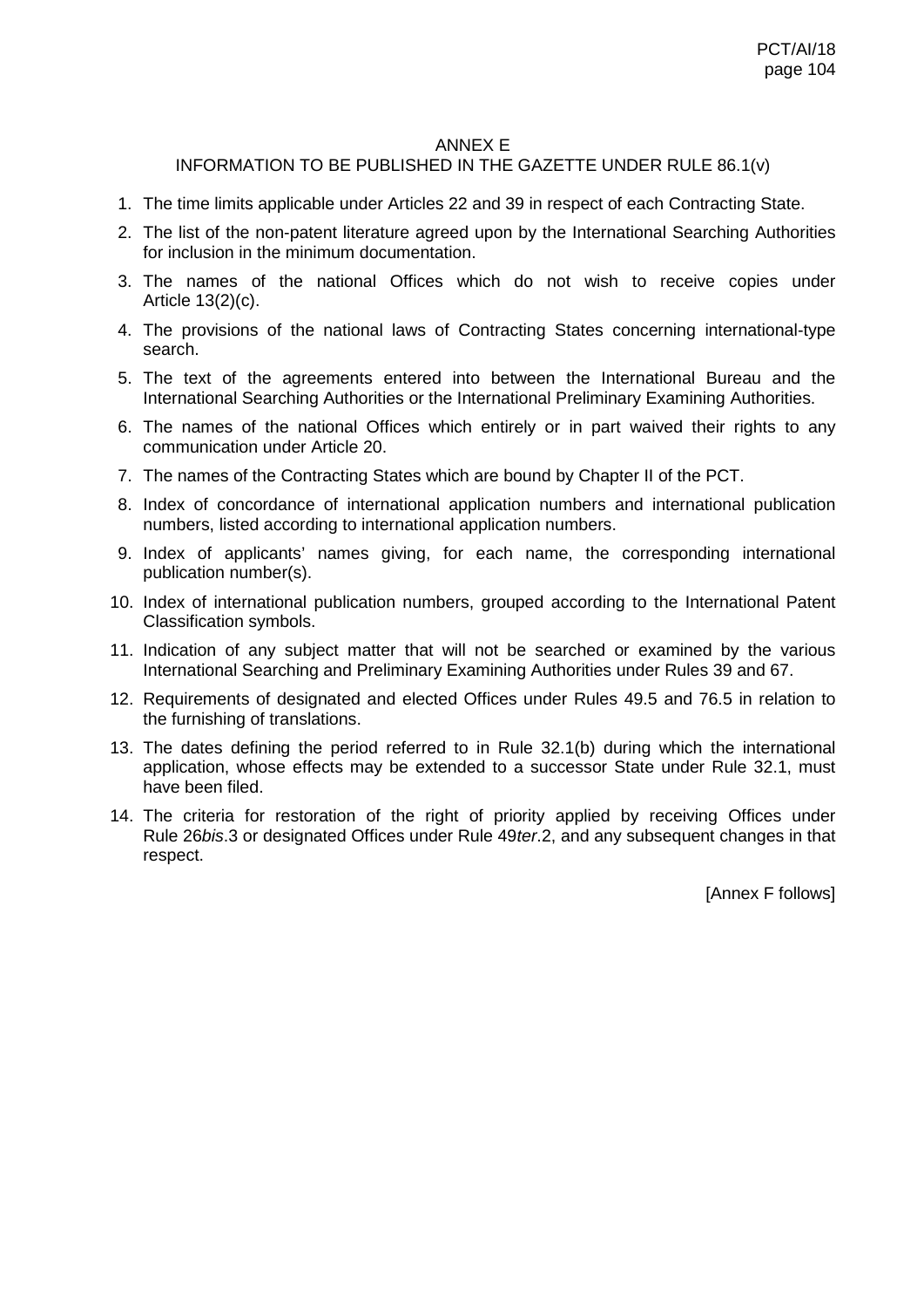# ANNEX E

## INFORMATION TO BE PUBLISHED IN THE GAZETTE UNDER RULE 86.1(v)

1. The time limits applicable under Articles 22 and 39 in respect of each Contracting State.
2. The list of the non-patent literature agreed upon by the International Searching Authorities for inclusion in the minimum documentation.
3. The names of the national Offices which do not wish to receive copies under Article 13(2)(c).
4. The provisions of the national laws of Contracting States concerning international-type search.
5. The text of the agreements entered into between the International Bureau and the International Searching Authorities or the International Preliminary Examining Authorities.
6. The names of the national Offices which entirely or in part waived their rights to any communication under Article 20.
7. The names of the Contracting States which are bound by Chapter II of the PCT.
8. Index of concordance of international application numbers and international publication numbers, listed according to international application numbers.
9. Index of applicants' names giving, for each name, the corresponding international publication number(s).
10. Index of international publication numbers, grouped according to the International Patent Classification symbols.
11. Indication of any subject matter that will not be searched or examined by the various International Searching and Preliminary Examining Authorities under Rules 39 and 67.
12. Requirements of designated and elected Offices under Rules 49.5 and 76.5 in relation to the furnishing of translations.
13. The dates defining the period referred to in Rule 32.1(b) during which the international application, whose effects may be extended to a successor State under Rule 32.1, must have been filed.
14. The criteria for restoration of the right of priority applied by receiving Offices under Rule 26*bis*.3 or designated Offices under Rule 49*ter*.2, and any subsequent changes in that respect.

[Annex F follows]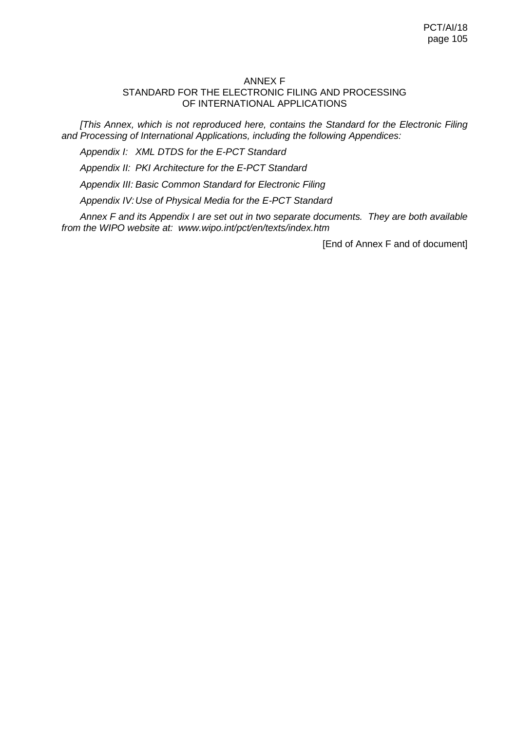# ANNEX F

## STANDARD FOR THE ELECTRONIC FILING AND PROCESSING OF INTERNATIONAL APPLICATIONS

*[This Annex, which is not reproduced here, contains the Standard for the Electronic Filing and Processing of International Applications, including the following Appendices:*

*Appendix I: XML DTDS for the E-PCT Standard*

*Appendix II: PKI Architecture for the E-PCT Standard*

*Appendix III: Basic Common Standard for Electronic Filing*

*Appendix IV: Use of Physical Media for the E-PCT Standard*

*Annex F and its Appendix I are set out in two separate documents. They are both available from the WIPO website at: www.wipo.int/pct/en/texts/index.htm*

[End of Annex F and of document]